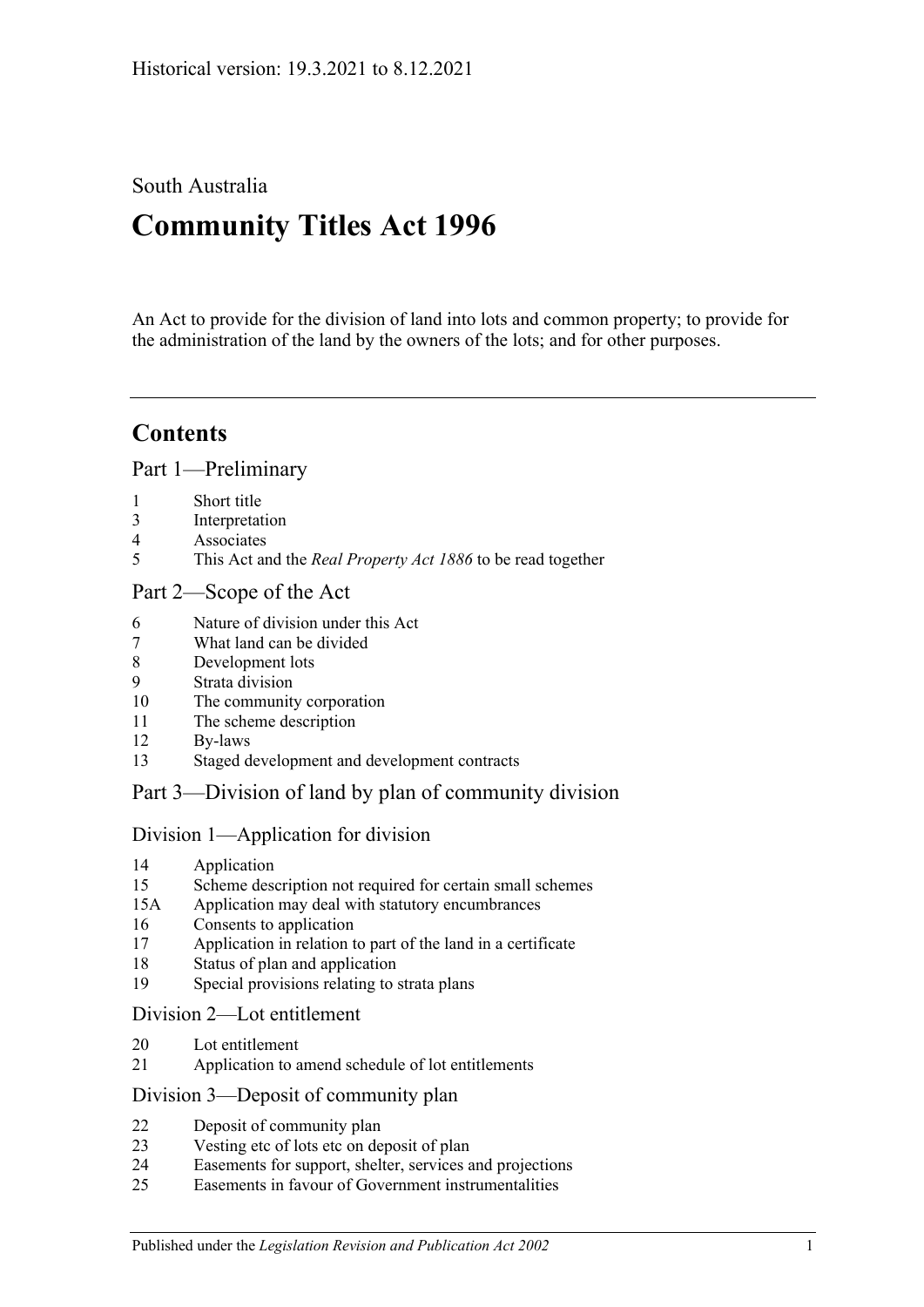Historical version: 19.3.2021 to 8.12.2021

South Australia

# Community Titles Act 1996

An Act to provide for the division of land into lots and common property; to provide for the administration of the land by the owners of the lots; and for other purposes.

## Contents

### Part 1—Preliminary

1 Short title
3 Interpretation
4 Associates
5 This Act and the *Real Property Act 1886* to be read together

### Part 2—Scope of the Act

6 Nature of division under this Act
7 What land can be divided
8 Development lots
9 Strata division
10 The community corporation
11 The scheme description
12 By-laws
13 Staged development and development contracts

### Part 3—Division of land by plan of community division

#### Division 1—Application for division

14 Application
15 Scheme description not required for certain small schemes
15A Application may deal with statutory encumbrances
16 Consents to application
17 Application in relation to part of the land in a certificate
18 Status of plan and application
19 Special provisions relating to strata plans

#### Division 2—Lot entitlement

20 Lot entitlement
21 Application to amend schedule of lot entitlements

#### Division 3—Deposit of community plan

22 Deposit of community plan
23 Vesting etc of lots etc on deposit of plan
24 Easements for support, shelter, services and projections
25 Easements in favour of Government instrumentalities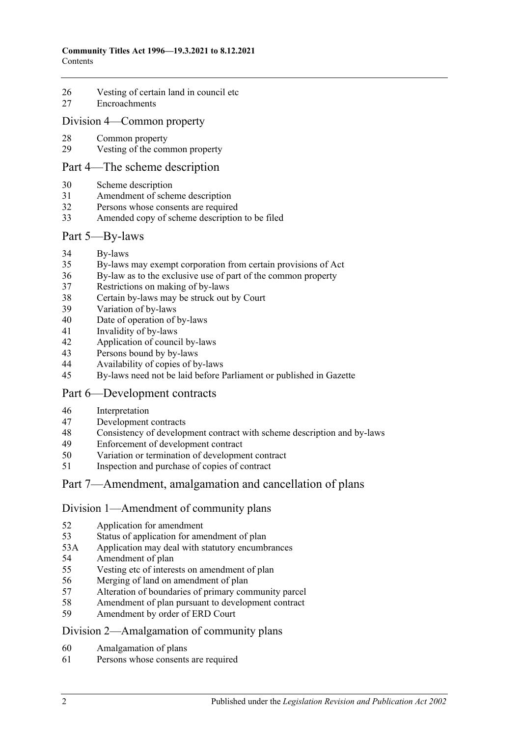26 Vesting of certain land in council etc
27 Encroachments

## Division 4—Common property

28 Common property
29 Vesting of the common property

## Part 4—The scheme description

30 Scheme description
31 Amendment of scheme description
32 Persons whose consents are required
33 Amended copy of scheme description to be filed

## Part 5—By-laws

34 By-laws
35 By-laws may exempt corporation from certain provisions of Act
36 By-law as to the exclusive use of part of the common property
37 Restrictions on making of by-laws
38 Certain by-laws may be struck out by Court
39 Variation of by-laws
40 Date of operation of by-laws
41 Invalidity of by-laws
42 Application of council by-laws
43 Persons bound by by-laws
44 Availability of copies of by-laws
45 By-laws need not be laid before Parliament or published in Gazette

## Part 6—Development contracts

46 Interpretation
47 Development contracts
48 Consistency of development contract with scheme description and by-laws
49 Enforcement of development contract
50 Variation or termination of development contract
51 Inspection and purchase of copies of contract

## Part 7—Amendment, amalgamation and cancellation of plans

## Division 1—Amendment of community plans

52 Application for amendment
53 Status of application for amendment of plan
53A Application may deal with statutory encumbrances
54 Amendment of plan
55 Vesting etc of interests on amendment of plan
56 Merging of land on amendment of plan
57 Alteration of boundaries of primary community parcel
58 Amendment of plan pursuant to development contract
59 Amendment by order of ERD Court

## Division 2—Amalgamation of community plans

60 Amalgamation of plans
61 Persons whose consents are required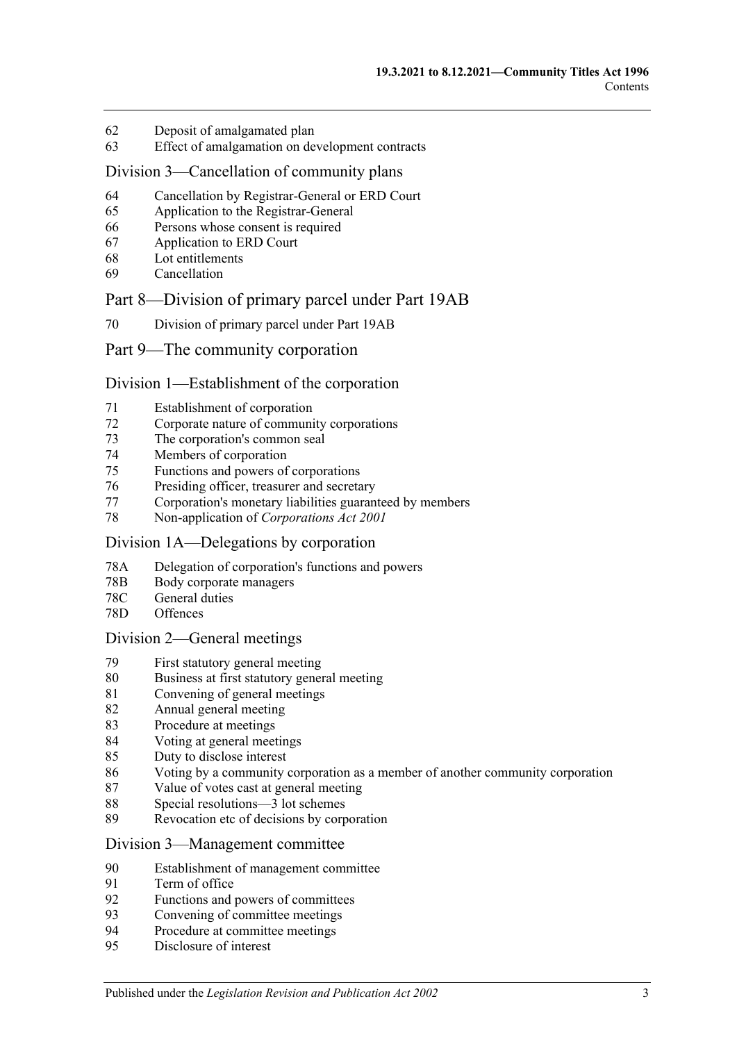62 Deposit of amalgamated plan
63 Effect of amalgamation on development contracts

## Division 3—Cancellation of community plans

64 Cancellation by Registrar-General or ERD Court
65 Application to the Registrar-General
66 Persons whose consent is required
67 Application to ERD Court
68 Lot entitlements
69 Cancellation

# Part 8—Division of primary parcel under Part 19AB

70 Division of primary parcel under Part 19AB

# Part 9—The community corporation

## Division 1—Establishment of the corporation

71 Establishment of corporation
72 Corporate nature of community corporations
73 The corporation's common seal
74 Members of corporation
75 Functions and powers of corporations
76 Presiding officer, treasurer and secretary
77 Corporation's monetary liabilities guaranteed by members
78 Non-application of *Corporations Act 2001*

## Division 1A—Delegations by corporation

78A Delegation of corporation's functions and powers
78B Body corporate managers
78C General duties
78D Offences

## Division 2—General meetings

79 First statutory general meeting
80 Business at first statutory general meeting
81 Convening of general meetings
82 Annual general meeting
83 Procedure at meetings
84 Voting at general meetings
85 Duty to disclose interest
86 Voting by a community corporation as a member of another community corporation
87 Value of votes cast at general meeting
88 Special resolutions—3 lot schemes
89 Revocation etc of decisions by corporation

## Division 3—Management committee

90 Establishment of management committee
91 Term of office
92 Functions and powers of committees
93 Convening of committee meetings
94 Procedure at committee meetings
95 Disclosure of interest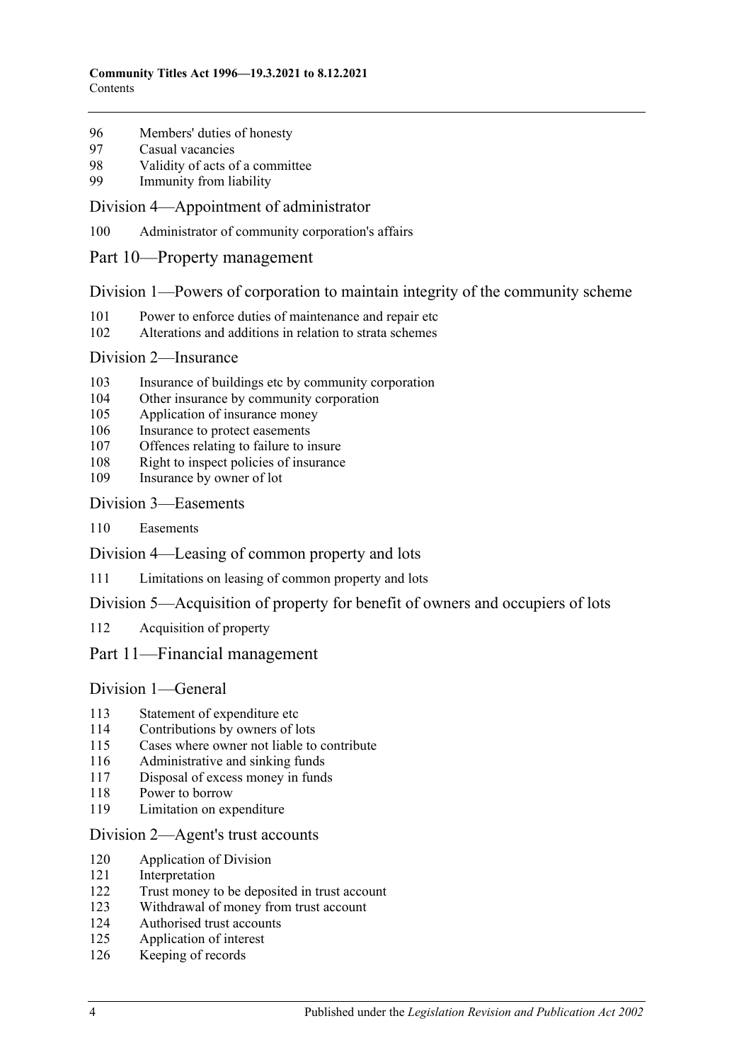96 Members' duties of honesty
97 Casual vacancies
98 Validity of acts of a committee
99 Immunity from liability

## Division 4—Appointment of administrator

100 Administrator of community corporation's affairs

# Part 10—Property management

## Division 1—Powers of corporation to maintain integrity of the community scheme

101 Power to enforce duties of maintenance and repair etc
102 Alterations and additions in relation to strata schemes

## Division 2—Insurance

103 Insurance of buildings etc by community corporation
104 Other insurance by community corporation
105 Application of insurance money
106 Insurance to protect easements
107 Offences relating to failure to insure
108 Right to inspect policies of insurance
109 Insurance by owner of lot

## Division 3—Easements

110 Easements

## Division 4—Leasing of common property and lots

111 Limitations on leasing of common property and lots

## Division 5—Acquisition of property for benefit of owners and occupiers of lots

112 Acquisition of property

# Part 11—Financial management

## Division 1—General

113 Statement of expenditure etc
114 Contributions by owners of lots
115 Cases where owner not liable to contribute
116 Administrative and sinking funds
117 Disposal of excess money in funds
118 Power to borrow
119 Limitation on expenditure

## Division 2—Agent's trust accounts

120 Application of Division
121 Interpretation
122 Trust money to be deposited in trust account
123 Withdrawal of money from trust account
124 Authorised trust accounts
125 Application of interest
126 Keeping of records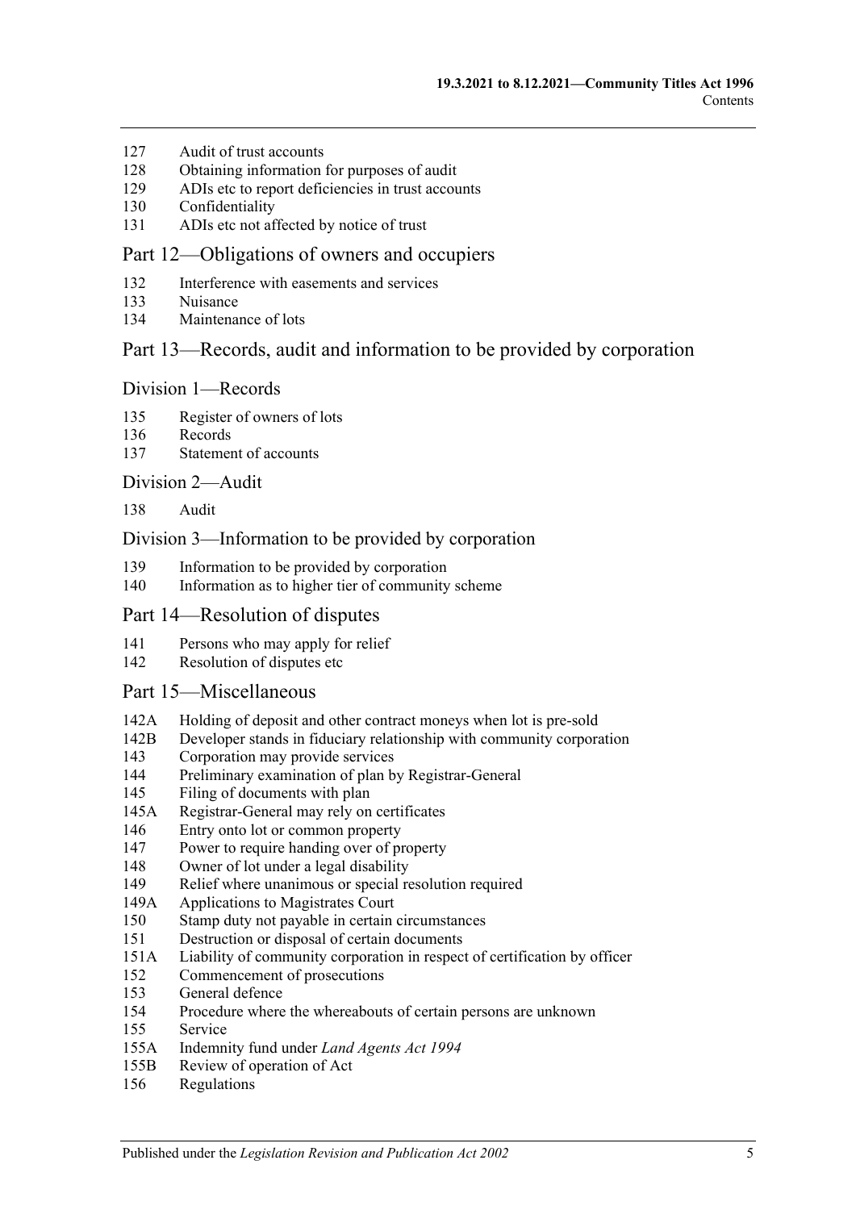127 Audit of trust accounts
128 Obtaining information for purposes of audit
129 ADIs etc to report deficiencies in trust accounts
130 Confidentiality
131 ADIs etc not affected by notice of trust

## Part 12—Obligations of owners and occupiers

132 Interference with easements and services
133 Nuisance
134 Maintenance of lots

## Part 13—Records, audit and information to be provided by corporation

### Division 1—Records

135 Register of owners of lots
136 Records
137 Statement of accounts

### Division 2—Audit

138 Audit

### Division 3—Information to be provided by corporation

139 Information to be provided by corporation
140 Information as to higher tier of community scheme

## Part 14—Resolution of disputes

141 Persons who may apply for relief
142 Resolution of disputes etc

## Part 15—Miscellaneous

142A Holding of deposit and other contract moneys when lot is pre-sold
142B Developer stands in fiduciary relationship with community corporation
143 Corporation may provide services
144 Preliminary examination of plan by Registrar-General
145 Filing of documents with plan
145A Registrar-General may rely on certificates
146 Entry onto lot or common property
147 Power to require handing over of property
148 Owner of lot under a legal disability
149 Relief where unanimous or special resolution required
149A Applications to Magistrates Court
150 Stamp duty not payable in certain circumstances
151 Destruction or disposal of certain documents
151A Liability of community corporation in respect of certification by officer
152 Commencement of prosecutions
153 General defence
154 Procedure where the whereabouts of certain persons are unknown
155 Service
155A Indemnity fund under *Land Agents Act 1994*
155B Review of operation of Act
156 Regulations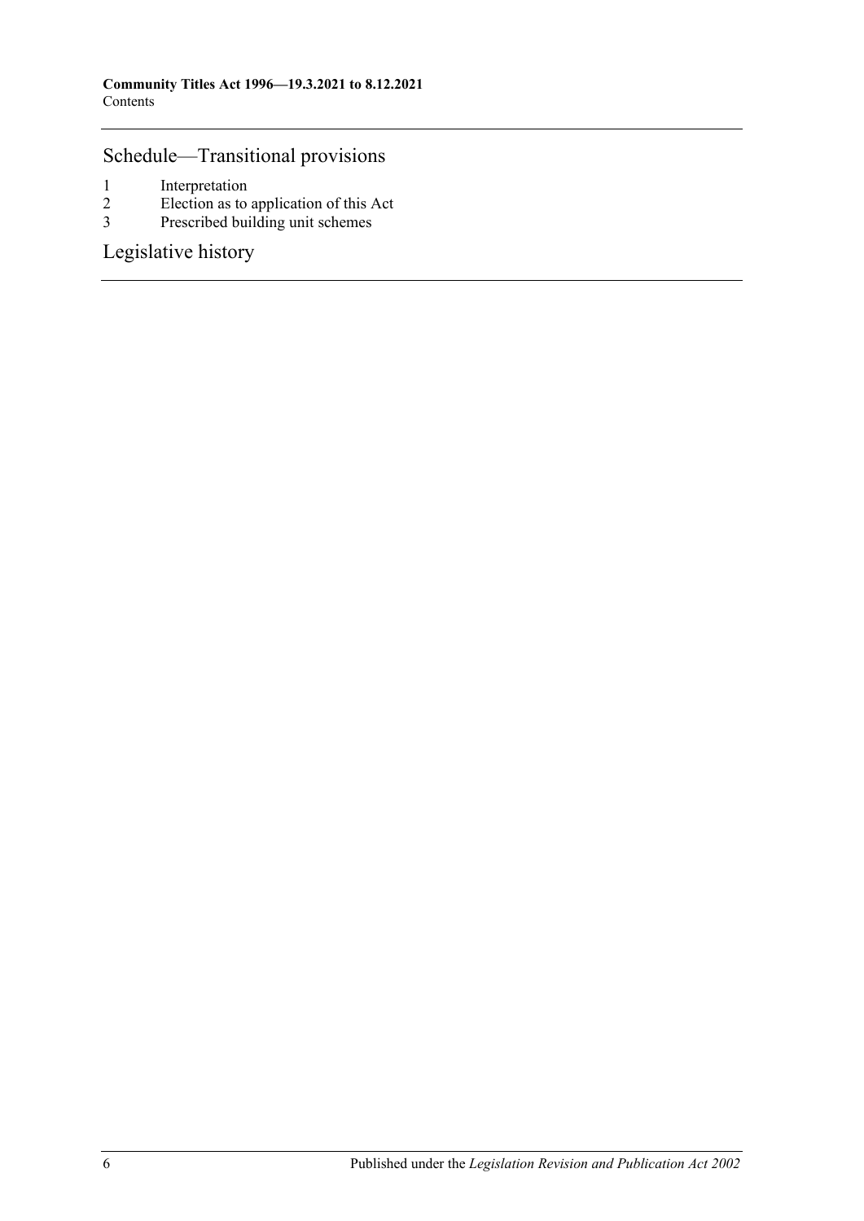## Schedule—Transitional provisions

1 Interpretation
2 Election as to application of this Act
3 Prescribed building unit schemes

## Legislative history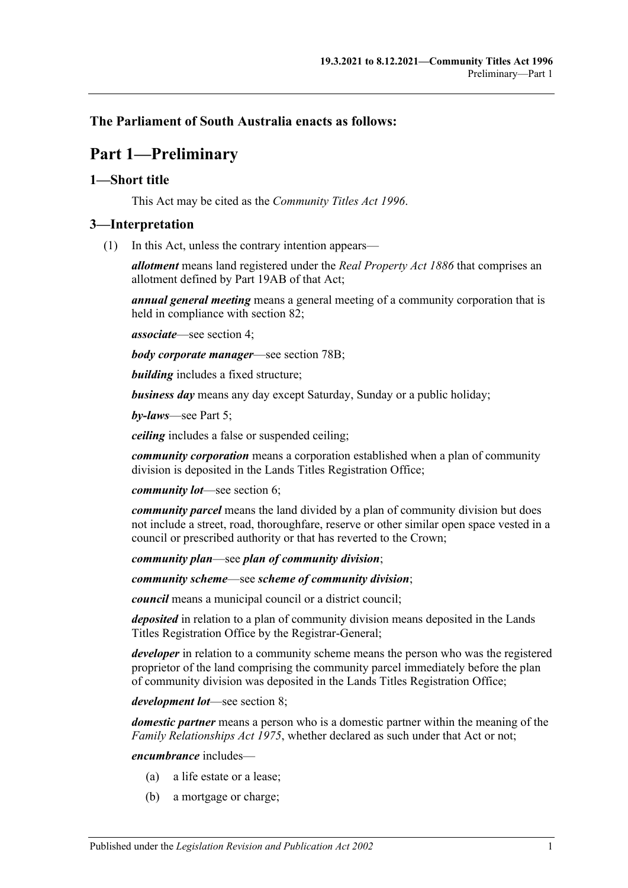## The Parliament of South Australia enacts as follows:

# Part 1—Preliminary

## 1—Short title

This Act may be cited as the *Community Titles Act 1996*.

## 3—Interpretation

(1) In this Act, unless the contrary intention appears—

***allotment*** means land registered under the *Real Property Act 1886* that comprises an allotment defined by Part 19AB of that Act;

***annual general meeting*** means a general meeting of a community corporation that is held in compliance with section 82;

***associate***—see section 4;

***body corporate manager***—see section 78B;

***building*** includes a fixed structure;

***business day*** means any day except Saturday, Sunday or a public holiday;

***by-laws***—see Part 5;

***ceiling*** includes a false or suspended ceiling;

***community corporation*** means a corporation established when a plan of community division is deposited in the Lands Titles Registration Office;

***community lot***—see section 6;

***community parcel*** means the land divided by a plan of community division but does not include a street, road, thoroughfare, reserve or other similar open space vested in a council or prescribed authority or that has reverted to the Crown;

***community plan***—see ***plan of community division***;

***community scheme***—see ***scheme of community division***;

***council*** means a municipal council or a district council;

***deposited*** in relation to a plan of community division means deposited in the Lands Titles Registration Office by the Registrar-General;

***developer*** in relation to a community scheme means the person who was the registered proprietor of the land comprising the community parcel immediately before the plan of community division was deposited in the Lands Titles Registration Office;

***development lot***—see section 8;

***domestic partner*** means a person who is a domestic partner within the meaning of the *Family Relationships Act 1975*, whether declared as such under that Act or not;

***encumbrance*** includes—

(a) a life estate or a lease;

(b) a mortgage or charge;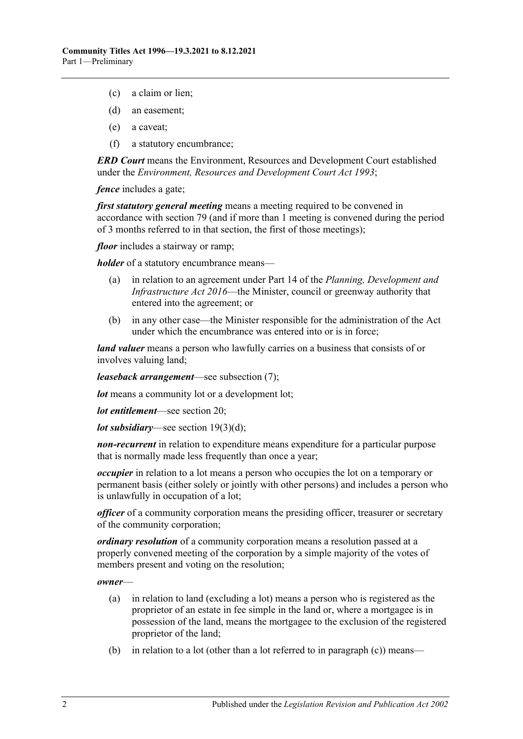- (c) a claim or lien;
- (d) an easement;
- (e) a caveat;
- (f) a statutory encumbrance;

***ERD Court*** means the Environment, Resources and Development Court established under the *Environment, Resources and Development Court Act 1993*;

***fence*** includes a gate;

***first statutory general meeting*** means a meeting required to be convened in accordance with section 79 (and if more than 1 meeting is convened during the period of 3 months referred to in that section, the first of those meetings);

***floor*** includes a stairway or ramp;

***holder*** of a statutory encumbrance means—

- (a) in relation to an agreement under Part 14 of the *Planning, Development and Infrastructure Act 2016*—the Minister, council or greenway authority that entered into the agreement; or
- (b) in any other case—the Minister responsible for the administration of the Act under which the encumbrance was entered into or is in force;

***land valuer*** means a person who lawfully carries on a business that consists of or involves valuing land;

***leaseback arrangement***—see subsection (7);

***lot*** means a community lot or a development lot;

***lot entitlement***—see section 20;

***lot subsidiary***—see section 19(3)(d);

***non-recurrent*** in relation to expenditure means expenditure for a particular purpose that is normally made less frequently than once a year;

***occupier*** in relation to a lot means a person who occupies the lot on a temporary or permanent basis (either solely or jointly with other persons) and includes a person who is unlawfully in occupation of a lot;

***officer*** of a community corporation means the presiding officer, treasurer or secretary of the community corporation;

***ordinary resolution*** of a community corporation means a resolution passed at a properly convened meeting of the corporation by a simple majority of the votes of members present and voting on the resolution;

***owner***—

- (a) in relation to land (excluding a lot) means a person who is registered as the proprietor of an estate in fee simple in the land or, where a mortgagee is in possession of the land, means the mortgagee to the exclusion of the registered proprietor of the land;
- (b) in relation to a lot (other than a lot referred to in paragraph (c)) means—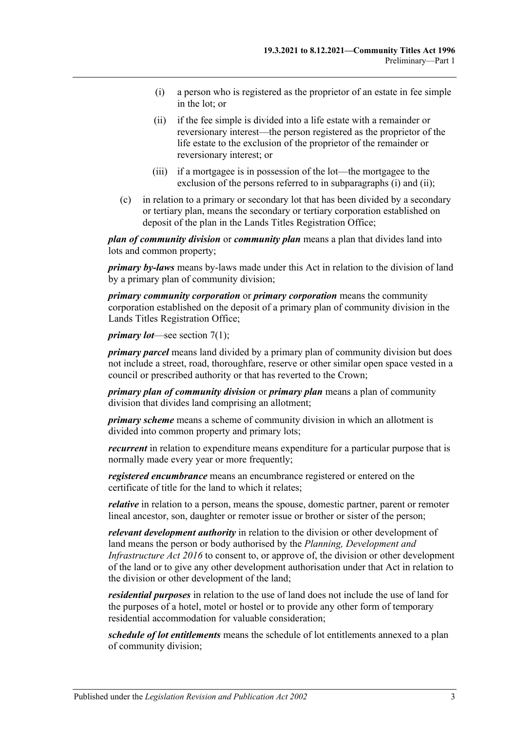- (i) a person who is registered as the proprietor of an estate in fee simple in the lot; or
- (ii) if the fee simple is divided into a life estate with a remainder or reversionary interest—the person registered as the proprietor of the life estate to the exclusion of the proprietor of the remainder or reversionary interest; or
- (iii) if a mortgagee is in possession of the lot—the mortgagee to the exclusion of the persons referred to in subparagraphs (i) and (ii);

(c) in relation to a primary or secondary lot that has been divided by a secondary or tertiary plan, means the secondary or tertiary corporation established on deposit of the plan in the Lands Titles Registration Office;

***plan of community division*** or ***community plan*** means a plan that divides land into lots and common property;

***primary by-laws*** means by-laws made under this Act in relation to the division of land by a primary plan of community division;

***primary community corporation*** or ***primary corporation*** means the community corporation established on the deposit of a primary plan of community division in the Lands Titles Registration Office;

***primary lot***—see section 7(1);

***primary parcel*** means land divided by a primary plan of community division but does not include a street, road, thoroughfare, reserve or other similar open space vested in a council or prescribed authority or that has reverted to the Crown;

***primary plan of community division*** or ***primary plan*** means a plan of community division that divides land comprising an allotment;

***primary scheme*** means a scheme of community division in which an allotment is divided into common property and primary lots;

***recurrent*** in relation to expenditure means expenditure for a particular purpose that is normally made every year or more frequently;

***registered encumbrance*** means an encumbrance registered or entered on the certificate of title for the land to which it relates;

***relative*** in relation to a person, means the spouse, domestic partner, parent or remoter lineal ancestor, son, daughter or remoter issue or brother or sister of the person;

***relevant development authority*** in relation to the division or other development of land means the person or body authorised by the *Planning, Development and Infrastructure Act 2016* to consent to, or approve of, the division or other development of the land or to give any other development authorisation under that Act in relation to the division or other development of the land;

***residential purposes*** in relation to the use of land does not include the use of land for the purposes of a hotel, motel or hostel or to provide any other form of temporary residential accommodation for valuable consideration;

***schedule of lot entitlements*** means the schedule of lot entitlements annexed to a plan of community division;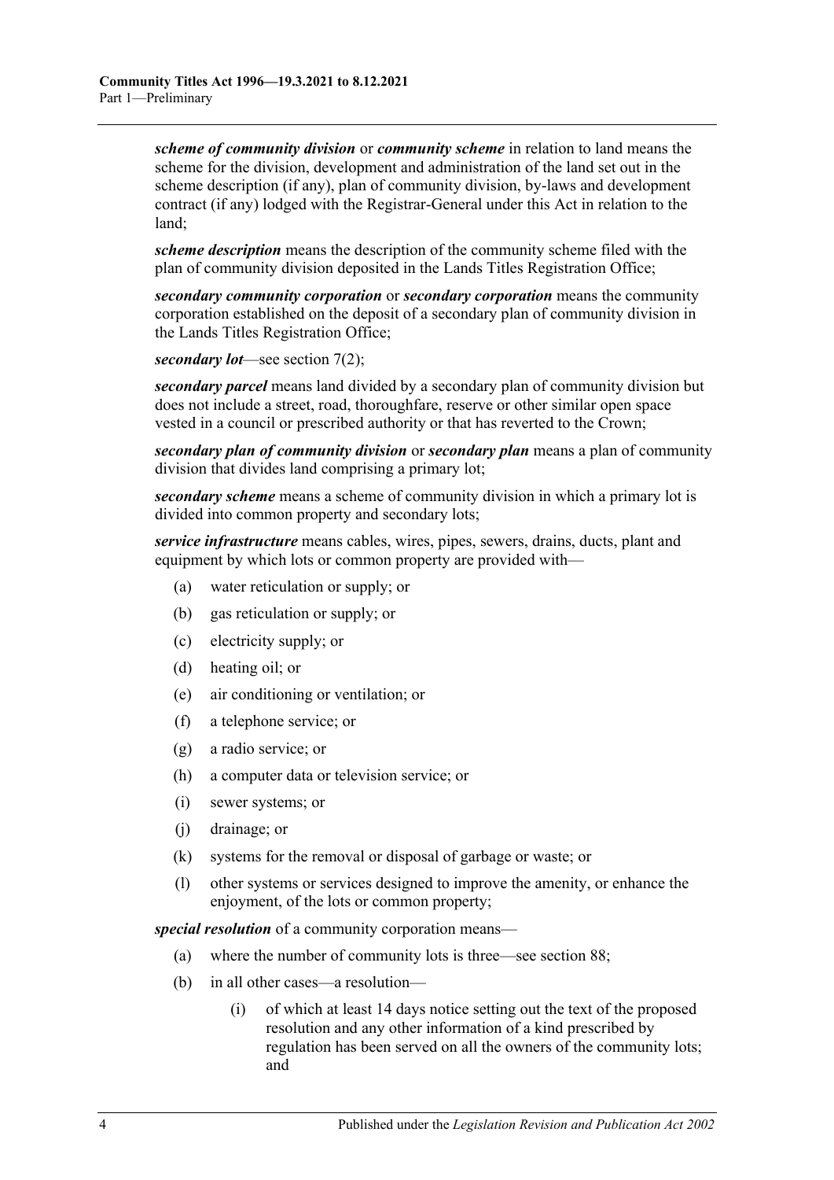***scheme of community division*** or ***community scheme*** in relation to land means the scheme for the division, development and administration of the land set out in the scheme description (if any), plan of community division, by-laws and development contract (if any) lodged with the Registrar-General under this Act in relation to the land;

***scheme description*** means the description of the community scheme filed with the plan of community division deposited in the Lands Titles Registration Office;

***secondary community corporation*** or ***secondary corporation*** means the community corporation established on the deposit of a secondary plan of community division in the Lands Titles Registration Office;

***secondary lot***—see section 7(2);

***secondary parcel*** means land divided by a secondary plan of community division but does not include a street, road, thoroughfare, reserve or other similar open space vested in a council or prescribed authority or that has reverted to the Crown;

***secondary plan of community division*** or ***secondary plan*** means a plan of community division that divides land comprising a primary lot;

***secondary scheme*** means a scheme of community division in which a primary lot is divided into common property and secondary lots;

***service infrastructure*** means cables, wires, pipes, sewers, drains, ducts, plant and equipment by which lots or common property are provided with—

(a) water reticulation or supply; or

(b) gas reticulation or supply; or

(c) electricity supply; or

(d) heating oil; or

(e) air conditioning or ventilation; or

(f) a telephone service; or

(g) a radio service; or

(h) a computer data or television service; or

(i) sewer systems; or

(j) drainage; or

(k) systems for the removal or disposal of garbage or waste; or

(l) other systems or services designed to improve the amenity, or enhance the enjoyment, of the lots or common property;

***special resolution*** of a community corporation means—

(a) where the number of community lots is three—see section 88;

(b) in all other cases—a resolution—

(i) of which at least 14 days notice setting out the text of the proposed resolution and any other information of a kind prescribed by regulation has been served on all the owners of the community lots; and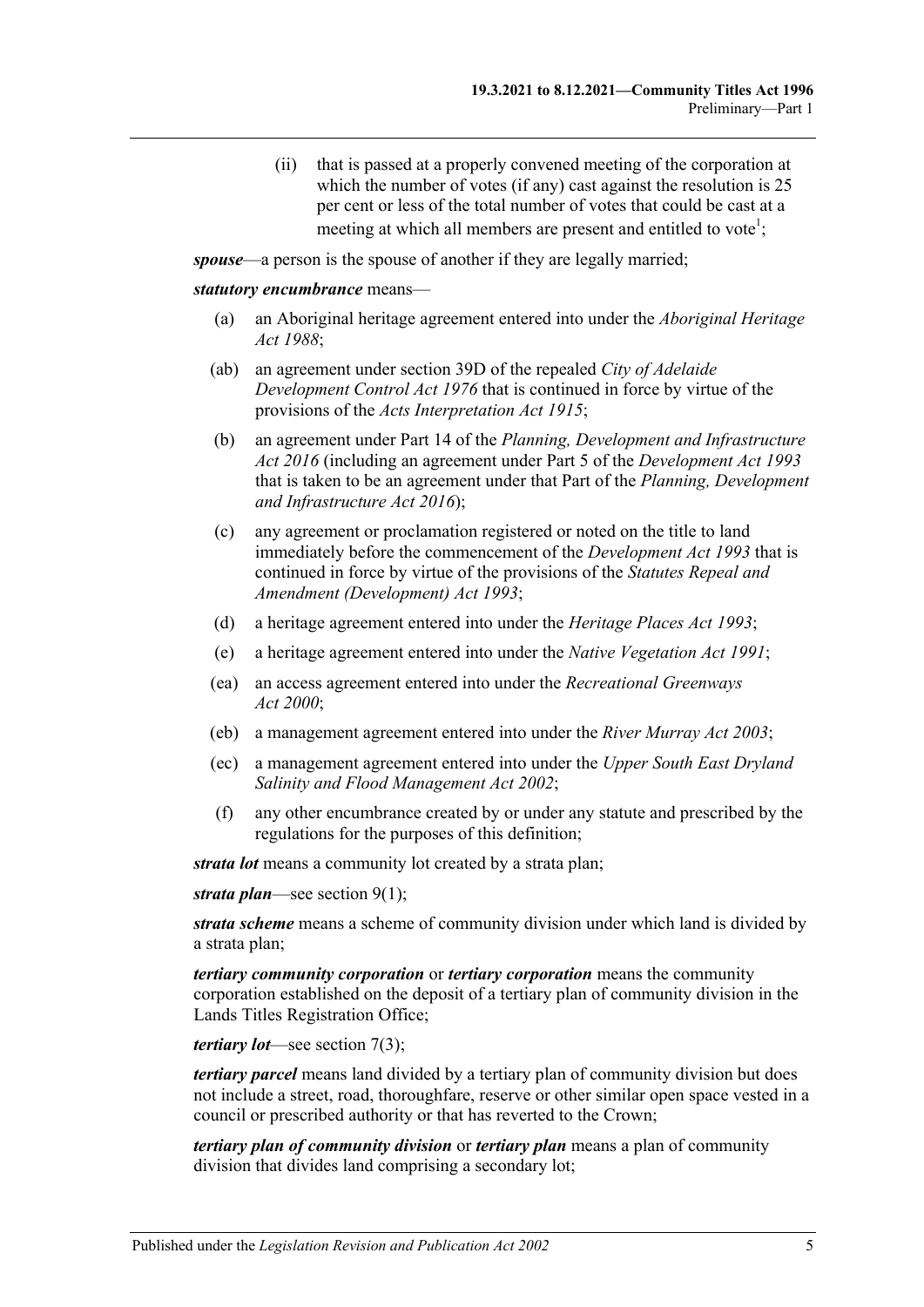(ii) that is passed at a properly convened meeting of the corporation at which the number of votes (if any) cast against the resolution is 25 per cent or less of the total number of votes that could be cast at a meeting at which all members are present and entitled to vote[1];

***spouse***—a person is the spouse of another if they are legally married;

***statutory encumbrance*** means—

(a) an Aboriginal heritage agreement entered into under the *Aboriginal Heritage Act 1988*;

(ab) an agreement under section 39D of the repealed *City of Adelaide Development Control Act 1976* that is continued in force by virtue of the provisions of the *Acts Interpretation Act 1915*;

(b) an agreement under Part 14 of the *Planning, Development and Infrastructure Act 2016* (including an agreement under Part 5 of the *Development Act 1993* that is taken to be an agreement under that Part of the *Planning, Development and Infrastructure Act 2016*);

(c) any agreement or proclamation registered or noted on the title to land immediately before the commencement of the *Development Act 1993* that is continued in force by virtue of the provisions of the *Statutes Repeal and Amendment (Development) Act 1993*;

(d) a heritage agreement entered into under the *Heritage Places Act 1993*;

(e) a heritage agreement entered into under the *Native Vegetation Act 1991*;

(ea) an access agreement entered into under the *Recreational Greenways Act 2000*;

(eb) a management agreement entered into under the *River Murray Act 2003*;

(ec) a management agreement entered into under the *Upper South East Dryland Salinity and Flood Management Act 2002*;

(f) any other encumbrance created by or under any statute and prescribed by the regulations for the purposes of this definition;

***strata lot*** means a community lot created by a strata plan;

***strata plan***—see section 9(1);

***strata scheme*** means a scheme of community division under which land is divided by a strata plan;

***tertiary community corporation*** or ***tertiary corporation*** means the community corporation established on the deposit of a tertiary plan of community division in the Lands Titles Registration Office;

***tertiary lot***—see section 7(3);

***tertiary parcel*** means land divided by a tertiary plan of community division but does not include a street, road, thoroughfare, reserve or other similar open space vested in a council or prescribed authority or that has reverted to the Crown;

***tertiary plan of community division*** or ***tertiary plan*** means a plan of community division that divides land comprising a secondary lot;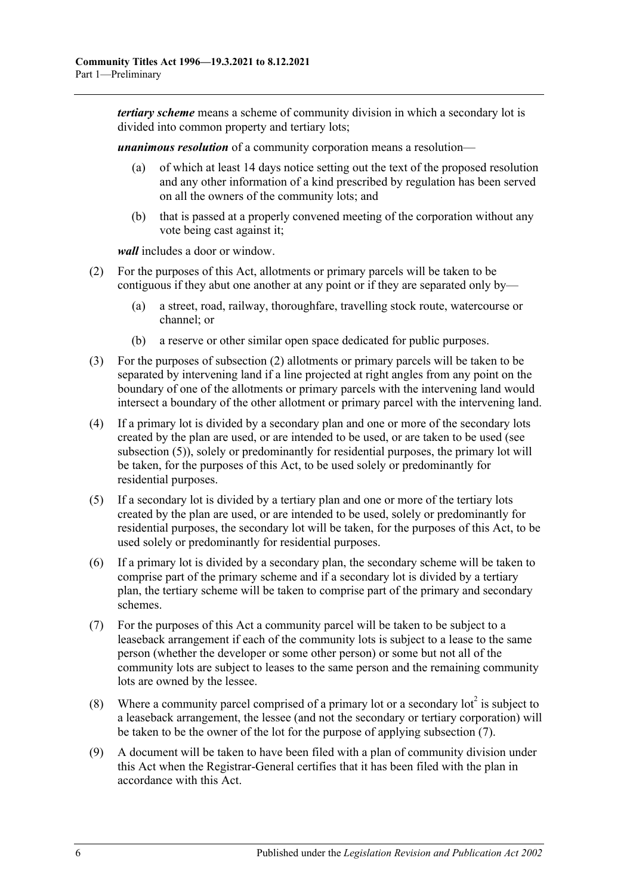***tertiary scheme*** means a scheme of community division in which a secondary lot is divided into common property and tertiary lots;

***unanimous resolution*** of a community corporation means a resolution—

(a) of which at least 14 days notice setting out the text of the proposed resolution and any other information of a kind prescribed by regulation has been served on all the owners of the community lots; and

(b) that is passed at a properly convened meeting of the corporation without any vote being cast against it;

***wall*** includes a door or window.

(2) For the purposes of this Act, allotments or primary parcels will be taken to be contiguous if they abut one another at any point or if they are separated only by—

(a) a street, road, railway, thoroughfare, travelling stock route, watercourse or channel; or

(b) a reserve or other similar open space dedicated for public purposes.

(3) For the purposes of subsection (2) allotments or primary parcels will be taken to be separated by intervening land if a line projected at right angles from any point on the boundary of one of the allotments or primary parcels with the intervening land would intersect a boundary of the other allotment or primary parcel with the intervening land.

(4) If a primary lot is divided by a secondary plan and one or more of the secondary lots created by the plan are used, or are intended to be used, or are taken to be used (see subsection (5)), solely or predominantly for residential purposes, the primary lot will be taken, for the purposes of this Act, to be used solely or predominantly for residential purposes.

(5) If a secondary lot is divided by a tertiary plan and one or more of the tertiary lots created by the plan are used, or are intended to be used, solely or predominantly for residential purposes, the secondary lot will be taken, for the purposes of this Act, to be used solely or predominantly for residential purposes.

(6) If a primary lot is divided by a secondary plan, the secondary scheme will be taken to comprise part of the primary scheme and if a secondary lot is divided by a tertiary plan, the tertiary scheme will be taken to comprise part of the primary and secondary schemes.

(7) For the purposes of this Act a community parcel will be taken to be subject to a leaseback arrangement if each of the community lots is subject to a lease to the same person (whether the developer or some other person) or some but not all of the community lots are subject to leases to the same person and the remaining community lots are owned by the lessee.

(8) Where a community parcel comprised of a primary lot or a secondary lot[2] is subject to a leaseback arrangement, the lessee (and not the secondary or tertiary corporation) will be taken to be the owner of the lot for the purpose of applying subsection (7).

(9) A document will be taken to have been filed with a plan of community division under this Act when the Registrar-General certifies that it has been filed with the plan in accordance with this Act.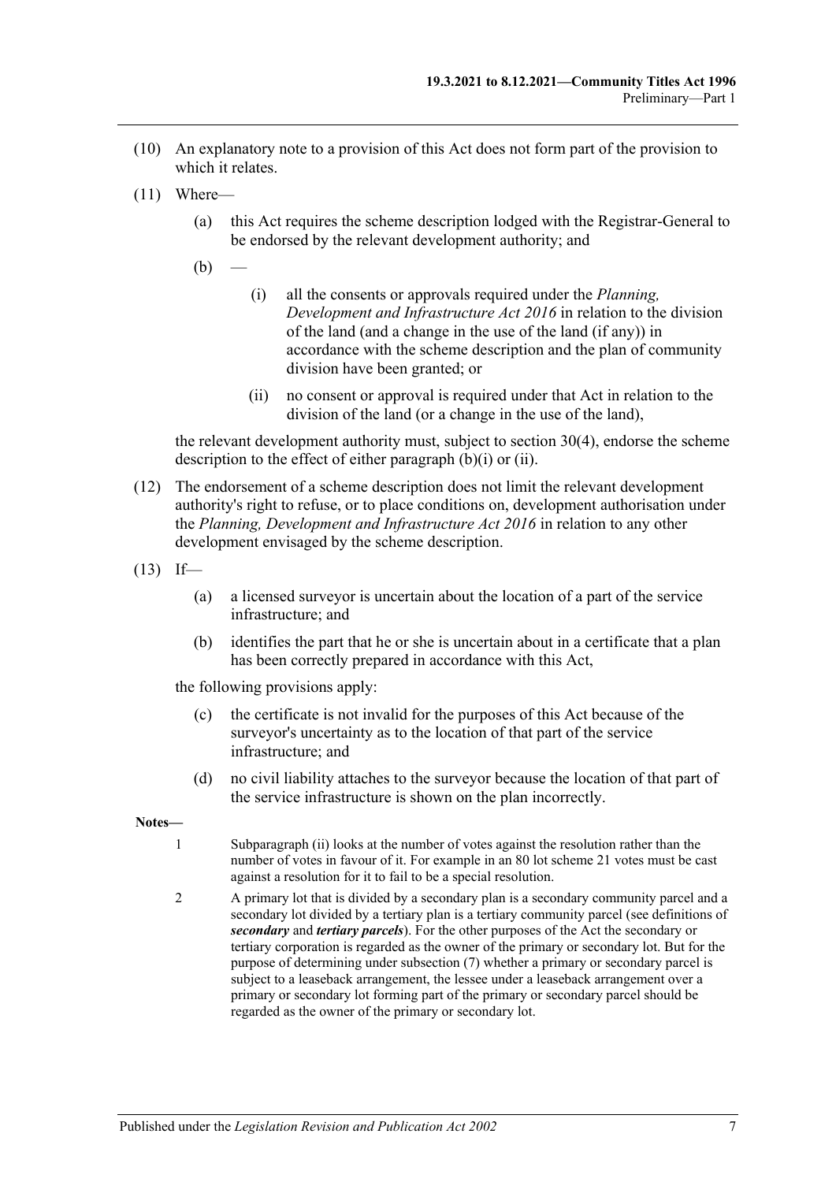(10) An explanatory note to a provision of this Act does not form part of the provision to which it relates.

(11) Where—

  (a) this Act requires the scheme description lodged with the Registrar-General to be endorsed by the relevant development authority; and

  (b) —

    (i) all the consents or approvals required under the *Planning, Development and Infrastructure Act 2016* in relation to the division of the land (and a change in the use of the land (if any)) in accordance with the scheme description and the plan of community division have been granted; or

    (ii) no consent or approval is required under that Act in relation to the division of the land (or a change in the use of the land),

the relevant development authority must, subject to section 30(4), endorse the scheme description to the effect of either paragraph (b)(i) or (ii).

(12) The endorsement of a scheme description does not limit the relevant development authority's right to refuse, or to place conditions on, development authorisation under the *Planning, Development and Infrastructure Act 2016* in relation to any other development envisaged by the scheme description.

(13) If—

  (a) a licensed surveyor is uncertain about the location of a part of the service infrastructure; and

  (b) identifies the part that he or she is uncertain about in a certificate that a plan has been correctly prepared in accordance with this Act,

the following provisions apply:

  (c) the certificate is not invalid for the purposes of this Act because of the surveyor's uncertainty as to the location of that part of the service infrastructure; and

  (d) no civil liability attaches to the surveyor because the location of that part of the service infrastructure is shown on the plan incorrectly.

**Notes—**

1 Subparagraph (ii) looks at the number of votes against the resolution rather than the number of votes in favour of it. For example in an 80 lot scheme 21 votes must be cast against a resolution for it to fail to be a special resolution.

2 A primary lot that is divided by a secondary plan is a secondary community parcel and a secondary lot divided by a tertiary plan is a tertiary community parcel (see definitions of ***secondary*** and ***tertiary parcels***). For the other purposes of the Act the secondary or tertiary corporation is regarded as the owner of the primary or secondary lot. But for the purpose of determining under subsection (7) whether a primary or secondary parcel is subject to a leaseback arrangement, the lessee under a leaseback arrangement over a primary or secondary lot forming part of the primary or secondary parcel should be regarded as the owner of the primary or secondary lot.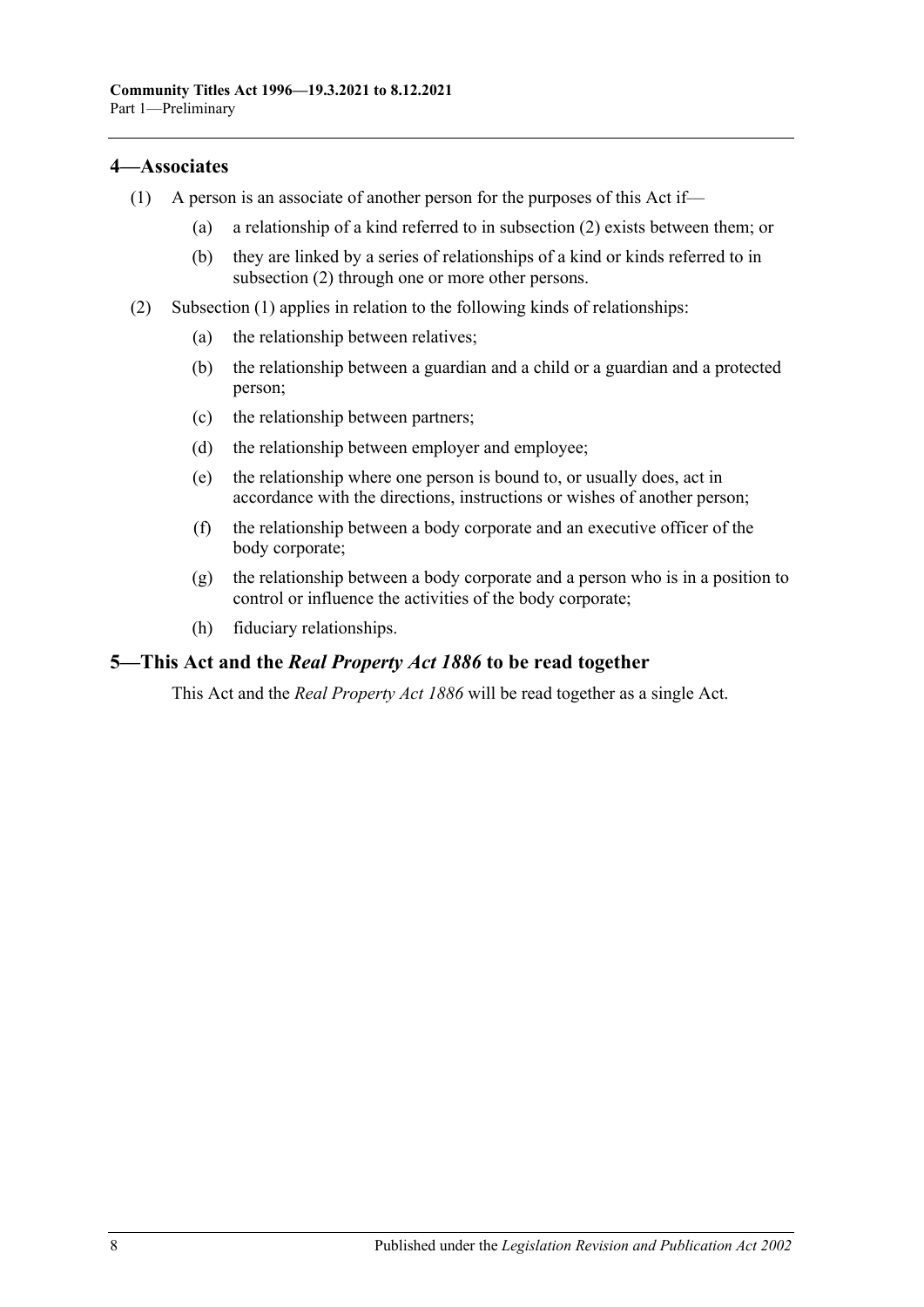## 4—Associates

(1) A person is an associate of another person for the purposes of this Act if—

(a) a relationship of a kind referred to in subsection (2) exists between them; or

(b) they are linked by a series of relationships of a kind or kinds referred to in subsection (2) through one or more other persons.

(2) Subsection (1) applies in relation to the following kinds of relationships:

(a) the relationship between relatives;

(b) the relationship between a guardian and a child or a guardian and a protected person;

(c) the relationship between partners;

(d) the relationship between employer and employee;

(e) the relationship where one person is bound to, or usually does, act in accordance with the directions, instructions or wishes of another person;

(f) the relationship between a body corporate and an executive officer of the body corporate;

(g) the relationship between a body corporate and a person who is in a position to control or influence the activities of the body corporate;

(h) fiduciary relationships.

## 5—This Act and the *Real Property Act 1886* to be read together

This Act and the *Real Property Act 1886* will be read together as a single Act.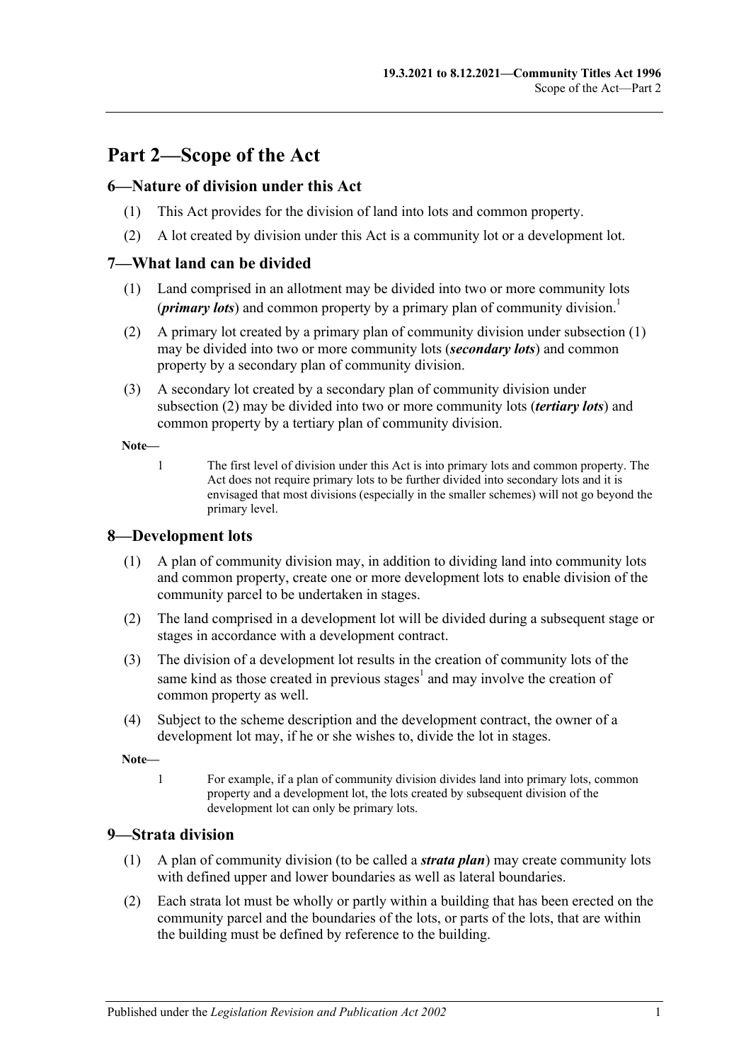# Part 2—Scope of the Act

## 6—Nature of division under this Act

(1) This Act provides for the division of land into lots and common property.

(2) A lot created by division under this Act is a community lot or a development lot.

## 7—What land can be divided

(1) Land comprised in an allotment may be divided into two or more community lots (***primary lots***) and common property by a primary plan of community division.[1]

(2) A primary lot created by a primary plan of community division under subsection (1) may be divided into two or more community lots (***secondary lots***) and common property by a secondary plan of community division.

(3) A secondary lot created by a secondary plan of community division under subsection (2) may be divided into two or more community lots (***tertiary lots***) and common property by a tertiary plan of community division.

**Note—**

1 The first level of division under this Act is into primary lots and common property. The Act does not require primary lots to be further divided into secondary lots and it is envisaged that most divisions (especially in the smaller schemes) will not go beyond the primary level.

## 8—Development lots

(1) A plan of community division may, in addition to dividing land into community lots and common property, create one or more development lots to enable division of the community parcel to be undertaken in stages.

(2) The land comprised in a development lot will be divided during a subsequent stage or stages in accordance with a development contract.

(3) The division of a development lot results in the creation of community lots of the same kind as those created in previous stages[1] and may involve the creation of common property as well.

(4) Subject to the scheme description and the development contract, the owner of a development lot may, if he or she wishes to, divide the lot in stages.

**Note—**

1 For example, if a plan of community division divides land into primary lots, common property and a development lot, the lots created by subsequent division of the development lot can only be primary lots.

## 9—Strata division

(1) A plan of community division (to be called a ***strata plan***) may create community lots with defined upper and lower boundaries as well as lateral boundaries.

(2) Each strata lot must be wholly or partly within a building that has been erected on the community parcel and the boundaries of the lots, or parts of the lots, that are within the building must be defined by reference to the building.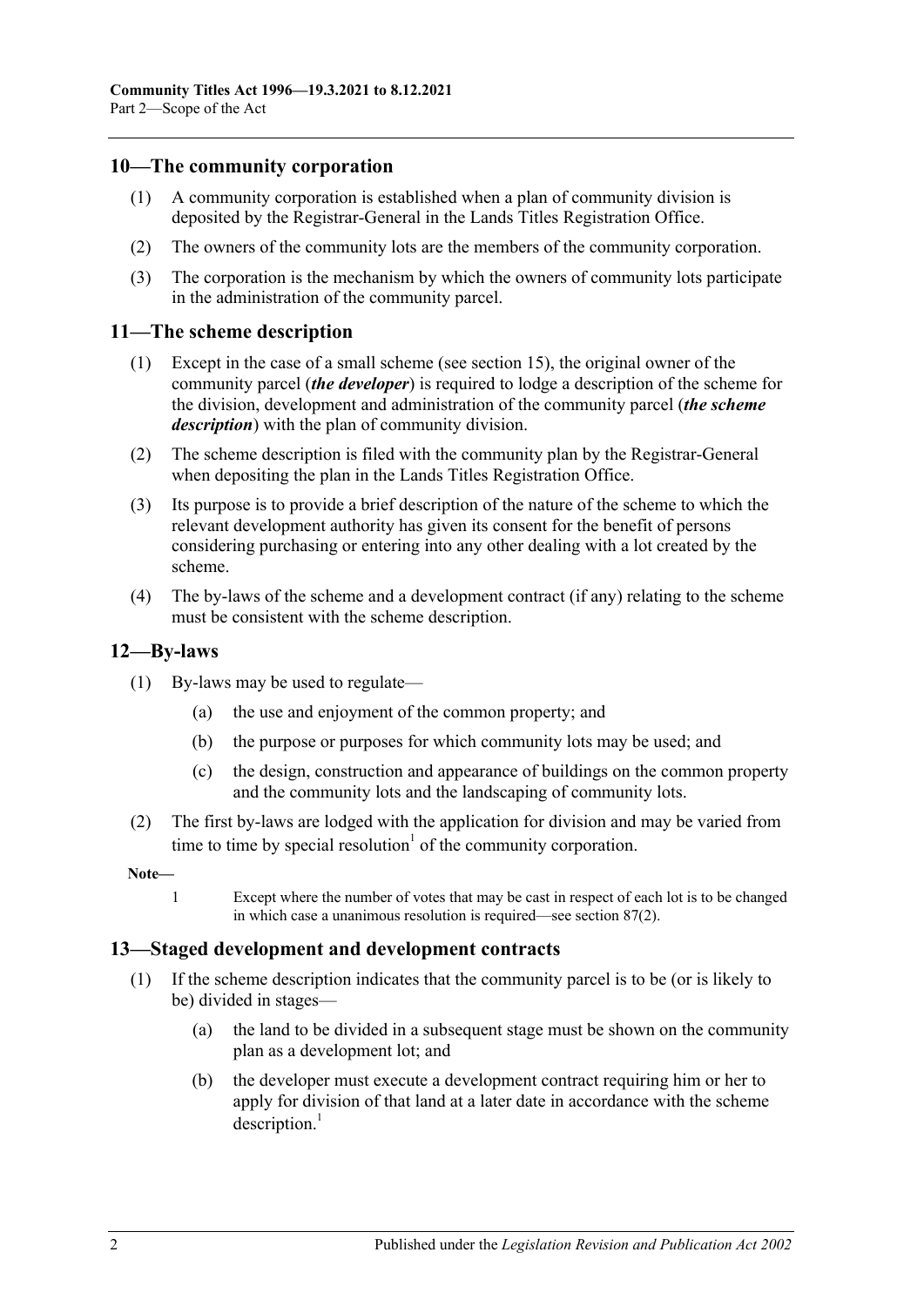## 10—The community corporation

(1) A community corporation is established when a plan of community division is deposited by the Registrar-General in the Lands Titles Registration Office.

(2) The owners of the community lots are the members of the community corporation.

(3) The corporation is the mechanism by which the owners of community lots participate in the administration of the community parcel.

## 11—The scheme description

(1) Except in the case of a small scheme (see section 15), the original owner of the community parcel (***the developer***) is required to lodge a description of the scheme for the division, development and administration of the community parcel (***the scheme description***) with the plan of community division.

(2) The scheme description is filed with the community plan by the Registrar-General when depositing the plan in the Lands Titles Registration Office.

(3) Its purpose is to provide a brief description of the nature of the scheme to which the relevant development authority has given its consent for the benefit of persons considering purchasing or entering into any other dealing with a lot created by the scheme.

(4) The by-laws of the scheme and a development contract (if any) relating to the scheme must be consistent with the scheme description.

## 12—By-laws

(1) By-laws may be used to regulate—

(a) the use and enjoyment of the common property; and

(b) the purpose or purposes for which community lots may be used; and

(c) the design, construction and appearance of buildings on the common property and the community lots and the landscaping of community lots.

(2) The first by-laws are lodged with the application for division and may be varied from time to time by special resolution[1] of the community corporation.

**Note—**

1 Except where the number of votes that may be cast in respect of each lot is to be changed in which case a unanimous resolution is required—see section 87(2).

## 13—Staged development and development contracts

(1) If the scheme description indicates that the community parcel is to be (or is likely to be) divided in stages—

(a) the land to be divided in a subsequent stage must be shown on the community plan as a development lot; and

(b) the developer must execute a development contract requiring him or her to apply for division of that land at a later date in accordance with the scheme description.[1]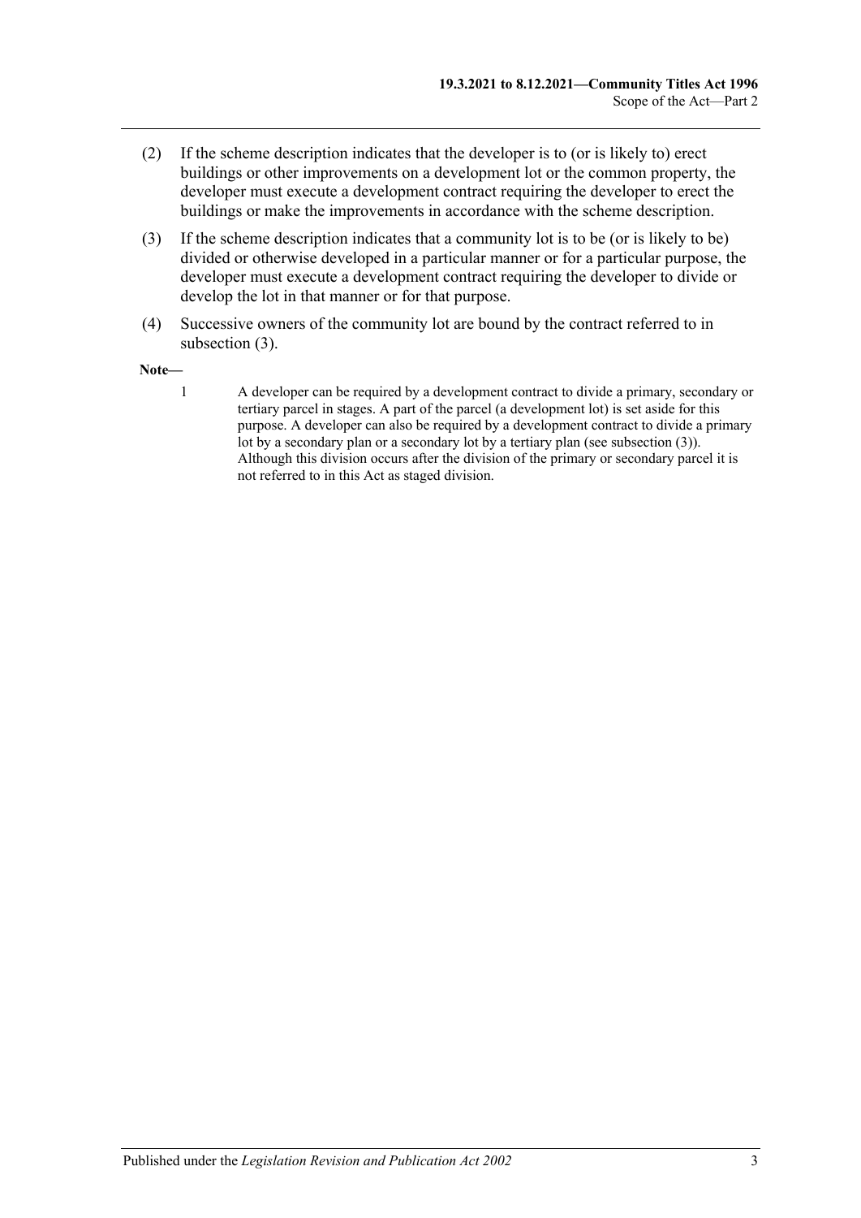(2) If the scheme description indicates that the developer is to (or is likely to) erect buildings or other improvements on a development lot or the common property, the developer must execute a development contract requiring the developer to erect the buildings or make the improvements in accordance with the scheme description.

(3) If the scheme description indicates that a community lot is to be (or is likely to be) divided or otherwise developed in a particular manner or for a particular purpose, the developer must execute a development contract requiring the developer to divide or develop the lot in that manner or for that purpose.

(4) Successive owners of the community lot are bound by the contract referred to in subsection (3).

**Note—**

1 A developer can be required by a development contract to divide a primary, secondary or tertiary parcel in stages. A part of the parcel (a development lot) is set aside for this purpose. A developer can also be required by a development contract to divide a primary lot by a secondary plan or a secondary lot by a tertiary plan (see subsection (3)). Although this division occurs after the division of the primary or secondary parcel it is not referred to in this Act as staged division.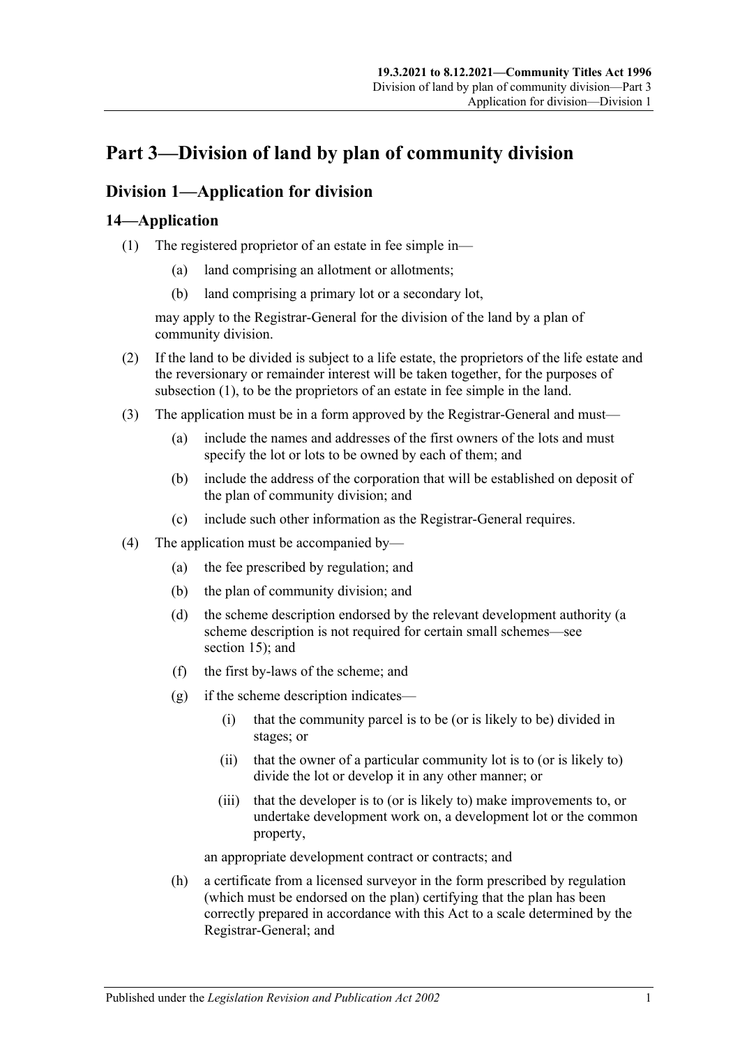# Part 3—Division of land by plan of community division

## Division 1—Application for division

### 14—Application

(1) The registered proprietor of an estate in fee simple in—

- (a) land comprising an allotment or allotments;
- (b) land comprising a primary lot or a secondary lot,

may apply to the Registrar-General for the division of the land by a plan of community division.

(2) If the land to be divided is subject to a life estate, the proprietors of the life estate and the reversionary or remainder interest will be taken together, for the purposes of subsection (1), to be the proprietors of an estate in fee simple in the land.

(3) The application must be in a form approved by the Registrar-General and must—

- (a) include the names and addresses of the first owners of the lots and must specify the lot or lots to be owned by each of them; and
- (b) include the address of the corporation that will be established on deposit of the plan of community division; and
- (c) include such other information as the Registrar-General requires.

(4) The application must be accompanied by—

- (a) the fee prescribed by regulation; and
- (b) the plan of community division; and
- (d) the scheme description endorsed by the relevant development authority (a scheme description is not required for certain small schemes—see section 15); and
- (f) the first by-laws of the scheme; and
- (g) if the scheme description indicates—
  - (i) that the community parcel is to be (or is likely to be) divided in stages; or
  - (ii) that the owner of a particular community lot is to (or is likely to) divide the lot or develop it in any other manner; or
  - (iii) that the developer is to (or is likely to) make improvements to, or undertake development work on, a development lot or the common property,

  an appropriate development contract or contracts; and
- (h) a certificate from a licensed surveyor in the form prescribed by regulation (which must be endorsed on the plan) certifying that the plan has been correctly prepared in accordance with this Act to a scale determined by the Registrar-General; and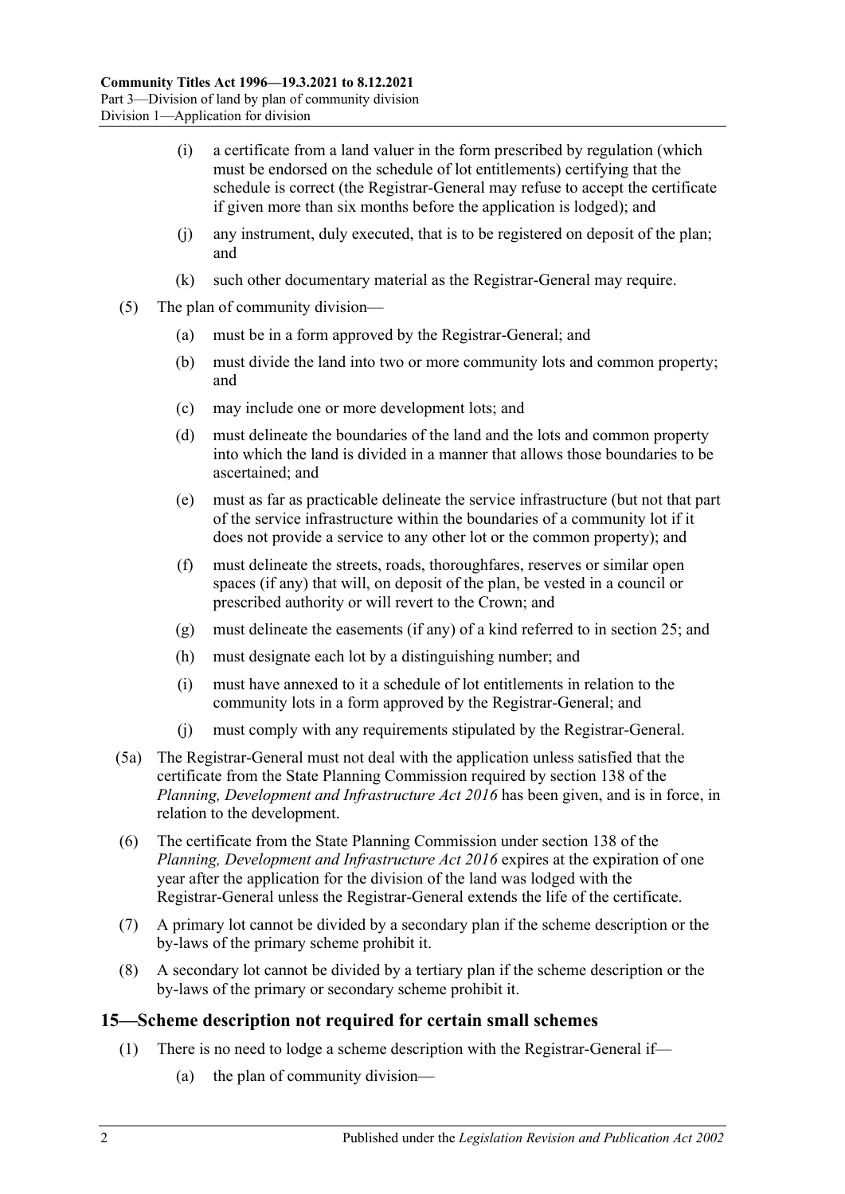(i) a certificate from a land valuer in the form prescribed by regulation (which must be endorsed on the schedule of lot entitlements) certifying that the schedule is correct (the Registrar-General may refuse to accept the certificate if given more than six months before the application is lodged); and

(j) any instrument, duly executed, that is to be registered on deposit of the plan; and

(k) such other documentary material as the Registrar-General may require.

(5) The plan of community division—

(a) must be in a form approved by the Registrar-General; and

(b) must divide the land into two or more community lots and common property; and

(c) may include one or more development lots; and

(d) must delineate the boundaries of the land and the lots and common property into which the land is divided in a manner that allows those boundaries to be ascertained; and

(e) must as far as practicable delineate the service infrastructure (but not that part of the service infrastructure within the boundaries of a community lot if it does not provide a service to any other lot or the common property); and

(f) must delineate the streets, roads, thoroughfares, reserves or similar open spaces (if any) that will, on deposit of the plan, be vested in a council or prescribed authority or will revert to the Crown; and

(g) must delineate the easements (if any) of a kind referred to in section 25; and

(h) must designate each lot by a distinguishing number; and

(i) must have annexed to it a schedule of lot entitlements in relation to the community lots in a form approved by the Registrar-General; and

(j) must comply with any requirements stipulated by the Registrar-General.

(5a) The Registrar-General must not deal with the application unless satisfied that the certificate from the State Planning Commission required by section 138 of the *Planning, Development and Infrastructure Act 2016* has been given, and is in force, in relation to the development.

(6) The certificate from the State Planning Commission under section 138 of the *Planning, Development and Infrastructure Act 2016* expires at the expiration of one year after the application for the division of the land was lodged with the Registrar-General unless the Registrar-General extends the life of the certificate.

(7) A primary lot cannot be divided by a secondary plan if the scheme description or the by-laws of the primary scheme prohibit it.

(8) A secondary lot cannot be divided by a tertiary plan if the scheme description or the by-laws of the primary or secondary scheme prohibit it.

## 15—Scheme description not required for certain small schemes

(1) There is no need to lodge a scheme description with the Registrar-General if—

(a) the plan of community division—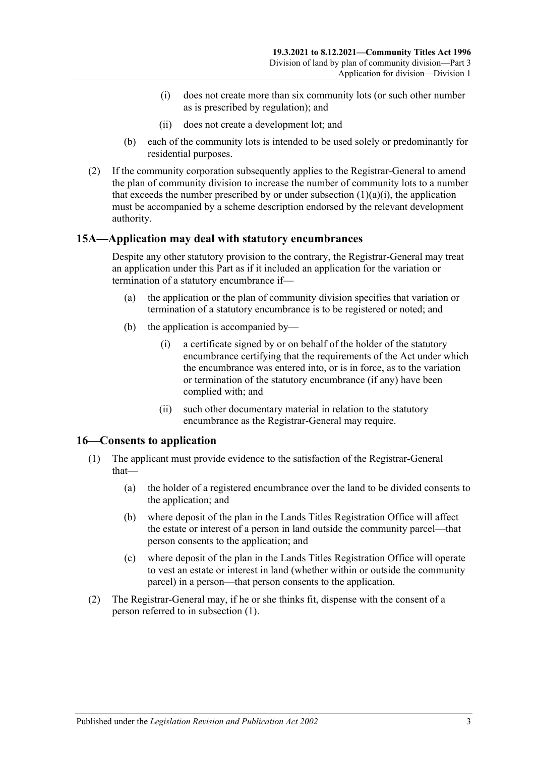(i) does not create more than six community lots (or such other number as is prescribed by regulation); and

(ii) does not create a development lot; and

(b) each of the community lots is intended to be used solely or predominantly for residential purposes.

(2) If the community corporation subsequently applies to the Registrar-General to amend the plan of community division to increase the number of community lots to a number that exceeds the number prescribed by or under subsection (1)(a)(i), the application must be accompanied by a scheme description endorsed by the relevant development authority.

## 15A—Application may deal with statutory encumbrances

Despite any other statutory provision to the contrary, the Registrar-General may treat an application under this Part as if it included an application for the variation or termination of a statutory encumbrance if—

(a) the application or the plan of community division specifies that variation or termination of a statutory encumbrance is to be registered or noted; and

(b) the application is accompanied by—

(i) a certificate signed by or on behalf of the holder of the statutory encumbrance certifying that the requirements of the Act under which the encumbrance was entered into, or is in force, as to the variation or termination of the statutory encumbrance (if any) have been complied with; and

(ii) such other documentary material in relation to the statutory encumbrance as the Registrar-General may require.

## 16—Consents to application

(1) The applicant must provide evidence to the satisfaction of the Registrar-General that—

(a) the holder of a registered encumbrance over the land to be divided consents to the application; and

(b) where deposit of the plan in the Lands Titles Registration Office will affect the estate or interest of a person in land outside the community parcel—that person consents to the application; and

(c) where deposit of the plan in the Lands Titles Registration Office will operate to vest an estate or interest in land (whether within or outside the community parcel) in a person—that person consents to the application.

(2) The Registrar-General may, if he or she thinks fit, dispense with the consent of a person referred to in subsection (1).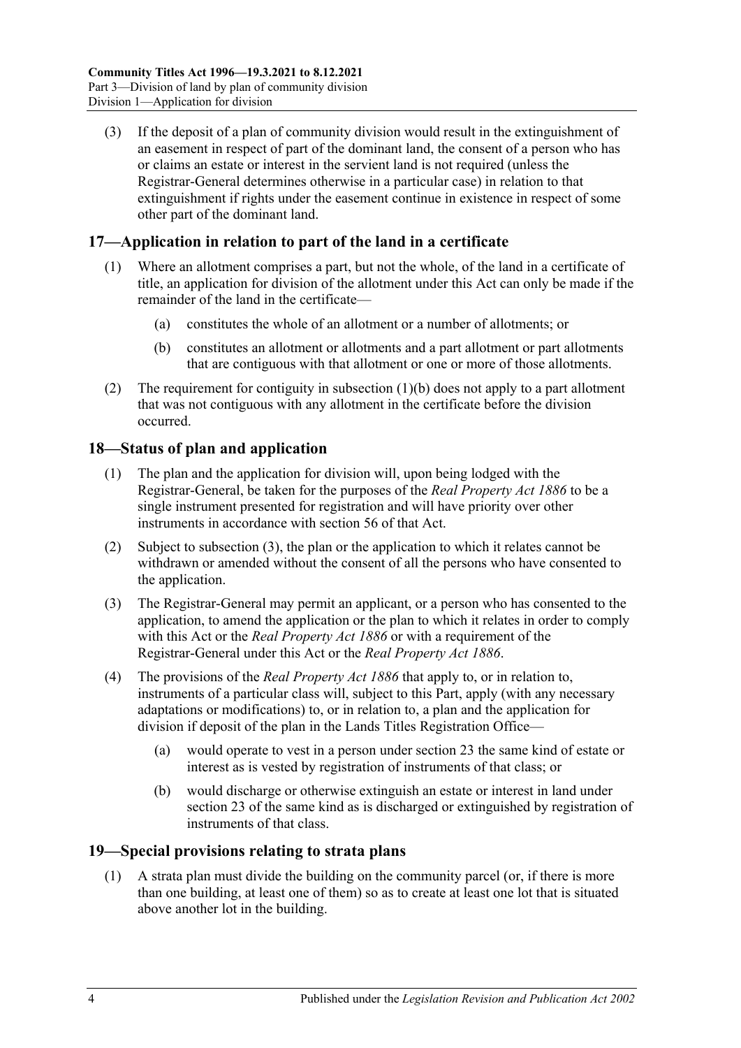(3) If the deposit of a plan of community division would result in the extinguishment of an easement in respect of part of the dominant land, the consent of a person who has or claims an estate or interest in the servient land is not required (unless the Registrar-General determines otherwise in a particular case) in relation to that extinguishment if rights under the easement continue in existence in respect of some other part of the dominant land.

## 17—Application in relation to part of the land in a certificate

(1) Where an allotment comprises a part, but not the whole, of the land in a certificate of title, an application for division of the allotment under this Act can only be made if the remainder of the land in the certificate—

(a) constitutes the whole of an allotment or a number of allotments; or

(b) constitutes an allotment or allotments and a part allotment or part allotments that are contiguous with that allotment or one or more of those allotments.

(2) The requirement for contiguity in subsection (1)(b) does not apply to a part allotment that was not contiguous with any allotment in the certificate before the division occurred.

## 18—Status of plan and application

(1) The plan and the application for division will, upon being lodged with the Registrar-General, be taken for the purposes of the *Real Property Act 1886* to be a single instrument presented for registration and will have priority over other instruments in accordance with section 56 of that Act.

(2) Subject to subsection (3), the plan or the application to which it relates cannot be withdrawn or amended without the consent of all the persons who have consented to the application.

(3) The Registrar-General may permit an applicant, or a person who has consented to the application, to amend the application or the plan to which it relates in order to comply with this Act or the *Real Property Act 1886* or with a requirement of the Registrar-General under this Act or the *Real Property Act 1886*.

(4) The provisions of the *Real Property Act 1886* that apply to, or in relation to, instruments of a particular class will, subject to this Part, apply (with any necessary adaptations or modifications) to, or in relation to, a plan and the application for division if deposit of the plan in the Lands Titles Registration Office—

(a) would operate to vest in a person under section 23 the same kind of estate or interest as is vested by registration of instruments of that class; or

(b) would discharge or otherwise extinguish an estate or interest in land under section 23 of the same kind as is discharged or extinguished by registration of instruments of that class.

## 19—Special provisions relating to strata plans

(1) A strata plan must divide the building on the community parcel (or, if there is more than one building, at least one of them) so as to create at least one lot that is situated above another lot in the building.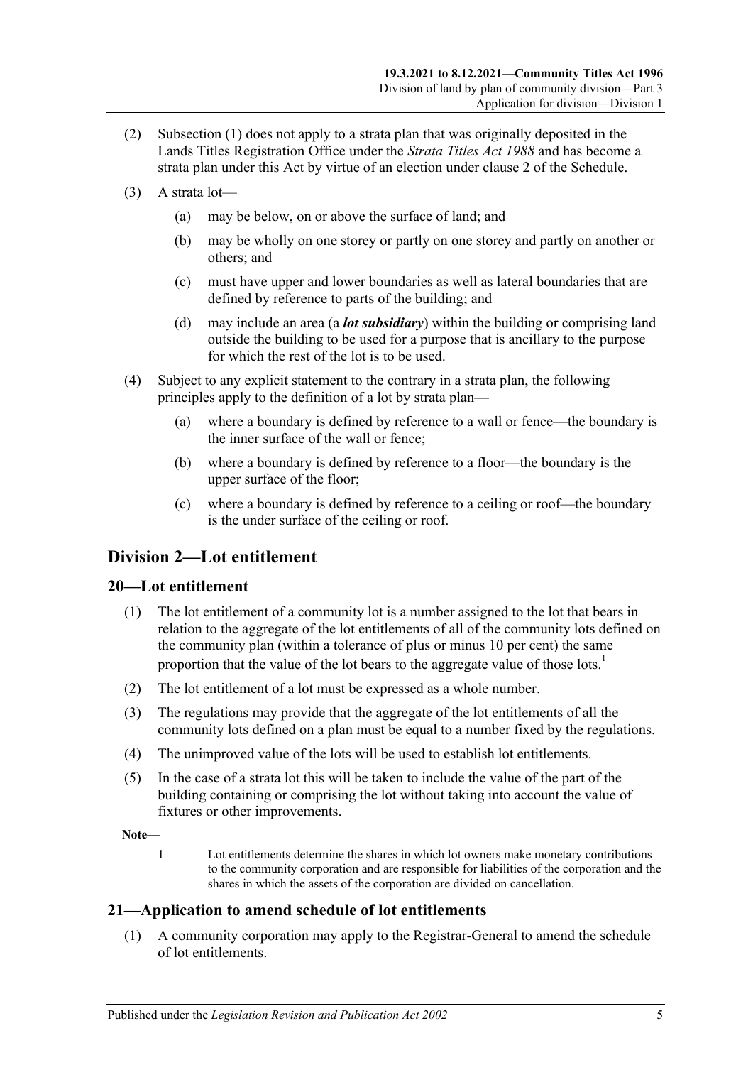(2) Subsection (1) does not apply to a strata plan that was originally deposited in the Lands Titles Registration Office under the *Strata Titles Act 1988* and has become a strata plan under this Act by virtue of an election under clause 2 of the Schedule.

(3) A strata lot—

(a) may be below, on or above the surface of land; and

(b) may be wholly on one storey or partly on one storey and partly on another or others; and

(c) must have upper and lower boundaries as well as lateral boundaries that are defined by reference to parts of the building; and

(d) may include an area (a ***lot subsidiary***) within the building or comprising land outside the building to be used for a purpose that is ancillary to the purpose for which the rest of the lot is to be used.

(4) Subject to any explicit statement to the contrary in a strata plan, the following principles apply to the definition of a lot by strata plan—

(a) where a boundary is defined by reference to a wall or fence—the boundary is the inner surface of the wall or fence;

(b) where a boundary is defined by reference to a floor—the boundary is the upper surface of the floor;

(c) where a boundary is defined by reference to a ceiling or roof—the boundary is the under surface of the ceiling or roof.

## Division 2—Lot entitlement

### 20—Lot entitlement

(1) The lot entitlement of a community lot is a number assigned to the lot that bears in relation to the aggregate of the lot entitlements of all of the community lots defined on the community plan (within a tolerance of plus or minus 10 per cent) the same proportion that the value of the lot bears to the aggregate value of those lots.[1]

(2) The lot entitlement of a lot must be expressed as a whole number.

(3) The regulations may provide that the aggregate of the lot entitlements of all the community lots defined on a plan must be equal to a number fixed by the regulations.

(4) The unimproved value of the lots will be used to establish lot entitlements.

(5) In the case of a strata lot this will be taken to include the value of the part of the building containing or comprising the lot without taking into account the value of fixtures or other improvements.

**Note—**

1 Lot entitlements determine the shares in which lot owners make monetary contributions to the community corporation and are responsible for liabilities of the corporation and the shares in which the assets of the corporation are divided on cancellation.

### 21—Application to amend schedule of lot entitlements

(1) A community corporation may apply to the Registrar-General to amend the schedule of lot entitlements.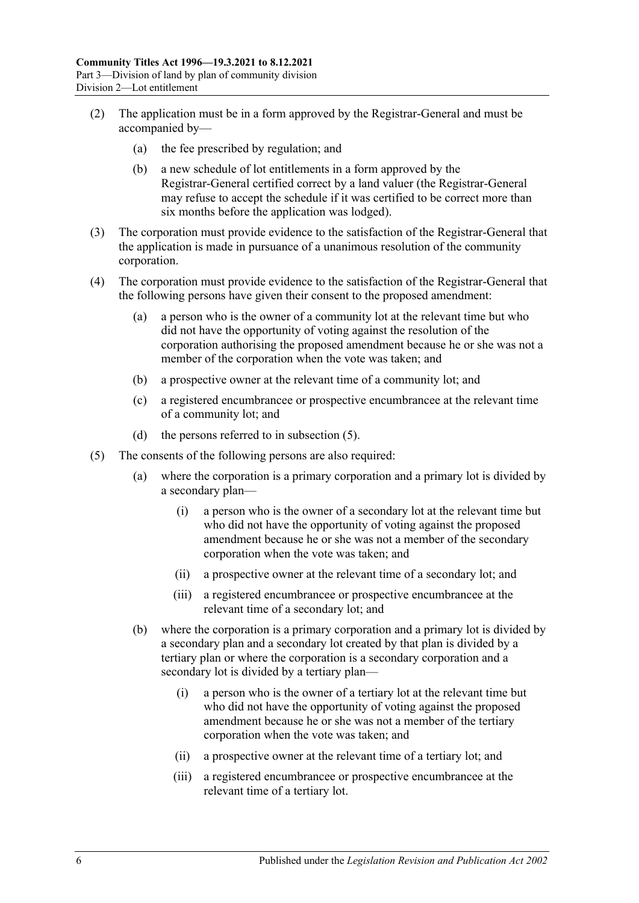(2) The application must be in a form approved by the Registrar-General and must be accompanied by—

(a) the fee prescribed by regulation; and

(b) a new schedule of lot entitlements in a form approved by the Registrar-General certified correct by a land valuer (the Registrar-General may refuse to accept the schedule if it was certified to be correct more than six months before the application was lodged).

(3) The corporation must provide evidence to the satisfaction of the Registrar-General that the application is made in pursuance of a unanimous resolution of the community corporation.

(4) The corporation must provide evidence to the satisfaction of the Registrar-General that the following persons have given their consent to the proposed amendment:

(a) a person who is the owner of a community lot at the relevant time but who did not have the opportunity of voting against the resolution of the corporation authorising the proposed amendment because he or she was not a member of the corporation when the vote was taken; and

(b) a prospective owner at the relevant time of a community lot; and

(c) a registered encumbrancee or prospective encumbrancee at the relevant time of a community lot; and

(d) the persons referred to in subsection (5).

(5) The consents of the following persons are also required:

(a) where the corporation is a primary corporation and a primary lot is divided by a secondary plan—

(i) a person who is the owner of a secondary lot at the relevant time but who did not have the opportunity of voting against the proposed amendment because he or she was not a member of the secondary corporation when the vote was taken; and

(ii) a prospective owner at the relevant time of a secondary lot; and

(iii) a registered encumbrancee or prospective encumbrancee at the relevant time of a secondary lot; and

(b) where the corporation is a primary corporation and a primary lot is divided by a secondary plan and a secondary lot created by that plan is divided by a tertiary plan or where the corporation is a secondary corporation and a secondary lot is divided by a tertiary plan—

(i) a person who is the owner of a tertiary lot at the relevant time but who did not have the opportunity of voting against the proposed amendment because he or she was not a member of the tertiary corporation when the vote was taken; and

(ii) a prospective owner at the relevant time of a tertiary lot; and

(iii) a registered encumbrancee or prospective encumbrancee at the relevant time of a tertiary lot.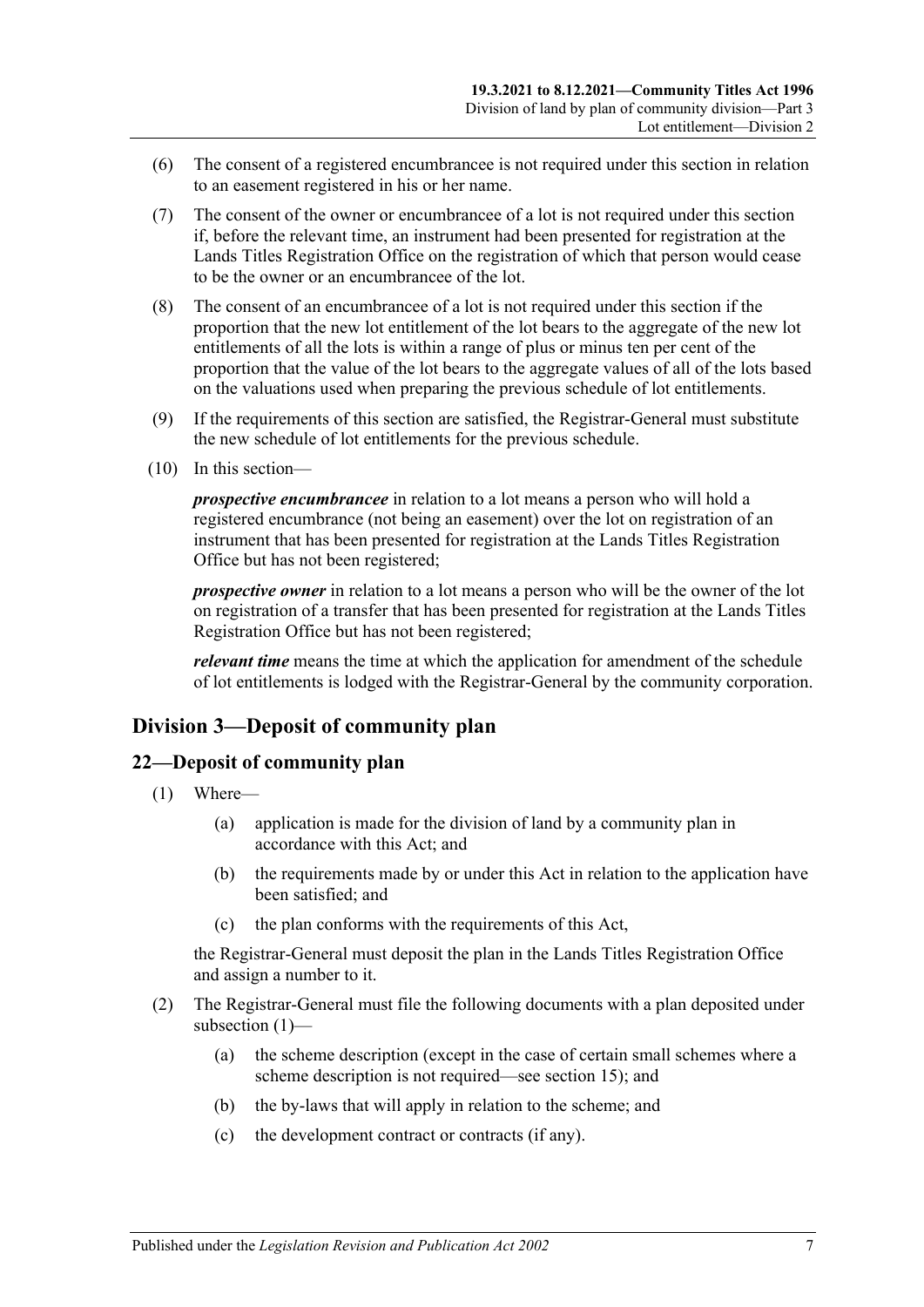(6) The consent of a registered encumbrancee is not required under this section in relation to an easement registered in his or her name.

(7) The consent of the owner or encumbrancee of a lot is not required under this section if, before the relevant time, an instrument had been presented for registration at the Lands Titles Registration Office on the registration of which that person would cease to be the owner or an encumbrancee of the lot.

(8) The consent of an encumbrancee of a lot is not required under this section if the proportion that the new lot entitlement of the lot bears to the aggregate of the new lot entitlements of all the lots is within a range of plus or minus ten per cent of the proportion that the value of the lot bears to the aggregate values of all of the lots based on the valuations used when preparing the previous schedule of lot entitlements.

(9) If the requirements of this section are satisfied, the Registrar-General must substitute the new schedule of lot entitlements for the previous schedule.

(10) In this section—

***prospective encumbrancee*** in relation to a lot means a person who will hold a registered encumbrance (not being an easement) over the lot on registration of an instrument that has been presented for registration at the Lands Titles Registration Office but has not been registered;

***prospective owner*** in relation to a lot means a person who will be the owner of the lot on registration of a transfer that has been presented for registration at the Lands Titles Registration Office but has not been registered;

***relevant time*** means the time at which the application for amendment of the schedule of lot entitlements is lodged with the Registrar-General by the community corporation.

## Division 3—Deposit of community plan

### 22—Deposit of community plan

(1) Where—

(a) application is made for the division of land by a community plan in accordance with this Act; and

(b) the requirements made by or under this Act in relation to the application have been satisfied; and

(c) the plan conforms with the requirements of this Act,

the Registrar-General must deposit the plan in the Lands Titles Registration Office and assign a number to it.

(2) The Registrar-General must file the following documents with a plan deposited under subsection (1)—

(a) the scheme description (except in the case of certain small schemes where a scheme description is not required—see section 15); and

(b) the by-laws that will apply in relation to the scheme; and

(c) the development contract or contracts (if any).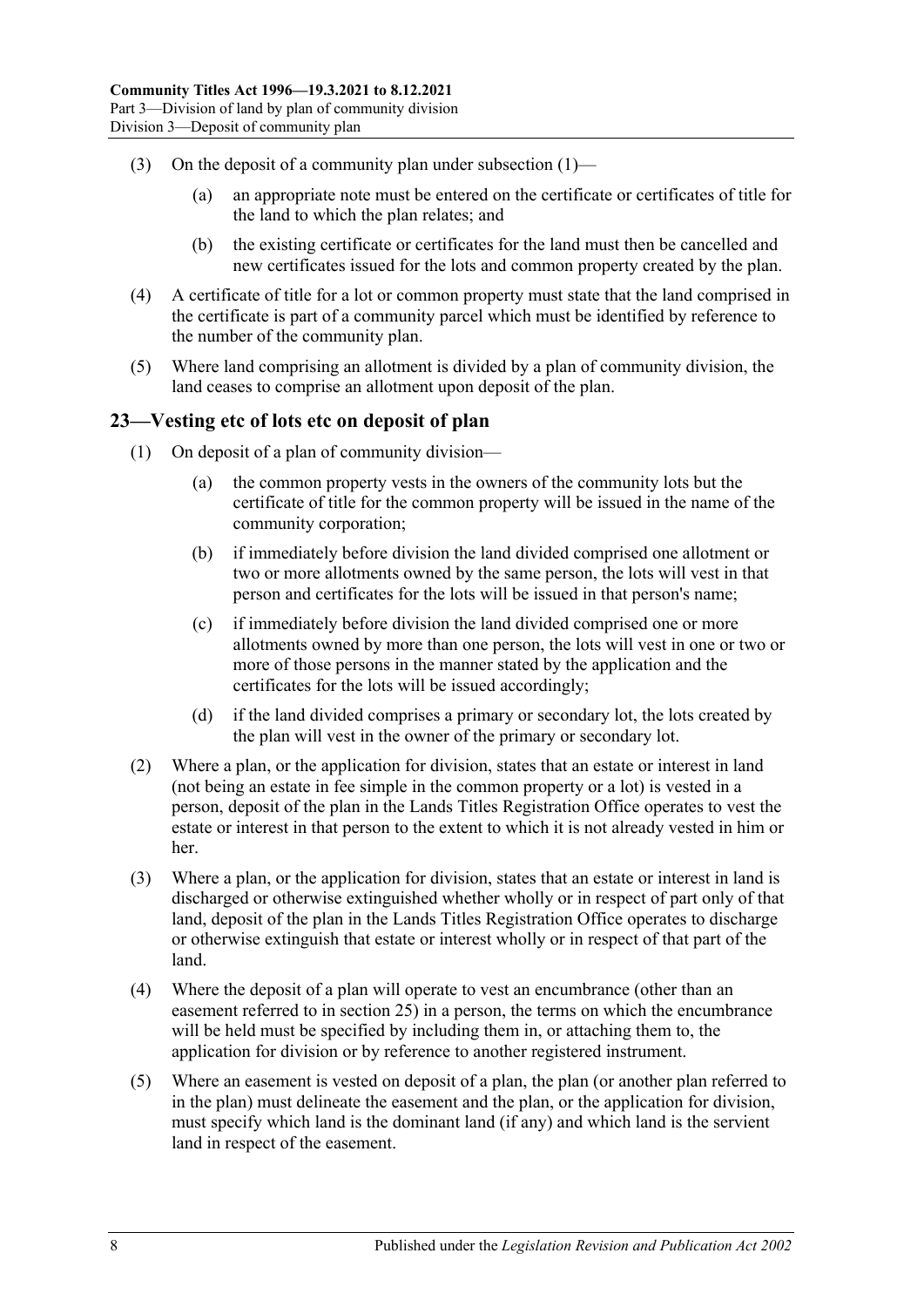(3) On the deposit of a community plan under subsection (1)—

(a) an appropriate note must be entered on the certificate or certificates of title for the land to which the plan relates; and

(b) the existing certificate or certificates for the land must then be cancelled and new certificates issued for the lots and common property created by the plan.

(4) A certificate of title for a lot or common property must state that the land comprised in the certificate is part of a community parcel which must be identified by reference to the number of the community plan.

(5) Where land comprising an allotment is divided by a plan of community division, the land ceases to comprise an allotment upon deposit of the plan.

## 23—Vesting etc of lots etc on deposit of plan

(1) On deposit of a plan of community division—

(a) the common property vests in the owners of the community lots but the certificate of title for the common property will be issued in the name of the community corporation;

(b) if immediately before division the land divided comprised one allotment or two or more allotments owned by the same person, the lots will vest in that person and certificates for the lots will be issued in that person's name;

(c) if immediately before division the land divided comprised one or more allotments owned by more than one person, the lots will vest in one or two or more of those persons in the manner stated by the application and the certificates for the lots will be issued accordingly;

(d) if the land divided comprises a primary or secondary lot, the lots created by the plan will vest in the owner of the primary or secondary lot.

(2) Where a plan, or the application for division, states that an estate or interest in land (not being an estate in fee simple in the common property or a lot) is vested in a person, deposit of the plan in the Lands Titles Registration Office operates to vest the estate or interest in that person to the extent to which it is not already vested in him or her.

(3) Where a plan, or the application for division, states that an estate or interest in land is discharged or otherwise extinguished whether wholly or in respect of part only of that land, deposit of the plan in the Lands Titles Registration Office operates to discharge or otherwise extinguish that estate or interest wholly or in respect of that part of the land.

(4) Where the deposit of a plan will operate to vest an encumbrance (other than an easement referred to in section 25) in a person, the terms on which the encumbrance will be held must be specified by including them in, or attaching them to, the application for division or by reference to another registered instrument.

(5) Where an easement is vested on deposit of a plan, the plan (or another plan referred to in the plan) must delineate the easement and the plan, or the application for division, must specify which land is the dominant land (if any) and which land is the servient land in respect of the easement.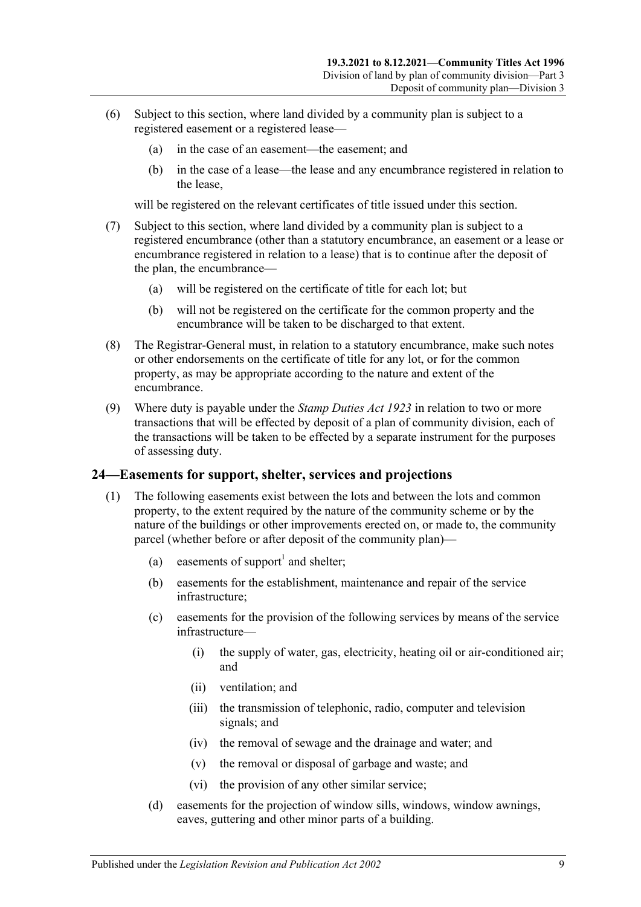(6) Subject to this section, where land divided by a community plan is subject to a registered easement or a registered lease—

(a) in the case of an easement—the easement; and

(b) in the case of a lease—the lease and any encumbrance registered in relation to the lease,

will be registered on the relevant certificates of title issued under this section.

(7) Subject to this section, where land divided by a community plan is subject to a registered encumbrance (other than a statutory encumbrance, an easement or a lease or encumbrance registered in relation to a lease) that is to continue after the deposit of the plan, the encumbrance—

(a) will be registered on the certificate of title for each lot; but

(b) will not be registered on the certificate for the common property and the encumbrance will be taken to be discharged to that extent.

(8) The Registrar-General must, in relation to a statutory encumbrance, make such notes or other endorsements on the certificate of title for any lot, or for the common property, as may be appropriate according to the nature and extent of the encumbrance.

(9) Where duty is payable under the *Stamp Duties Act 1923* in relation to two or more transactions that will be effected by deposit of a plan of community division, each of the transactions will be taken to be effected by a separate instrument for the purposes of assessing duty.

## 24—Easements for support, shelter, services and projections

(1) The following easements exist between the lots and between the lots and common property, to the extent required by the nature of the community scheme or by the nature of the buildings or other improvements erected on, or made to, the community parcel (whether before or after deposit of the community plan)—

(a) easements of support[1] and shelter;

(b) easements for the establishment, maintenance and repair of the service infrastructure;

(c) easements for the provision of the following services by means of the service infrastructure—

(i) the supply of water, gas, electricity, heating oil or air-conditioned air; and

(ii) ventilation; and

(iii) the transmission of telephonic, radio, computer and television signals; and

(iv) the removal of sewage and the drainage and water; and

(v) the removal or disposal of garbage and waste; and

(vi) the provision of any other similar service;

(d) easements for the projection of window sills, windows, window awnings, eaves, guttering and other minor parts of a building.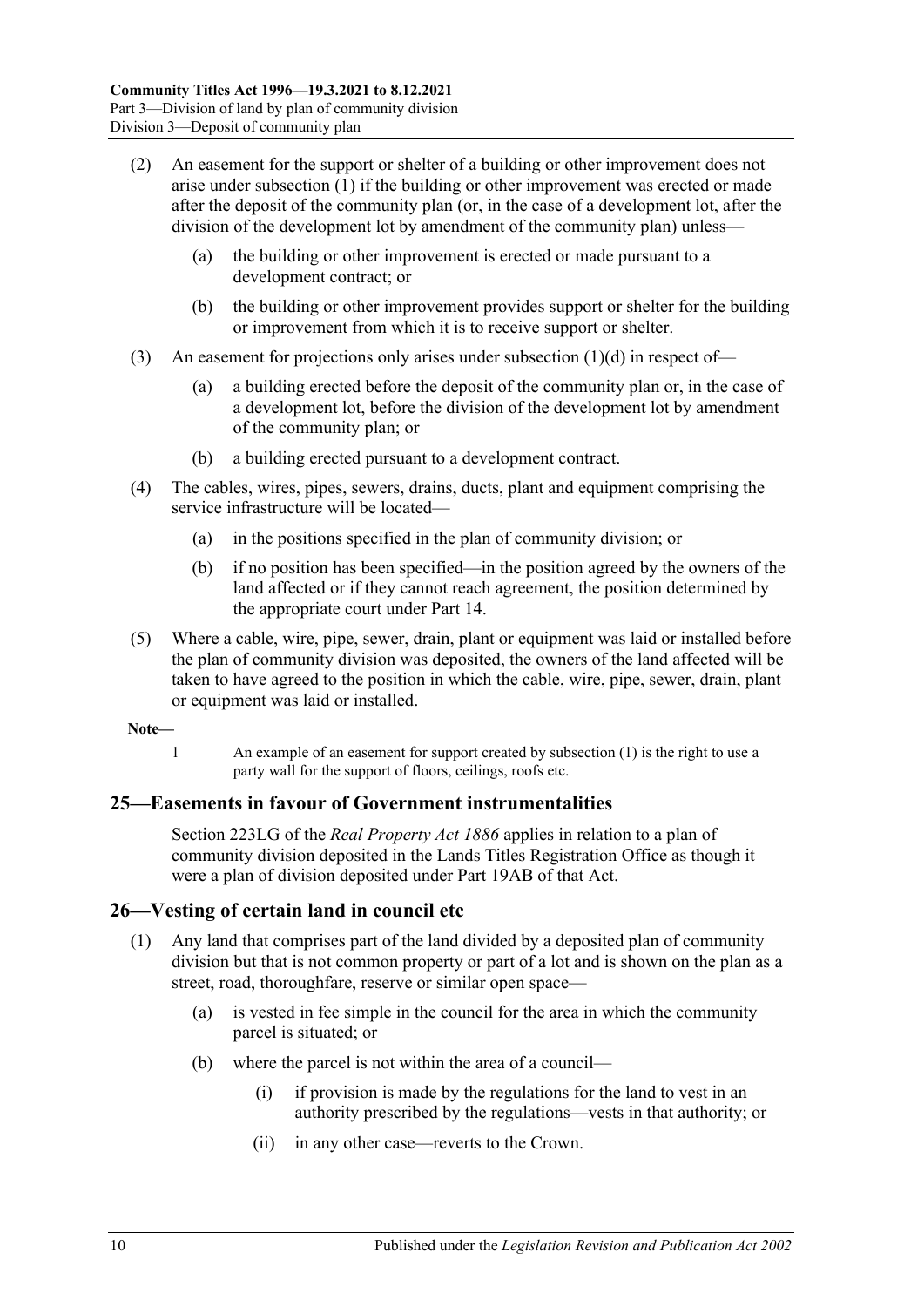(2) An easement for the support or shelter of a building or other improvement does not arise under subsection (1) if the building or other improvement was erected or made after the deposit of the community plan (or, in the case of a development lot, after the division of the development lot by amendment of the community plan) unless—

(a) the building or other improvement is erected or made pursuant to a development contract; or

(b) the building or other improvement provides support or shelter for the building or improvement from which it is to receive support or shelter.

(3) An easement for projections only arises under subsection (1)(d) in respect of—

(a) a building erected before the deposit of the community plan or, in the case of a development lot, before the division of the development lot by amendment of the community plan; or

(b) a building erected pursuant to a development contract.

(4) The cables, wires, pipes, sewers, drains, ducts, plant and equipment comprising the service infrastructure will be located—

(a) in the positions specified in the plan of community division; or

(b) if no position has been specified—in the position agreed by the owners of the land affected or if they cannot reach agreement, the position determined by the appropriate court under Part 14.

(5) Where a cable, wire, pipe, sewer, drain, plant or equipment was laid or installed before the plan of community division was deposited, the owners of the land affected will be taken to have agreed to the position in which the cable, wire, pipe, sewer, drain, plant or equipment was laid or installed.

**Note—**

1 An example of an easement for support created by subsection (1) is the right to use a party wall for the support of floors, ceilings, roofs etc.

## 25—Easements in favour of Government instrumentalities

Section 223LG of the *Real Property Act 1886* applies in relation to a plan of community division deposited in the Lands Titles Registration Office as though it were a plan of division deposited under Part 19AB of that Act.

## 26—Vesting of certain land in council etc

(1) Any land that comprises part of the land divided by a deposited plan of community division but that is not common property or part of a lot and is shown on the plan as a street, road, thoroughfare, reserve or similar open space—

(a) is vested in fee simple in the council for the area in which the community parcel is situated; or

(b) where the parcel is not within the area of a council—

(i) if provision is made by the regulations for the land to vest in an authority prescribed by the regulations—vests in that authority; or

(ii) in any other case—reverts to the Crown.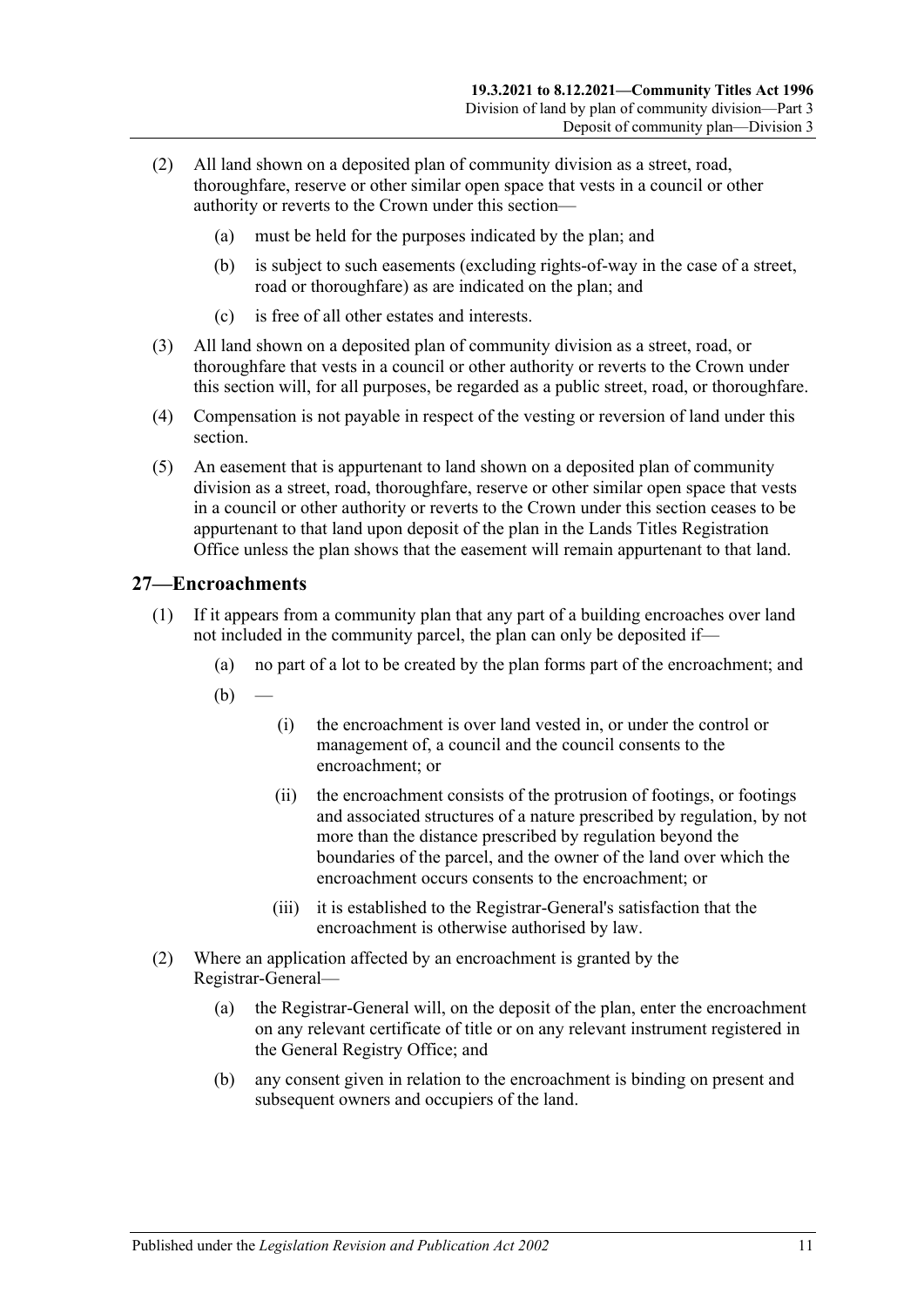(2) All land shown on a deposited plan of community division as a street, road, thoroughfare, reserve or other similar open space that vests in a council or other authority or reverts to the Crown under this section—

(a) must be held for the purposes indicated by the plan; and

(b) is subject to such easements (excluding rights-of-way in the case of a street, road or thoroughfare) as are indicated on the plan; and

(c) is free of all other estates and interests.

(3) All land shown on a deposited plan of community division as a street, road, or thoroughfare that vests in a council or other authority or reverts to the Crown under this section will, for all purposes, be regarded as a public street, road, or thoroughfare.

(4) Compensation is not payable in respect of the vesting or reversion of land under this section.

(5) An easement that is appurtenant to land shown on a deposited plan of community division as a street, road, thoroughfare, reserve or other similar open space that vests in a council or other authority or reverts to the Crown under this section ceases to be appurtenant to that land upon deposit of the plan in the Lands Titles Registration Office unless the plan shows that the easement will remain appurtenant to that land.

## 27—Encroachments

(1) If it appears from a community plan that any part of a building encroaches over land not included in the community parcel, the plan can only be deposited if—

(a) no part of a lot to be created by the plan forms part of the encroachment; and

(b) —

(i) the encroachment is over land vested in, or under the control or management of, a council and the council consents to the encroachment; or

(ii) the encroachment consists of the protrusion of footings, or footings and associated structures of a nature prescribed by regulation, by not more than the distance prescribed by regulation beyond the boundaries of the parcel, and the owner of the land over which the encroachment occurs consents to the encroachment; or

(iii) it is established to the Registrar-General's satisfaction that the encroachment is otherwise authorised by law.

(2) Where an application affected by an encroachment is granted by the Registrar-General—

(a) the Registrar-General will, on the deposit of the plan, enter the encroachment on any relevant certificate of title or on any relevant instrument registered in the General Registry Office; and

(b) any consent given in relation to the encroachment is binding on present and subsequent owners and occupiers of the land.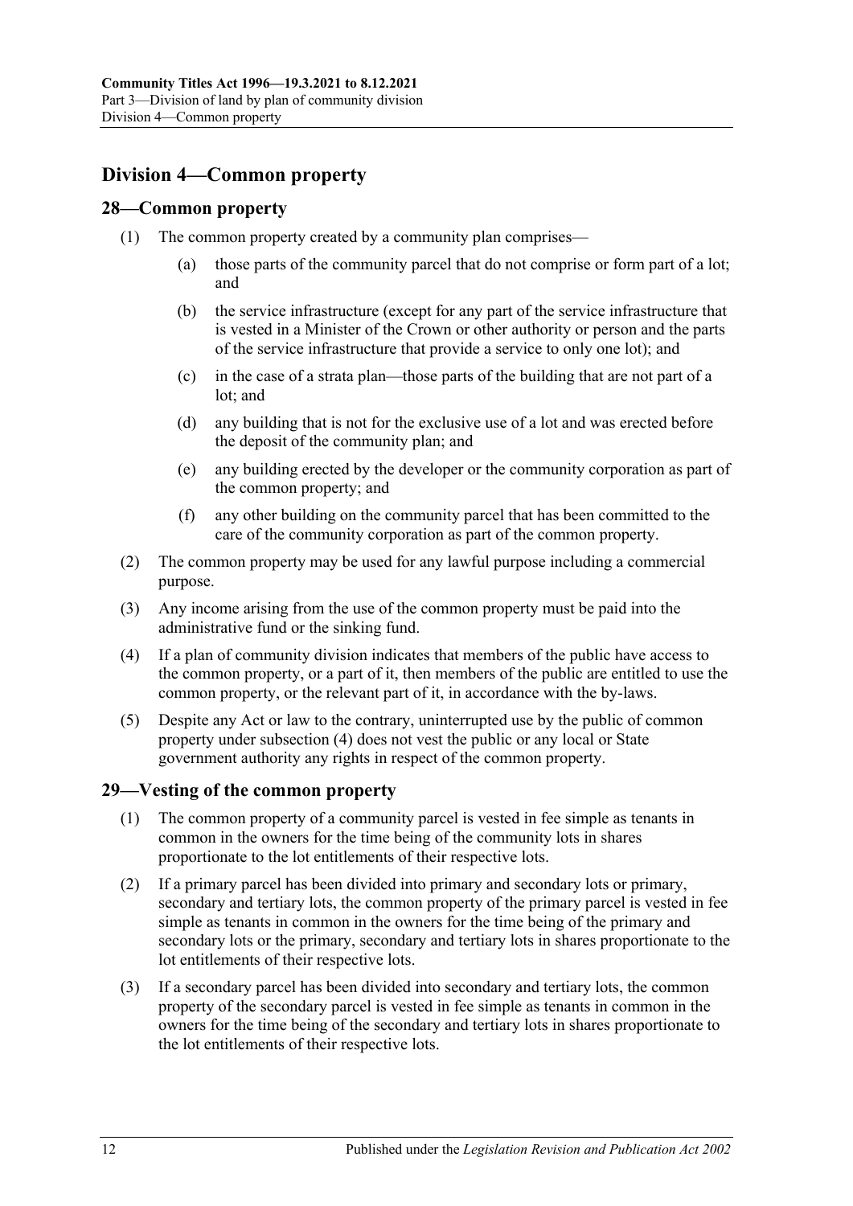## Division 4—Common property

### 28—Common property

(1) The common property created by a community plan comprises—

(a) those parts of the community parcel that do not comprise or form part of a lot; and

(b) the service infrastructure (except for any part of the service infrastructure that is vested in a Minister of the Crown or other authority or person and the parts of the service infrastructure that provide a service to only one lot); and

(c) in the case of a strata plan—those parts of the building that are not part of a lot; and

(d) any building that is not for the exclusive use of a lot and was erected before the deposit of the community plan; and

(e) any building erected by the developer or the community corporation as part of the common property; and

(f) any other building on the community parcel that has been committed to the care of the community corporation as part of the common property.

(2) The common property may be used for any lawful purpose including a commercial purpose.

(3) Any income arising from the use of the common property must be paid into the administrative fund or the sinking fund.

(4) If a plan of community division indicates that members of the public have access to the common property, or a part of it, then members of the public are entitled to use the common property, or the relevant part of it, in accordance with the by-laws.

(5) Despite any Act or law to the contrary, uninterrupted use by the public of common property under subsection (4) does not vest the public or any local or State government authority any rights in respect of the common property.

### 29—Vesting of the common property

(1) The common property of a community parcel is vested in fee simple as tenants in common in the owners for the time being of the community lots in shares proportionate to the lot entitlements of their respective lots.

(2) If a primary parcel has been divided into primary and secondary lots or primary, secondary and tertiary lots, the common property of the primary parcel is vested in fee simple as tenants in common in the owners for the time being of the primary and secondary lots or the primary, secondary and tertiary lots in shares proportionate to the lot entitlements of their respective lots.

(3) If a secondary parcel has been divided into secondary and tertiary lots, the common property of the secondary parcel is vested in fee simple as tenants in common in the owners for the time being of the secondary and tertiary lots in shares proportionate to the lot entitlements of their respective lots.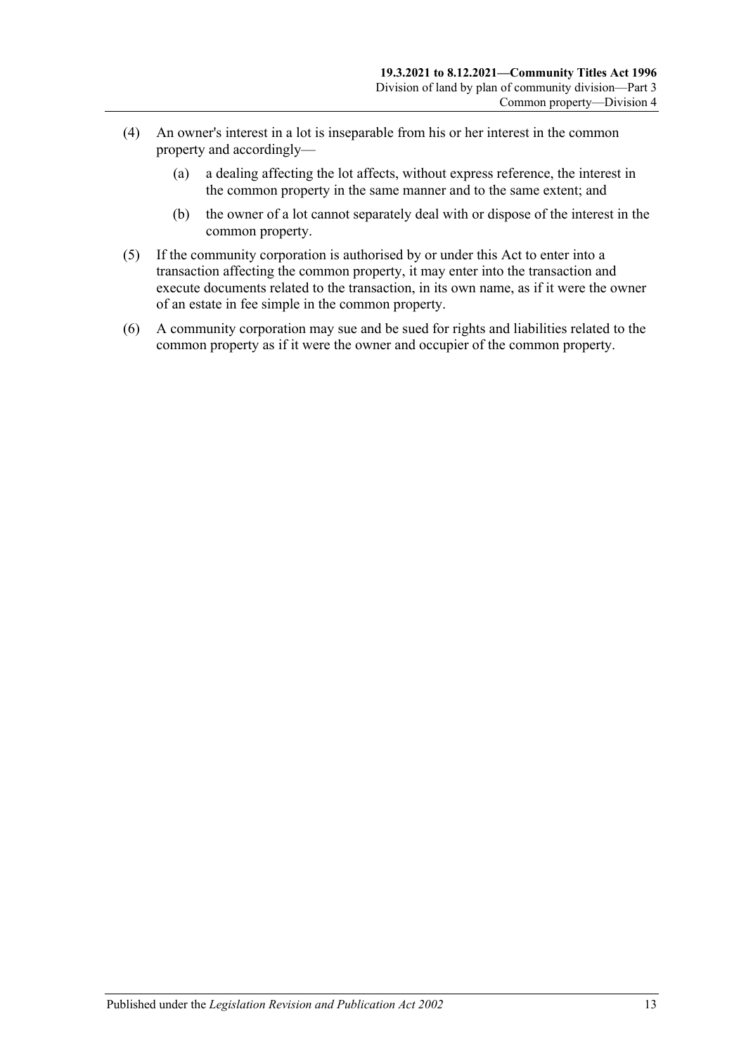(4) An owner's interest in a lot is inseparable from his or her interest in the common property and accordingly—

(a) a dealing affecting the lot affects, without express reference, the interest in the common property in the same manner and to the same extent; and

(b) the owner of a lot cannot separately deal with or dispose of the interest in the common property.

(5) If the community corporation is authorised by or under this Act to enter into a transaction affecting the common property, it may enter into the transaction and execute documents related to the transaction, in its own name, as if it were the owner of an estate in fee simple in the common property.

(6) A community corporation may sue and be sued for rights and liabilities related to the common property as if it were the owner and occupier of the common property.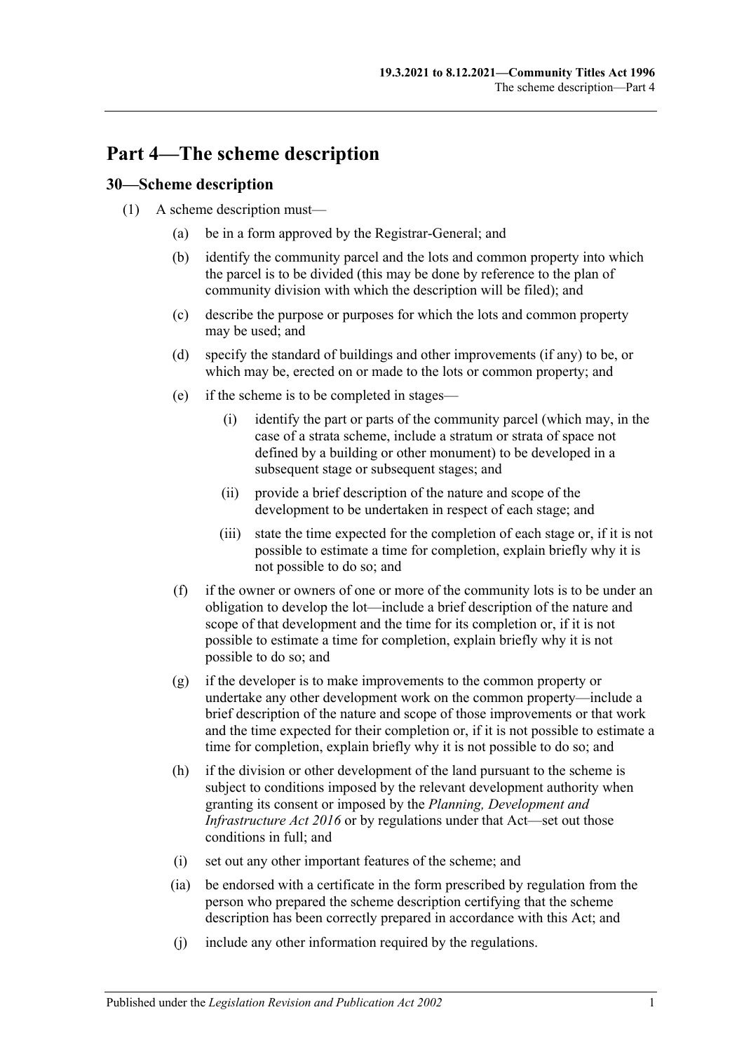# Part 4—The scheme description

## 30—Scheme description

(1) A scheme description must—

- (a) be in a form approved by the Registrar-General; and
- (b) identify the community parcel and the lots and common property into which the parcel is to be divided (this may be done by reference to the plan of community division with which the description will be filed); and
- (c) describe the purpose or purposes for which the lots and common property may be used; and
- (d) specify the standard of buildings and other improvements (if any) to be, or which may be, erected on or made to the lots or common property; and
- (e) if the scheme is to be completed in stages—
  - (i) identify the part or parts of the community parcel (which may, in the case of a strata scheme, include a stratum or strata of space not defined by a building or other monument) to be developed in a subsequent stage or subsequent stages; and
  - (ii) provide a brief description of the nature and scope of the development to be undertaken in respect of each stage; and
  - (iii) state the time expected for the completion of each stage or, if it is not possible to estimate a time for completion, explain briefly why it is not possible to do so; and
- (f) if the owner or owners of one or more of the community lots is to be under an obligation to develop the lot—include a brief description of the nature and scope of that development and the time for its completion or, if it is not possible to estimate a time for completion, explain briefly why it is not possible to do so; and
- (g) if the developer is to make improvements to the common property or undertake any other development work on the common property—include a brief description of the nature and scope of those improvements or that work and the time expected for their completion or, if it is not possible to estimate a time for completion, explain briefly why it is not possible to do so; and
- (h) if the division or other development of the land pursuant to the scheme is subject to conditions imposed by the relevant development authority when granting its consent or imposed by the *Planning, Development and Infrastructure Act 2016* or by regulations under that Act—set out those conditions in full; and
- (i) set out any other important features of the scheme; and
- (ia) be endorsed with a certificate in the form prescribed by regulation from the person who prepared the scheme description certifying that the scheme description has been correctly prepared in accordance with this Act; and
- (j) include any other information required by the regulations.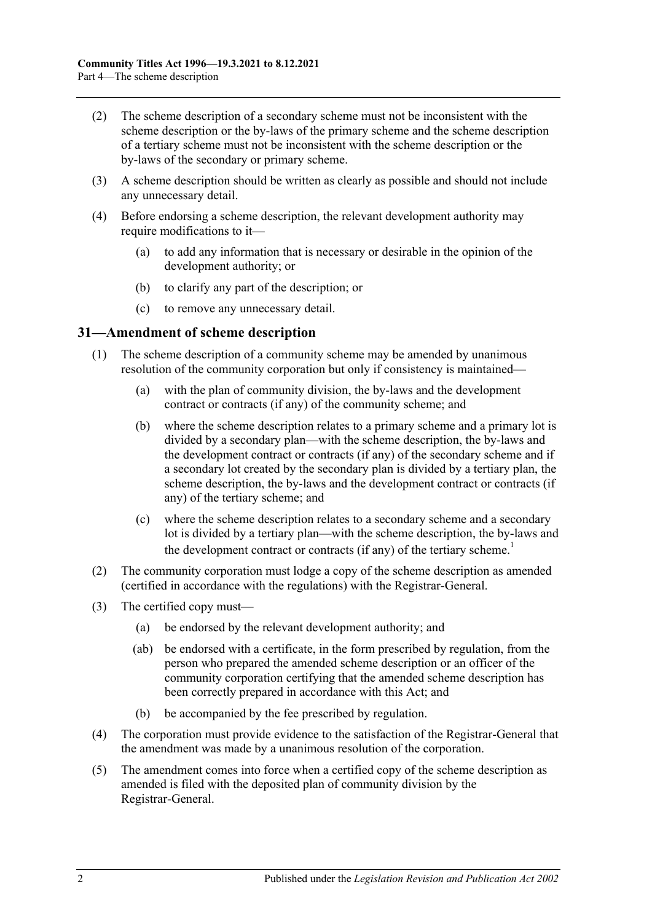(2) The scheme description of a secondary scheme must not be inconsistent with the scheme description or the by-laws of the primary scheme and the scheme description of a tertiary scheme must not be inconsistent with the scheme description or the by-laws of the secondary or primary scheme.

(3) A scheme description should be written as clearly as possible and should not include any unnecessary detail.

(4) Before endorsing a scheme description, the relevant development authority may require modifications to it—

(a) to add any information that is necessary or desirable in the opinion of the development authority; or

(b) to clarify any part of the description; or

(c) to remove any unnecessary detail.

## 31—Amendment of scheme description

(1) The scheme description of a community scheme may be amended by unanimous resolution of the community corporation but only if consistency is maintained—

(a) with the plan of community division, the by-laws and the development contract or contracts (if any) of the community scheme; and

(b) where the scheme description relates to a primary scheme and a primary lot is divided by a secondary plan—with the scheme description, the by-laws and the development contract or contracts (if any) of the secondary scheme and if a secondary lot created by the secondary plan is divided by a tertiary plan, the scheme description, the by-laws and the development contract or contracts (if any) of the tertiary scheme; and

(c) where the scheme description relates to a secondary scheme and a secondary lot is divided by a tertiary plan—with the scheme description, the by-laws and the development contract or contracts (if any) of the tertiary scheme.[1]

(2) The community corporation must lodge a copy of the scheme description as amended (certified in accordance with the regulations) with the Registrar-General.

(3) The certified copy must—

(a) be endorsed by the relevant development authority; and

(ab) be endorsed with a certificate, in the form prescribed by regulation, from the person who prepared the amended scheme description or an officer of the community corporation certifying that the amended scheme description has been correctly prepared in accordance with this Act; and

(b) be accompanied by the fee prescribed by regulation.

(4) The corporation must provide evidence to the satisfaction of the Registrar-General that the amendment was made by a unanimous resolution of the corporation.

(5) The amendment comes into force when a certified copy of the scheme description as amended is filed with the deposited plan of community division by the Registrar-General.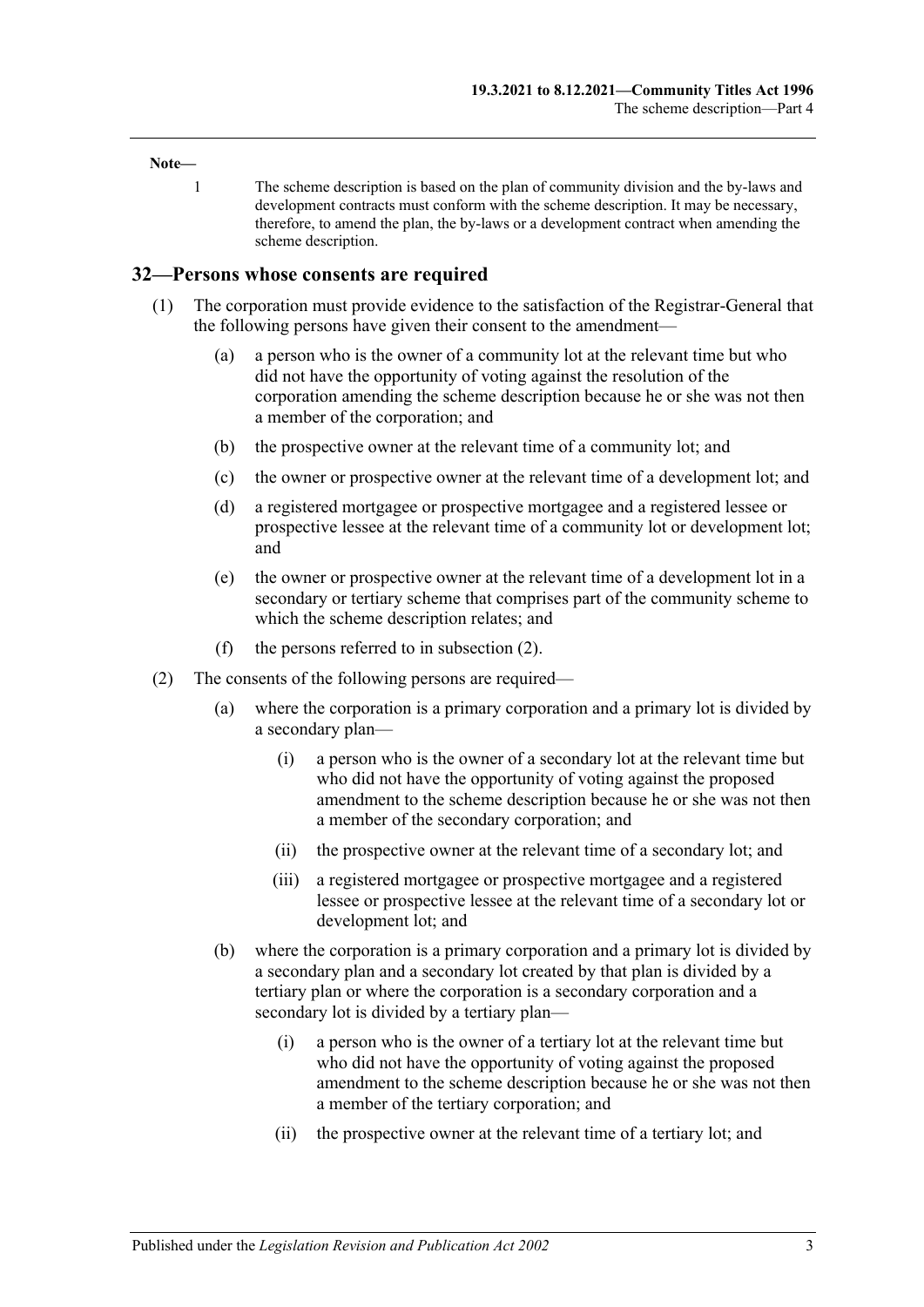**Note—**

1 The scheme description is based on the plan of community division and the by-laws and development contracts must conform with the scheme description. It may be necessary, therefore, to amend the plan, the by-laws or a development contract when amending the scheme description.

## 32—Persons whose consents are required

(1) The corporation must provide evidence to the satisfaction of the Registrar-General that the following persons have given their consent to the amendment—

(a) a person who is the owner of a community lot at the relevant time but who did not have the opportunity of voting against the resolution of the corporation amending the scheme description because he or she was not then a member of the corporation; and

(b) the prospective owner at the relevant time of a community lot; and

(c) the owner or prospective owner at the relevant time of a development lot; and

(d) a registered mortgagee or prospective mortgagee and a registered lessee or prospective lessee at the relevant time of a community lot or development lot; and

(e) the owner or prospective owner at the relevant time of a development lot in a secondary or tertiary scheme that comprises part of the community scheme to which the scheme description relates; and

(f) the persons referred to in subsection (2).

(2) The consents of the following persons are required—

(a) where the corporation is a primary corporation and a primary lot is divided by a secondary plan—

(i) a person who is the owner of a secondary lot at the relevant time but who did not have the opportunity of voting against the proposed amendment to the scheme description because he or she was not then a member of the secondary corporation; and

(ii) the prospective owner at the relevant time of a secondary lot; and

(iii) a registered mortgagee or prospective mortgagee and a registered lessee or prospective lessee at the relevant time of a secondary lot or development lot; and

(b) where the corporation is a primary corporation and a primary lot is divided by a secondary plan and a secondary lot created by that plan is divided by a tertiary plan or where the corporation is a secondary corporation and a secondary lot is divided by a tertiary plan—

(i) a person who is the owner of a tertiary lot at the relevant time but who did not have the opportunity of voting against the proposed amendment to the scheme description because he or she was not then a member of the tertiary corporation; and

(ii) the prospective owner at the relevant time of a tertiary lot; and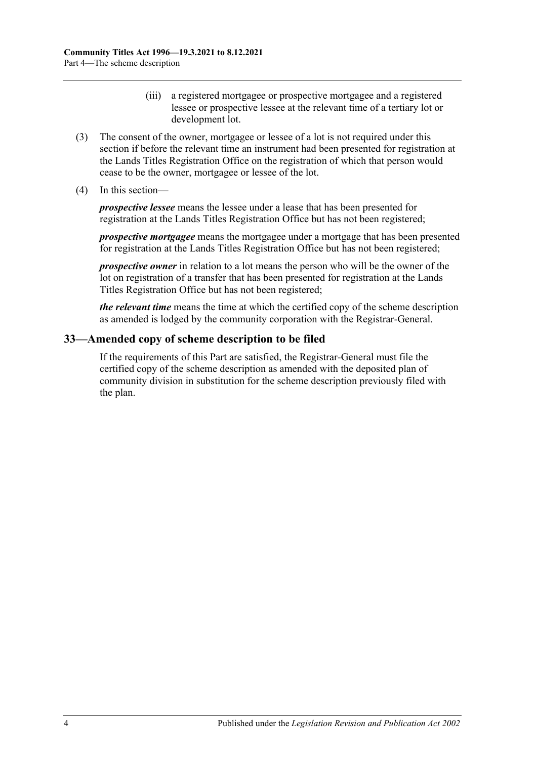(iii) a registered mortgagee or prospective mortgagee and a registered lessee or prospective lessee at the relevant time of a tertiary lot or development lot.

(3) The consent of the owner, mortgagee or lessee of a lot is not required under this section if before the relevant time an instrument had been presented for registration at the Lands Titles Registration Office on the registration of which that person would cease to be the owner, mortgagee or lessee of the lot.

(4) In this section—

***prospective lessee*** means the lessee under a lease that has been presented for registration at the Lands Titles Registration Office but has not been registered;

***prospective mortgagee*** means the mortgagee under a mortgage that has been presented for registration at the Lands Titles Registration Office but has not been registered;

***prospective owner*** in relation to a lot means the person who will be the owner of the lot on registration of a transfer that has been presented for registration at the Lands Titles Registration Office but has not been registered;

***the relevant time*** means the time at which the certified copy of the scheme description as amended is lodged by the community corporation with the Registrar-General.

## 33—Amended copy of scheme description to be filed

If the requirements of this Part are satisfied, the Registrar-General must file the certified copy of the scheme description as amended with the deposited plan of community division in substitution for the scheme description previously filed with the plan.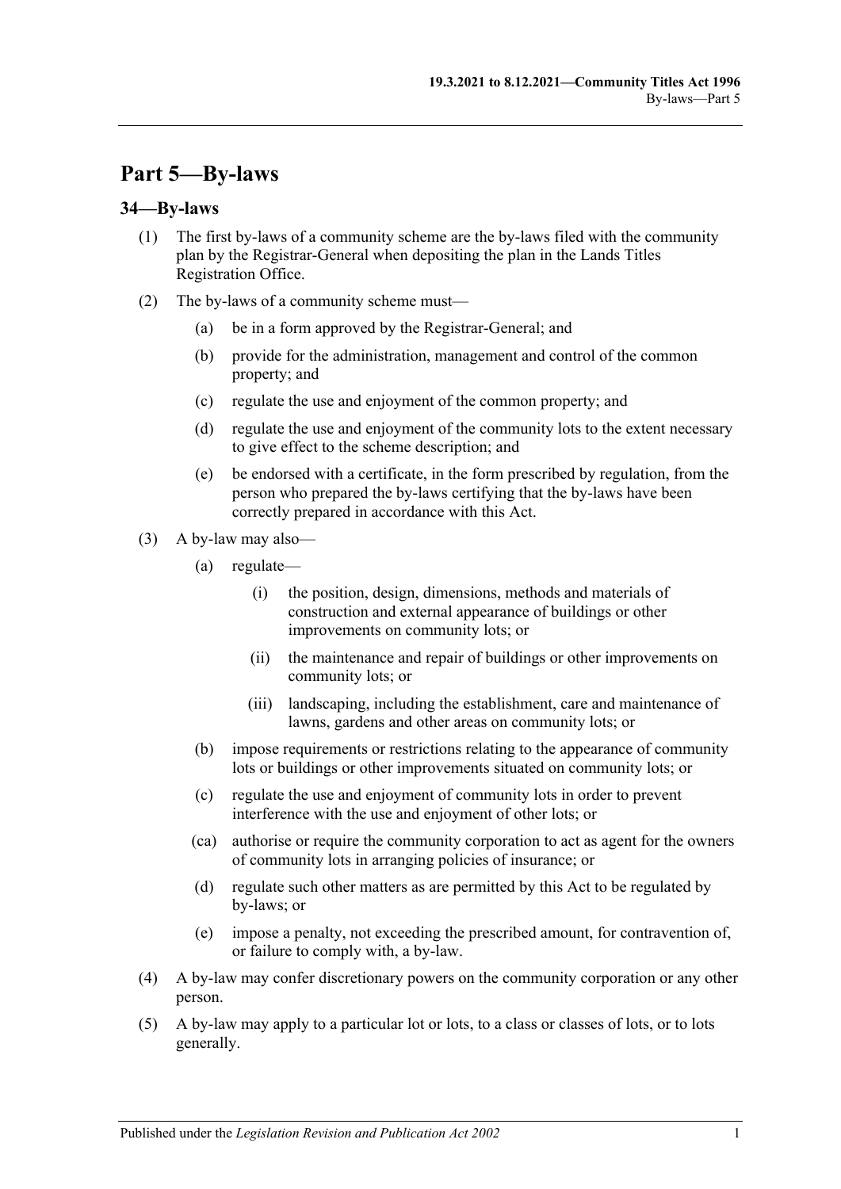# Part 5—By-laws

## 34—By-laws

(1) The first by-laws of a community scheme are the by-laws filed with the community plan by the Registrar-General when depositing the plan in the Lands Titles Registration Office.

(2) The by-laws of a community scheme must—

- (a) be in a form approved by the Registrar-General; and
- (b) provide for the administration, management and control of the common property; and
- (c) regulate the use and enjoyment of the common property; and
- (d) regulate the use and enjoyment of the community lots to the extent necessary to give effect to the scheme description; and
- (e) be endorsed with a certificate, in the form prescribed by regulation, from the person who prepared the by-laws certifying that the by-laws have been correctly prepared in accordance with this Act.

(3) A by-law may also—

- (a) regulate—
  - (i) the position, design, dimensions, methods and materials of construction and external appearance of buildings or other improvements on community lots; or
  - (ii) the maintenance and repair of buildings or other improvements on community lots; or
  - (iii) landscaping, including the establishment, care and maintenance of lawns, gardens and other areas on community lots; or
- (b) impose requirements or restrictions relating to the appearance of community lots or buildings or other improvements situated on community lots; or
- (c) regulate the use and enjoyment of community lots in order to prevent interference with the use and enjoyment of other lots; or
- (ca) authorise or require the community corporation to act as agent for the owners of community lots in arranging policies of insurance; or
- (d) regulate such other matters as are permitted by this Act to be regulated by by-laws; or
- (e) impose a penalty, not exceeding the prescribed amount, for contravention of, or failure to comply with, a by-law.

(4) A by-law may confer discretionary powers on the community corporation or any other person.

(5) A by-law may apply to a particular lot or lots, to a class or classes of lots, or to lots generally.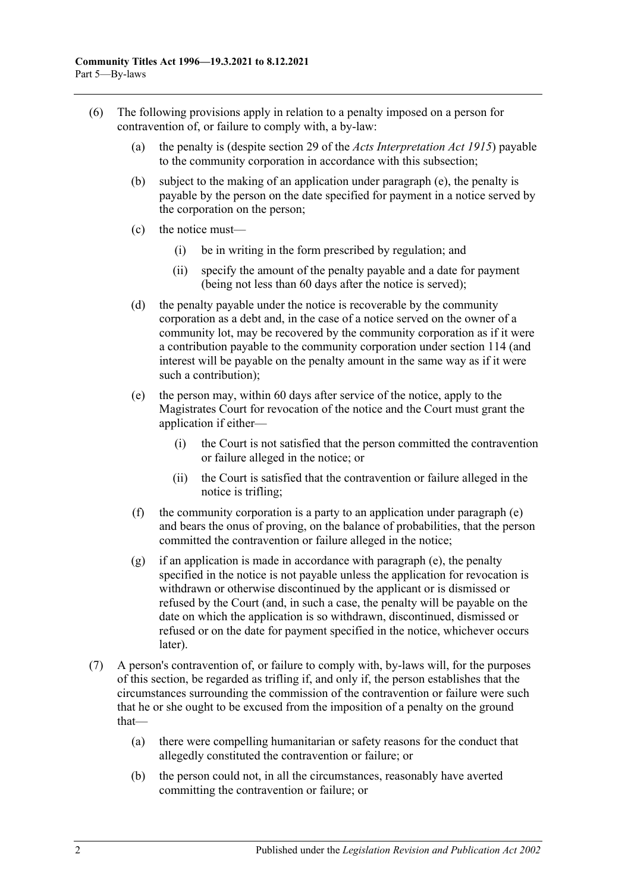(6) The following provisions apply in relation to a penalty imposed on a person for contravention of, or failure to comply with, a by-law:

(a) the penalty is (despite section 29 of the *Acts Interpretation Act 1915*) payable to the community corporation in accordance with this subsection;

(b) subject to the making of an application under paragraph (e), the penalty is payable by the person on the date specified for payment in a notice served by the corporation on the person;

(c) the notice must—

(i) be in writing in the form prescribed by regulation; and

(ii) specify the amount of the penalty payable and a date for payment (being not less than 60 days after the notice is served);

(d) the penalty payable under the notice is recoverable by the community corporation as a debt and, in the case of a notice served on the owner of a community lot, may be recovered by the community corporation as if it were a contribution payable to the community corporation under section 114 (and interest will be payable on the penalty amount in the same way as if it were such a contribution);

(e) the person may, within 60 days after service of the notice, apply to the Magistrates Court for revocation of the notice and the Court must grant the application if either—

(i) the Court is not satisfied that the person committed the contravention or failure alleged in the notice; or

(ii) the Court is satisfied that the contravention or failure alleged in the notice is trifling;

(f) the community corporation is a party to an application under paragraph (e) and bears the onus of proving, on the balance of probabilities, that the person committed the contravention or failure alleged in the notice;

(g) if an application is made in accordance with paragraph (e), the penalty specified in the notice is not payable unless the application for revocation is withdrawn or otherwise discontinued by the applicant or is dismissed or refused by the Court (and, in such a case, the penalty will be payable on the date on which the application is so withdrawn, discontinued, dismissed or refused or on the date for payment specified in the notice, whichever occurs later).

(7) A person's contravention of, or failure to comply with, by-laws will, for the purposes of this section, be regarded as trifling if, and only if, the person establishes that the circumstances surrounding the commission of the contravention or failure were such that he or she ought to be excused from the imposition of a penalty on the ground that—

(a) there were compelling humanitarian or safety reasons for the conduct that allegedly constituted the contravention or failure; or

(b) the person could not, in all the circumstances, reasonably have averted committing the contravention or failure; or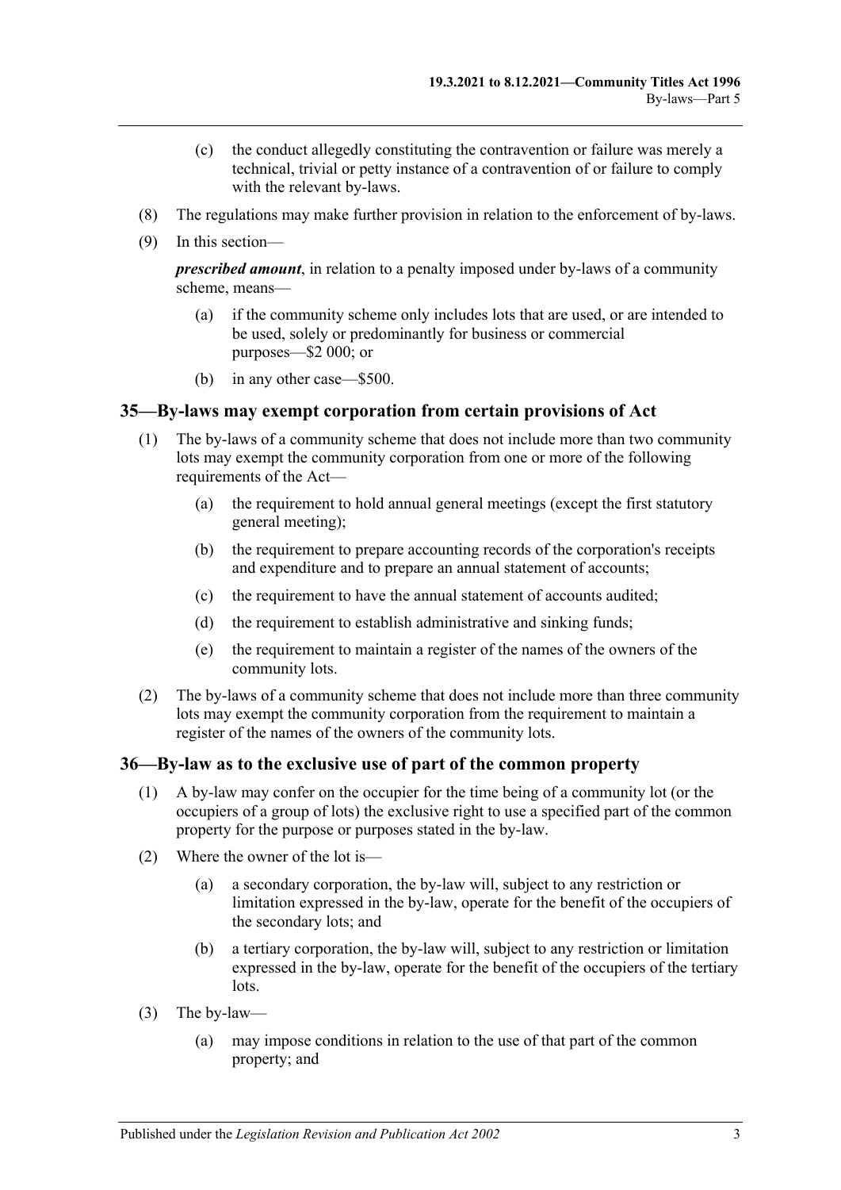(c) the conduct allegedly constituting the contravention or failure was merely a technical, trivial or petty instance of a contravention of or failure to comply with the relevant by-laws.

(8) The regulations may make further provision in relation to the enforcement of by-laws.

(9) In this section—

***prescribed amount***, in relation to a penalty imposed under by-laws of a community scheme, means—

(a) if the community scheme only includes lots that are used, or are intended to be used, solely or predominantly for business or commercial purposes—$2 000; or

(b) in any other case—$500.

## 35—By-laws may exempt corporation from certain provisions of Act

(1) The by-laws of a community scheme that does not include more than two community lots may exempt the community corporation from one or more of the following requirements of the Act—

(a) the requirement to hold annual general meetings (except the first statutory general meeting);

(b) the requirement to prepare accounting records of the corporation's receipts and expenditure and to prepare an annual statement of accounts;

(c) the requirement to have the annual statement of accounts audited;

(d) the requirement to establish administrative and sinking funds;

(e) the requirement to maintain a register of the names of the owners of the community lots.

(2) The by-laws of a community scheme that does not include more than three community lots may exempt the community corporation from the requirement to maintain a register of the names of the owners of the community lots.

## 36—By-law as to the exclusive use of part of the common property

(1) A by-law may confer on the occupier for the time being of a community lot (or the occupiers of a group of lots) the exclusive right to use a specified part of the common property for the purpose or purposes stated in the by-law.

(2) Where the owner of the lot is—

(a) a secondary corporation, the by-law will, subject to any restriction or limitation expressed in the by-law, operate for the benefit of the occupiers of the secondary lots; and

(b) a tertiary corporation, the by-law will, subject to any restriction or limitation expressed in the by-law, operate for the benefit of the occupiers of the tertiary lots.

(3) The by-law—

(a) may impose conditions in relation to the use of that part of the common property; and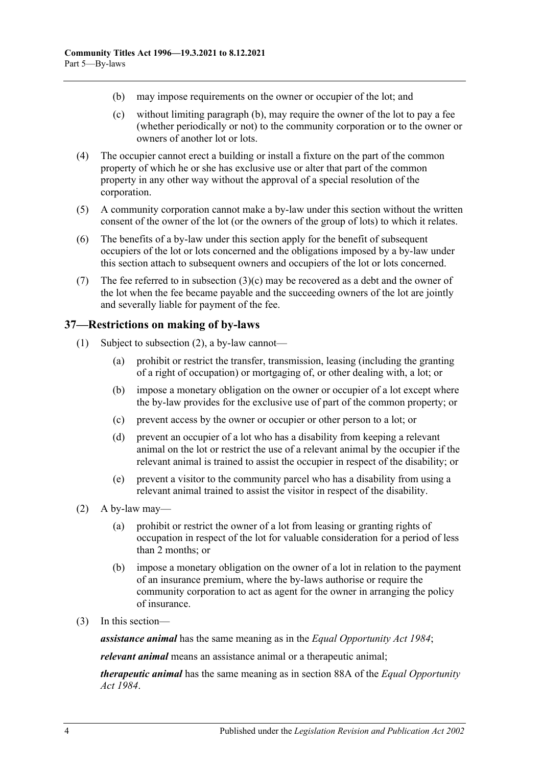(b) may impose requirements on the owner or occupier of the lot; and

(c) without limiting paragraph (b), may require the owner of the lot to pay a fee (whether periodically or not) to the community corporation or to the owner or owners of another lot or lots.

(4) The occupier cannot erect a building or install a fixture on the part of the common property of which he or she has exclusive use or alter that part of the common property in any other way without the approval of a special resolution of the corporation.

(5) A community corporation cannot make a by-law under this section without the written consent of the owner of the lot (or the owners of the group of lots) to which it relates.

(6) The benefits of a by-law under this section apply for the benefit of subsequent occupiers of the lot or lots concerned and the obligations imposed by a by-law under this section attach to subsequent owners and occupiers of the lot or lots concerned.

(7) The fee referred to in subsection (3)(c) may be recovered as a debt and the owner of the lot when the fee became payable and the succeeding owners of the lot are jointly and severally liable for payment of the fee.

## 37—Restrictions on making of by-laws

(1) Subject to subsection (2), a by-law cannot—

(a) prohibit or restrict the transfer, transmission, leasing (including the granting of a right of occupation) or mortgaging of, or other dealing with, a lot; or

(b) impose a monetary obligation on the owner or occupier of a lot except where the by-law provides for the exclusive use of part of the common property; or

(c) prevent access by the owner or occupier or other person to a lot; or

(d) prevent an occupier of a lot who has a disability from keeping a relevant animal on the lot or restrict the use of a relevant animal by the occupier if the relevant animal is trained to assist the occupier in respect of the disability; or

(e) prevent a visitor to the community parcel who has a disability from using a relevant animal trained to assist the visitor in respect of the disability.

(2) A by-law may—

(a) prohibit or restrict the owner of a lot from leasing or granting rights of occupation in respect of the lot for valuable consideration for a period of less than 2 months; or

(b) impose a monetary obligation on the owner of a lot in relation to the payment of an insurance premium, where the by-laws authorise or require the community corporation to act as agent for the owner in arranging the policy of insurance.

(3) In this section—

***assistance animal*** has the same meaning as in the *Equal Opportunity Act 1984*;

***relevant animal*** means an assistance animal or a therapeutic animal;

***therapeutic animal*** has the same meaning as in section 88A of the *Equal Opportunity Act 1984*.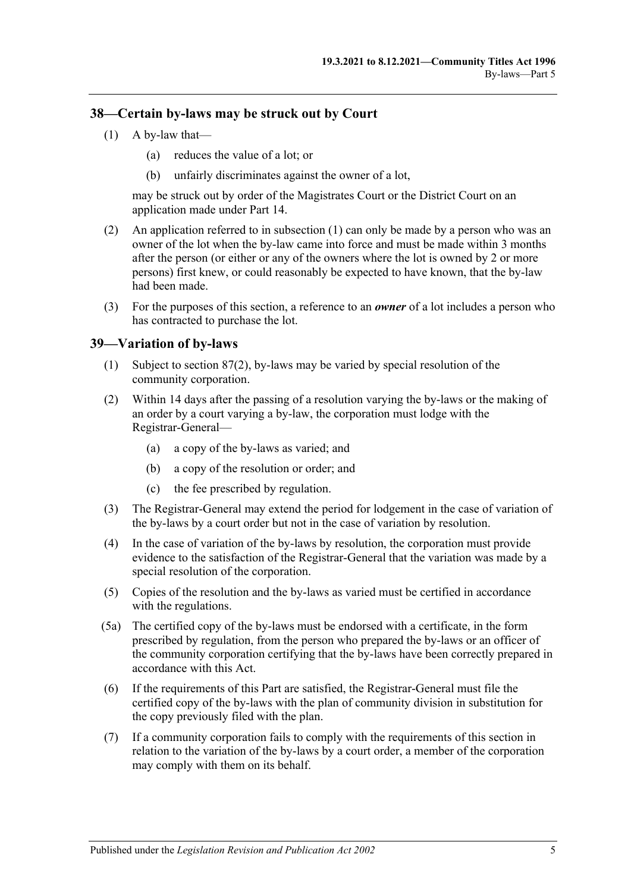## 38—Certain by-laws may be struck out by Court

(1) A by-law that—

(a) reduces the value of a lot; or

(b) unfairly discriminates against the owner of a lot,

may be struck out by order of the Magistrates Court or the District Court on an application made under Part 14.

(2) An application referred to in subsection (1) can only be made by a person who was an owner of the lot when the by-law came into force and must be made within 3 months after the person (or either or any of the owners where the lot is owned by 2 or more persons) first knew, or could reasonably be expected to have known, that the by-law had been made.

(3) For the purposes of this section, a reference to an ***owner*** of a lot includes a person who has contracted to purchase the lot.

## 39—Variation of by-laws

(1) Subject to section 87(2), by-laws may be varied by special resolution of the community corporation.

(2) Within 14 days after the passing of a resolution varying the by-laws or the making of an order by a court varying a by-law, the corporation must lodge with the Registrar-General—

(a) a copy of the by-laws as varied; and

(b) a copy of the resolution or order; and

(c) the fee prescribed by regulation.

(3) The Registrar-General may extend the period for lodgement in the case of variation of the by-laws by a court order but not in the case of variation by resolution.

(4) In the case of variation of the by-laws by resolution, the corporation must provide evidence to the satisfaction of the Registrar-General that the variation was made by a special resolution of the corporation.

(5) Copies of the resolution and the by-laws as varied must be certified in accordance with the regulations.

(5a) The certified copy of the by-laws must be endorsed with a certificate, in the form prescribed by regulation, from the person who prepared the by-laws or an officer of the community corporation certifying that the by-laws have been correctly prepared in accordance with this Act.

(6) If the requirements of this Part are satisfied, the Registrar-General must file the certified copy of the by-laws with the plan of community division in substitution for the copy previously filed with the plan.

(7) If a community corporation fails to comply with the requirements of this section in relation to the variation of the by-laws by a court order, a member of the corporation may comply with them on its behalf.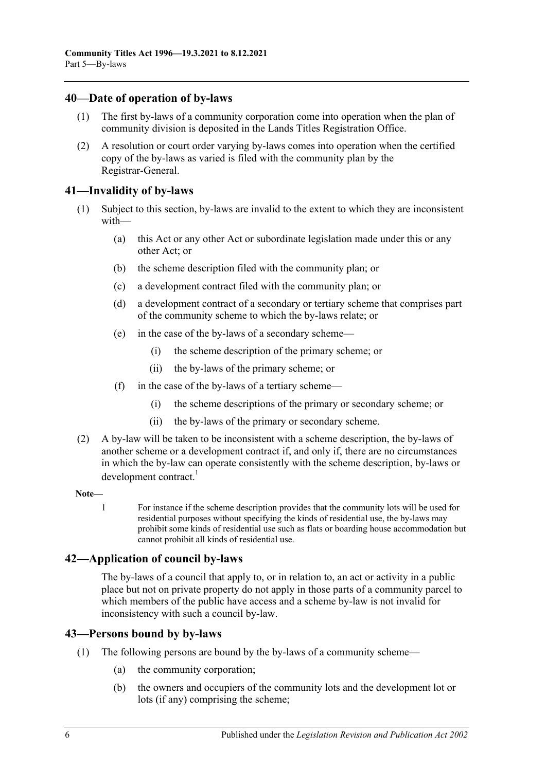## 40—Date of operation of by-laws

(1) The first by-laws of a community corporation come into operation when the plan of community division is deposited in the Lands Titles Registration Office.

(2) A resolution or court order varying by-laws comes into operation when the certified copy of the by-laws as varied is filed with the community plan by the Registrar-General.

## 41—Invalidity of by-laws

(1) Subject to this section, by-laws are invalid to the extent to which they are inconsistent with—

(a) this Act or any other Act or subordinate legislation made under this or any other Act; or

(b) the scheme description filed with the community plan; or

(c) a development contract filed with the community plan; or

(d) a development contract of a secondary or tertiary scheme that comprises part of the community scheme to which the by-laws relate; or

(e) in the case of the by-laws of a secondary scheme—

(i) the scheme description of the primary scheme; or

(ii) the by-laws of the primary scheme; or

(f) in the case of the by-laws of a tertiary scheme—

(i) the scheme descriptions of the primary or secondary scheme; or

(ii) the by-laws of the primary or secondary scheme.

(2) A by-law will be taken to be inconsistent with a scheme description, the by-laws of another scheme or a development contract if, and only if, there are no circumstances in which the by-law can operate consistently with the scheme description, by-laws or development contract.[1]

**Note—**

1 For instance if the scheme description provides that the community lots will be used for residential purposes without specifying the kinds of residential use, the by-laws may prohibit some kinds of residential use such as flats or boarding house accommodation but cannot prohibit all kinds of residential use.

## 42—Application of council by-laws

The by-laws of a council that apply to, or in relation to, an act or activity in a public place but not on private property do not apply in those parts of a community parcel to which members of the public have access and a scheme by-law is not invalid for inconsistency with such a council by-law.

## 43—Persons bound by by-laws

(1) The following persons are bound by the by-laws of a community scheme—

(a) the community corporation;

(b) the owners and occupiers of the community lots and the development lot or lots (if any) comprising the scheme;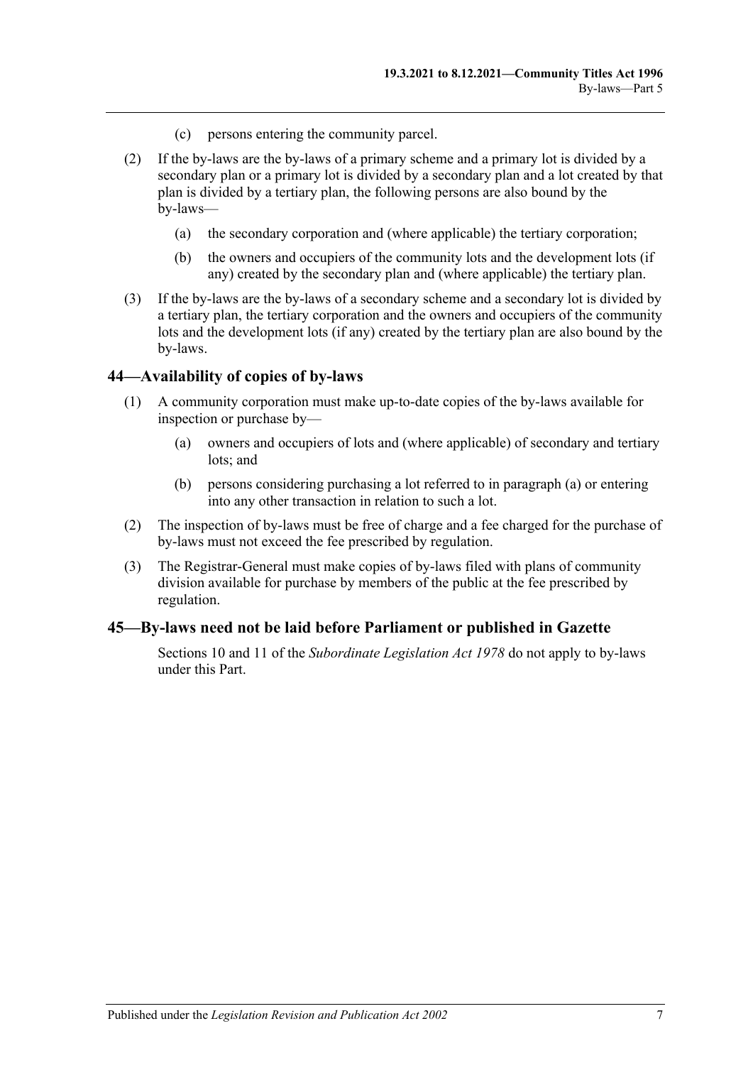(c) persons entering the community parcel.

(2) If the by-laws are the by-laws of a primary scheme and a primary lot is divided by a secondary plan or a primary lot is divided by a secondary plan and a lot created by that plan is divided by a tertiary plan, the following persons are also bound by the by-laws—

(a) the secondary corporation and (where applicable) the tertiary corporation;

(b) the owners and occupiers of the community lots and the development lots (if any) created by the secondary plan and (where applicable) the tertiary plan.

(3) If the by-laws are the by-laws of a secondary scheme and a secondary lot is divided by a tertiary plan, the tertiary corporation and the owners and occupiers of the community lots and the development lots (if any) created by the tertiary plan are also bound by the by-laws.

## 44—Availability of copies of by-laws

(1) A community corporation must make up-to-date copies of the by-laws available for inspection or purchase by—

(a) owners and occupiers of lots and (where applicable) of secondary and tertiary lots; and

(b) persons considering purchasing a lot referred to in paragraph (a) or entering into any other transaction in relation to such a lot.

(2) The inspection of by-laws must be free of charge and a fee charged for the purchase of by-laws must not exceed the fee prescribed by regulation.

(3) The Registrar-General must make copies of by-laws filed with plans of community division available for purchase by members of the public at the fee prescribed by regulation.

## 45—By-laws need not be laid before Parliament or published in Gazette

Sections 10 and 11 of the *Subordinate Legislation Act 1978* do not apply to by-laws under this Part.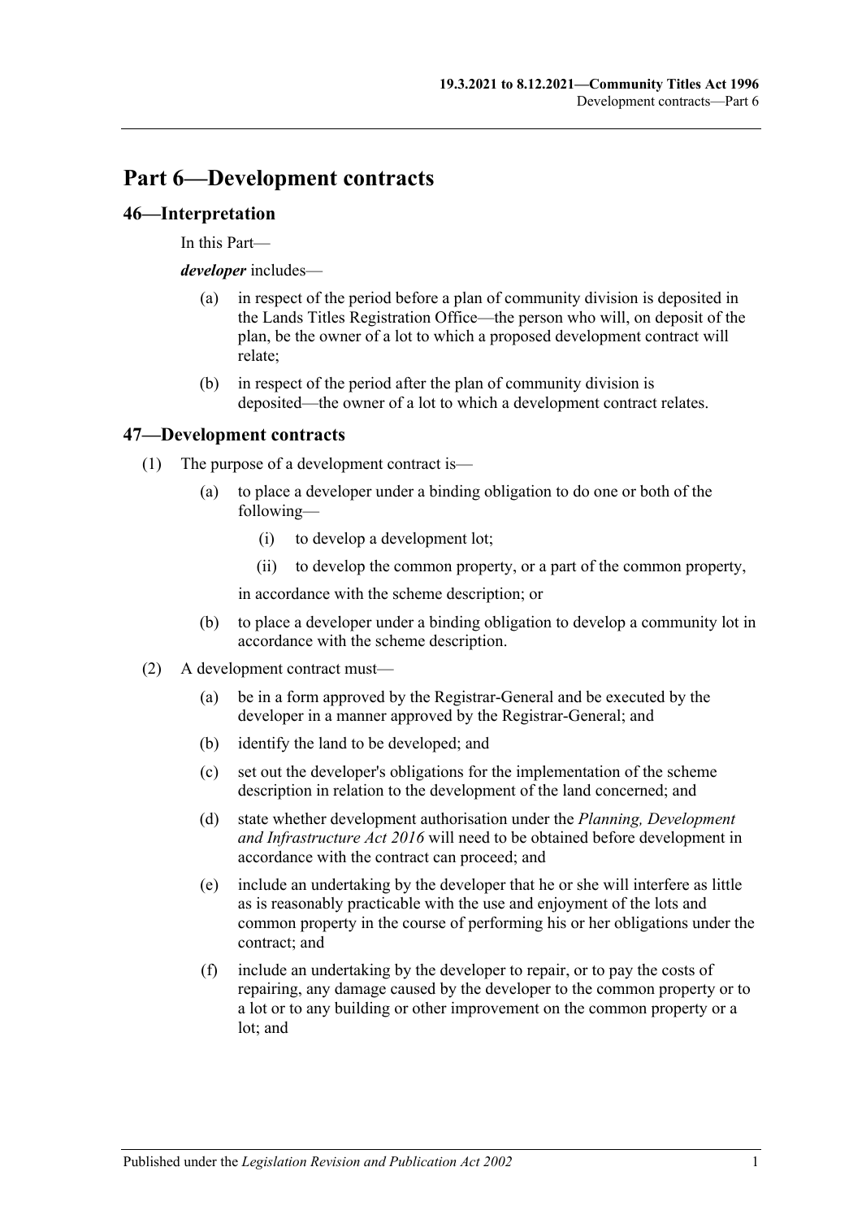# Part 6—Development contracts

## 46—Interpretation

In this Part—

***developer*** includes—

(a) in respect of the period before a plan of community division is deposited in the Lands Titles Registration Office—the person who will, on deposit of the plan, be the owner of a lot to which a proposed development contract will relate;

(b) in respect of the period after the plan of community division is deposited—the owner of a lot to which a development contract relates.

## 47—Development contracts

(1) The purpose of a development contract is—

(a) to place a developer under a binding obligation to do one or both of the following—

(i) to develop a development lot;

(ii) to develop the common property, or a part of the common property,

in accordance with the scheme description; or

(b) to place a developer under a binding obligation to develop a community lot in accordance with the scheme description.

(2) A development contract must—

(a) be in a form approved by the Registrar-General and be executed by the developer in a manner approved by the Registrar-General; and

(b) identify the land to be developed; and

(c) set out the developer's obligations for the implementation of the scheme description in relation to the development of the land concerned; and

(d) state whether development authorisation under the *Planning, Development and Infrastructure Act 2016* will need to be obtained before development in accordance with the contract can proceed; and

(e) include an undertaking by the developer that he or she will interfere as little as is reasonably practicable with the use and enjoyment of the lots and common property in the course of performing his or her obligations under the contract; and

(f) include an undertaking by the developer to repair, or to pay the costs of repairing, any damage caused by the developer to the common property or to a lot or to any building or other improvement on the common property or a lot; and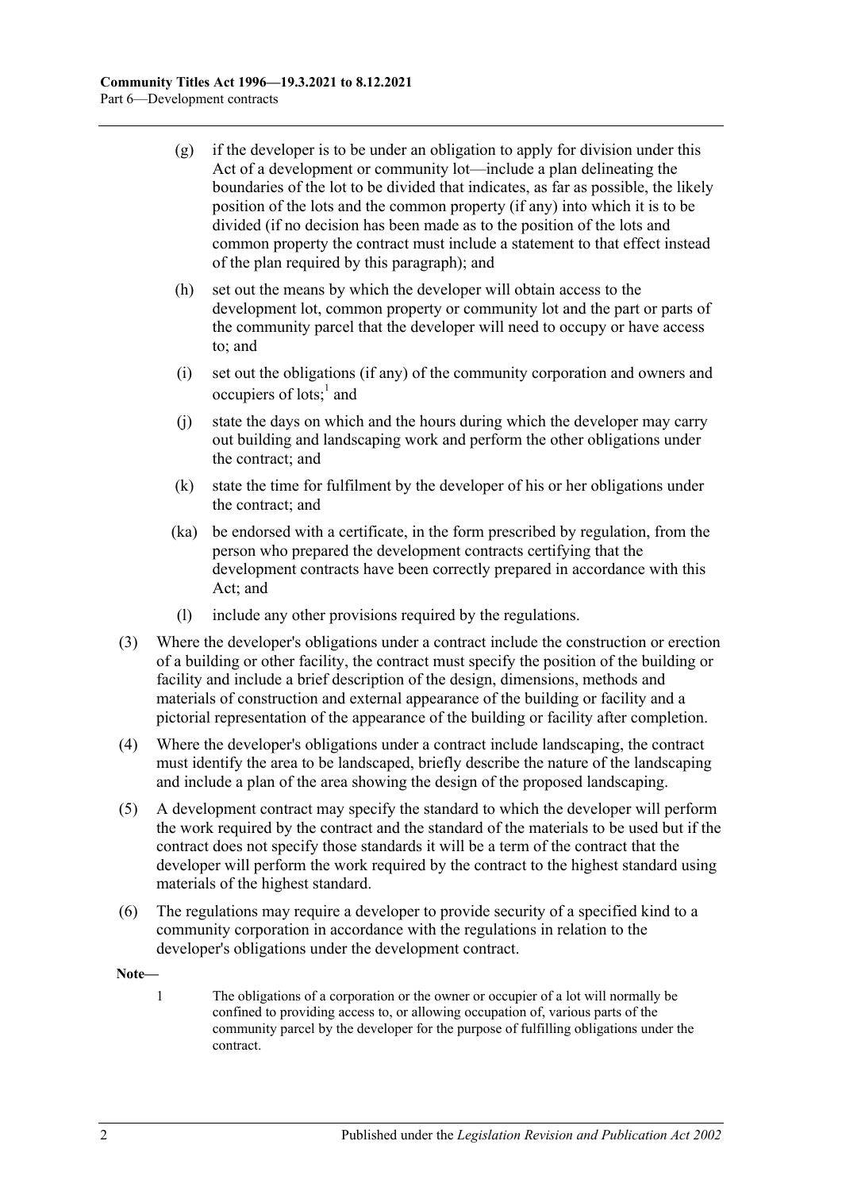(g) if the developer is to be under an obligation to apply for division under this Act of a development or community lot—include a plan delineating the boundaries of the lot to be divided that indicates, as far as possible, the likely position of the lots and the common property (if any) into which it is to be divided (if no decision has been made as to the position of the lots and common property the contract must include a statement to that effect instead of the plan required by this paragraph); and

(h) set out the means by which the developer will obtain access to the development lot, common property or community lot and the part or parts of the community parcel that the developer will need to occupy or have access to; and

(i) set out the obligations (if any) of the community corporation and owners and occupiers of lots;[1] and

(j) state the days on which and the hours during which the developer may carry out building and landscaping work and perform the other obligations under the contract; and

(k) state the time for fulfilment by the developer of his or her obligations under the contract; and

(ka) be endorsed with a certificate, in the form prescribed by regulation, from the person who prepared the development contracts certifying that the development contracts have been correctly prepared in accordance with this Act; and

(l) include any other provisions required by the regulations.

(3) Where the developer's obligations under a contract include the construction or erection of a building or other facility, the contract must specify the position of the building or facility and include a brief description of the design, dimensions, methods and materials of construction and external appearance of the building or facility and a pictorial representation of the appearance of the building or facility after completion.

(4) Where the developer's obligations under a contract include landscaping, the contract must identify the area to be landscaped, briefly describe the nature of the landscaping and include a plan of the area showing the design of the proposed landscaping.

(5) A development contract may specify the standard to which the developer will perform the work required by the contract and the standard of the materials to be used but if the contract does not specify those standards it will be a term of the contract that the developer will perform the work required by the contract to the highest standard using materials of the highest standard.

(6) The regulations may require a developer to provide security of a specified kind to a community corporation in accordance with the regulations in relation to the developer's obligations under the development contract.

**Note—**

1 The obligations of a corporation or the owner or occupier of a lot will normally be confined to providing access to, or allowing occupation of, various parts of the community parcel by the developer for the purpose of fulfilling obligations under the contract.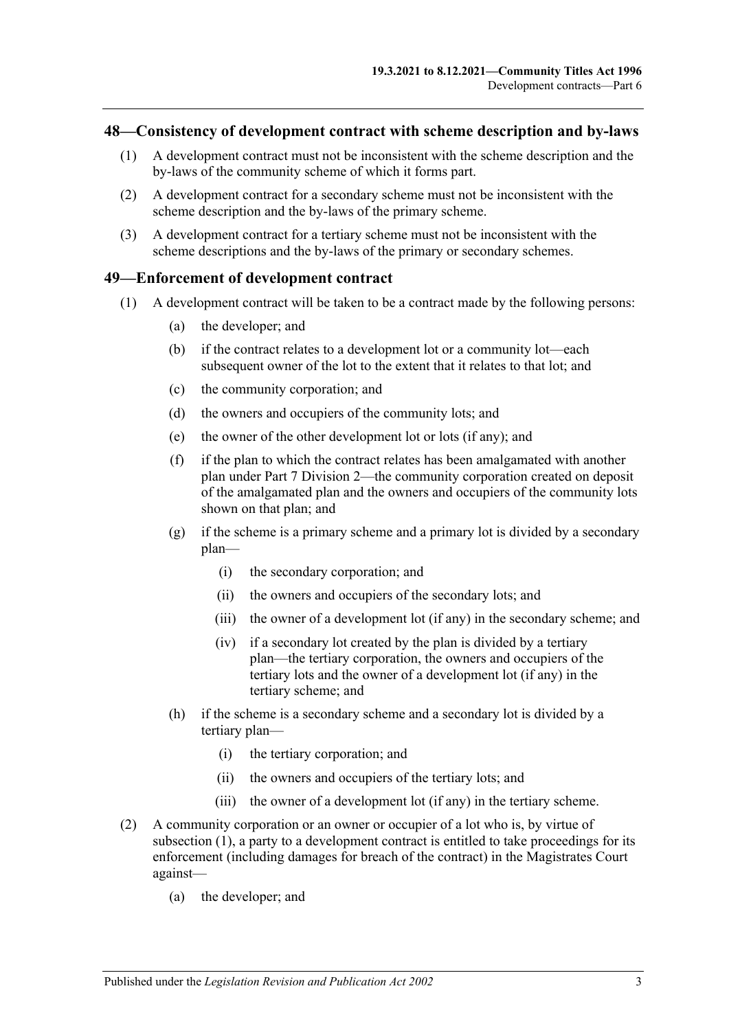## 48—Consistency of development contract with scheme description and by-laws

(1) A development contract must not be inconsistent with the scheme description and the by-laws of the community scheme of which it forms part.

(2) A development contract for a secondary scheme must not be inconsistent with the scheme description and the by-laws of the primary scheme.

(3) A development contract for a tertiary scheme must not be inconsistent with the scheme descriptions and the by-laws of the primary or secondary schemes.

## 49—Enforcement of development contract

(1) A development contract will be taken to be a contract made by the following persons:

- (a) the developer; and
- (b) if the contract relates to a development lot or a community lot—each subsequent owner of the lot to the extent that it relates to that lot; and
- (c) the community corporation; and
- (d) the owners and occupiers of the community lots; and
- (e) the owner of the other development lot or lots (if any); and
- (f) if the plan to which the contract relates has been amalgamated with another plan under Part 7 Division 2—the community corporation created on deposit of the amalgamated plan and the owners and occupiers of the community lots shown on that plan; and
- (g) if the scheme is a primary scheme and a primary lot is divided by a secondary plan—
  - (i) the secondary corporation; and
  - (ii) the owners and occupiers of the secondary lots; and
  - (iii) the owner of a development lot (if any) in the secondary scheme; and
  - (iv) if a secondary lot created by the plan is divided by a tertiary plan—the tertiary corporation, the owners and occupiers of the tertiary lots and the owner of a development lot (if any) in the tertiary scheme; and
- (h) if the scheme is a secondary scheme and a secondary lot is divided by a tertiary plan—
  - (i) the tertiary corporation; and
  - (ii) the owners and occupiers of the tertiary lots; and
  - (iii) the owner of a development lot (if any) in the tertiary scheme.

(2) A community corporation or an owner or occupier of a lot who is, by virtue of subsection (1), a party to a development contract is entitled to take proceedings for its enforcement (including damages for breach of the contract) in the Magistrates Court against—

- (a) the developer; and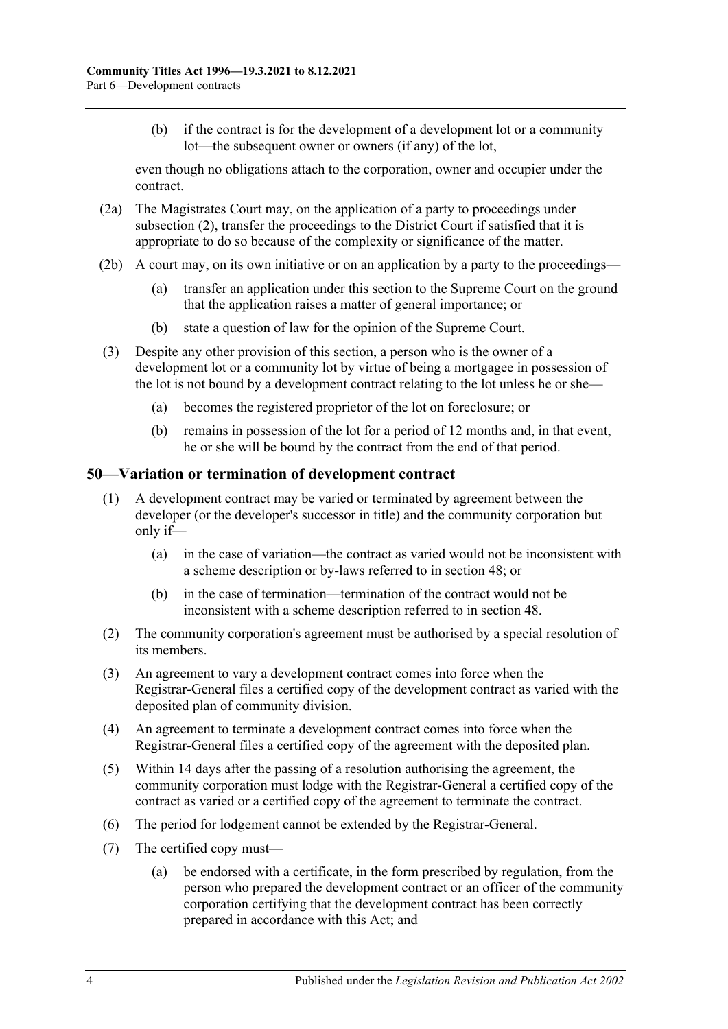(b) if the contract is for the development of a development lot or a community lot—the subsequent owner or owners (if any) of the lot,

even though no obligations attach to the corporation, owner and occupier under the contract.

(2a) The Magistrates Court may, on the application of a party to proceedings under subsection (2), transfer the proceedings to the District Court if satisfied that it is appropriate to do so because of the complexity or significance of the matter.

(2b) A court may, on its own initiative or on an application by a party to the proceedings—

(a) transfer an application under this section to the Supreme Court on the ground that the application raises a matter of general importance; or

(b) state a question of law for the opinion of the Supreme Court.

(3) Despite any other provision of this section, a person who is the owner of a development lot or a community lot by virtue of being a mortgagee in possession of the lot is not bound by a development contract relating to the lot unless he or she—

(a) becomes the registered proprietor of the lot on foreclosure; or

(b) remains in possession of the lot for a period of 12 months and, in that event, he or she will be bound by the contract from the end of that period.

## 50—Variation or termination of development contract

(1) A development contract may be varied or terminated by agreement between the developer (or the developer's successor in title) and the community corporation but only if—

(a) in the case of variation—the contract as varied would not be inconsistent with a scheme description or by-laws referred to in section 48; or

(b) in the case of termination—termination of the contract would not be inconsistent with a scheme description referred to in section 48.

(2) The community corporation's agreement must be authorised by a special resolution of its members.

(3) An agreement to vary a development contract comes into force when the Registrar-General files a certified copy of the development contract as varied with the deposited plan of community division.

(4) An agreement to terminate a development contract comes into force when the Registrar-General files a certified copy of the agreement with the deposited plan.

(5) Within 14 days after the passing of a resolution authorising the agreement, the community corporation must lodge with the Registrar-General a certified copy of the contract as varied or a certified copy of the agreement to terminate the contract.

(6) The period for lodgement cannot be extended by the Registrar-General.

(7) The certified copy must—

(a) be endorsed with a certificate, in the form prescribed by regulation, from the person who prepared the development contract or an officer of the community corporation certifying that the development contract has been correctly prepared in accordance with this Act; and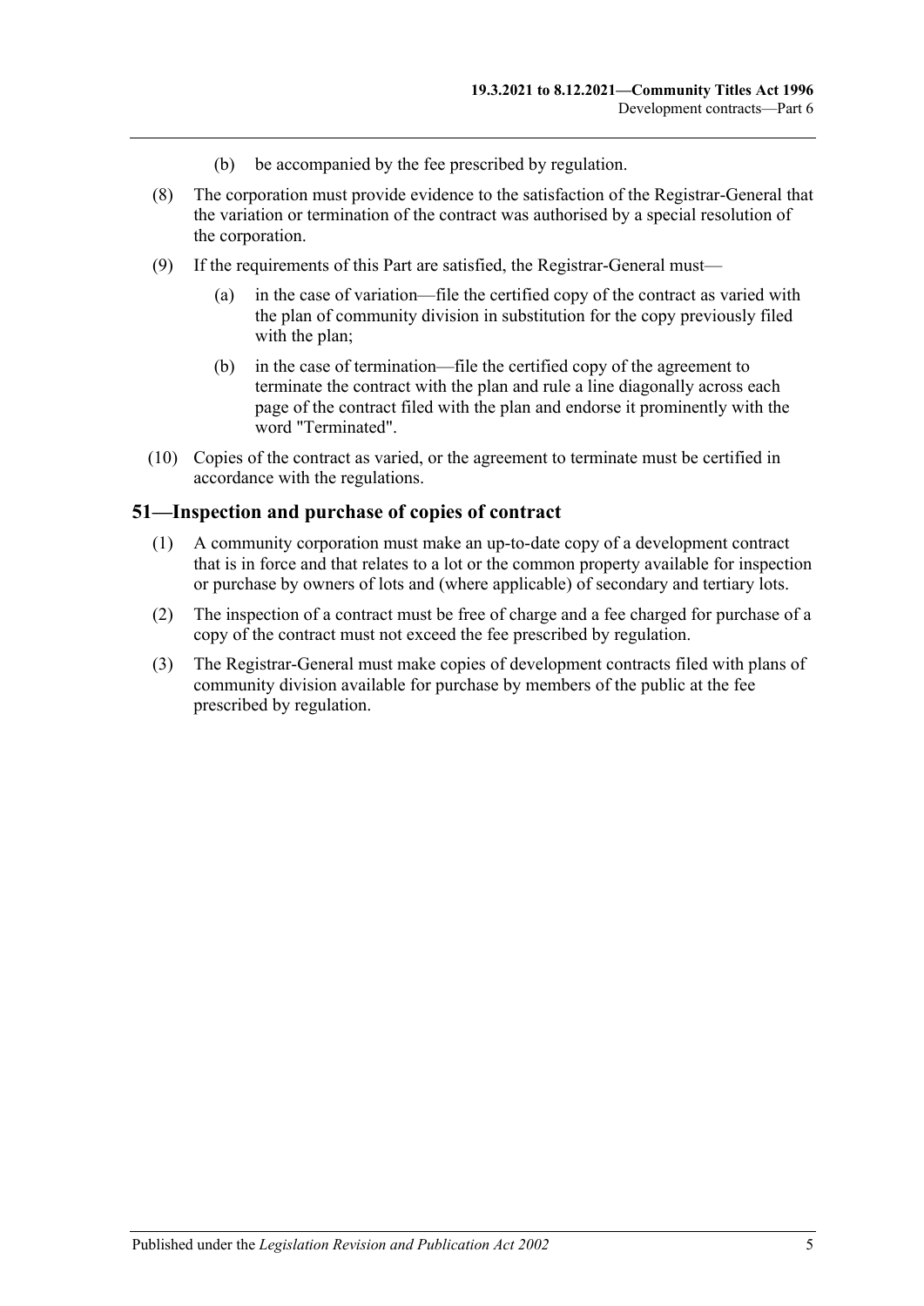(b) be accompanied by the fee prescribed by regulation.

(8) The corporation must provide evidence to the satisfaction of the Registrar-General that the variation or termination of the contract was authorised by a special resolution of the corporation.

(9) If the requirements of this Part are satisfied, the Registrar-General must—

(a) in the case of variation—file the certified copy of the contract as varied with the plan of community division in substitution for the copy previously filed with the plan;

(b) in the case of termination—file the certified copy of the agreement to terminate the contract with the plan and rule a line diagonally across each page of the contract filed with the plan and endorse it prominently with the word "Terminated".

(10) Copies of the contract as varied, or the agreement to terminate must be certified in accordance with the regulations.

## 51—Inspection and purchase of copies of contract

(1) A community corporation must make an up-to-date copy of a development contract that is in force and that relates to a lot or the common property available for inspection or purchase by owners of lots and (where applicable) of secondary and tertiary lots.

(2) The inspection of a contract must be free of charge and a fee charged for purchase of a copy of the contract must not exceed the fee prescribed by regulation.

(3) The Registrar-General must make copies of development contracts filed with plans of community division available for purchase by members of the public at the fee prescribed by regulation.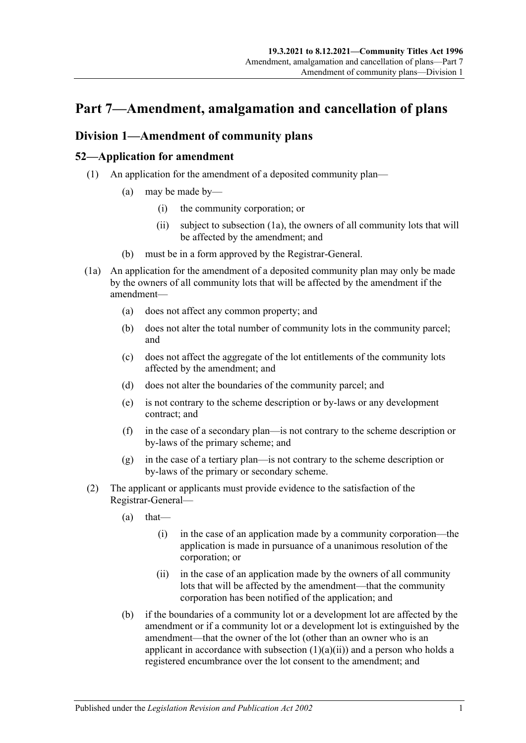# Part 7—Amendment, amalgamation and cancellation of plans

## Division 1—Amendment of community plans

### 52—Application for amendment

(1) An application for the amendment of a deposited community plan—

(a) may be made by—

(i) the community corporation; or

(ii) subject to subsection (1a), the owners of all community lots that will be affected by the amendment; and

(b) must be in a form approved by the Registrar-General.

(1a) An application for the amendment of a deposited community plan may only be made by the owners of all community lots that will be affected by the amendment if the amendment—

(a) does not affect any common property; and

(b) does not alter the total number of community lots in the community parcel; and

(c) does not affect the aggregate of the lot entitlements of the community lots affected by the amendment; and

(d) does not alter the boundaries of the community parcel; and

(e) is not contrary to the scheme description or by-laws or any development contract; and

(f) in the case of a secondary plan—is not contrary to the scheme description or by-laws of the primary scheme; and

(g) in the case of a tertiary plan—is not contrary to the scheme description or by-laws of the primary or secondary scheme.

(2) The applicant or applicants must provide evidence to the satisfaction of the Registrar-General—

(a) that—

(i) in the case of an application made by a community corporation—the application is made in pursuance of a unanimous resolution of the corporation; or

(ii) in the case of an application made by the owners of all community lots that will be affected by the amendment—that the community corporation has been notified of the application; and

(b) if the boundaries of a community lot or a development lot are affected by the amendment or if a community lot or a development lot is extinguished by the amendment—that the owner of the lot (other than an owner who is an applicant in accordance with subsection (1)(a)(ii)) and a person who holds a registered encumbrance over the lot consent to the amendment; and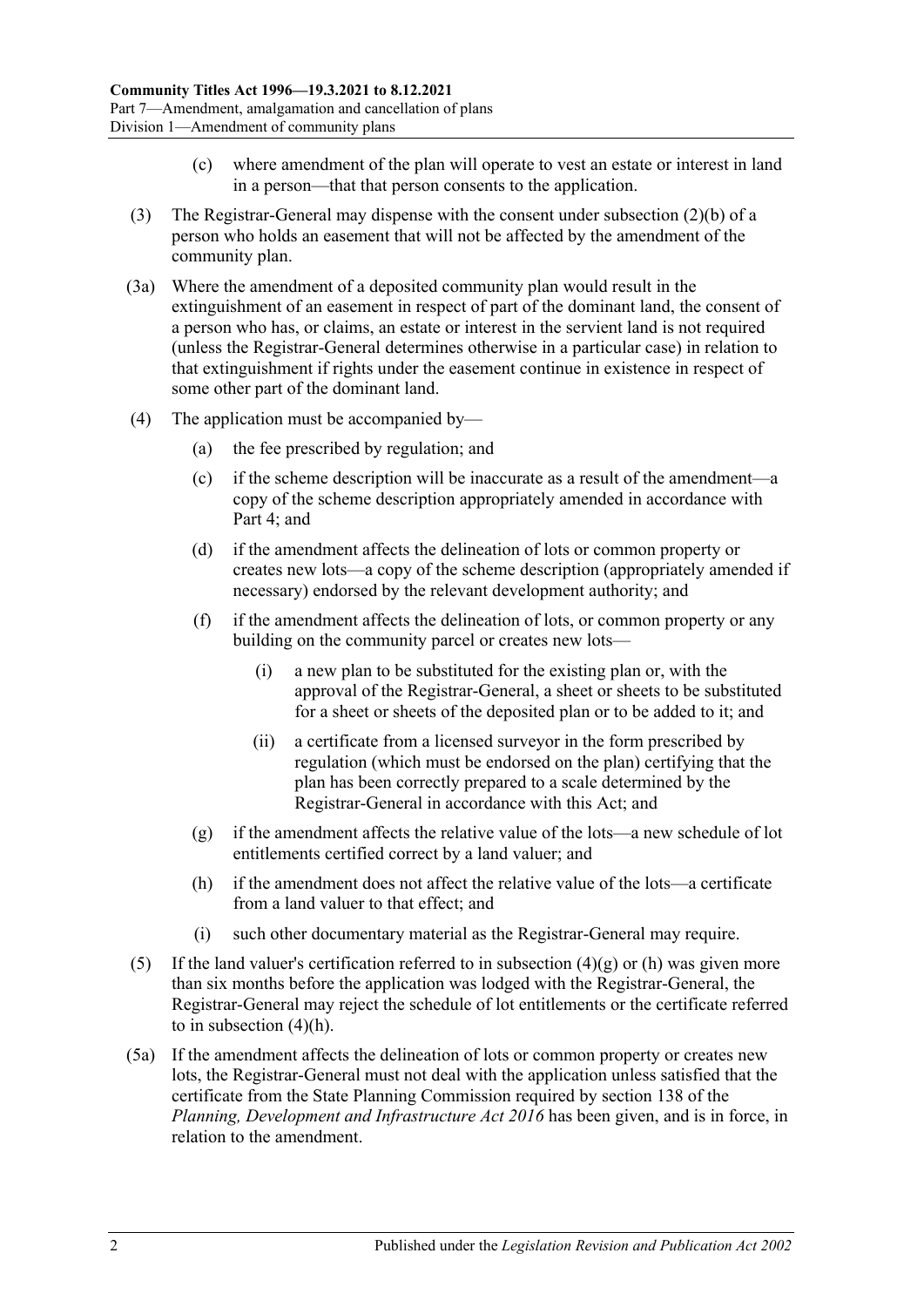(c) where amendment of the plan will operate to vest an estate or interest in land in a person—that that person consents to the application.

(3) The Registrar-General may dispense with the consent under subsection (2)(b) of a person who holds an easement that will not be affected by the amendment of the community plan.

(3a) Where the amendment of a deposited community plan would result in the extinguishment of an easement in respect of part of the dominant land, the consent of a person who has, or claims, an estate or interest in the servient land is not required (unless the Registrar-General determines otherwise in a particular case) in relation to that extinguishment if rights under the easement continue in existence in respect of some other part of the dominant land.

(4) The application must be accompanied by—

(a) the fee prescribed by regulation; and

(c) if the scheme description will be inaccurate as a result of the amendment—a copy of the scheme description appropriately amended in accordance with Part 4; and

(d) if the amendment affects the delineation of lots or common property or creates new lots—a copy of the scheme description (appropriately amended if necessary) endorsed by the relevant development authority; and

(f) if the amendment affects the delineation of lots, or common property or any building on the community parcel or creates new lots—

(i) a new plan to be substituted for the existing plan or, with the approval of the Registrar-General, a sheet or sheets to be substituted for a sheet or sheets of the deposited plan or to be added to it; and

(ii) a certificate from a licensed surveyor in the form prescribed by regulation (which must be endorsed on the plan) certifying that the plan has been correctly prepared to a scale determined by the Registrar-General in accordance with this Act; and

(g) if the amendment affects the relative value of the lots—a new schedule of lot entitlements certified correct by a land valuer; and

(h) if the amendment does not affect the relative value of the lots—a certificate from a land valuer to that effect; and

(i) such other documentary material as the Registrar-General may require.

(5) If the land valuer's certification referred to in subsection (4)(g) or (h) was given more than six months before the application was lodged with the Registrar-General, the Registrar-General may reject the schedule of lot entitlements or the certificate referred to in subsection (4)(h).

(5a) If the amendment affects the delineation of lots or common property or creates new lots, the Registrar-General must not deal with the application unless satisfied that the certificate from the State Planning Commission required by section 138 of the *Planning, Development and Infrastructure Act 2016* has been given, and is in force, in relation to the amendment.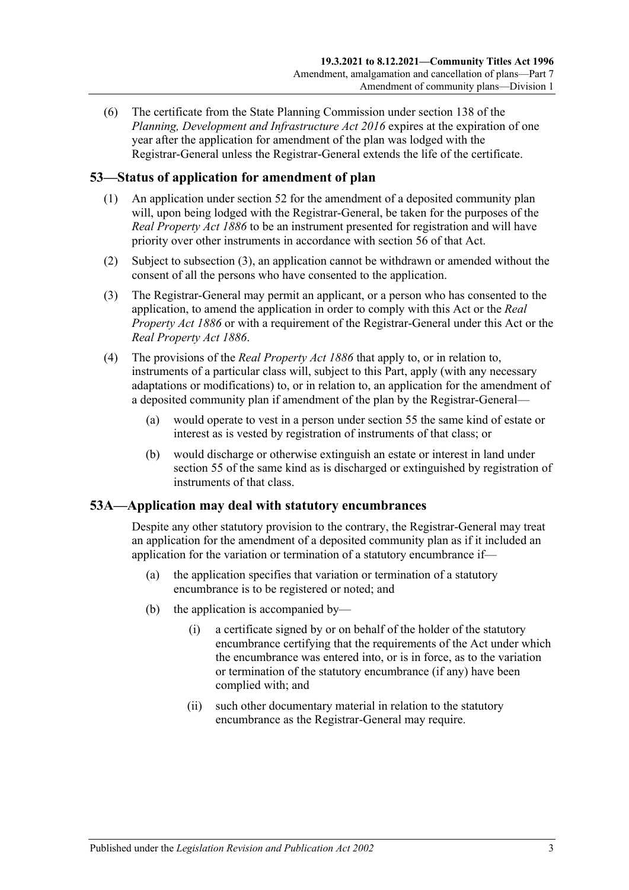(6) The certificate from the State Planning Commission under section 138 of the *Planning, Development and Infrastructure Act 2016* expires at the expiration of one year after the application for amendment of the plan was lodged with the Registrar-General unless the Registrar-General extends the life of the certificate.

## 53—Status of application for amendment of plan

(1) An application under section 52 for the amendment of a deposited community plan will, upon being lodged with the Registrar-General, be taken for the purposes of the *Real Property Act 1886* to be an instrument presented for registration and will have priority over other instruments in accordance with section 56 of that Act.

(2) Subject to subsection (3), an application cannot be withdrawn or amended without the consent of all the persons who have consented to the application.

(3) The Registrar-General may permit an applicant, or a person who has consented to the application, to amend the application in order to comply with this Act or the *Real Property Act 1886* or with a requirement of the Registrar-General under this Act or the *Real Property Act 1886*.

(4) The provisions of the *Real Property Act 1886* that apply to, or in relation to, instruments of a particular class will, subject to this Part, apply (with any necessary adaptations or modifications) to, or in relation to, an application for the amendment of a deposited community plan if amendment of the plan by the Registrar-General—

(a) would operate to vest in a person under section 55 the same kind of estate or interest as is vested by registration of instruments of that class; or

(b) would discharge or otherwise extinguish an estate or interest in land under section 55 of the same kind as is discharged or extinguished by registration of instruments of that class.

## 53A—Application may deal with statutory encumbrances

Despite any other statutory provision to the contrary, the Registrar-General may treat an application for the amendment of a deposited community plan as if it included an application for the variation or termination of a statutory encumbrance if—

(a) the application specifies that variation or termination of a statutory encumbrance is to be registered or noted; and

(b) the application is accompanied by—

(i) a certificate signed by or on behalf of the holder of the statutory encumbrance certifying that the requirements of the Act under which the encumbrance was entered into, or is in force, as to the variation or termination of the statutory encumbrance (if any) have been complied with; and

(ii) such other documentary material in relation to the statutory encumbrance as the Registrar-General may require.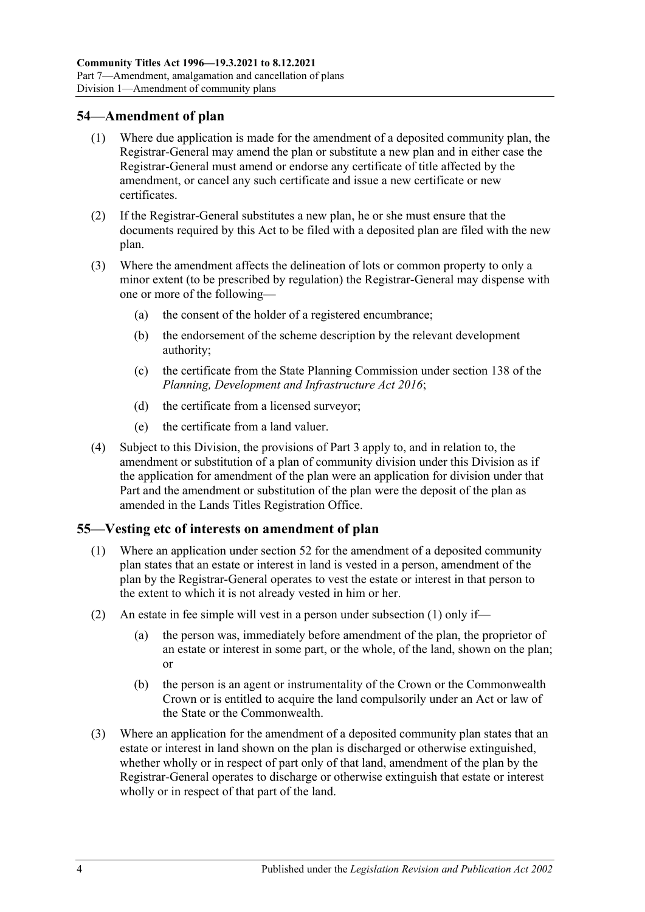## 54—Amendment of plan

(1) Where due application is made for the amendment of a deposited community plan, the Registrar-General may amend the plan or substitute a new plan and in either case the Registrar-General must amend or endorse any certificate of title affected by the amendment, or cancel any such certificate and issue a new certificate or new certificates.

(2) If the Registrar-General substitutes a new plan, he or she must ensure that the documents required by this Act to be filed with a deposited plan are filed with the new plan.

(3) Where the amendment affects the delineation of lots or common property to only a minor extent (to be prescribed by regulation) the Registrar-General may dispense with one or more of the following—

(a) the consent of the holder of a registered encumbrance;

(b) the endorsement of the scheme description by the relevant development authority;

(c) the certificate from the State Planning Commission under section 138 of the *Planning, Development and Infrastructure Act 2016*;

(d) the certificate from a licensed surveyor;

(e) the certificate from a land valuer.

(4) Subject to this Division, the provisions of Part 3 apply to, and in relation to, the amendment or substitution of a plan of community division under this Division as if the application for amendment of the plan were an application for division under that Part and the amendment or substitution of the plan were the deposit of the plan as amended in the Lands Titles Registration Office.

## 55—Vesting etc of interests on amendment of plan

(1) Where an application under section 52 for the amendment of a deposited community plan states that an estate or interest in land is vested in a person, amendment of the plan by the Registrar-General operates to vest the estate or interest in that person to the extent to which it is not already vested in him or her.

(2) An estate in fee simple will vest in a person under subsection (1) only if—

(a) the person was, immediately before amendment of the plan, the proprietor of an estate or interest in some part, or the whole, of the land, shown on the plan; or

(b) the person is an agent or instrumentality of the Crown or the Commonwealth Crown or is entitled to acquire the land compulsorily under an Act or law of the State or the Commonwealth.

(3) Where an application for the amendment of a deposited community plan states that an estate or interest in land shown on the plan is discharged or otherwise extinguished, whether wholly or in respect of part only of that land, amendment of the plan by the Registrar-General operates to discharge or otherwise extinguish that estate or interest wholly or in respect of that part of the land.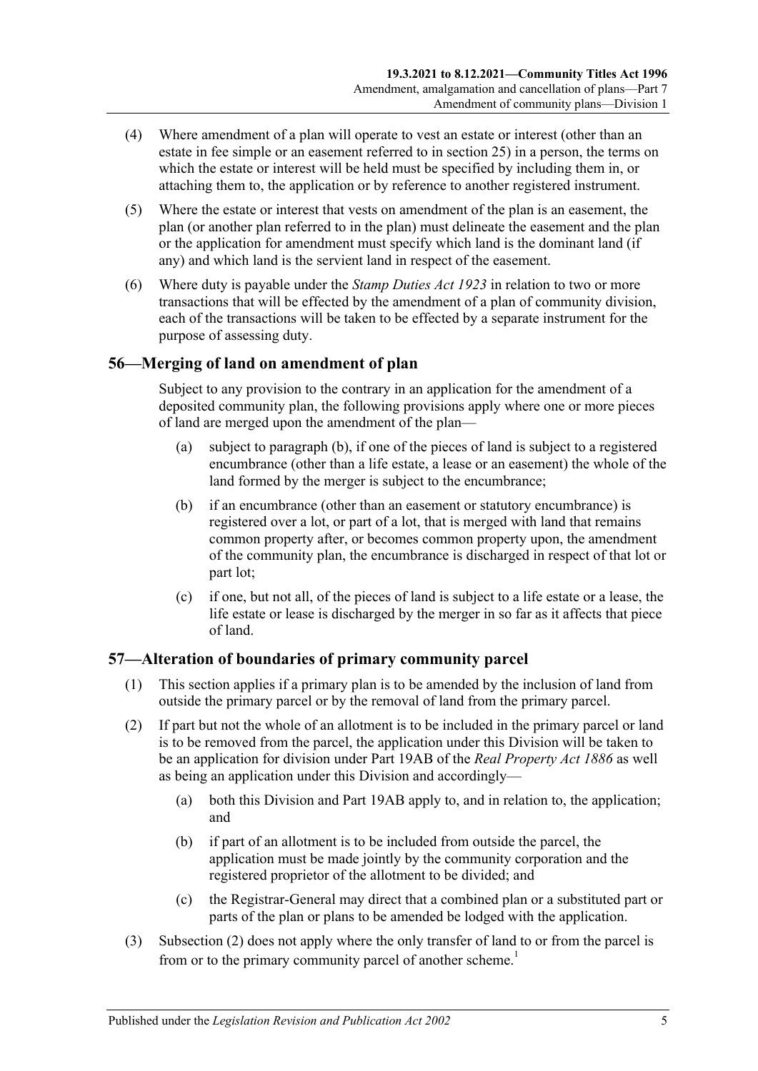(4) Where amendment of a plan will operate to vest an estate or interest (other than an estate in fee simple or an easement referred to in section 25) in a person, the terms on which the estate or interest will be held must be specified by including them in, or attaching them to, the application or by reference to another registered instrument.

(5) Where the estate or interest that vests on amendment of the plan is an easement, the plan (or another plan referred to in the plan) must delineate the easement and the plan or the application for amendment must specify which land is the dominant land (if any) and which land is the servient land in respect of the easement.

(6) Where duty is payable under the *Stamp Duties Act 1923* in relation to two or more transactions that will be effected by the amendment of a plan of community division, each of the transactions will be taken to be effected by a separate instrument for the purpose of assessing duty.

## 56—Merging of land on amendment of plan

Subject to any provision to the contrary in an application for the amendment of a deposited community plan, the following provisions apply where one or more pieces of land are merged upon the amendment of the plan—

(a) subject to paragraph (b), if one of the pieces of land is subject to a registered encumbrance (other than a life estate, a lease or an easement) the whole of the land formed by the merger is subject to the encumbrance;

(b) if an encumbrance (other than an easement or statutory encumbrance) is registered over a lot, or part of a lot, that is merged with land that remains common property after, or becomes common property upon, the amendment of the community plan, the encumbrance is discharged in respect of that lot or part lot;

(c) if one, but not all, of the pieces of land is subject to a life estate or a lease, the life estate or lease is discharged by the merger in so far as it affects that piece of land.

## 57—Alteration of boundaries of primary community parcel

(1) This section applies if a primary plan is to be amended by the inclusion of land from outside the primary parcel or by the removal of land from the primary parcel.

(2) If part but not the whole of an allotment is to be included in the primary parcel or land is to be removed from the parcel, the application under this Division will be taken to be an application for division under Part 19AB of the *Real Property Act 1886* as well as being an application under this Division and accordingly—

(a) both this Division and Part 19AB apply to, and in relation to, the application; and

(b) if part of an allotment is to be included from outside the parcel, the application must be made jointly by the community corporation and the registered proprietor of the allotment to be divided; and

(c) the Registrar-General may direct that a combined plan or a substituted part or parts of the plan or plans to be amended be lodged with the application.

(3) Subsection (2) does not apply where the only transfer of land to or from the parcel is from or to the primary community parcel of another scheme.[1]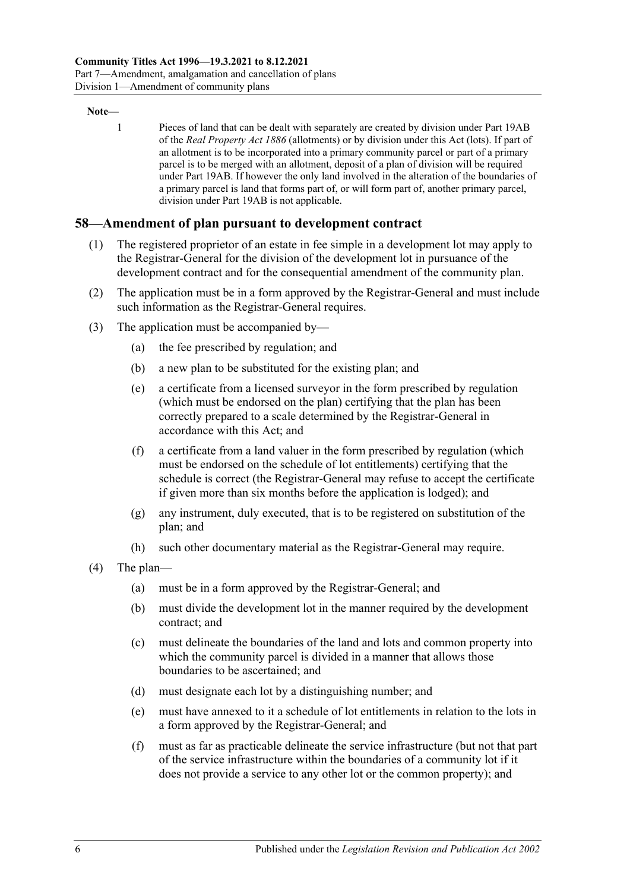**Note—**

1 Pieces of land that can be dealt with separately are created by division under Part 19AB of the *Real Property Act 1886* (allotments) or by division under this Act (lots). If part of an allotment is to be incorporated into a primary community parcel or part of a primary parcel is to be merged with an allotment, deposit of a plan of division will be required under Part 19AB. If however the only land involved in the alteration of the boundaries of a primary parcel is land that forms part of, or will form part of, another primary parcel, division under Part 19AB is not applicable.

## 58—Amendment of plan pursuant to development contract

(1) The registered proprietor of an estate in fee simple in a development lot may apply to the Registrar-General for the division of the development lot in pursuance of the development contract and for the consequential amendment of the community plan.

(2) The application must be in a form approved by the Registrar-General and must include such information as the Registrar-General requires.

(3) The application must be accompanied by—

(a) the fee prescribed by regulation; and

(b) a new plan to be substituted for the existing plan; and

(e) a certificate from a licensed surveyor in the form prescribed by regulation (which must be endorsed on the plan) certifying that the plan has been correctly prepared to a scale determined by the Registrar-General in accordance with this Act; and

(f) a certificate from a land valuer in the form prescribed by regulation (which must be endorsed on the schedule of lot entitlements) certifying that the schedule is correct (the Registrar-General may refuse to accept the certificate if given more than six months before the application is lodged); and

(g) any instrument, duly executed, that is to be registered on substitution of the plan; and

(h) such other documentary material as the Registrar-General may require.

(4) The plan—

(a) must be in a form approved by the Registrar-General; and

(b) must divide the development lot in the manner required by the development contract; and

(c) must delineate the boundaries of the land and lots and common property into which the community parcel is divided in a manner that allows those boundaries to be ascertained; and

(d) must designate each lot by a distinguishing number; and

(e) must have annexed to it a schedule of lot entitlements in relation to the lots in a form approved by the Registrar-General; and

(f) must as far as practicable delineate the service infrastructure (but not that part of the service infrastructure within the boundaries of a community lot if it does not provide a service to any other lot or the common property); and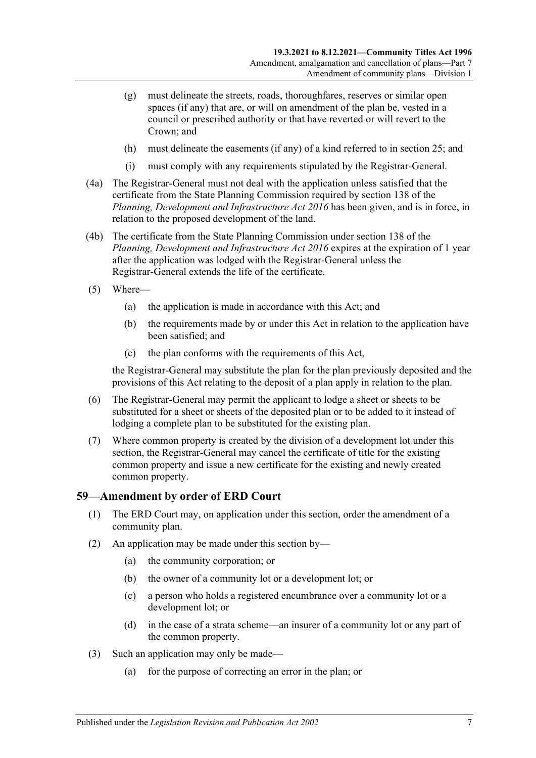(g) must delineate the streets, roads, thoroughfares, reserves or similar open spaces (if any) that are, or will on amendment of the plan be, vested in a council or prescribed authority or that have reverted or will revert to the Crown; and

(h) must delineate the easements (if any) of a kind referred to in section 25; and

(i) must comply with any requirements stipulated by the Registrar-General.

(4a) The Registrar-General must not deal with the application unless satisfied that the certificate from the State Planning Commission required by section 138 of the *Planning, Development and Infrastructure Act 2016* has been given, and is in force, in relation to the proposed development of the land.

(4b) The certificate from the State Planning Commission under section 138 of the *Planning, Development and Infrastructure Act 2016* expires at the expiration of 1 year after the application was lodged with the Registrar-General unless the Registrar-General extends the life of the certificate.

(5) Where—

(a) the application is made in accordance with this Act; and

(b) the requirements made by or under this Act in relation to the application have been satisfied; and

(c) the plan conforms with the requirements of this Act,

the Registrar-General may substitute the plan for the plan previously deposited and the provisions of this Act relating to the deposit of a plan apply in relation to the plan.

(6) The Registrar-General may permit the applicant to lodge a sheet or sheets to be substituted for a sheet or sheets of the deposited plan or to be added to it instead of lodging a complete plan to be substituted for the existing plan.

(7) Where common property is created by the division of a development lot under this section, the Registrar-General may cancel the certificate of title for the existing common property and issue a new certificate for the existing and newly created common property.

## 59—Amendment by order of ERD Court

(1) The ERD Court may, on application under this section, order the amendment of a community plan.

(2) An application may be made under this section by—

(a) the community corporation; or

(b) the owner of a community lot or a development lot; or

(c) a person who holds a registered encumbrance over a community lot or a development lot; or

(d) in the case of a strata scheme—an insurer of a community lot or any part of the common property.

(3) Such an application may only be made—

(a) for the purpose of correcting an error in the plan; or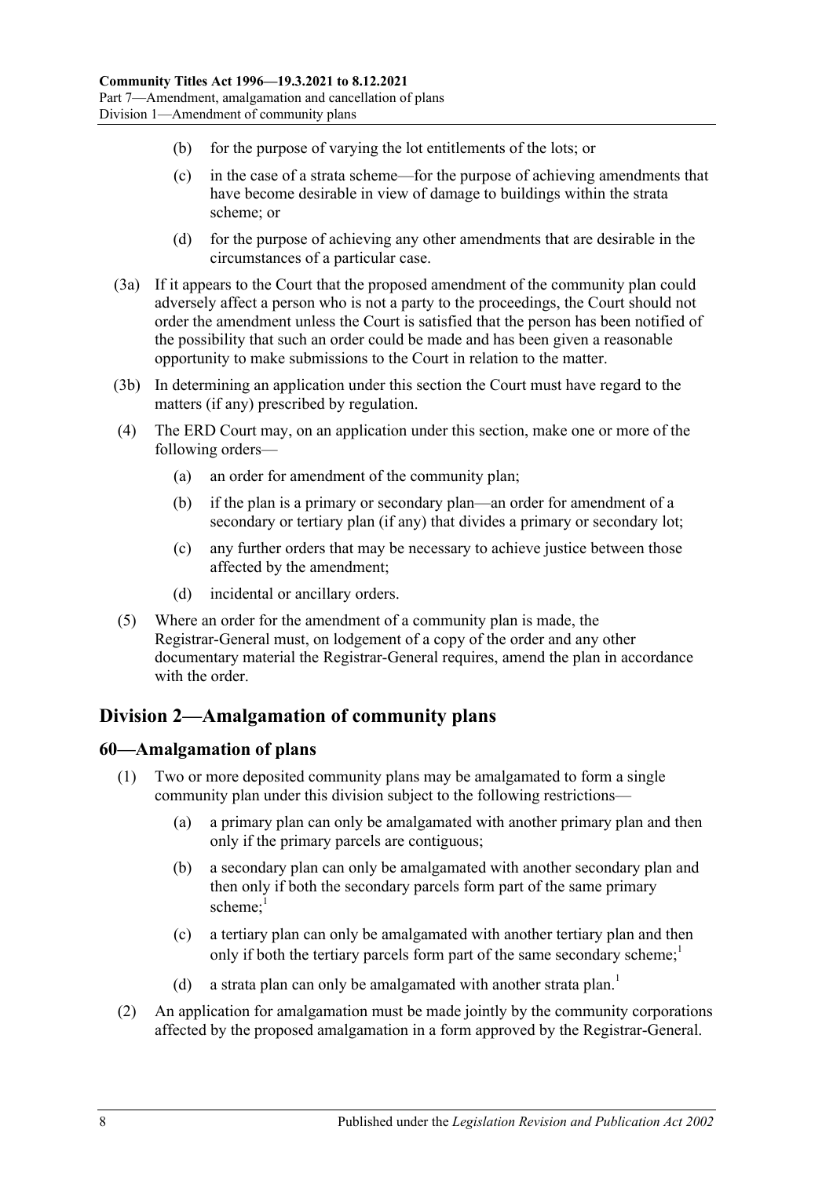(b) for the purpose of varying the lot entitlements of the lots; or

(c) in the case of a strata scheme—for the purpose of achieving amendments that have become desirable in view of damage to buildings within the strata scheme; or

(d) for the purpose of achieving any other amendments that are desirable in the circumstances of a particular case.

(3a) If it appears to the Court that the proposed amendment of the community plan could adversely affect a person who is not a party to the proceedings, the Court should not order the amendment unless the Court is satisfied that the person has been notified of the possibility that such an order could be made and has been given a reasonable opportunity to make submissions to the Court in relation to the matter.

(3b) In determining an application under this section the Court must have regard to the matters (if any) prescribed by regulation.

(4) The ERD Court may, on an application under this section, make one or more of the following orders—

(a) an order for amendment of the community plan;

(b) if the plan is a primary or secondary plan—an order for amendment of a secondary or tertiary plan (if any) that divides a primary or secondary lot;

(c) any further orders that may be necessary to achieve justice between those affected by the amendment;

(d) incidental or ancillary orders.

(5) Where an order for the amendment of a community plan is made, the Registrar-General must, on lodgement of a copy of the order and any other documentary material the Registrar-General requires, amend the plan in accordance with the order.

## Division 2—Amalgamation of community plans

### 60—Amalgamation of plans

(1) Two or more deposited community plans may be amalgamated to form a single community plan under this division subject to the following restrictions—

(a) a primary plan can only be amalgamated with another primary plan and then only if the primary parcels are contiguous;

(b) a secondary plan can only be amalgamated with another secondary plan and then only if both the secondary parcels form part of the same primary scheme;[1]

(c) a tertiary plan can only be amalgamated with another tertiary plan and then only if both the tertiary parcels form part of the same secondary scheme;[1]

(d) a strata plan can only be amalgamated with another strata plan.[1]

(2) An application for amalgamation must be made jointly by the community corporations affected by the proposed amalgamation in a form approved by the Registrar-General.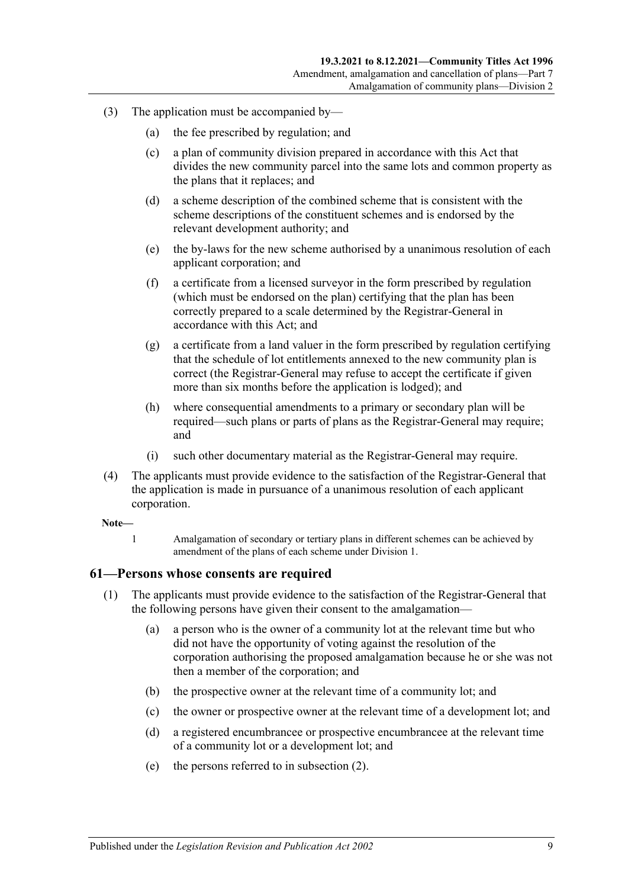(3) The application must be accompanied by—

  (a) the fee prescribed by regulation; and

  (c) a plan of community division prepared in accordance with this Act that divides the new community parcel into the same lots and common property as the plans that it replaces; and

  (d) a scheme description of the combined scheme that is consistent with the scheme descriptions of the constituent schemes and is endorsed by the relevant development authority; and

  (e) the by-laws for the new scheme authorised by a unanimous resolution of each applicant corporation; and

  (f) a certificate from a licensed surveyor in the form prescribed by regulation (which must be endorsed on the plan) certifying that the plan has been correctly prepared to a scale determined by the Registrar-General in accordance with this Act; and

  (g) a certificate from a land valuer in the form prescribed by regulation certifying that the schedule of lot entitlements annexed to the new community plan is correct (the Registrar-General may refuse to accept the certificate if given more than six months before the application is lodged); and

  (h) where consequential amendments to a primary or secondary plan will be required—such plans or parts of plans as the Registrar-General may require; and

  (i) such other documentary material as the Registrar-General may require.

(4) The applicants must provide evidence to the satisfaction of the Registrar-General that the application is made in pursuance of a unanimous resolution of each applicant corporation.

**Note—**

1 Amalgamation of secondary or tertiary plans in different schemes can be achieved by amendment of the plans of each scheme under Division 1.

## 61—Persons whose consents are required

(1) The applicants must provide evidence to the satisfaction of the Registrar-General that the following persons have given their consent to the amalgamation—

  (a) a person who is the owner of a community lot at the relevant time but who did not have the opportunity of voting against the resolution of the corporation authorising the proposed amalgamation because he or she was not then a member of the corporation; and

  (b) the prospective owner at the relevant time of a community lot; and

  (c) the owner or prospective owner at the relevant time of a development lot; and

  (d) a registered encumbrancee or prospective encumbrancee at the relevant time of a community lot or a development lot; and

  (e) the persons referred to in subsection (2).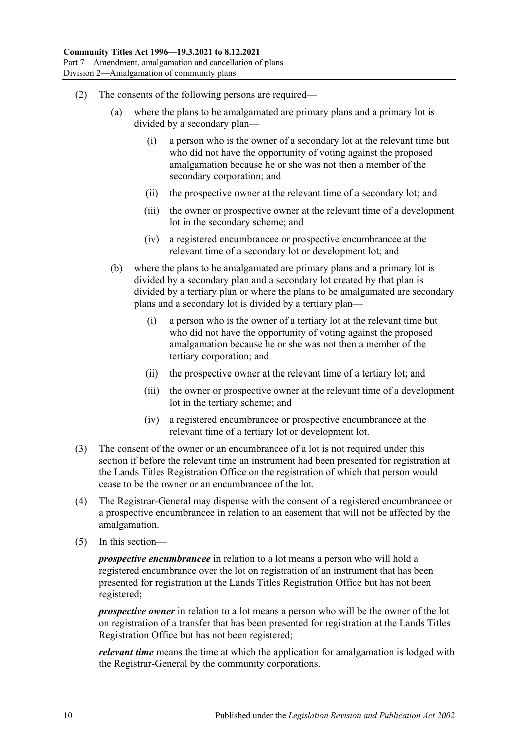(2) The consents of the following persons are required—

(a) where the plans to be amalgamated are primary plans and a primary lot is divided by a secondary plan—

(i) a person who is the owner of a secondary lot at the relevant time but who did not have the opportunity of voting against the proposed amalgamation because he or she was not then a member of the secondary corporation; and

(ii) the prospective owner at the relevant time of a secondary lot; and

(iii) the owner or prospective owner at the relevant time of a development lot in the secondary scheme; and

(iv) a registered encumbrancee or prospective encumbrancee at the relevant time of a secondary lot or development lot; and

(b) where the plans to be amalgamated are primary plans and a primary lot is divided by a secondary plan and a secondary lot created by that plan is divided by a tertiary plan or where the plans to be amalgamated are secondary plans and a secondary lot is divided by a tertiary plan—

(i) a person who is the owner of a tertiary lot at the relevant time but who did not have the opportunity of voting against the proposed amalgamation because he or she was not then a member of the tertiary corporation; and

(ii) the prospective owner at the relevant time of a tertiary lot; and

(iii) the owner or prospective owner at the relevant time of a development lot in the tertiary scheme; and

(iv) a registered encumbrancee or prospective encumbrancee at the relevant time of a tertiary lot or development lot.

(3) The consent of the owner or an encumbrancee of a lot is not required under this section if before the relevant time an instrument had been presented for registration at the Lands Titles Registration Office on the registration of which that person would cease to be the owner or an encumbrancee of the lot.

(4) The Registrar-General may dispense with the consent of a registered encumbrancee or a prospective encumbrancee in relation to an easement that will not be affected by the amalgamation.

(5) In this section—

***prospective encumbrancee*** in relation to a lot means a person who will hold a registered encumbrance over the lot on registration of an instrument that has been presented for registration at the Lands Titles Registration Office but has not been registered;

***prospective owner*** in relation to a lot means a person who will be the owner of the lot on registration of a transfer that has been presented for registration at the Lands Titles Registration Office but has not been registered;

***relevant time*** means the time at which the application for amalgamation is lodged with the Registrar-General by the community corporations.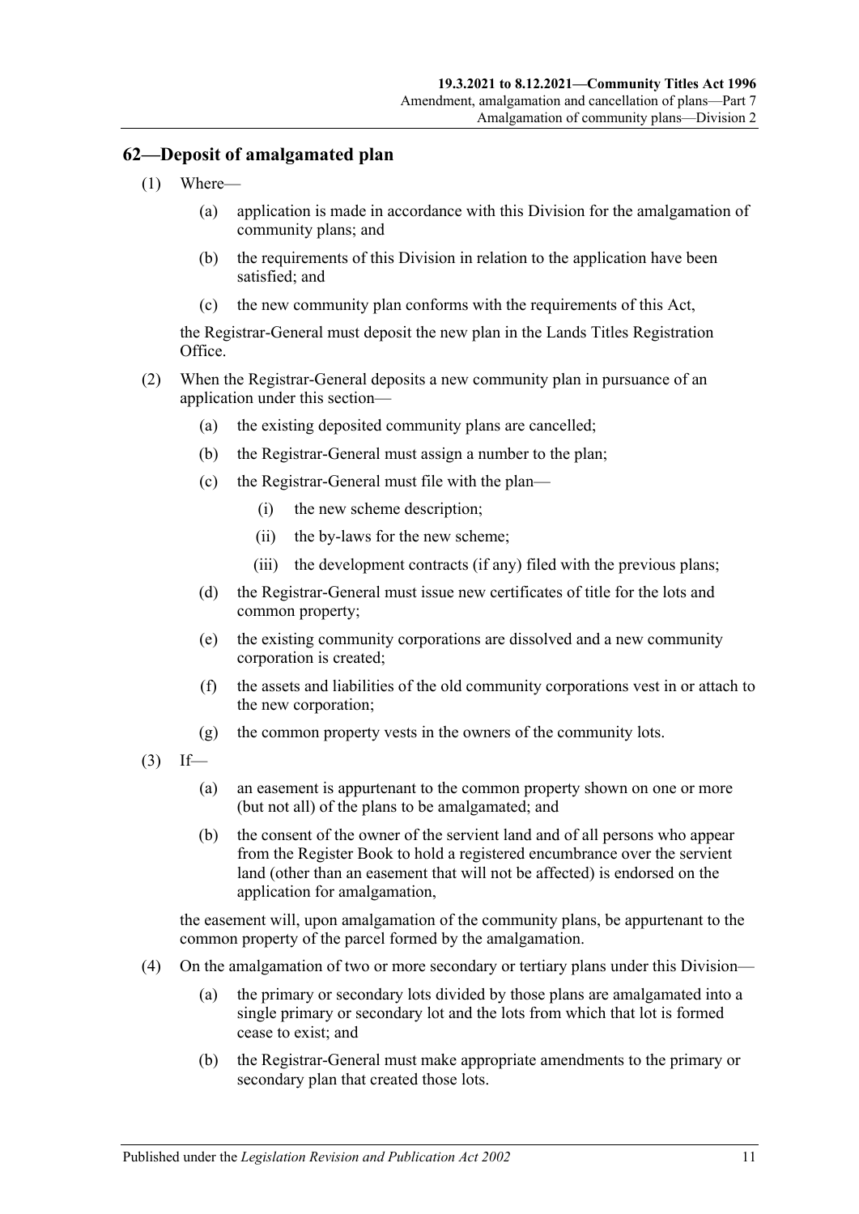## 62—Deposit of amalgamated plan

(1) Where—

(a) application is made in accordance with this Division for the amalgamation of community plans; and

(b) the requirements of this Division in relation to the application have been satisfied; and

(c) the new community plan conforms with the requirements of this Act,

the Registrar-General must deposit the new plan in the Lands Titles Registration Office.

(2) When the Registrar-General deposits a new community plan in pursuance of an application under this section—

(a) the existing deposited community plans are cancelled;

(b) the Registrar-General must assign a number to the plan;

(c) the Registrar-General must file with the plan—

(i) the new scheme description;

(ii) the by-laws for the new scheme;

(iii) the development contracts (if any) filed with the previous plans;

(d) the Registrar-General must issue new certificates of title for the lots and common property;

(e) the existing community corporations are dissolved and a new community corporation is created;

(f) the assets and liabilities of the old community corporations vest in or attach to the new corporation;

(g) the common property vests in the owners of the community lots.

(3) If—

(a) an easement is appurtenant to the common property shown on one or more (but not all) of the plans to be amalgamated; and

(b) the consent of the owner of the servient land and of all persons who appear from the Register Book to hold a registered encumbrance over the servient land (other than an easement that will not be affected) is endorsed on the application for amalgamation,

the easement will, upon amalgamation of the community plans, be appurtenant to the common property of the parcel formed by the amalgamation.

(4) On the amalgamation of two or more secondary or tertiary plans under this Division—

(a) the primary or secondary lots divided by those plans are amalgamated into a single primary or secondary lot and the lots from which that lot is formed cease to exist; and

(b) the Registrar-General must make appropriate amendments to the primary or secondary plan that created those lots.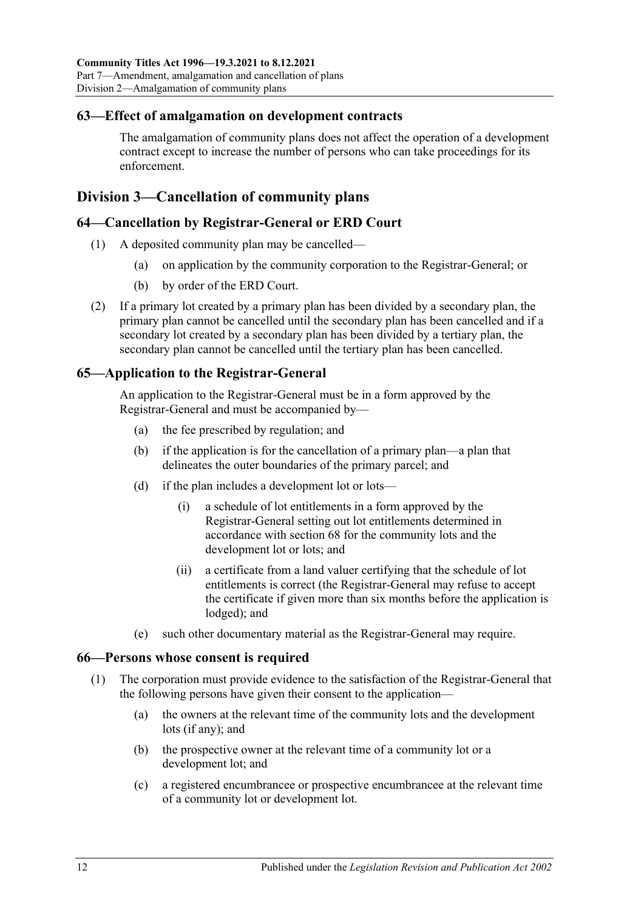## 63—Effect of amalgamation on development contracts

The amalgamation of community plans does not affect the operation of a development contract except to increase the number of persons who can take proceedings for its enforcement.

# Division 3—Cancellation of community plans

## 64—Cancellation by Registrar-General or ERD Court

(1) A deposited community plan may be cancelled—

- (a) on application by the community corporation to the Registrar-General; or
- (b) by order of the ERD Court.

(2) If a primary lot created by a primary plan has been divided by a secondary plan, the primary plan cannot be cancelled until the secondary plan has been cancelled and if a secondary lot created by a secondary plan has been divided by a tertiary plan, the secondary plan cannot be cancelled until the tertiary plan has been cancelled.

## 65—Application to the Registrar-General

An application to the Registrar-General must be in a form approved by the Registrar-General and must be accompanied by—

- (a) the fee prescribed by regulation; and
- (b) if the application is for the cancellation of a primary plan—a plan that delineates the outer boundaries of the primary parcel; and
- (d) if the plan includes a development lot or lots—
  - (i) a schedule of lot entitlements in a form approved by the Registrar-General setting out lot entitlements determined in accordance with section 68 for the community lots and the development lot or lots; and
  - (ii) a certificate from a land valuer certifying that the schedule of lot entitlements is correct (the Registrar-General may refuse to accept the certificate if given more than six months before the application is lodged); and
- (e) such other documentary material as the Registrar-General may require.

## 66—Persons whose consent is required

(1) The corporation must provide evidence to the satisfaction of the Registrar-General that the following persons have given their consent to the application—

- (a) the owners at the relevant time of the community lots and the development lots (if any); and
- (b) the prospective owner at the relevant time of a community lot or a development lot; and
- (c) a registered encumbrancee or prospective encumbrancee at the relevant time of a community lot or development lot.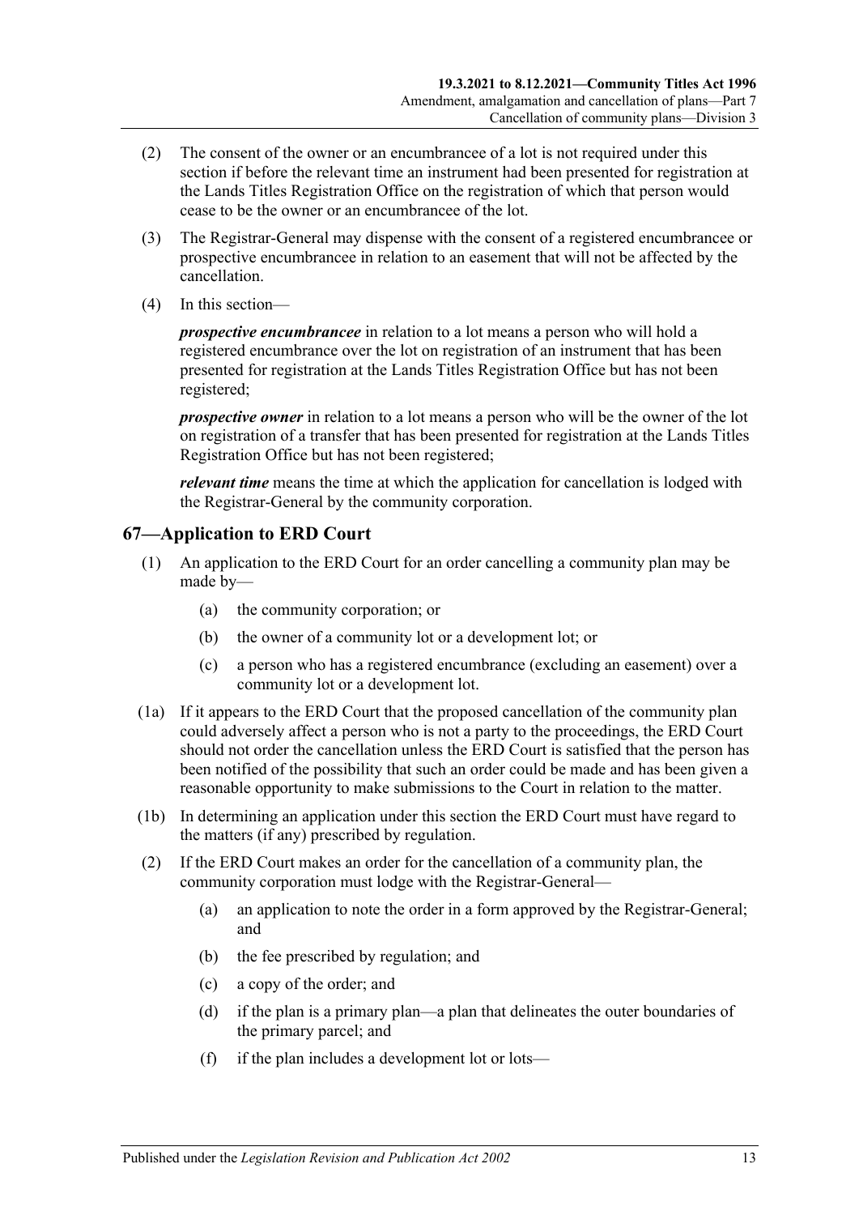(2) The consent of the owner or an encumbrancee of a lot is not required under this section if before the relevant time an instrument had been presented for registration at the Lands Titles Registration Office on the registration of which that person would cease to be the owner or an encumbrancee of the lot.

(3) The Registrar-General may dispense with the consent of a registered encumbrancee or prospective encumbrancee in relation to an easement that will not be affected by the cancellation.

(4) In this section—

***prospective encumbrancee*** in relation to a lot means a person who will hold a registered encumbrance over the lot on registration of an instrument that has been presented for registration at the Lands Titles Registration Office but has not been registered;

***prospective owner*** in relation to a lot means a person who will be the owner of the lot on registration of a transfer that has been presented for registration at the Lands Titles Registration Office but has not been registered;

***relevant time*** means the time at which the application for cancellation is lodged with the Registrar-General by the community corporation.

## 67—Application to ERD Court

(1) An application to the ERD Court for an order cancelling a community plan may be made by—

(a) the community corporation; or

(b) the owner of a community lot or a development lot; or

(c) a person who has a registered encumbrance (excluding an easement) over a community lot or a development lot.

(1a) If it appears to the ERD Court that the proposed cancellation of the community plan could adversely affect a person who is not a party to the proceedings, the ERD Court should not order the cancellation unless the ERD Court is satisfied that the person has been notified of the possibility that such an order could be made and has been given a reasonable opportunity to make submissions to the Court in relation to the matter.

(1b) In determining an application under this section the ERD Court must have regard to the matters (if any) prescribed by regulation.

(2) If the ERD Court makes an order for the cancellation of a community plan, the community corporation must lodge with the Registrar-General—

(a) an application to note the order in a form approved by the Registrar-General; and

(b) the fee prescribed by regulation; and

(c) a copy of the order; and

(d) if the plan is a primary plan—a plan that delineates the outer boundaries of the primary parcel; and

(f) if the plan includes a development lot or lots—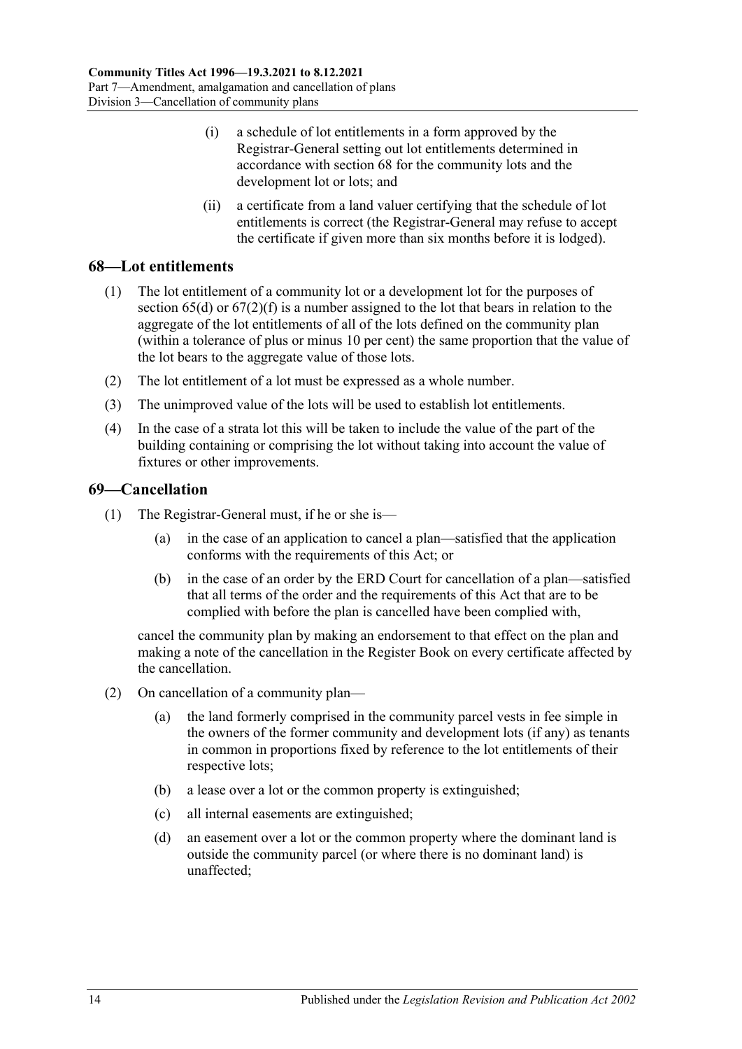(i) a schedule of lot entitlements in a form approved by the Registrar-General setting out lot entitlements determined in accordance with section 68 for the community lots and the development lot or lots; and

(ii) a certificate from a land valuer certifying that the schedule of lot entitlements is correct (the Registrar-General may refuse to accept the certificate if given more than six months before it is lodged).

## 68—Lot entitlements

(1) The lot entitlement of a community lot or a development lot for the purposes of section 65(d) or 67(2)(f) is a number assigned to the lot that bears in relation to the aggregate of the lot entitlements of all of the lots defined on the community plan (within a tolerance of plus or minus 10 per cent) the same proportion that the value of the lot bears to the aggregate value of those lots.

(2) The lot entitlement of a lot must be expressed as a whole number.

(3) The unimproved value of the lots will be used to establish lot entitlements.

(4) In the case of a strata lot this will be taken to include the value of the part of the building containing or comprising the lot without taking into account the value of fixtures or other improvements.

## 69—Cancellation

(1) The Registrar-General must, if he or she is—

(a) in the case of an application to cancel a plan—satisfied that the application conforms with the requirements of this Act; or

(b) in the case of an order by the ERD Court for cancellation of a plan—satisfied that all terms of the order and the requirements of this Act that are to be complied with before the plan is cancelled have been complied with,

cancel the community plan by making an endorsement to that effect on the plan and making a note of the cancellation in the Register Book on every certificate affected by the cancellation.

(2) On cancellation of a community plan—

(a) the land formerly comprised in the community parcel vests in fee simple in the owners of the former community and development lots (if any) as tenants in common in proportions fixed by reference to the lot entitlements of their respective lots;

(b) a lease over a lot or the common property is extinguished;

(c) all internal easements are extinguished;

(d) an easement over a lot or the common property where the dominant land is outside the community parcel (or where there is no dominant land) is unaffected;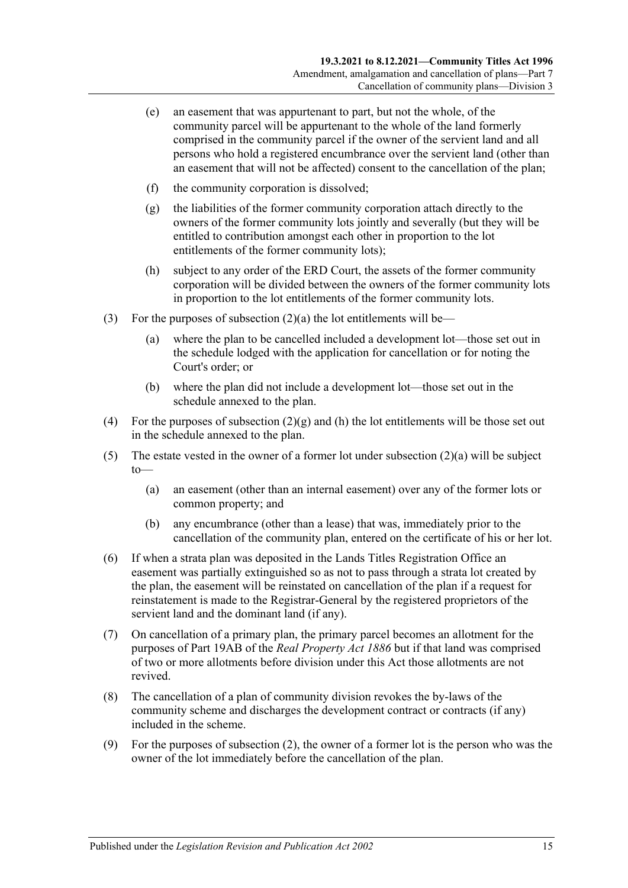(e) an easement that was appurtenant to part, but not the whole, of the community parcel will be appurtenant to the whole of the land formerly comprised in the community parcel if the owner of the servient land and all persons who hold a registered encumbrance over the servient land (other than an easement that will not be affected) consent to the cancellation of the plan;

(f) the community corporation is dissolved;

(g) the liabilities of the former community corporation attach directly to the owners of the former community lots jointly and severally (but they will be entitled to contribution amongst each other in proportion to the lot entitlements of the former community lots);

(h) subject to any order of the ERD Court, the assets of the former community corporation will be divided between the owners of the former community lots in proportion to the lot entitlements of the former community lots.

(3) For the purposes of subsection (2)(a) the lot entitlements will be—

(a) where the plan to be cancelled included a development lot—those set out in the schedule lodged with the application for cancellation or for noting the Court's order; or

(b) where the plan did not include a development lot—those set out in the schedule annexed to the plan.

(4) For the purposes of subsection (2)(g) and (h) the lot entitlements will be those set out in the schedule annexed to the plan.

(5) The estate vested in the owner of a former lot under subsection (2)(a) will be subject to—

(a) an easement (other than an internal easement) over any of the former lots or common property; and

(b) any encumbrance (other than a lease) that was, immediately prior to the cancellation of the community plan, entered on the certificate of his or her lot.

(6) If when a strata plan was deposited in the Lands Titles Registration Office an easement was partially extinguished so as not to pass through a strata lot created by the plan, the easement will be reinstated on cancellation of the plan if a request for reinstatement is made to the Registrar-General by the registered proprietors of the servient land and the dominant land (if any).

(7) On cancellation of a primary plan, the primary parcel becomes an allotment for the purposes of Part 19AB of the *Real Property Act 1886* but if that land was comprised of two or more allotments before division under this Act those allotments are not revived.

(8) The cancellation of a plan of community division revokes the by-laws of the community scheme and discharges the development contract or contracts (if any) included in the scheme.

(9) For the purposes of subsection (2), the owner of a former lot is the person who was the owner of the lot immediately before the cancellation of the plan.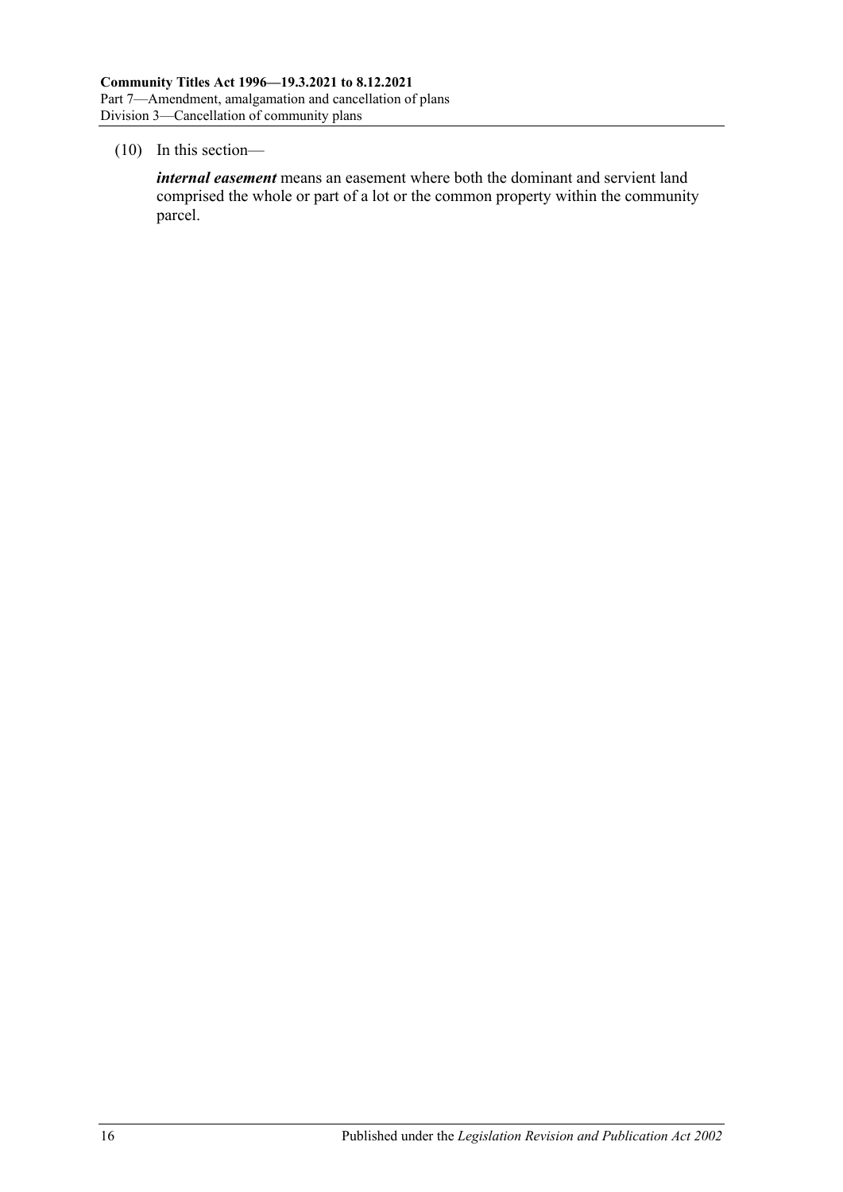(10) In this section—

***internal easement*** means an easement where both the dominant and servient land comprised the whole or part of a lot or the common property within the community parcel.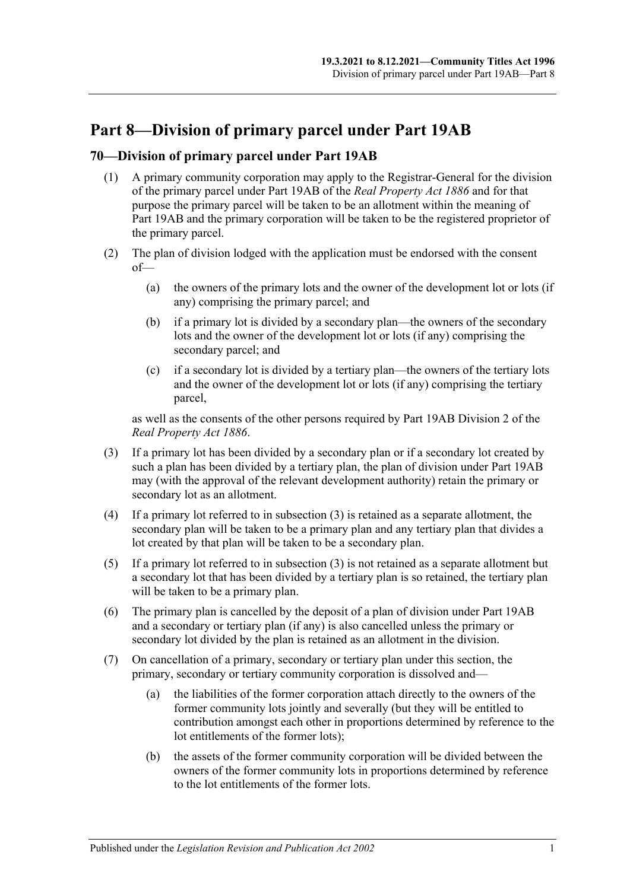# Part 8—Division of primary parcel under Part 19AB

## 70—Division of primary parcel under Part 19AB

(1) A primary community corporation may apply to the Registrar-General for the division of the primary parcel under Part 19AB of the *Real Property Act 1886* and for that purpose the primary parcel will be taken to be an allotment within the meaning of Part 19AB and the primary corporation will be taken to be the registered proprietor of the primary parcel.

(2) The plan of division lodged with the application must be endorsed with the consent of—

- (a) the owners of the primary lots and the owner of the development lot or lots (if any) comprising the primary parcel; and
- (b) if a primary lot is divided by a secondary plan—the owners of the secondary lots and the owner of the development lot or lots (if any) comprising the secondary parcel; and
- (c) if a secondary lot is divided by a tertiary plan—the owners of the tertiary lots and the owner of the development lot or lots (if any) comprising the tertiary parcel,

as well as the consents of the other persons required by Part 19AB Division 2 of the *Real Property Act 1886*.

(3) If a primary lot has been divided by a secondary plan or if a secondary lot created by such a plan has been divided by a tertiary plan, the plan of division under Part 19AB may (with the approval of the relevant development authority) retain the primary or secondary lot as an allotment.

(4) If a primary lot referred to in subsection (3) is retained as a separate allotment, the secondary plan will be taken to be a primary plan and any tertiary plan that divides a lot created by that plan will be taken to be a secondary plan.

(5) If a primary lot referred to in subsection (3) is not retained as a separate allotment but a secondary lot that has been divided by a tertiary plan is so retained, the tertiary plan will be taken to be a primary plan.

(6) The primary plan is cancelled by the deposit of a plan of division under Part 19AB and a secondary or tertiary plan (if any) is also cancelled unless the primary or secondary lot divided by the plan is retained as an allotment in the division.

(7) On cancellation of a primary, secondary or tertiary plan under this section, the primary, secondary or tertiary community corporation is dissolved and—

- (a) the liabilities of the former corporation attach directly to the owners of the former community lots jointly and severally (but they will be entitled to contribution amongst each other in proportions determined by reference to the lot entitlements of the former lots);
- (b) the assets of the former community corporation will be divided between the owners of the former community lots in proportions determined by reference to the lot entitlements of the former lots.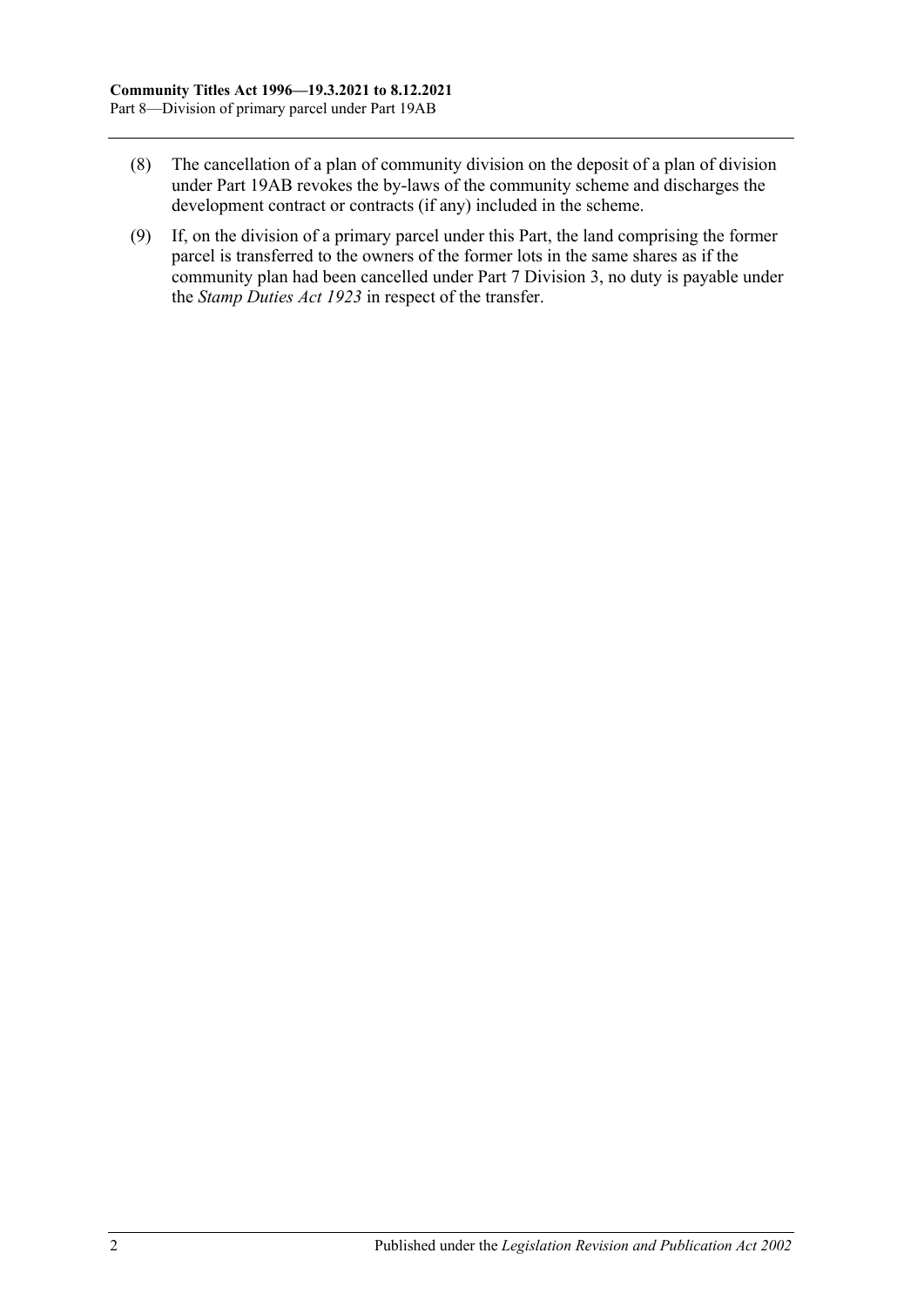(8) The cancellation of a plan of community division on the deposit of a plan of division under Part 19AB revokes the by-laws of the community scheme and discharges the development contract or contracts (if any) included in the scheme.

(9) If, on the division of a primary parcel under this Part, the land comprising the former parcel is transferred to the owners of the former lots in the same shares as if the community plan had been cancelled under Part 7 Division 3, no duty is payable under the *Stamp Duties Act 1923* in respect of the transfer.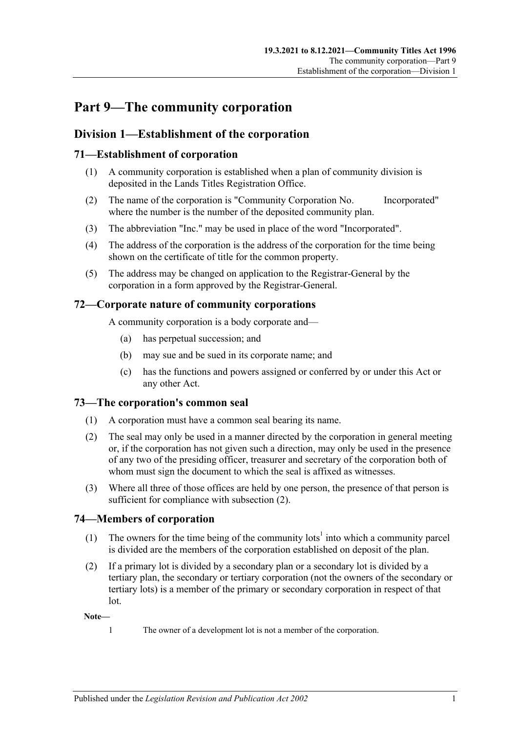# Part 9—The community corporation

## Division 1—Establishment of the corporation

### 71—Establishment of corporation

(1) A community corporation is established when a plan of community division is deposited in the Lands Titles Registration Office.

(2) The name of the corporation is "Community Corporation No.          Incorporated" where the number is the number of the deposited community plan.

(3) The abbreviation "Inc." may be used in place of the word "Incorporated".

(4) The address of the corporation is the address of the corporation for the time being shown on the certificate of title for the common property.

(5) The address may be changed on application to the Registrar-General by the corporation in a form approved by the Registrar-General.

### 72—Corporate nature of community corporations

A community corporation is a body corporate and—

(a) has perpetual succession; and

(b) may sue and be sued in its corporate name; and

(c) has the functions and powers assigned or conferred by or under this Act or any other Act.

### 73—The corporation's common seal

(1) A corporation must have a common seal bearing its name.

(2) The seal may only be used in a manner directed by the corporation in general meeting or, if the corporation has not given such a direction, may only be used in the presence of any two of the presiding officer, treasurer and secretary of the corporation both of whom must sign the document to which the seal is affixed as witnesses.

(3) Where all three of those offices are held by one person, the presence of that person is sufficient for compliance with subsection (2).

### 74—Members of corporation

(1) The owners for the time being of the community lots[1] into which a community parcel is divided are the members of the corporation established on deposit of the plan.

(2) If a primary lot is divided by a secondary plan or a secondary lot is divided by a tertiary plan, the secondary or tertiary corporation (not the owners of the secondary or tertiary lots) is a member of the primary or secondary corporation in respect of that lot.

**Note—**

1 The owner of a development lot is not a member of the corporation.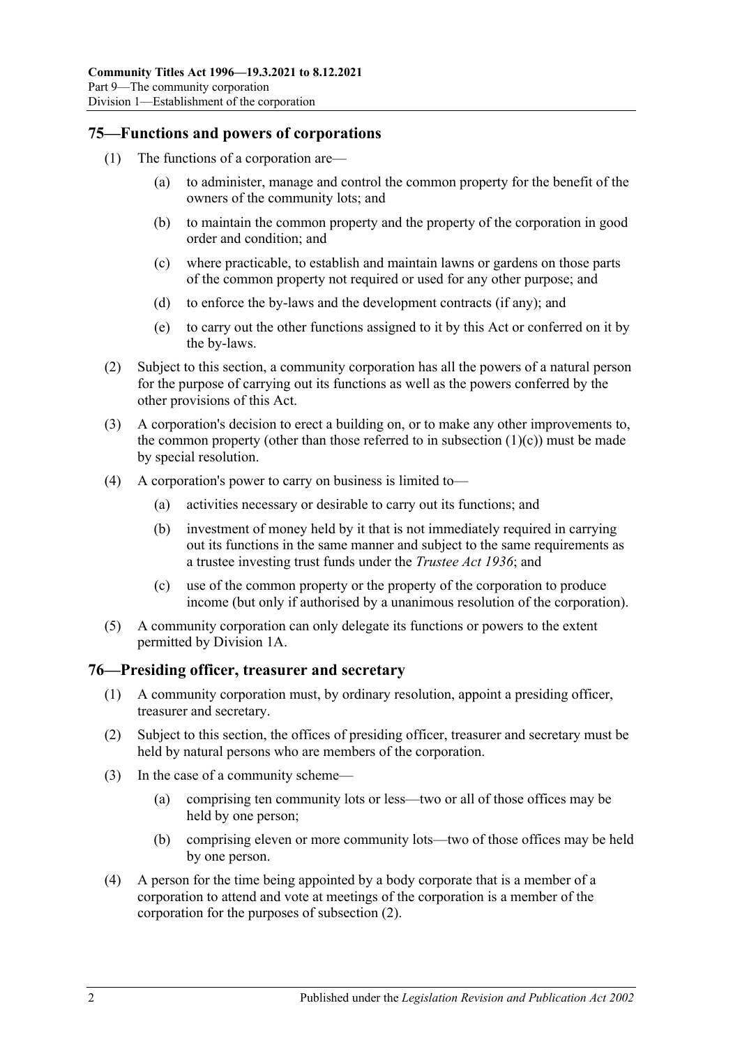## 75—Functions and powers of corporations

(1) The functions of a corporation are—

(a) to administer, manage and control the common property for the benefit of the owners of the community lots; and

(b) to maintain the common property and the property of the corporation in good order and condition; and

(c) where practicable, to establish and maintain lawns or gardens on those parts of the common property not required or used for any other purpose; and

(d) to enforce the by-laws and the development contracts (if any); and

(e) to carry out the other functions assigned to it by this Act or conferred on it by the by-laws.

(2) Subject to this section, a community corporation has all the powers of a natural person for the purpose of carrying out its functions as well as the powers conferred by the other provisions of this Act.

(3) A corporation's decision to erect a building on, or to make any other improvements to, the common property (other than those referred to in subsection (1)(c)) must be made by special resolution.

(4) A corporation's power to carry on business is limited to—

(a) activities necessary or desirable to carry out its functions; and

(b) investment of money held by it that is not immediately required in carrying out its functions in the same manner and subject to the same requirements as a trustee investing trust funds under the *Trustee Act 1936*; and

(c) use of the common property or the property of the corporation to produce income (but only if authorised by a unanimous resolution of the corporation).

(5) A community corporation can only delegate its functions or powers to the extent permitted by Division 1A.

## 76—Presiding officer, treasurer and secretary

(1) A community corporation must, by ordinary resolution, appoint a presiding officer, treasurer and secretary.

(2) Subject to this section, the offices of presiding officer, treasurer and secretary must be held by natural persons who are members of the corporation.

(3) In the case of a community scheme—

(a) comprising ten community lots or less—two or all of those offices may be held by one person;

(b) comprising eleven or more community lots—two of those offices may be held by one person.

(4) A person for the time being appointed by a body corporate that is a member of a corporation to attend and vote at meetings of the corporation is a member of the corporation for the purposes of subsection (2).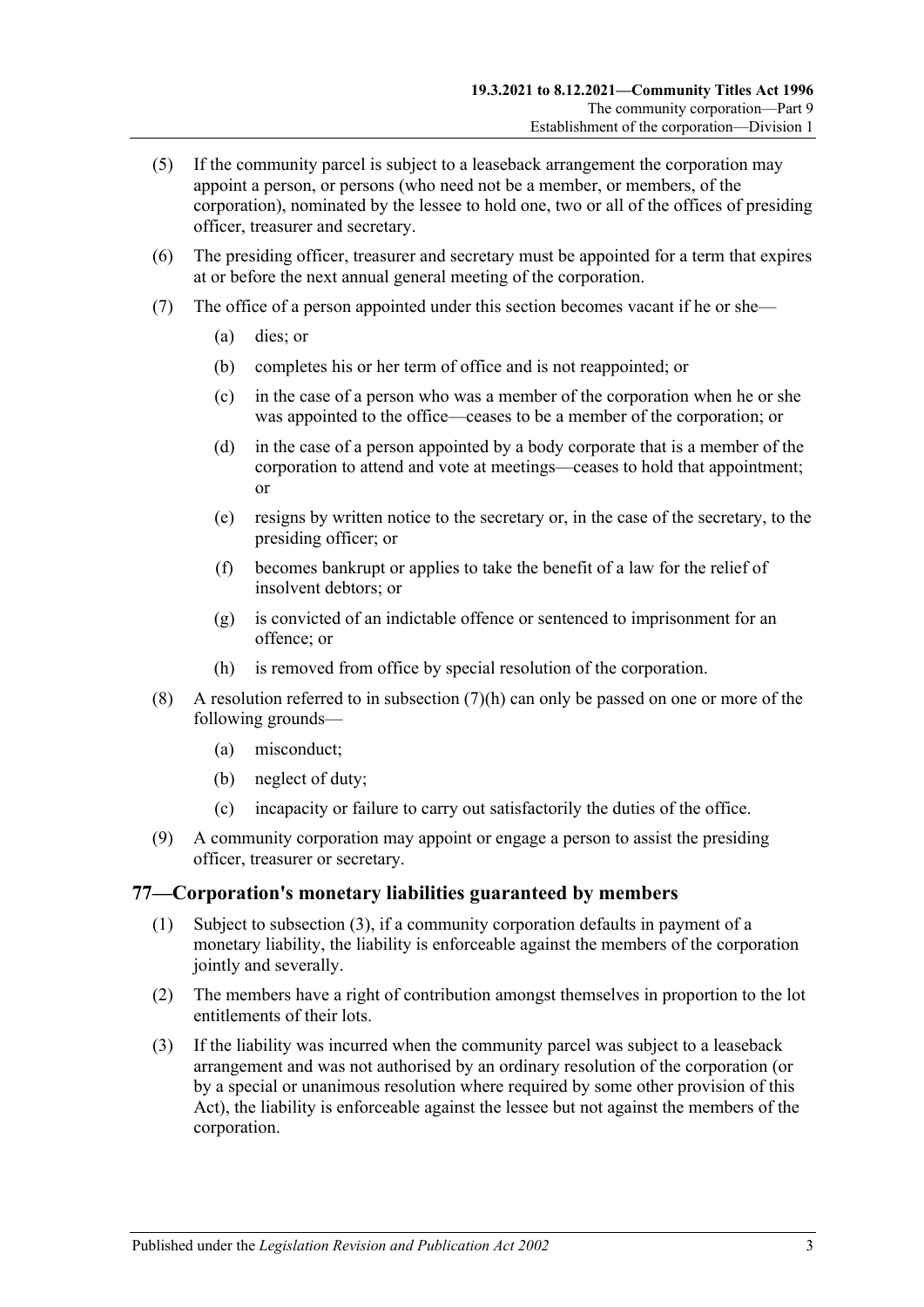(5) If the community parcel is subject to a leaseback arrangement the corporation may appoint a person, or persons (who need not be a member, or members, of the corporation), nominated by the lessee to hold one, two or all of the offices of presiding officer, treasurer and secretary.

(6) The presiding officer, treasurer and secretary must be appointed for a term that expires at or before the next annual general meeting of the corporation.

(7) The office of a person appointed under this section becomes vacant if he or she—

- (a) dies; or
- (b) completes his or her term of office and is not reappointed; or
- (c) in the case of a person who was a member of the corporation when he or she was appointed to the office—ceases to be a member of the corporation; or
- (d) in the case of a person appointed by a body corporate that is a member of the corporation to attend and vote at meetings—ceases to hold that appointment; or
- (e) resigns by written notice to the secretary or, in the case of the secretary, to the presiding officer; or
- (f) becomes bankrupt or applies to take the benefit of a law for the relief of insolvent debtors; or
- (g) is convicted of an indictable offence or sentenced to imprisonment for an offence; or
- (h) is removed from office by special resolution of the corporation.

(8) A resolution referred to in subsection (7)(h) can only be passed on one or more of the following grounds—

- (a) misconduct;
- (b) neglect of duty;
- (c) incapacity or failure to carry out satisfactorily the duties of the office.

(9) A community corporation may appoint or engage a person to assist the presiding officer, treasurer or secretary.

## 77—Corporation's monetary liabilities guaranteed by members

(1) Subject to subsection (3), if a community corporation defaults in payment of a monetary liability, the liability is enforceable against the members of the corporation jointly and severally.

(2) The members have a right of contribution amongst themselves in proportion to the lot entitlements of their lots.

(3) If the liability was incurred when the community parcel was subject to a leaseback arrangement and was not authorised by an ordinary resolution of the corporation (or by a special or unanimous resolution where required by some other provision of this Act), the liability is enforceable against the lessee but not against the members of the corporation.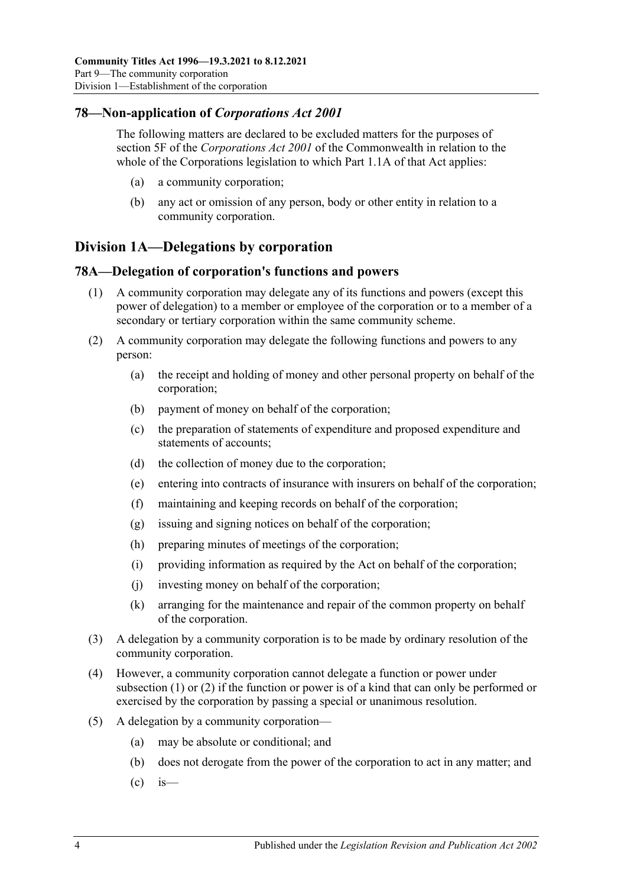## 78—Non-application of *Corporations Act 2001*

The following matters are declared to be excluded matters for the purposes of section 5F of the *Corporations Act 2001* of the Commonwealth in relation to the whole of the Corporations legislation to which Part 1.1A of that Act applies:

- (a) a community corporation;
- (b) any act or omission of any person, body or other entity in relation to a community corporation.

## Division 1A—Delegations by corporation

### 78A—Delegation of corporation's functions and powers

(1) A community corporation may delegate any of its functions and powers (except this power of delegation) to a member or employee of the corporation or to a member of a secondary or tertiary corporation within the same community scheme.

(2) A community corporation may delegate the following functions and powers to any person:

- (a) the receipt and holding of money and other personal property on behalf of the corporation;
- (b) payment of money on behalf of the corporation;
- (c) the preparation of statements of expenditure and proposed expenditure and statements of accounts;
- (d) the collection of money due to the corporation;
- (e) entering into contracts of insurance with insurers on behalf of the corporation;
- (f) maintaining and keeping records on behalf of the corporation;
- (g) issuing and signing notices on behalf of the corporation;
- (h) preparing minutes of meetings of the corporation;
- (i) providing information as required by the Act on behalf of the corporation;
- (j) investing money on behalf of the corporation;
- (k) arranging for the maintenance and repair of the common property on behalf of the corporation.

(3) A delegation by a community corporation is to be made by ordinary resolution of the community corporation.

(4) However, a community corporation cannot delegate a function or power under subsection (1) or (2) if the function or power is of a kind that can only be performed or exercised by the corporation by passing a special or unanimous resolution.

(5) A delegation by a community corporation—

- (a) may be absolute or conditional; and
- (b) does not derogate from the power of the corporation to act in any matter; and
- (c) is—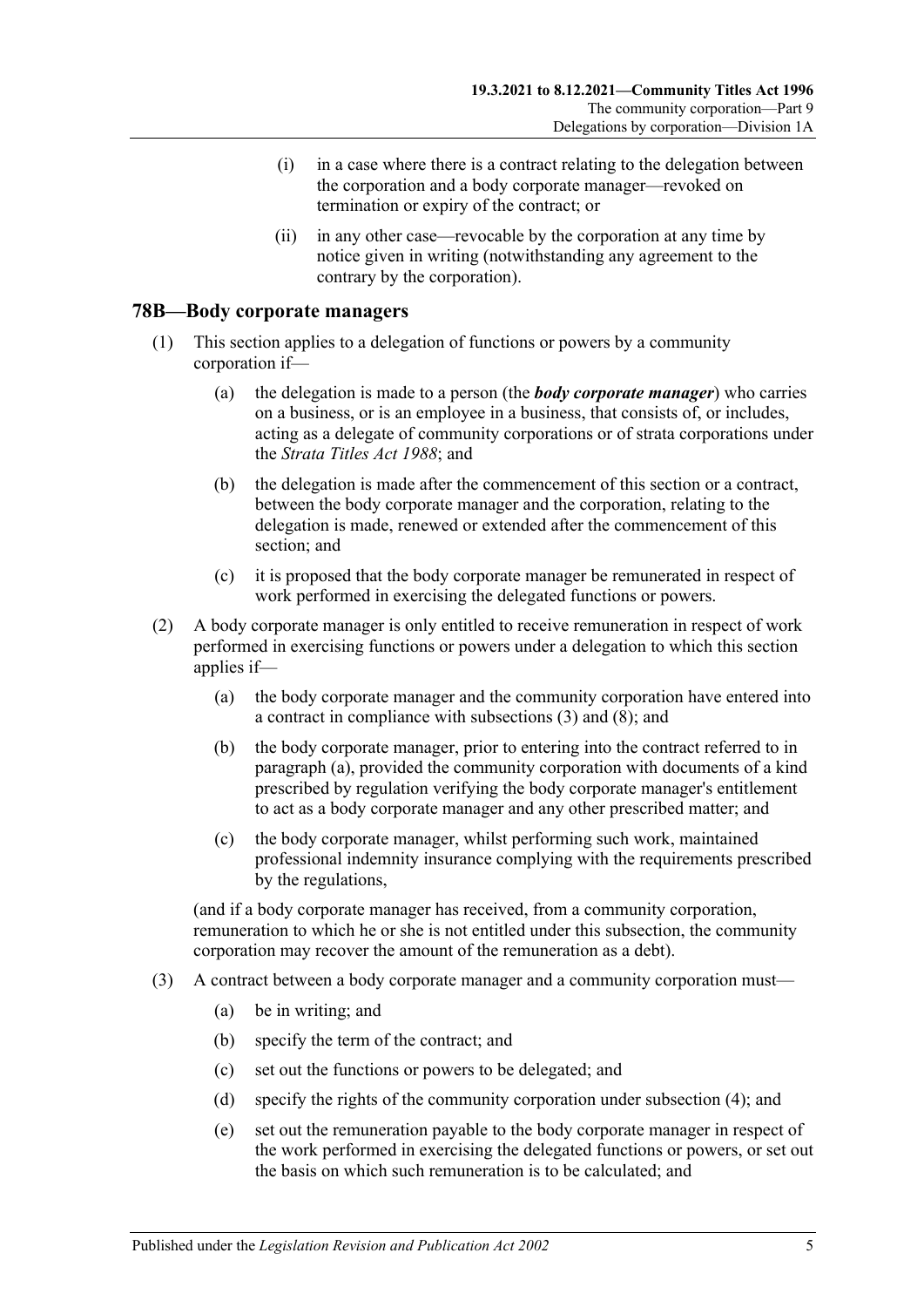(i) in a case where there is a contract relating to the delegation between the corporation and a body corporate manager—revoked on termination or expiry of the contract; or

(ii) in any other case—revocable by the corporation at any time by notice given in writing (notwithstanding any agreement to the contrary by the corporation).

## 78B—Body corporate managers

(1) This section applies to a delegation of functions or powers by a community corporation if—

(a) the delegation is made to a person (the ***body corporate manager***) who carries on a business, or is an employee in a business, that consists of, or includes, acting as a delegate of community corporations or of strata corporations under the *Strata Titles Act 1988*; and

(b) the delegation is made after the commencement of this section or a contract, between the body corporate manager and the corporation, relating to the delegation is made, renewed or extended after the commencement of this section; and

(c) it is proposed that the body corporate manager be remunerated in respect of work performed in exercising the delegated functions or powers.

(2) A body corporate manager is only entitled to receive remuneration in respect of work performed in exercising functions or powers under a delegation to which this section applies if—

(a) the body corporate manager and the community corporation have entered into a contract in compliance with subsections (3) and (8); and

(b) the body corporate manager, prior to entering into the contract referred to in paragraph (a), provided the community corporation with documents of a kind prescribed by regulation verifying the body corporate manager's entitlement to act as a body corporate manager and any other prescribed matter; and

(c) the body corporate manager, whilst performing such work, maintained professional indemnity insurance complying with the requirements prescribed by the regulations,

(and if a body corporate manager has received, from a community corporation, remuneration to which he or she is not entitled under this subsection, the community corporation may recover the amount of the remuneration as a debt).

(3) A contract between a body corporate manager and a community corporation must—

(a) be in writing; and

(b) specify the term of the contract; and

(c) set out the functions or powers to be delegated; and

(d) specify the rights of the community corporation under subsection (4); and

(e) set out the remuneration payable to the body corporate manager in respect of the work performed in exercising the delegated functions or powers, or set out the basis on which such remuneration is to be calculated; and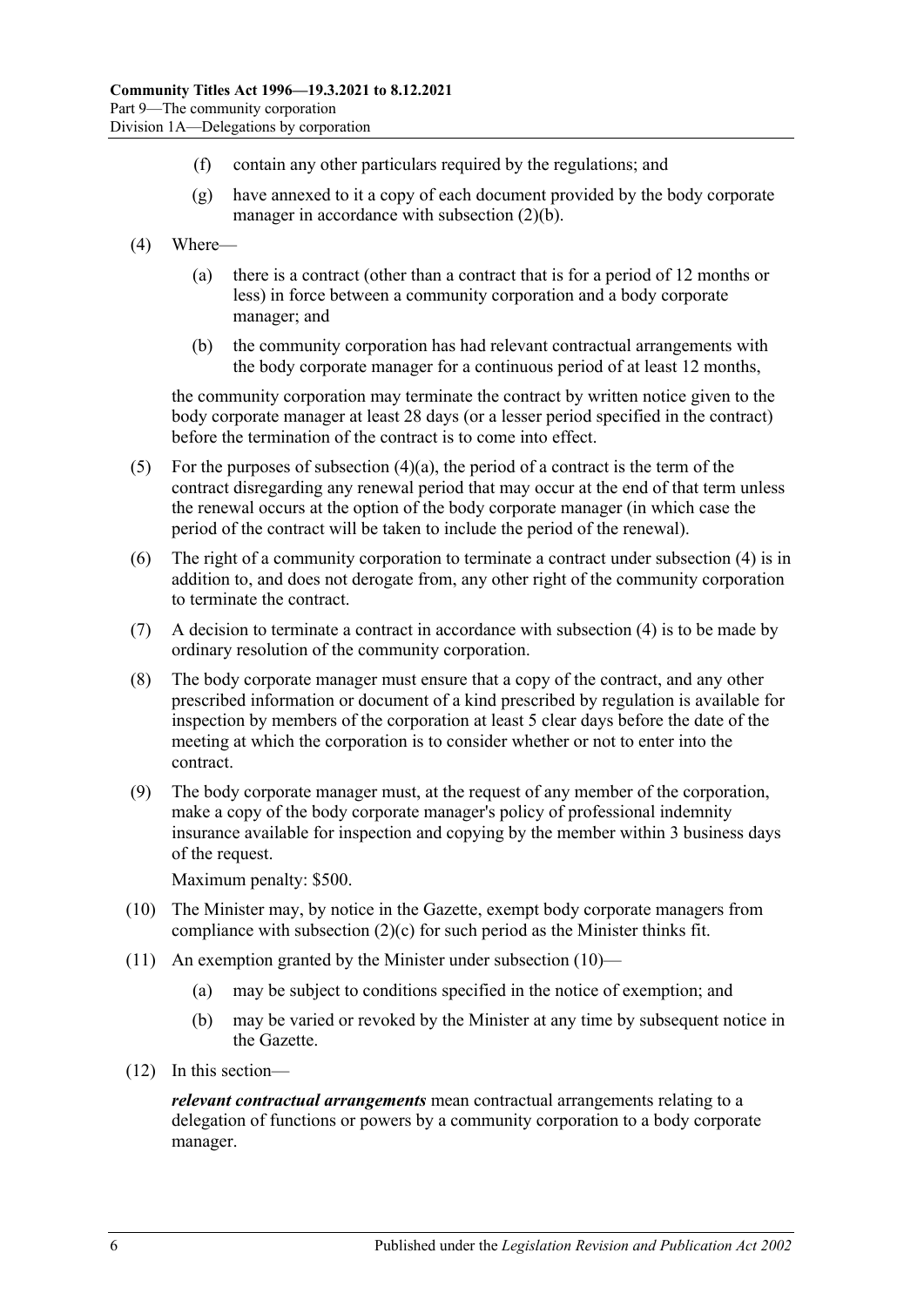(f) contain any other particulars required by the regulations; and

(g) have annexed to it a copy of each document provided by the body corporate manager in accordance with subsection (2)(b).

(4) Where—

(a) there is a contract (other than a contract that is for a period of 12 months or less) in force between a community corporation and a body corporate manager; and

(b) the community corporation has had relevant contractual arrangements with the body corporate manager for a continuous period of at least 12 months,

the community corporation may terminate the contract by written notice given to the body corporate manager at least 28 days (or a lesser period specified in the contract) before the termination of the contract is to come into effect.

(5) For the purposes of subsection (4)(a), the period of a contract is the term of the contract disregarding any renewal period that may occur at the end of that term unless the renewal occurs at the option of the body corporate manager (in which case the period of the contract will be taken to include the period of the renewal).

(6) The right of a community corporation to terminate a contract under subsection (4) is in addition to, and does not derogate from, any other right of the community corporation to terminate the contract.

(7) A decision to terminate a contract in accordance with subsection (4) is to be made by ordinary resolution of the community corporation.

(8) The body corporate manager must ensure that a copy of the contract, and any other prescribed information or document of a kind prescribed by regulation is available for inspection by members of the corporation at least 5 clear days before the date of the meeting at which the corporation is to consider whether or not to enter into the contract.

(9) The body corporate manager must, at the request of any member of the corporation, make a copy of the body corporate manager's policy of professional indemnity insurance available for inspection and copying by the member within 3 business days of the request.

Maximum penalty: $500.

(10) The Minister may, by notice in the Gazette, exempt body corporate managers from compliance with subsection (2)(c) for such period as the Minister thinks fit.

(11) An exemption granted by the Minister under subsection (10)—

(a) may be subject to conditions specified in the notice of exemption; and

(b) may be varied or revoked by the Minister at any time by subsequent notice in the Gazette.

(12) In this section—

***relevant contractual arrangements*** mean contractual arrangements relating to a delegation of functions or powers by a community corporation to a body corporate manager.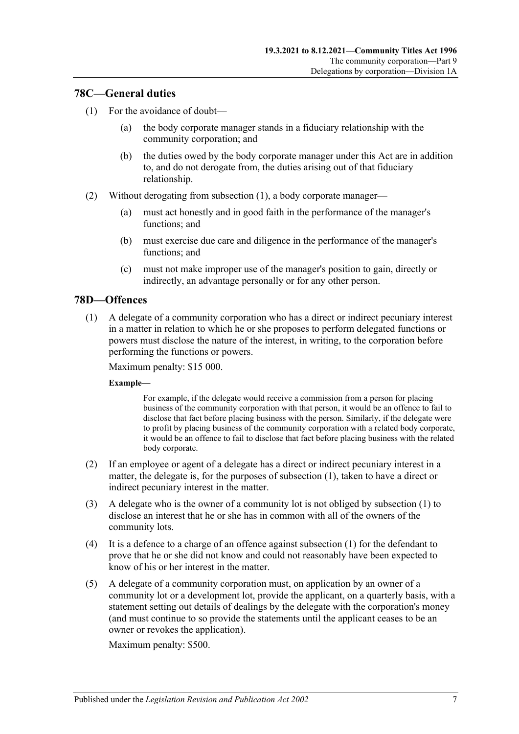## 78C—General duties

(1) For the avoidance of doubt—

(a) the body corporate manager stands in a fiduciary relationship with the community corporation; and

(b) the duties owed by the body corporate manager under this Act are in addition to, and do not derogate from, the duties arising out of that fiduciary relationship.

(2) Without derogating from subsection (1), a body corporate manager—

(a) must act honestly and in good faith in the performance of the manager's functions; and

(b) must exercise due care and diligence in the performance of the manager's functions; and

(c) must not make improper use of the manager's position to gain, directly or indirectly, an advantage personally or for any other person.

## 78D—Offences

(1) A delegate of a community corporation who has a direct or indirect pecuniary interest in a matter in relation to which he or she proposes to perform delegated functions or powers must disclose the nature of the interest, in writing, to the corporation before performing the functions or powers.

Maximum penalty: $15 000.

**Example—**

For example, if the delegate would receive a commission from a person for placing business of the community corporation with that person, it would be an offence to fail to disclose that fact before placing business with the person. Similarly, if the delegate were to profit by placing business of the community corporation with a related body corporate, it would be an offence to fail to disclose that fact before placing business with the related body corporate.

(2) If an employee or agent of a delegate has a direct or indirect pecuniary interest in a matter, the delegate is, for the purposes of subsection (1), taken to have a direct or indirect pecuniary interest in the matter.

(3) A delegate who is the owner of a community lot is not obliged by subsection (1) to disclose an interest that he or she has in common with all of the owners of the community lots.

(4) It is a defence to a charge of an offence against subsection (1) for the defendant to prove that he or she did not know and could not reasonably have been expected to know of his or her interest in the matter.

(5) A delegate of a community corporation must, on application by an owner of a community lot or a development lot, provide the applicant, on a quarterly basis, with a statement setting out details of dealings by the delegate with the corporation's money (and must continue to so provide the statements until the applicant ceases to be an owner or revokes the application).

Maximum penalty: $500.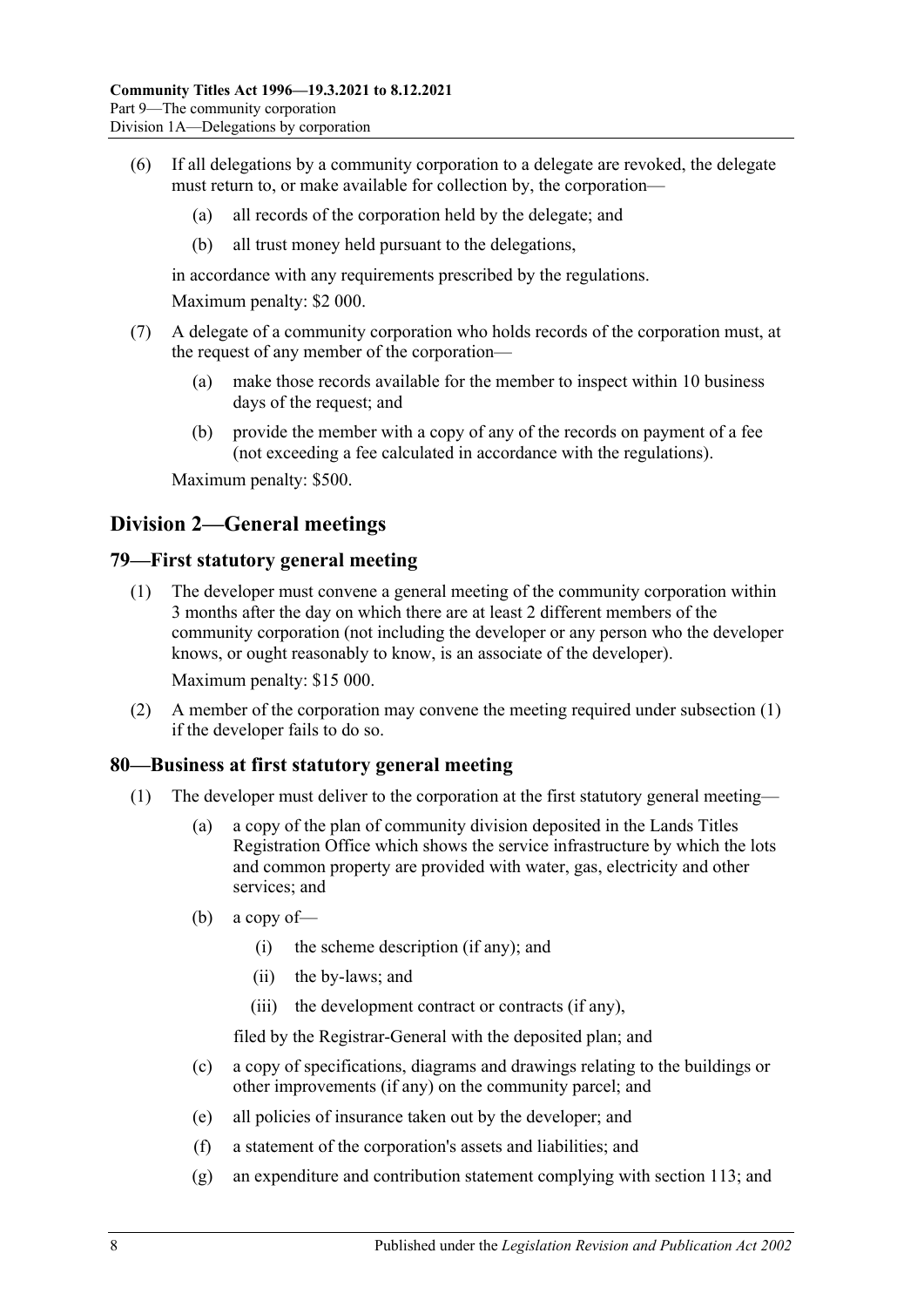(6) If all delegations by a community corporation to a delegate are revoked, the delegate must return to, or make available for collection by, the corporation—

(a) all records of the corporation held by the delegate; and

(b) all trust money held pursuant to the delegations,

in accordance with any requirements prescribed by the regulations.

Maximum penalty: $2 000.

(7) A delegate of a community corporation who holds records of the corporation must, at the request of any member of the corporation—

(a) make those records available for the member to inspect within 10 business days of the request; and

(b) provide the member with a copy of any of the records on payment of a fee (not exceeding a fee calculated in accordance with the regulations).

Maximum penalty: $500.

## Division 2—General meetings

### 79—First statutory general meeting

(1) The developer must convene a general meeting of the community corporation within 3 months after the day on which there are at least 2 different members of the community corporation (not including the developer or any person who the developer knows, or ought reasonably to know, is an associate of the developer).

Maximum penalty: $15 000.

(2) A member of the corporation may convene the meeting required under subsection (1) if the developer fails to do so.

### 80—Business at first statutory general meeting

(1) The developer must deliver to the corporation at the first statutory general meeting—

(a) a copy of the plan of community division deposited in the Lands Titles Registration Office which shows the service infrastructure by which the lots and common property are provided with water, gas, electricity and other services; and

(b) a copy of—

(i) the scheme description (if any); and

(ii) the by-laws; and

(iii) the development contract or contracts (if any),

filed by the Registrar-General with the deposited plan; and

(c) a copy of specifications, diagrams and drawings relating to the buildings or other improvements (if any) on the community parcel; and

(e) all policies of insurance taken out by the developer; and

(f) a statement of the corporation's assets and liabilities; and

(g) an expenditure and contribution statement complying with section 113; and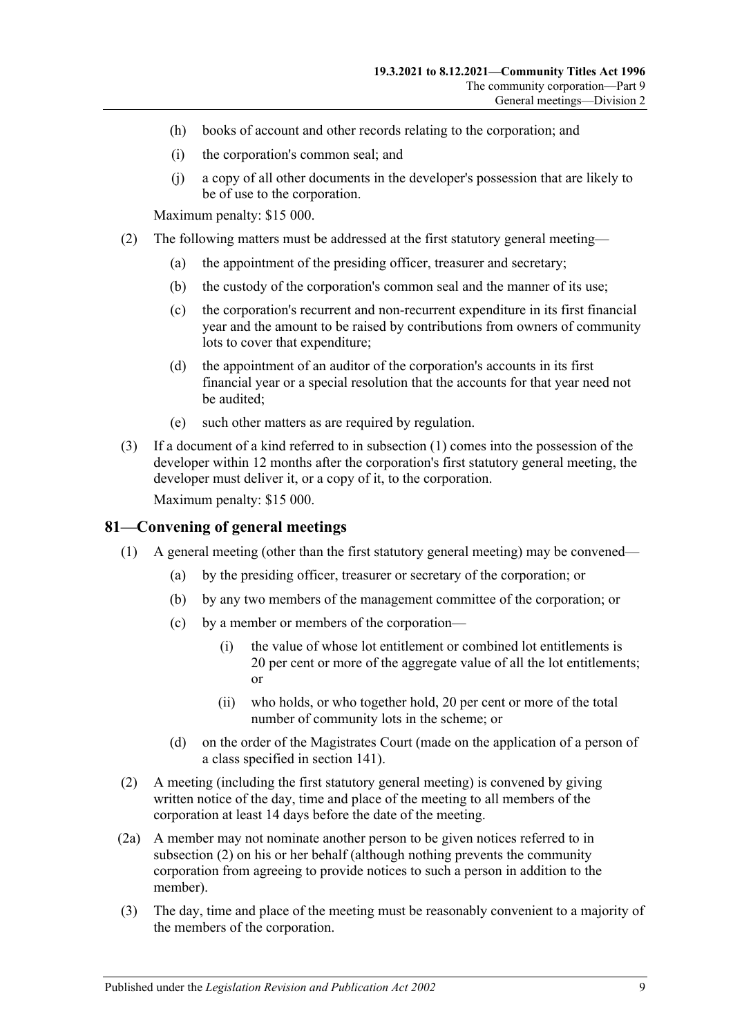(h) books of account and other records relating to the corporation; and

(i) the corporation's common seal; and

(j) a copy of all other documents in the developer's possession that are likely to be of use to the corporation.

Maximum penalty: $15 000.

(2) The following matters must be addressed at the first statutory general meeting—

(a) the appointment of the presiding officer, treasurer and secretary;

(b) the custody of the corporation's common seal and the manner of its use;

(c) the corporation's recurrent and non-recurrent expenditure in its first financial year and the amount to be raised by contributions from owners of community lots to cover that expenditure;

(d) the appointment of an auditor of the corporation's accounts in its first financial year or a special resolution that the accounts for that year need not be audited;

(e) such other matters as are required by regulation.

(3) If a document of a kind referred to in subsection (1) comes into the possession of the developer within 12 months after the corporation's first statutory general meeting, the developer must deliver it, or a copy of it, to the corporation.

Maximum penalty: $15 000.

## 81—Convening of general meetings

(1) A general meeting (other than the first statutory general meeting) may be convened—

(a) by the presiding officer, treasurer or secretary of the corporation; or

(b) by any two members of the management committee of the corporation; or

(c) by a member or members of the corporation—

(i) the value of whose lot entitlement or combined lot entitlements is 20 per cent or more of the aggregate value of all the lot entitlements; or

(ii) who holds, or who together hold, 20 per cent or more of the total number of community lots in the scheme; or

(d) on the order of the Magistrates Court (made on the application of a person of a class specified in section 141).

(2) A meeting (including the first statutory general meeting) is convened by giving written notice of the day, time and place of the meeting to all members of the corporation at least 14 days before the date of the meeting.

(2a) A member may not nominate another person to be given notices referred to in subsection (2) on his or her behalf (although nothing prevents the community corporation from agreeing to provide notices to such a person in addition to the member).

(3) The day, time and place of the meeting must be reasonably convenient to a majority of the members of the corporation.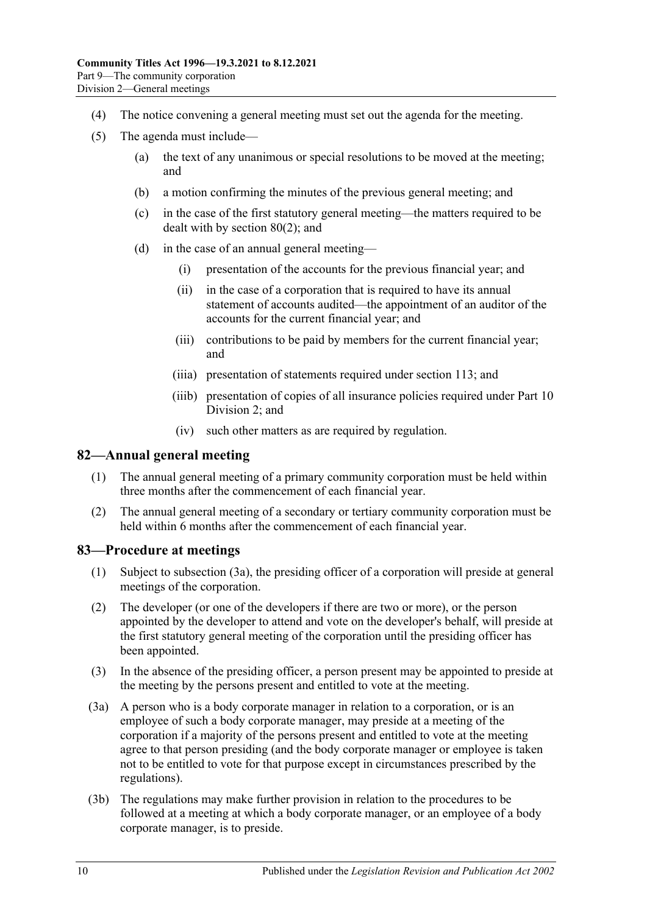(4) The notice convening a general meeting must set out the agenda for the meeting.

(5) The agenda must include—

(a) the text of any unanimous or special resolutions to be moved at the meeting; and

(b) a motion confirming the minutes of the previous general meeting; and

(c) in the case of the first statutory general meeting—the matters required to be dealt with by section 80(2); and

(d) in the case of an annual general meeting—

(i) presentation of the accounts for the previous financial year; and

(ii) in the case of a corporation that is required to have its annual statement of accounts audited—the appointment of an auditor of the accounts for the current financial year; and

(iii) contributions to be paid by members for the current financial year; and

(iiia) presentation of statements required under section 113; and

(iiib) presentation of copies of all insurance policies required under Part 10 Division 2; and

(iv) such other matters as are required by regulation.

## 82—Annual general meeting

(1) The annual general meeting of a primary community corporation must be held within three months after the commencement of each financial year.

(2) The annual general meeting of a secondary or tertiary community corporation must be held within 6 months after the commencement of each financial year.

## 83—Procedure at meetings

(1) Subject to subsection (3a), the presiding officer of a corporation will preside at general meetings of the corporation.

(2) The developer (or one of the developers if there are two or more), or the person appointed by the developer to attend and vote on the developer's behalf, will preside at the first statutory general meeting of the corporation until the presiding officer has been appointed.

(3) In the absence of the presiding officer, a person present may be appointed to preside at the meeting by the persons present and entitled to vote at the meeting.

(3a) A person who is a body corporate manager in relation to a corporation, or is an employee of such a body corporate manager, may preside at a meeting of the corporation if a majority of the persons present and entitled to vote at the meeting agree to that person presiding (and the body corporate manager or employee is taken not to be entitled to vote for that purpose except in circumstances prescribed by the regulations).

(3b) The regulations may make further provision in relation to the procedures to be followed at a meeting at which a body corporate manager, or an employee of a body corporate manager, is to preside.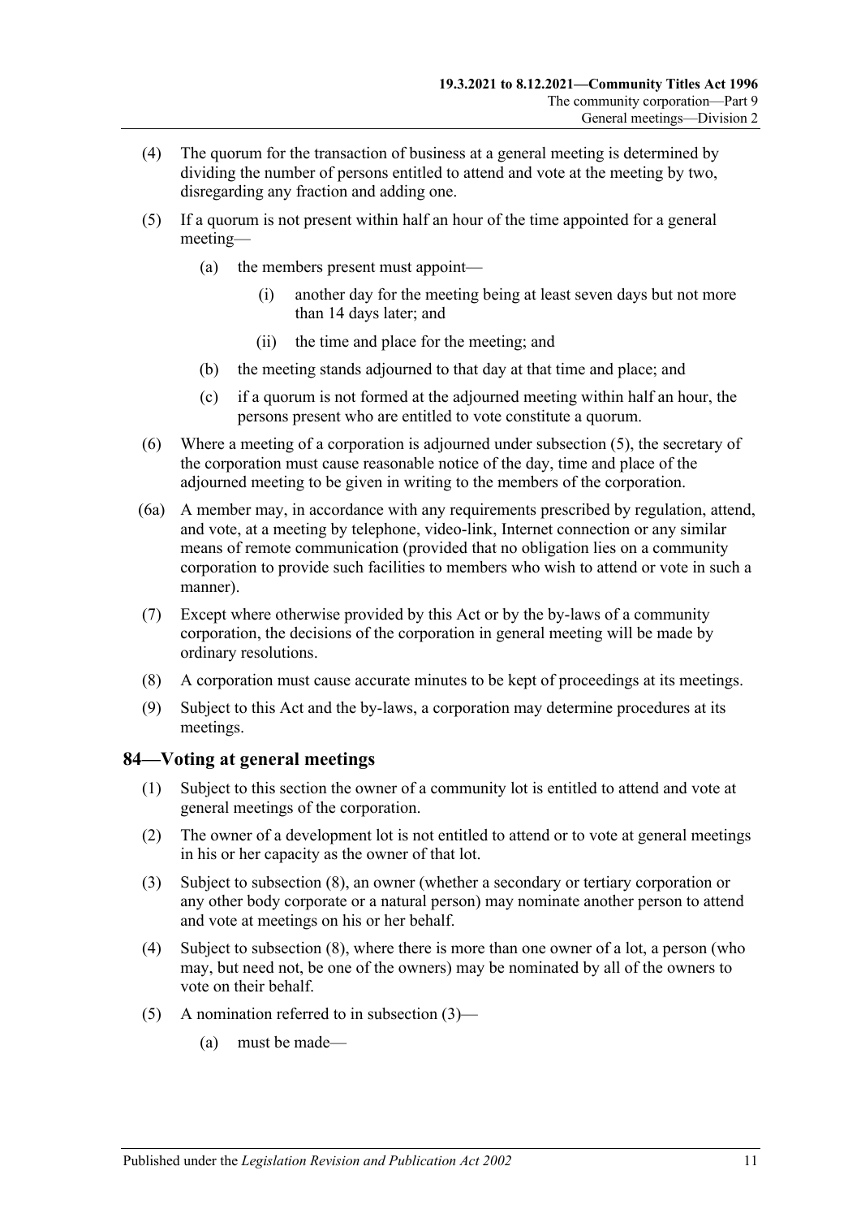(4) The quorum for the transaction of business at a general meeting is determined by dividing the number of persons entitled to attend and vote at the meeting by two, disregarding any fraction and adding one.

(5) If a quorum is not present within half an hour of the time appointed for a general meeting—

- (a) the members present must appoint—
  - (i) another day for the meeting being at least seven days but not more than 14 days later; and
  - (ii) the time and place for the meeting; and
- (b) the meeting stands adjourned to that day at that time and place; and
- (c) if a quorum is not formed at the adjourned meeting within half an hour, the persons present who are entitled to vote constitute a quorum.

(6) Where a meeting of a corporation is adjourned under subsection (5), the secretary of the corporation must cause reasonable notice of the day, time and place of the adjourned meeting to be given in writing to the members of the corporation.

(6a) A member may, in accordance with any requirements prescribed by regulation, attend, and vote, at a meeting by telephone, video-link, Internet connection or any similar means of remote communication (provided that no obligation lies on a community corporation to provide such facilities to members who wish to attend or vote in such a manner).

(7) Except where otherwise provided by this Act or by the by-laws of a community corporation, the decisions of the corporation in general meeting will be made by ordinary resolutions.

(8) A corporation must cause accurate minutes to be kept of proceedings at its meetings.

(9) Subject to this Act and the by-laws, a corporation may determine procedures at its meetings.

## 84—Voting at general meetings

(1) Subject to this section the owner of a community lot is entitled to attend and vote at general meetings of the corporation.

(2) The owner of a development lot is not entitled to attend or to vote at general meetings in his or her capacity as the owner of that lot.

(3) Subject to subsection (8), an owner (whether a secondary or tertiary corporation or any other body corporate or a natural person) may nominate another person to attend and vote at meetings on his or her behalf.

(4) Subject to subsection (8), where there is more than one owner of a lot, a person (who may, but need not, be one of the owners) may be nominated by all of the owners to vote on their behalf.

(5) A nomination referred to in subsection (3)—

- (a) must be made—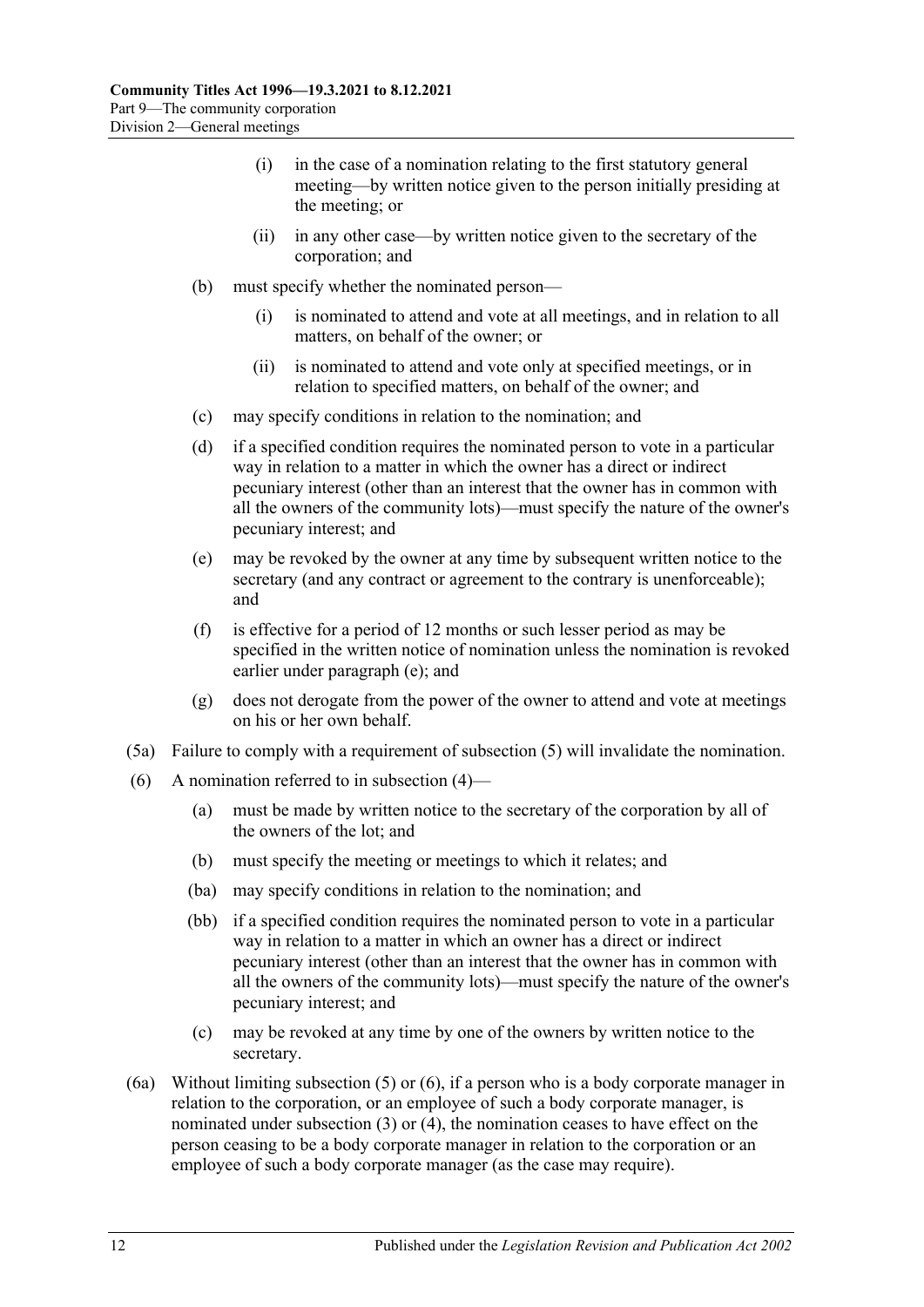(i) in the case of a nomination relating to the first statutory general meeting—by written notice given to the person initially presiding at the meeting; or

(ii) in any other case—by written notice given to the secretary of the corporation; and

(b) must specify whether the nominated person—

(i) is nominated to attend and vote at all meetings, and in relation to all matters, on behalf of the owner; or

(ii) is nominated to attend and vote only at specified meetings, or in relation to specified matters, on behalf of the owner; and

(c) may specify conditions in relation to the nomination; and

(d) if a specified condition requires the nominated person to vote in a particular way in relation to a matter in which the owner has a direct or indirect pecuniary interest (other than an interest that the owner has in common with all the owners of the community lots)—must specify the nature of the owner's pecuniary interest; and

(e) may be revoked by the owner at any time by subsequent written notice to the secretary (and any contract or agreement to the contrary is unenforceable); and

(f) is effective for a period of 12 months or such lesser period as may be specified in the written notice of nomination unless the nomination is revoked earlier under paragraph (e); and

(g) does not derogate from the power of the owner to attend and vote at meetings on his or her own behalf.

(5a) Failure to comply with a requirement of subsection (5) will invalidate the nomination.

(6) A nomination referred to in subsection (4)—

(a) must be made by written notice to the secretary of the corporation by all of the owners of the lot; and

(b) must specify the meeting or meetings to which it relates; and

(ba) may specify conditions in relation to the nomination; and

(bb) if a specified condition requires the nominated person to vote in a particular way in relation to a matter in which an owner has a direct or indirect pecuniary interest (other than an interest that the owner has in common with all the owners of the community lots)—must specify the nature of the owner's pecuniary interest; and

(c) may be revoked at any time by one of the owners by written notice to the secretary.

(6a) Without limiting subsection (5) or (6), if a person who is a body corporate manager in relation to the corporation, or an employee of such a body corporate manager, is nominated under subsection (3) or (4), the nomination ceases to have effect on the person ceasing to be a body corporate manager in relation to the corporation or an employee of such a body corporate manager (as the case may require).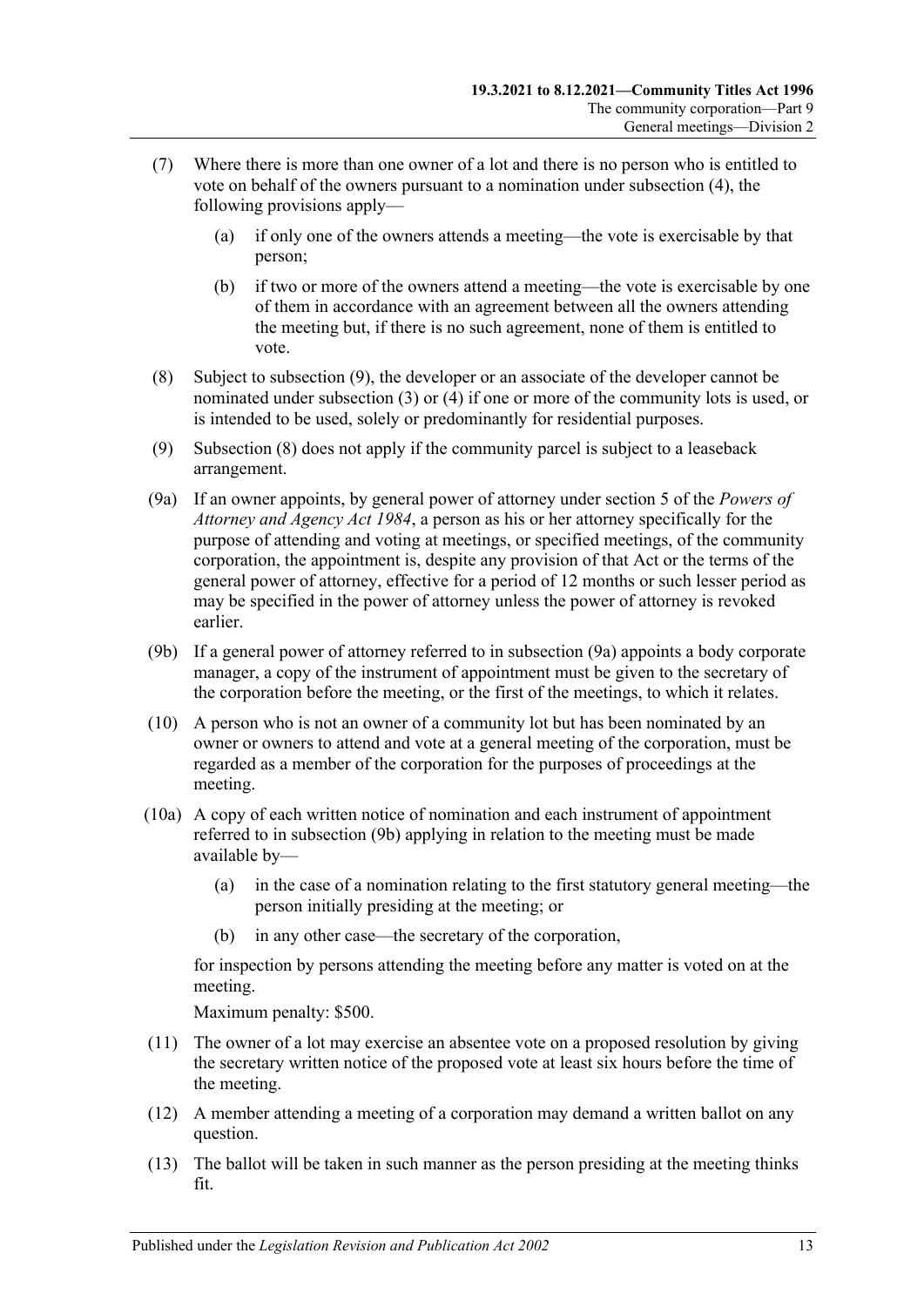(7) Where there is more than one owner of a lot and there is no person who is entitled to vote on behalf of the owners pursuant to a nomination under subsection (4), the following provisions apply—

  (a) if only one of the owners attends a meeting—the vote is exercisable by that person;

  (b) if two or more of the owners attend a meeting—the vote is exercisable by one of them in accordance with an agreement between all the owners attending the meeting but, if there is no such agreement, none of them is entitled to vote.

(8) Subject to subsection (9), the developer or an associate of the developer cannot be nominated under subsection (3) or (4) if one or more of the community lots is used, or is intended to be used, solely or predominantly for residential purposes.

(9) Subsection (8) does not apply if the community parcel is subject to a leaseback arrangement.

(9a) If an owner appoints, by general power of attorney under section 5 of the *Powers of Attorney and Agency Act 1984*, a person as his or her attorney specifically for the purpose of attending and voting at meetings, or specified meetings, of the community corporation, the appointment is, despite any provision of that Act or the terms of the general power of attorney, effective for a period of 12 months or such lesser period as may be specified in the power of attorney unless the power of attorney is revoked earlier.

(9b) If a general power of attorney referred to in subsection (9a) appoints a body corporate manager, a copy of the instrument of appointment must be given to the secretary of the corporation before the meeting, or the first of the meetings, to which it relates.

(10) A person who is not an owner of a community lot but has been nominated by an owner or owners to attend and vote at a general meeting of the corporation, must be regarded as a member of the corporation for the purposes of proceedings at the meeting.

(10a) A copy of each written notice of nomination and each instrument of appointment referred to in subsection (9b) applying in relation to the meeting must be made available by—

  (a) in the case of a nomination relating to the first statutory general meeting—the person initially presiding at the meeting; or

  (b) in any other case—the secretary of the corporation,

for inspection by persons attending the meeting before any matter is voted on at the meeting.

Maximum penalty: $500.

(11) The owner of a lot may exercise an absentee vote on a proposed resolution by giving the secretary written notice of the proposed vote at least six hours before the time of the meeting.

(12) A member attending a meeting of a corporation may demand a written ballot on any question.

(13) The ballot will be taken in such manner as the person presiding at the meeting thinks fit.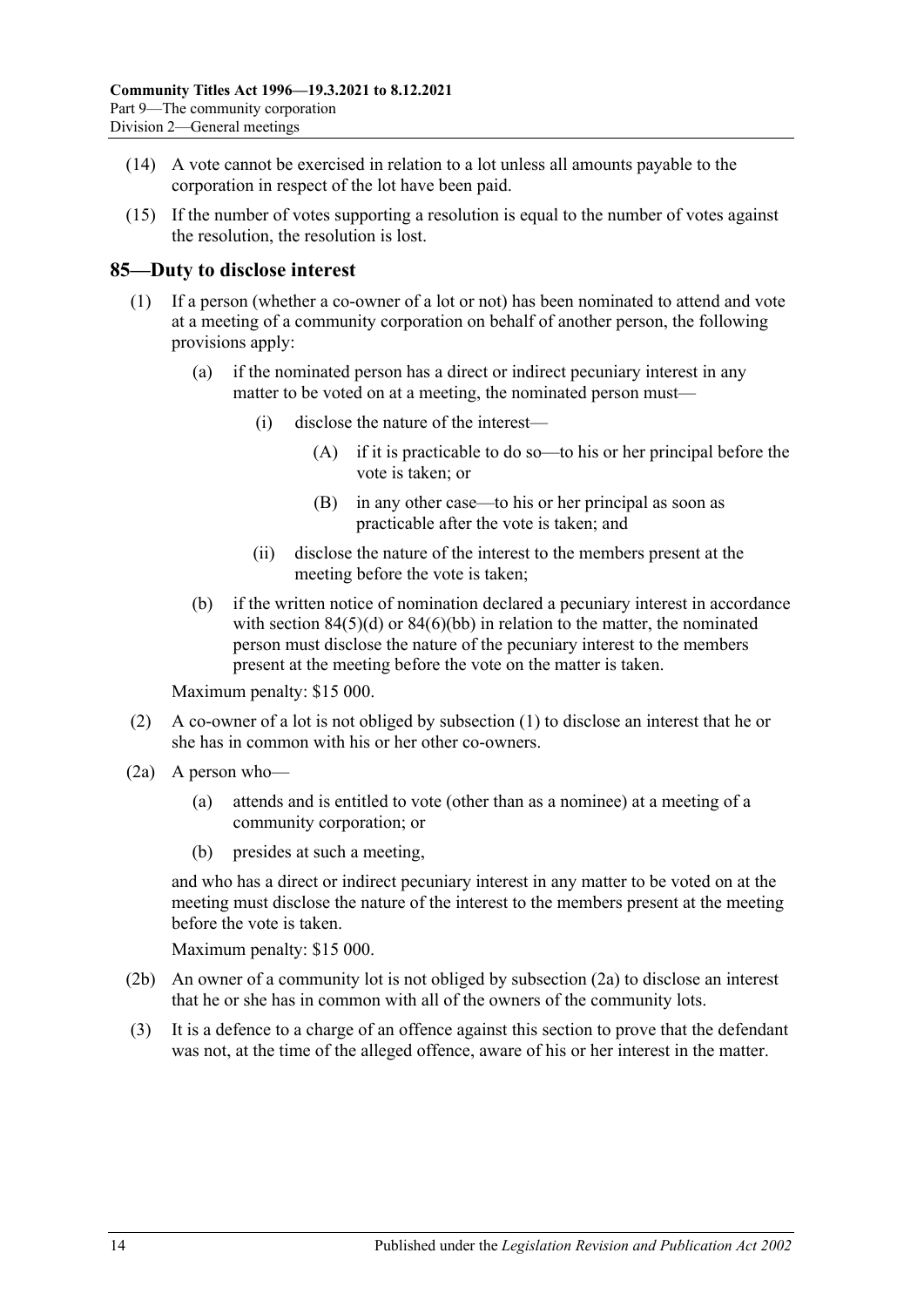(14) A vote cannot be exercised in relation to a lot unless all amounts payable to the corporation in respect of the lot have been paid.

(15) If the number of votes supporting a resolution is equal to the number of votes against the resolution, the resolution is lost.

## 85—Duty to disclose interest

(1) If a person (whether a co-owner of a lot or not) has been nominated to attend and vote at a meeting of a community corporation on behalf of another person, the following provisions apply:

- (a) if the nominated person has a direct or indirect pecuniary interest in any matter to be voted on at a meeting, the nominated person must—
  - (i) disclose the nature of the interest—
    - (A) if it is practicable to do so—to his or her principal before the vote is taken; or
    - (B) in any other case—to his or her principal as soon as practicable after the vote is taken; and
  - (ii) disclose the nature of the interest to the members present at the meeting before the vote is taken;
- (b) if the written notice of nomination declared a pecuniary interest in accordance with section 84(5)(d) or 84(6)(bb) in relation to the matter, the nominated person must disclose the nature of the pecuniary interest to the members present at the meeting before the vote on the matter is taken.

Maximum penalty: $15 000.

(2) A co-owner of a lot is not obliged by subsection (1) to disclose an interest that he or she has in common with his or her other co-owners.

(2a) A person who—

- (a) attends and is entitled to vote (other than as a nominee) at a meeting of a community corporation; or
- (b) presides at such a meeting,

and who has a direct or indirect pecuniary interest in any matter to be voted on at the meeting must disclose the nature of the interest to the members present at the meeting before the vote is taken.

Maximum penalty: $15 000.

(2b) An owner of a community lot is not obliged by subsection (2a) to disclose an interest that he or she has in common with all of the owners of the community lots.

(3) It is a defence to a charge of an offence against this section to prove that the defendant was not, at the time of the alleged offence, aware of his or her interest in the matter.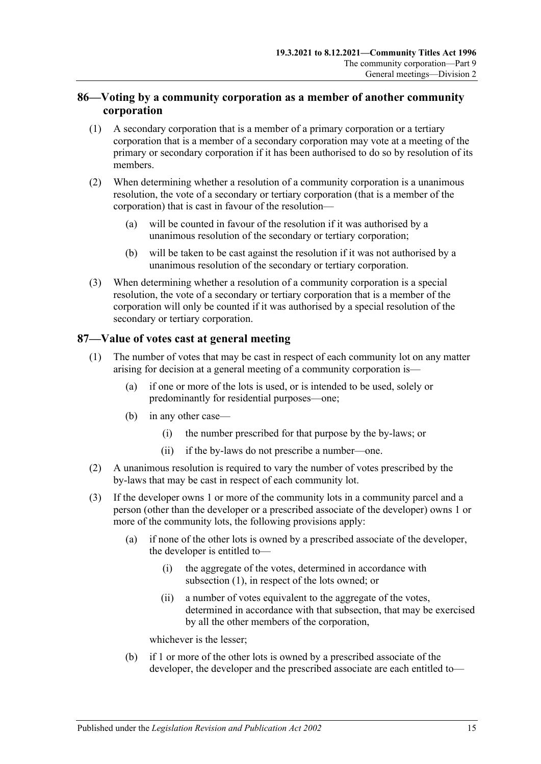## 86—Voting by a community corporation as a member of another community corporation

(1) A secondary corporation that is a member of a primary corporation or a tertiary corporation that is a member of a secondary corporation may vote at a meeting of the primary or secondary corporation if it has been authorised to do so by resolution of its members.

(2) When determining whether a resolution of a community corporation is a unanimous resolution, the vote of a secondary or tertiary corporation (that is a member of the corporation) that is cast in favour of the resolution—

- (a) will be counted in favour of the resolution if it was authorised by a unanimous resolution of the secondary or tertiary corporation;
- (b) will be taken to be cast against the resolution if it was not authorised by a unanimous resolution of the secondary or tertiary corporation.

(3) When determining whether a resolution of a community corporation is a special resolution, the vote of a secondary or tertiary corporation that is a member of the corporation will only be counted if it was authorised by a special resolution of the secondary or tertiary corporation.

## 87—Value of votes cast at general meeting

(1) The number of votes that may be cast in respect of each community lot on any matter arising for decision at a general meeting of a community corporation is—

- (a) if one or more of the lots is used, or is intended to be used, solely or predominantly for residential purposes—one;
- (b) in any other case—
  - (i) the number prescribed for that purpose by the by-laws; or
  - (ii) if the by-laws do not prescribe a number—one.

(2) A unanimous resolution is required to vary the number of votes prescribed by the by-laws that may be cast in respect of each community lot.

(3) If the developer owns 1 or more of the community lots in a community parcel and a person (other than the developer or a prescribed associate of the developer) owns 1 or more of the community lots, the following provisions apply:

- (a) if none of the other lots is owned by a prescribed associate of the developer, the developer is entitled to—
  - (i) the aggregate of the votes, determined in accordance with subsection (1), in respect of the lots owned; or
  - (ii) a number of votes equivalent to the aggregate of the votes, determined in accordance with that subsection, that may be exercised by all the other members of the corporation,

  whichever is the lesser;
- (b) if 1 or more of the other lots is owned by a prescribed associate of the developer, the developer and the prescribed associate are each entitled to—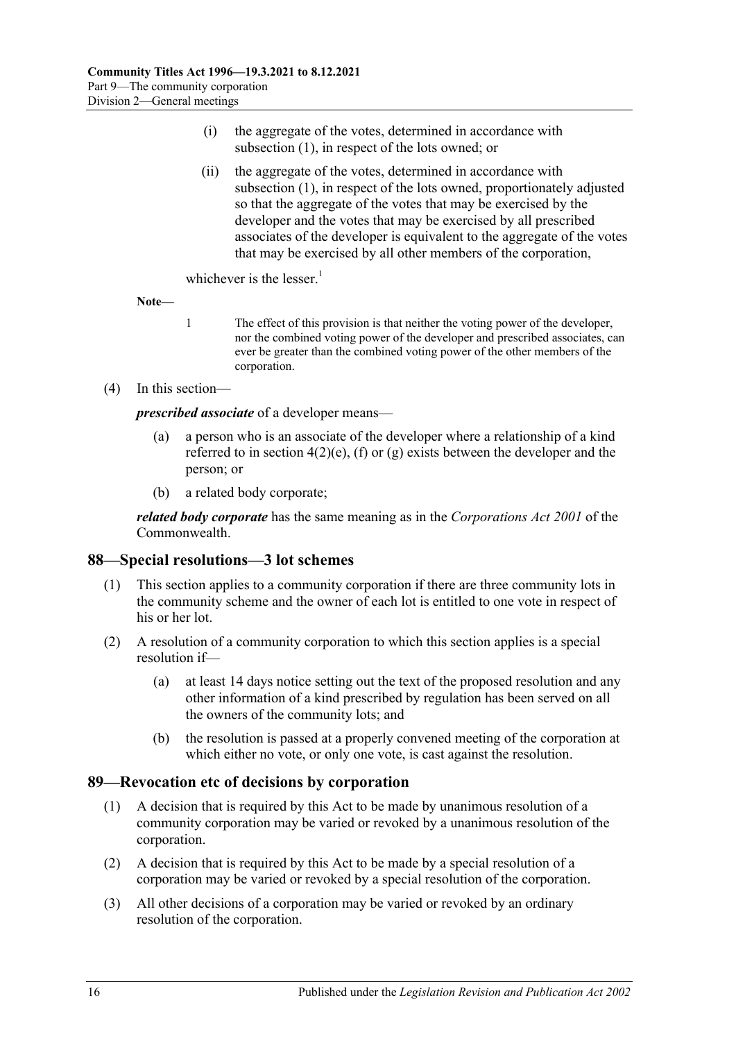(i) the aggregate of the votes, determined in accordance with subsection (1), in respect of the lots owned; or

(ii) the aggregate of the votes, determined in accordance with subsection (1), in respect of the lots owned, proportionately adjusted so that the aggregate of the votes that may be exercised by the developer and the votes that may be exercised by all prescribed associates of the developer is equivalent to the aggregate of the votes that may be exercised by all other members of the corporation,

whichever is the lesser.[1]

**Note—**

1 The effect of this provision is that neither the voting power of the developer, nor the combined voting power of the developer and prescribed associates, can ever be greater than the combined voting power of the other members of the corporation.

(4) In this section—

***prescribed associate*** of a developer means—

(a) a person who is an associate of the developer where a relationship of a kind referred to in section 4(2)(e), (f) or (g) exists between the developer and the person; or

(b) a related body corporate;

***related body corporate*** has the same meaning as in the *Corporations Act 2001* of the Commonwealth.

## 88—Special resolutions—3 lot schemes

(1) This section applies to a community corporation if there are three community lots in the community scheme and the owner of each lot is entitled to one vote in respect of his or her lot.

(2) A resolution of a community corporation to which this section applies is a special resolution if—

(a) at least 14 days notice setting out the text of the proposed resolution and any other information of a kind prescribed by regulation has been served on all the owners of the community lots; and

(b) the resolution is passed at a properly convened meeting of the corporation at which either no vote, or only one vote, is cast against the resolution.

## 89—Revocation etc of decisions by corporation

(1) A decision that is required by this Act to be made by unanimous resolution of a community corporation may be varied or revoked by a unanimous resolution of the corporation.

(2) A decision that is required by this Act to be made by a special resolution of a corporation may be varied or revoked by a special resolution of the corporation.

(3) All other decisions of a corporation may be varied or revoked by an ordinary resolution of the corporation.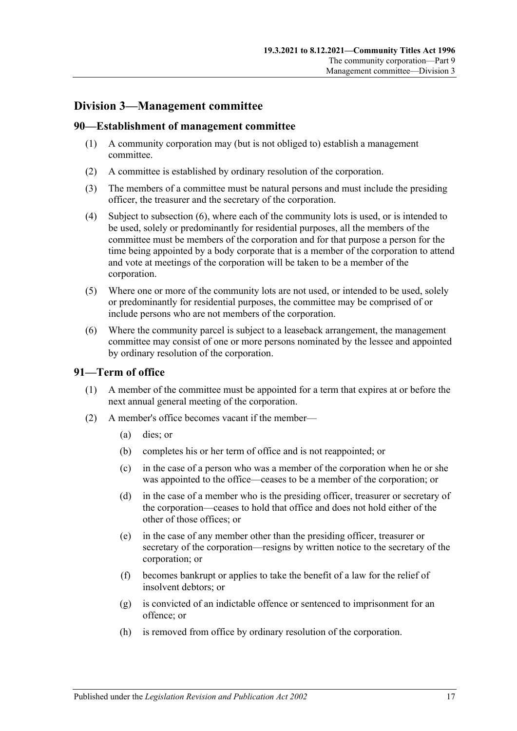## Division 3—Management committee

### 90—Establishment of management committee

(1) A community corporation may (but is not obliged to) establish a management committee.

(2) A committee is established by ordinary resolution of the corporation.

(3) The members of a committee must be natural persons and must include the presiding officer, the treasurer and the secretary of the corporation.

(4) Subject to subsection (6), where each of the community lots is used, or is intended to be used, solely or predominantly for residential purposes, all the members of the committee must be members of the corporation and for that purpose a person for the time being appointed by a body corporate that is a member of the corporation to attend and vote at meetings of the corporation will be taken to be a member of the corporation.

(5) Where one or more of the community lots are not used, or intended to be used, solely or predominantly for residential purposes, the committee may be comprised of or include persons who are not members of the corporation.

(6) Where the community parcel is subject to a leaseback arrangement, the management committee may consist of one or more persons nominated by the lessee and appointed by ordinary resolution of the corporation.

### 91—Term of office

(1) A member of the committee must be appointed for a term that expires at or before the next annual general meeting of the corporation.

(2) A member's office becomes vacant if the member—

(a) dies; or

(b) completes his or her term of office and is not reappointed; or

(c) in the case of a person who was a member of the corporation when he or she was appointed to the office—ceases to be a member of the corporation; or

(d) in the case of a member who is the presiding officer, treasurer or secretary of the corporation—ceases to hold that office and does not hold either of the other of those offices; or

(e) in the case of any member other than the presiding officer, treasurer or secretary of the corporation—resigns by written notice to the secretary of the corporation; or

(f) becomes bankrupt or applies to take the benefit of a law for the relief of insolvent debtors; or

(g) is convicted of an indictable offence or sentenced to imprisonment for an offence; or

(h) is removed from office by ordinary resolution of the corporation.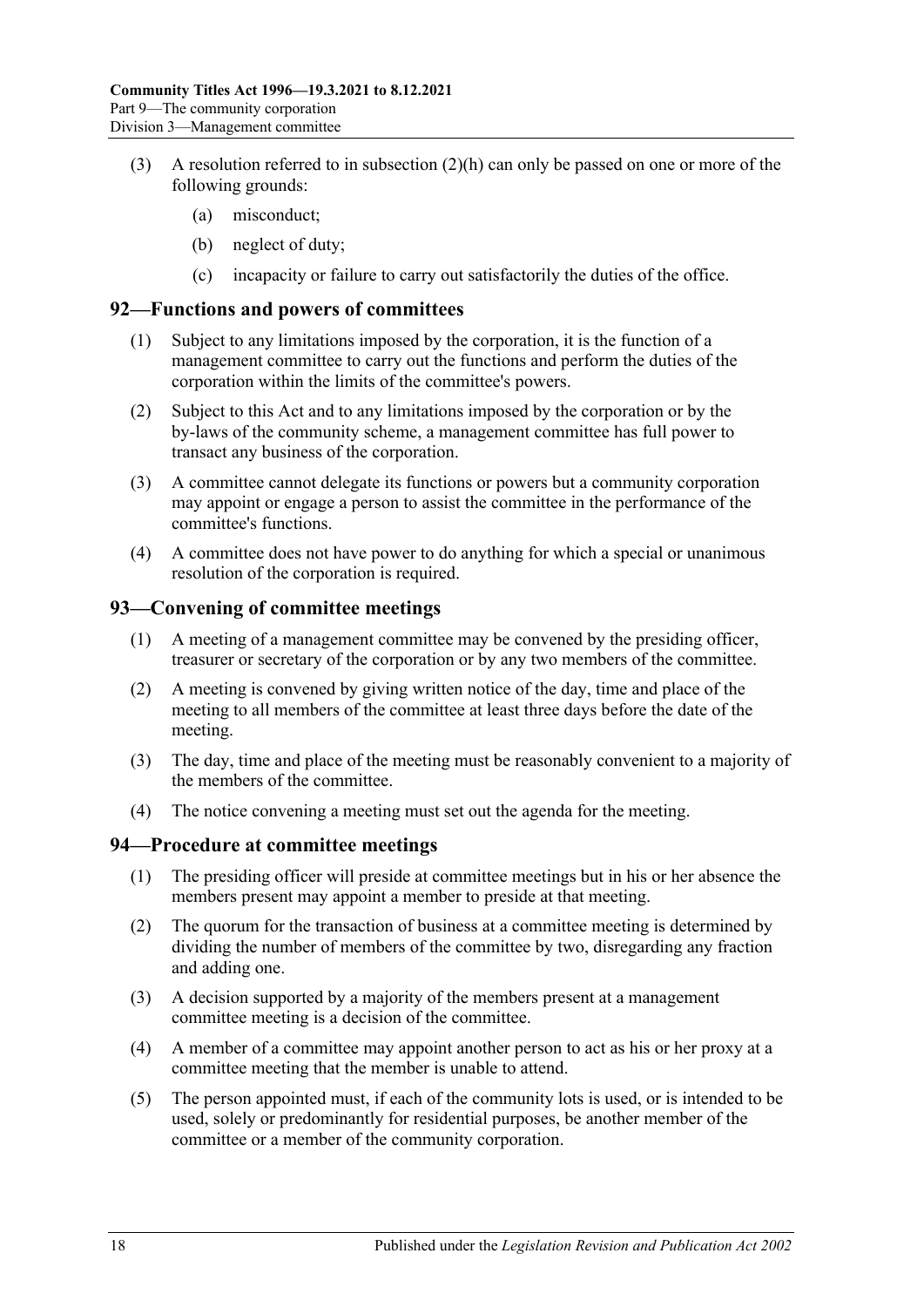(3) A resolution referred to in subsection (2)(h) can only be passed on one or more of the following grounds:

(a) misconduct;

(b) neglect of duty;

(c) incapacity or failure to carry out satisfactorily the duties of the office.

## 92—Functions and powers of committees

(1) Subject to any limitations imposed by the corporation, it is the function of a management committee to carry out the functions and perform the duties of the corporation within the limits of the committee's powers.

(2) Subject to this Act and to any limitations imposed by the corporation or by the by-laws of the community scheme, a management committee has full power to transact any business of the corporation.

(3) A committee cannot delegate its functions or powers but a community corporation may appoint or engage a person to assist the committee in the performance of the committee's functions.

(4) A committee does not have power to do anything for which a special or unanimous resolution of the corporation is required.

## 93—Convening of committee meetings

(1) A meeting of a management committee may be convened by the presiding officer, treasurer or secretary of the corporation or by any two members of the committee.

(2) A meeting is convened by giving written notice of the day, time and place of the meeting to all members of the committee at least three days before the date of the meeting.

(3) The day, time and place of the meeting must be reasonably convenient to a majority of the members of the committee.

(4) The notice convening a meeting must set out the agenda for the meeting.

## 94—Procedure at committee meetings

(1) The presiding officer will preside at committee meetings but in his or her absence the members present may appoint a member to preside at that meeting.

(2) The quorum for the transaction of business at a committee meeting is determined by dividing the number of members of the committee by two, disregarding any fraction and adding one.

(3) A decision supported by a majority of the members present at a management committee meeting is a decision of the committee.

(4) A member of a committee may appoint another person to act as his or her proxy at a committee meeting that the member is unable to attend.

(5) The person appointed must, if each of the community lots is used, or is intended to be used, solely or predominantly for residential purposes, be another member of the committee or a member of the community corporation.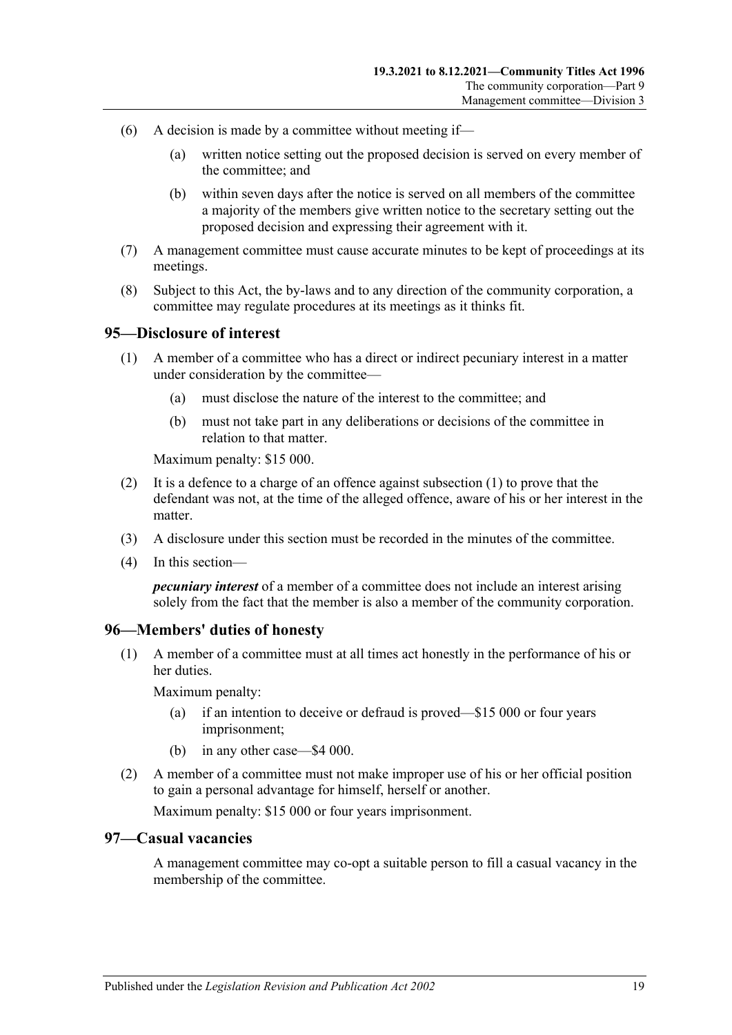(6) A decision is made by a committee without meeting if—

(a) written notice setting out the proposed decision is served on every member of the committee; and

(b) within seven days after the notice is served on all members of the committee a majority of the members give written notice to the secretary setting out the proposed decision and expressing their agreement with it.

(7) A management committee must cause accurate minutes to be kept of proceedings at its meetings.

(8) Subject to this Act, the by-laws and to any direction of the community corporation, a committee may regulate procedures at its meetings as it thinks fit.

## 95—Disclosure of interest

(1) A member of a committee who has a direct or indirect pecuniary interest in a matter under consideration by the committee—

(a) must disclose the nature of the interest to the committee; and

(b) must not take part in any deliberations or decisions of the committee in relation to that matter.

Maximum penalty: $15 000.

(2) It is a defence to a charge of an offence against subsection (1) to prove that the defendant was not, at the time of the alleged offence, aware of his or her interest in the matter.

(3) A disclosure under this section must be recorded in the minutes of the committee.

(4) In this section—

***pecuniary interest*** of a member of a committee does not include an interest arising solely from the fact that the member is also a member of the community corporation.

## 96—Members' duties of honesty

(1) A member of a committee must at all times act honestly in the performance of his or her duties.

Maximum penalty:

(a) if an intention to deceive or defraud is proved—$15 000 or four years imprisonment;

(b) in any other case—$4 000.

(2) A member of a committee must not make improper use of his or her official position to gain a personal advantage for himself, herself or another.

Maximum penalty: $15 000 or four years imprisonment.

## 97—Casual vacancies

A management committee may co-opt a suitable person to fill a casual vacancy in the membership of the committee.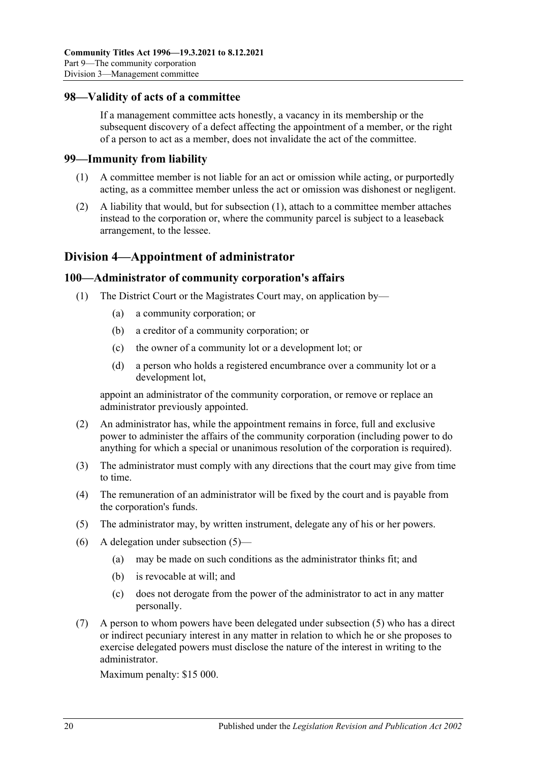## 98—Validity of acts of a committee

If a management committee acts honestly, a vacancy in its membership or the subsequent discovery of a defect affecting the appointment of a member, or the right of a person to act as a member, does not invalidate the act of the committee.

## 99—Immunity from liability

(1) A committee member is not liable for an act or omission while acting, or purportedly acting, as a committee member unless the act or omission was dishonest or negligent.

(2) A liability that would, but for subsection (1), attach to a committee member attaches instead to the corporation or, where the community parcel is subject to a leaseback arrangement, to the lessee.

# Division 4—Appointment of administrator

## 100—Administrator of community corporation's affairs

(1) The District Court or the Magistrates Court may, on application by—

- (a) a community corporation; or
- (b) a creditor of a community corporation; or
- (c) the owner of a community lot or a development lot; or
- (d) a person who holds a registered encumbrance over a community lot or a development lot,

appoint an administrator of the community corporation, or remove or replace an administrator previously appointed.

(2) An administrator has, while the appointment remains in force, full and exclusive power to administer the affairs of the community corporation (including power to do anything for which a special or unanimous resolution of the corporation is required).

(3) The administrator must comply with any directions that the court may give from time to time.

(4) The remuneration of an administrator will be fixed by the court and is payable from the corporation's funds.

(5) The administrator may, by written instrument, delegate any of his or her powers.

(6) A delegation under subsection (5)—

- (a) may be made on such conditions as the administrator thinks fit; and
- (b) is revocable at will; and
- (c) does not derogate from the power of the administrator to act in any matter personally.

(7) A person to whom powers have been delegated under subsection (5) who has a direct or indirect pecuniary interest in any matter in relation to which he or she proposes to exercise delegated powers must disclose the nature of the interest in writing to the administrator.

Maximum penalty: $15 000.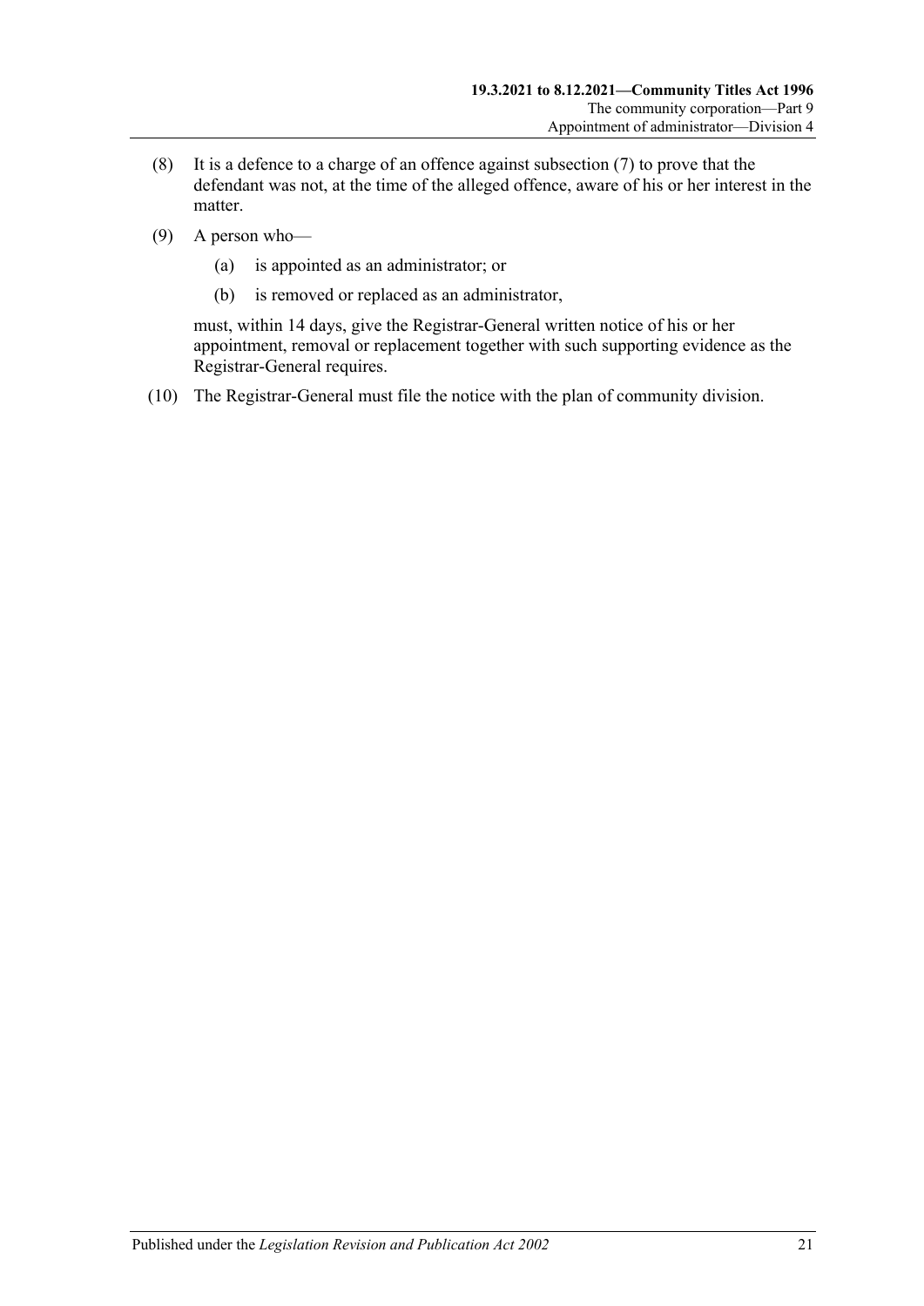(8) It is a defence to a charge of an offence against subsection (7) to prove that the defendant was not, at the time of the alleged offence, aware of his or her interest in the matter.

(9) A person who—

  (a) is appointed as an administrator; or

  (b) is removed or replaced as an administrator,

  must, within 14 days, give the Registrar-General written notice of his or her appointment, removal or replacement together with such supporting evidence as the Registrar-General requires.

(10) The Registrar-General must file the notice with the plan of community division.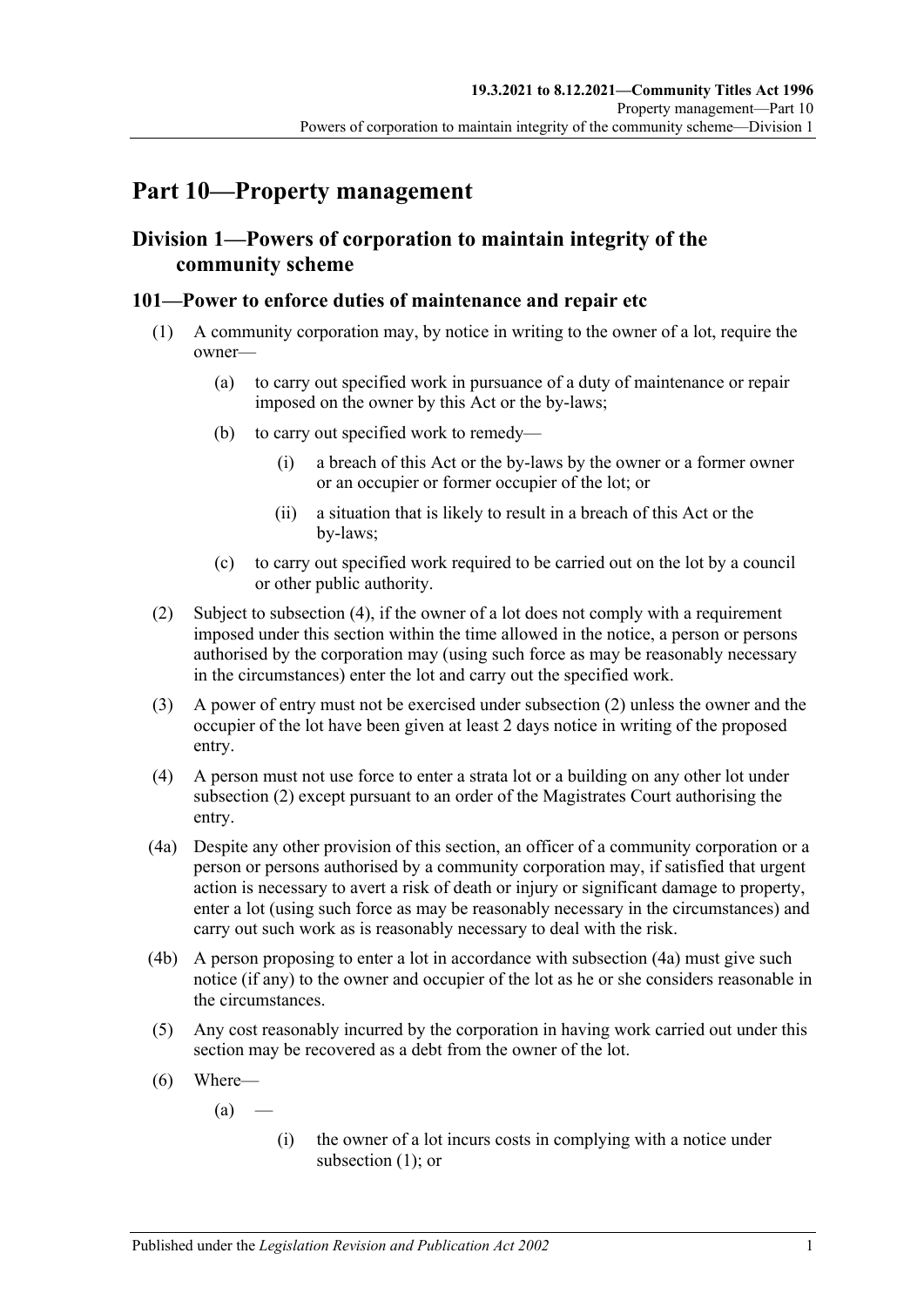# Part 10—Property management

## Division 1—Powers of corporation to maintain integrity of the community scheme

### 101—Power to enforce duties of maintenance and repair etc

(1) A community corporation may, by notice in writing to the owner of a lot, require the owner—

(a) to carry out specified work in pursuance of a duty of maintenance or repair imposed on the owner by this Act or the by-laws;

(b) to carry out specified work to remedy—

(i) a breach of this Act or the by-laws by the owner or a former owner or an occupier or former occupier of the lot; or

(ii) a situation that is likely to result in a breach of this Act or the by-laws;

(c) to carry out specified work required to be carried out on the lot by a council or other public authority.

(2) Subject to subsection (4), if the owner of a lot does not comply with a requirement imposed under this section within the time allowed in the notice, a person or persons authorised by the corporation may (using such force as may be reasonably necessary in the circumstances) enter the lot and carry out the specified work.

(3) A power of entry must not be exercised under subsection (2) unless the owner and the occupier of the lot have been given at least 2 days notice in writing of the proposed entry.

(4) A person must not use force to enter a strata lot or a building on any other lot under subsection (2) except pursuant to an order of the Magistrates Court authorising the entry.

(4a) Despite any other provision of this section, an officer of a community corporation or a person or persons authorised by a community corporation may, if satisfied that urgent action is necessary to avert a risk of death or injury or significant damage to property, enter a lot (using such force as may be reasonably necessary in the circumstances) and carry out such work as is reasonably necessary to deal with the risk.

(4b) A person proposing to enter a lot in accordance with subsection (4a) must give such notice (if any) to the owner and occupier of the lot as he or she considers reasonable in the circumstances.

(5) Any cost reasonably incurred by the corporation in having work carried out under this section may be recovered as a debt from the owner of the lot.

(6) Where—

(a) —

(i) the owner of a lot incurs costs in complying with a notice under subsection (1); or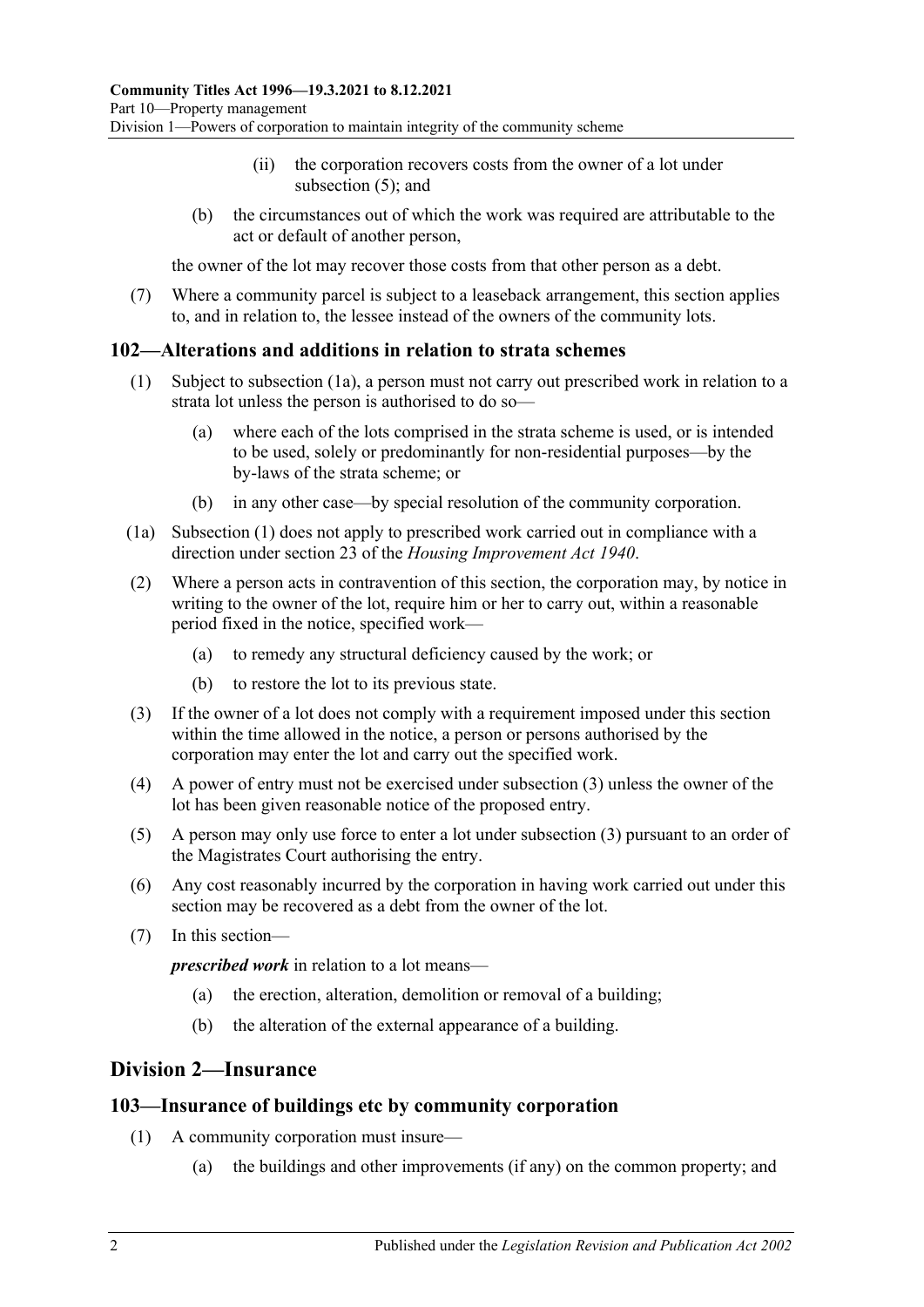(ii) the corporation recovers costs from the owner of a lot under subsection (5); and

(b) the circumstances out of which the work was required are attributable to the act or default of another person,

the owner of the lot may recover those costs from that other person as a debt.

(7) Where a community parcel is subject to a leaseback arrangement, this section applies to, and in relation to, the lessee instead of the owners of the community lots.

## 102—Alterations and additions in relation to strata schemes

(1) Subject to subsection (1a), a person must not carry out prescribed work in relation to a strata lot unless the person is authorised to do so—

(a) where each of the lots comprised in the strata scheme is used, or is intended to be used, solely or predominantly for non-residential purposes—by the by-laws of the strata scheme; or

(b) in any other case—by special resolution of the community corporation.

(1a) Subsection (1) does not apply to prescribed work carried out in compliance with a direction under section 23 of the *Housing Improvement Act 1940*.

(2) Where a person acts in contravention of this section, the corporation may, by notice in writing to the owner of the lot, require him or her to carry out, within a reasonable period fixed in the notice, specified work—

(a) to remedy any structural deficiency caused by the work; or

(b) to restore the lot to its previous state.

(3) If the owner of a lot does not comply with a requirement imposed under this section within the time allowed in the notice, a person or persons authorised by the corporation may enter the lot and carry out the specified work.

(4) A power of entry must not be exercised under subsection (3) unless the owner of the lot has been given reasonable notice of the proposed entry.

(5) A person may only use force to enter a lot under subsection (3) pursuant to an order of the Magistrates Court authorising the entry.

(6) Any cost reasonably incurred by the corporation in having work carried out under this section may be recovered as a debt from the owner of the lot.

(7) In this section—

***prescribed work*** in relation to a lot means—

(a) the erection, alteration, demolition or removal of a building;

(b) the alteration of the external appearance of a building.

# Division 2—Insurance

## 103—Insurance of buildings etc by community corporation

(1) A community corporation must insure—

(a) the buildings and other improvements (if any) on the common property; and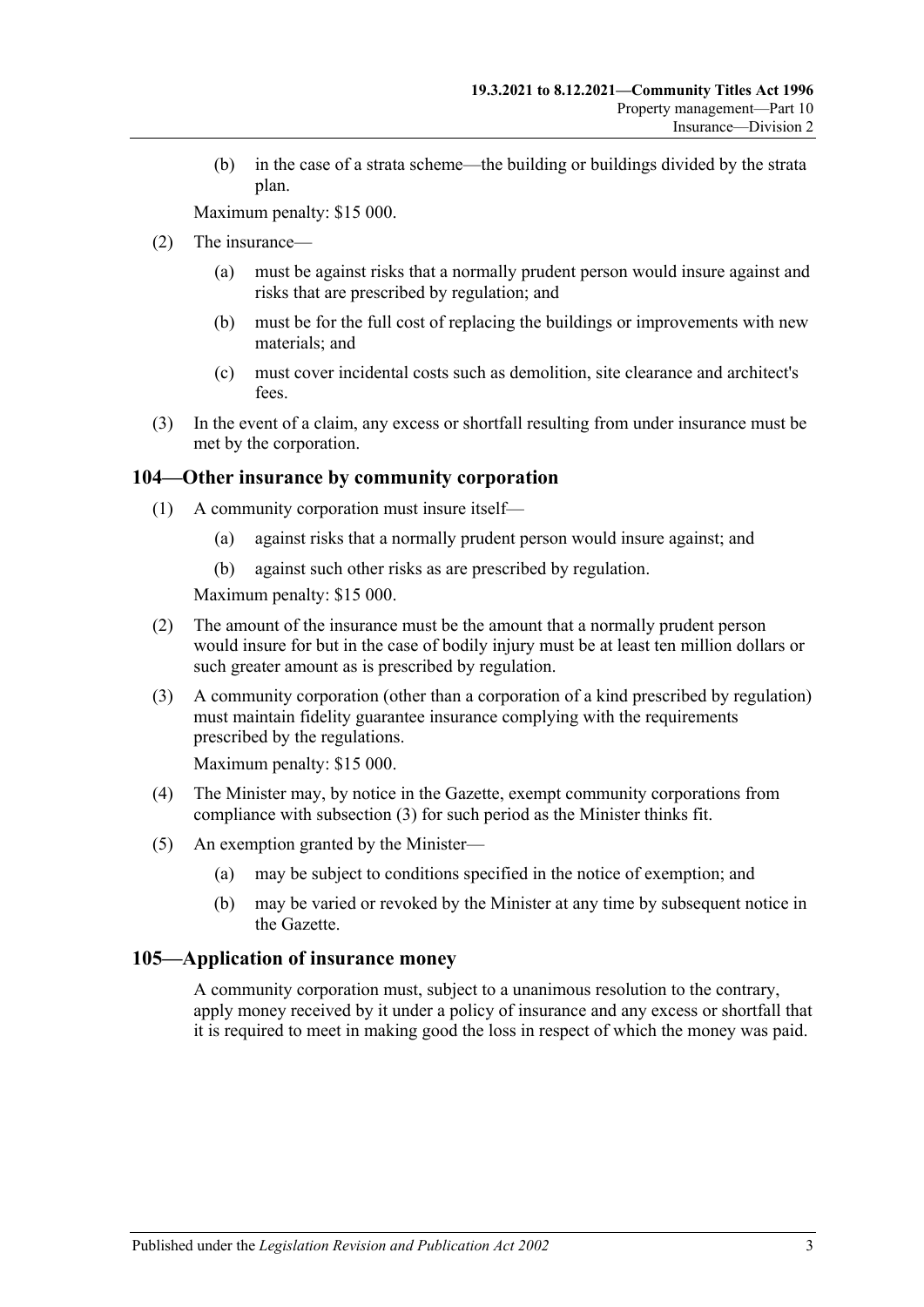(b) in the case of a strata scheme—the building or buildings divided by the strata plan.

Maximum penalty: $15 000.

(2) The insurance—

(a) must be against risks that a normally prudent person would insure against and risks that are prescribed by regulation; and

(b) must be for the full cost of replacing the buildings or improvements with new materials; and

(c) must cover incidental costs such as demolition, site clearance and architect's fees.

(3) In the event of a claim, any excess or shortfall resulting from under insurance must be met by the corporation.

## 104—Other insurance by community corporation

(1) A community corporation must insure itself—

(a) against risks that a normally prudent person would insure against; and

(b) against such other risks as are prescribed by regulation.

Maximum penalty: $15 000.

(2) The amount of the insurance must be the amount that a normally prudent person would insure for but in the case of bodily injury must be at least ten million dollars or such greater amount as is prescribed by regulation.

(3) A community corporation (other than a corporation of a kind prescribed by regulation) must maintain fidelity guarantee insurance complying with the requirements prescribed by the regulations.

Maximum penalty: $15 000.

(4) The Minister may, by notice in the Gazette, exempt community corporations from compliance with subsection (3) for such period as the Minister thinks fit.

(5) An exemption granted by the Minister—

(a) may be subject to conditions specified in the notice of exemption; and

(b) may be varied or revoked by the Minister at any time by subsequent notice in the Gazette.

## 105—Application of insurance money

A community corporation must, subject to a unanimous resolution to the contrary, apply money received by it under a policy of insurance and any excess or shortfall that it is required to meet in making good the loss in respect of which the money was paid.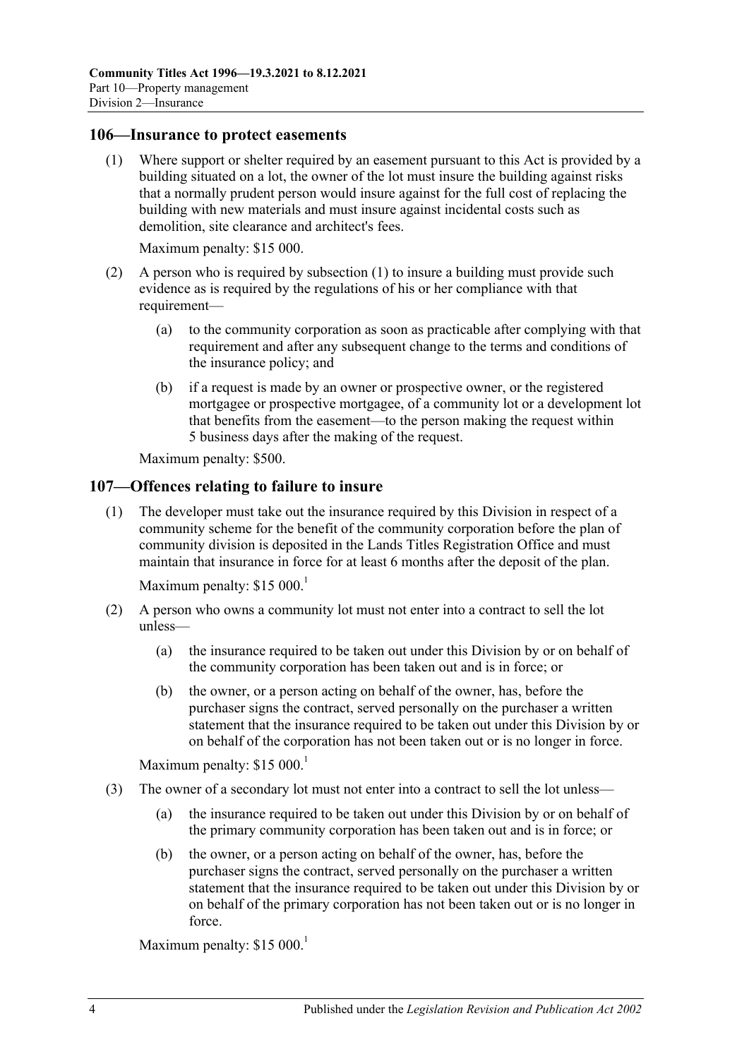## 106—Insurance to protect easements

(1) Where support or shelter required by an easement pursuant to this Act is provided by a building situated on a lot, the owner of the lot must insure the building against risks that a normally prudent person would insure against for the full cost of replacing the building with new materials and must insure against incidental costs such as demolition, site clearance and architect's fees.

Maximum penalty: $15 000.

(2) A person who is required by subsection (1) to insure a building must provide such evidence as is required by the regulations of his or her compliance with that requirement—

(a) to the community corporation as soon as practicable after complying with that requirement and after any subsequent change to the terms and conditions of the insurance policy; and

(b) if a request is made by an owner or prospective owner, or the registered mortgagee or prospective mortgagee, of a community lot or a development lot that benefits from the easement—to the person making the request within 5 business days after the making of the request.

Maximum penalty: $500.

## 107—Offences relating to failure to insure

(1) The developer must take out the insurance required by this Division in respect of a community scheme for the benefit of the community corporation before the plan of community division is deposited in the Lands Titles Registration Office and must maintain that insurance in force for at least 6 months after the deposit of the plan.

Maximum penalty: $15 000.[1]

(2) A person who owns a community lot must not enter into a contract to sell the lot unless—

(a) the insurance required to be taken out under this Division by or on behalf of the community corporation has been taken out and is in force; or

(b) the owner, or a person acting on behalf of the owner, has, before the purchaser signs the contract, served personally on the purchaser a written statement that the insurance required to be taken out under this Division by or on behalf of the corporation has not been taken out or is no longer in force.

Maximum penalty: $15 000.[1]

(3) The owner of a secondary lot must not enter into a contract to sell the lot unless—

(a) the insurance required to be taken out under this Division by or on behalf of the primary community corporation has been taken out and is in force; or

(b) the owner, or a person acting on behalf of the owner, has, before the purchaser signs the contract, served personally on the purchaser a written statement that the insurance required to be taken out under this Division by or on behalf of the primary corporation has not been taken out or is no longer in force.

Maximum penalty: $15 000.[1]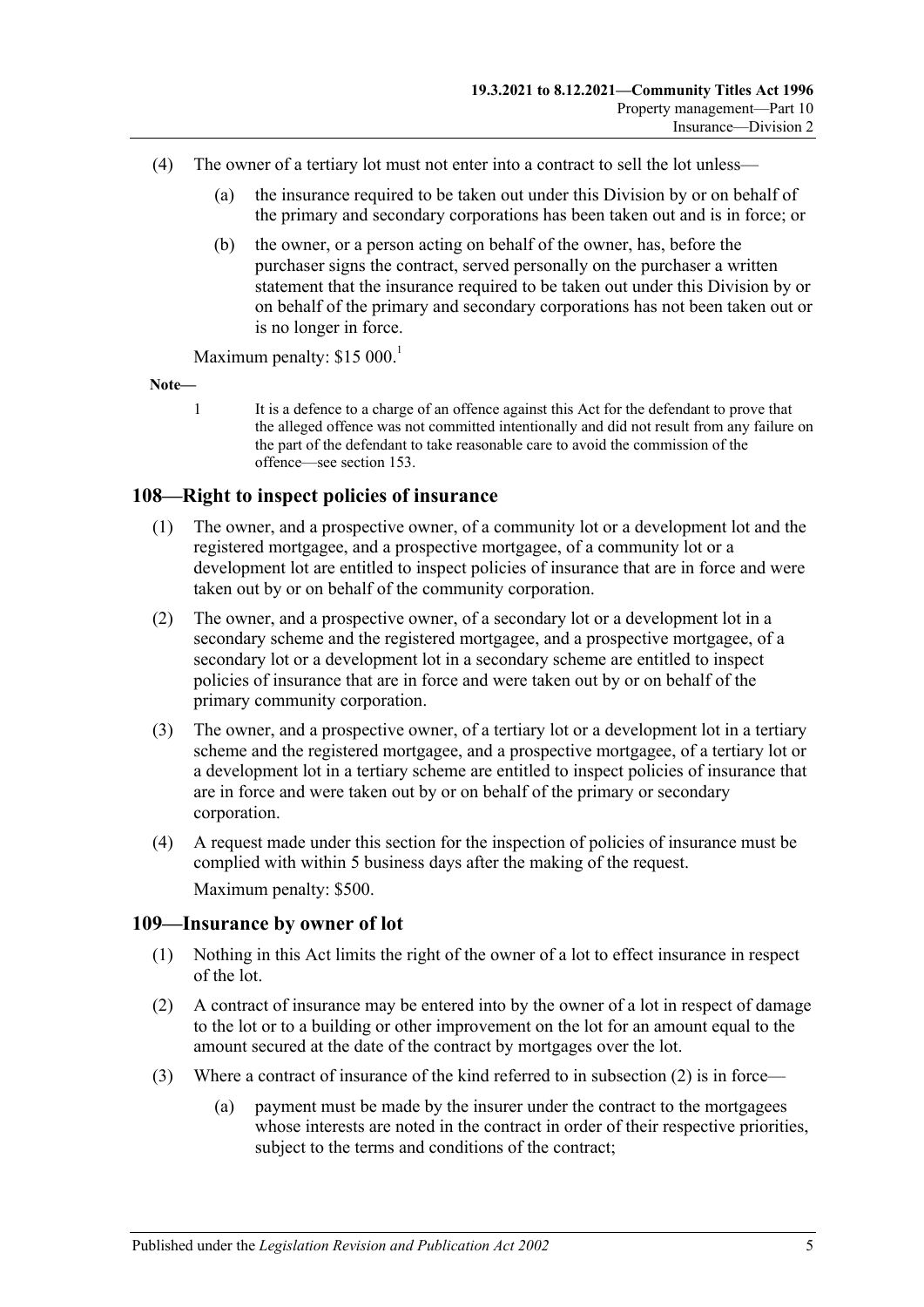(4) The owner of a tertiary lot must not enter into a contract to sell the lot unless—

(a) the insurance required to be taken out under this Division by or on behalf of the primary and secondary corporations has been taken out and is in force; or

(b) the owner, or a person acting on behalf of the owner, has, before the purchaser signs the contract, served personally on the purchaser a written statement that the insurance required to be taken out under this Division by or on behalf of the primary and secondary corporations has not been taken out or is no longer in force.

Maximum penalty: $15 000.[1]

**Note—**

1 It is a defence to a charge of an offence against this Act for the defendant to prove that the alleged offence was not committed intentionally and did not result from any failure on the part of the defendant to take reasonable care to avoid the commission of the offence—see section 153.

## 108—Right to inspect policies of insurance

(1) The owner, and a prospective owner, of a community lot or a development lot and the registered mortgagee, and a prospective mortgagee, of a community lot or a development lot are entitled to inspect policies of insurance that are in force and were taken out by or on behalf of the community corporation.

(2) The owner, and a prospective owner, of a secondary lot or a development lot in a secondary scheme and the registered mortgagee, and a prospective mortgagee, of a secondary lot or a development lot in a secondary scheme are entitled to inspect policies of insurance that are in force and were taken out by or on behalf of the primary community corporation.

(3) The owner, and a prospective owner, of a tertiary lot or a development lot in a tertiary scheme and the registered mortgagee, and a prospective mortgagee, of a tertiary lot or a development lot in a tertiary scheme are entitled to inspect policies of insurance that are in force and were taken out by or on behalf of the primary or secondary corporation.

(4) A request made under this section for the inspection of policies of insurance must be complied with within 5 business days after the making of the request.

Maximum penalty: $500.

## 109—Insurance by owner of lot

(1) Nothing in this Act limits the right of the owner of a lot to effect insurance in respect of the lot.

(2) A contract of insurance may be entered into by the owner of a lot in respect of damage to the lot or to a building or other improvement on the lot for an amount equal to the amount secured at the date of the contract by mortgages over the lot.

(3) Where a contract of insurance of the kind referred to in subsection (2) is in force—

(a) payment must be made by the insurer under the contract to the mortgagees whose interests are noted in the contract in order of their respective priorities, subject to the terms and conditions of the contract;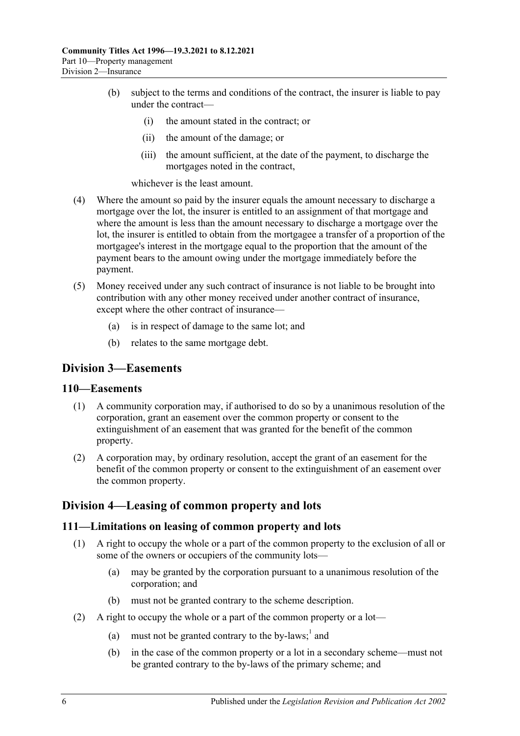(b) subject to the terms and conditions of the contract, the insurer is liable to pay under the contract—

(i) the amount stated in the contract; or

(ii) the amount of the damage; or

(iii) the amount sufficient, at the date of the payment, to discharge the mortgages noted in the contract,

whichever is the least amount.

(4) Where the amount so paid by the insurer equals the amount necessary to discharge a mortgage over the lot, the insurer is entitled to an assignment of that mortgage and where the amount is less than the amount necessary to discharge a mortgage over the lot, the insurer is entitled to obtain from the mortgagee a transfer of a proportion of the mortgagee's interest in the mortgage equal to the proportion that the amount of the payment bears to the amount owing under the mortgage immediately before the payment.

(5) Money received under any such contract of insurance is not liable to be brought into contribution with any other money received under another contract of insurance, except where the other contract of insurance—

(a) is in respect of damage to the same lot; and

(b) relates to the same mortgage debt.

## Division 3—Easements

### 110—Easements

(1) A community corporation may, if authorised to do so by a unanimous resolution of the corporation, grant an easement over the common property or consent to the extinguishment of an easement that was granted for the benefit of the common property.

(2) A corporation may, by ordinary resolution, accept the grant of an easement for the benefit of the common property or consent to the extinguishment of an easement over the common property.

## Division 4—Leasing of common property and lots

### 111—Limitations on leasing of common property and lots

(1) A right to occupy the whole or a part of the common property to the exclusion of all or some of the owners or occupiers of the community lots—

(a) may be granted by the corporation pursuant to a unanimous resolution of the corporation; and

(b) must not be granted contrary to the scheme description.

(2) A right to occupy the whole or a part of the common property or a lot—

(a) must not be granted contrary to the by-laws;[1] and

(b) in the case of the common property or a lot in a secondary scheme—must not be granted contrary to the by-laws of the primary scheme; and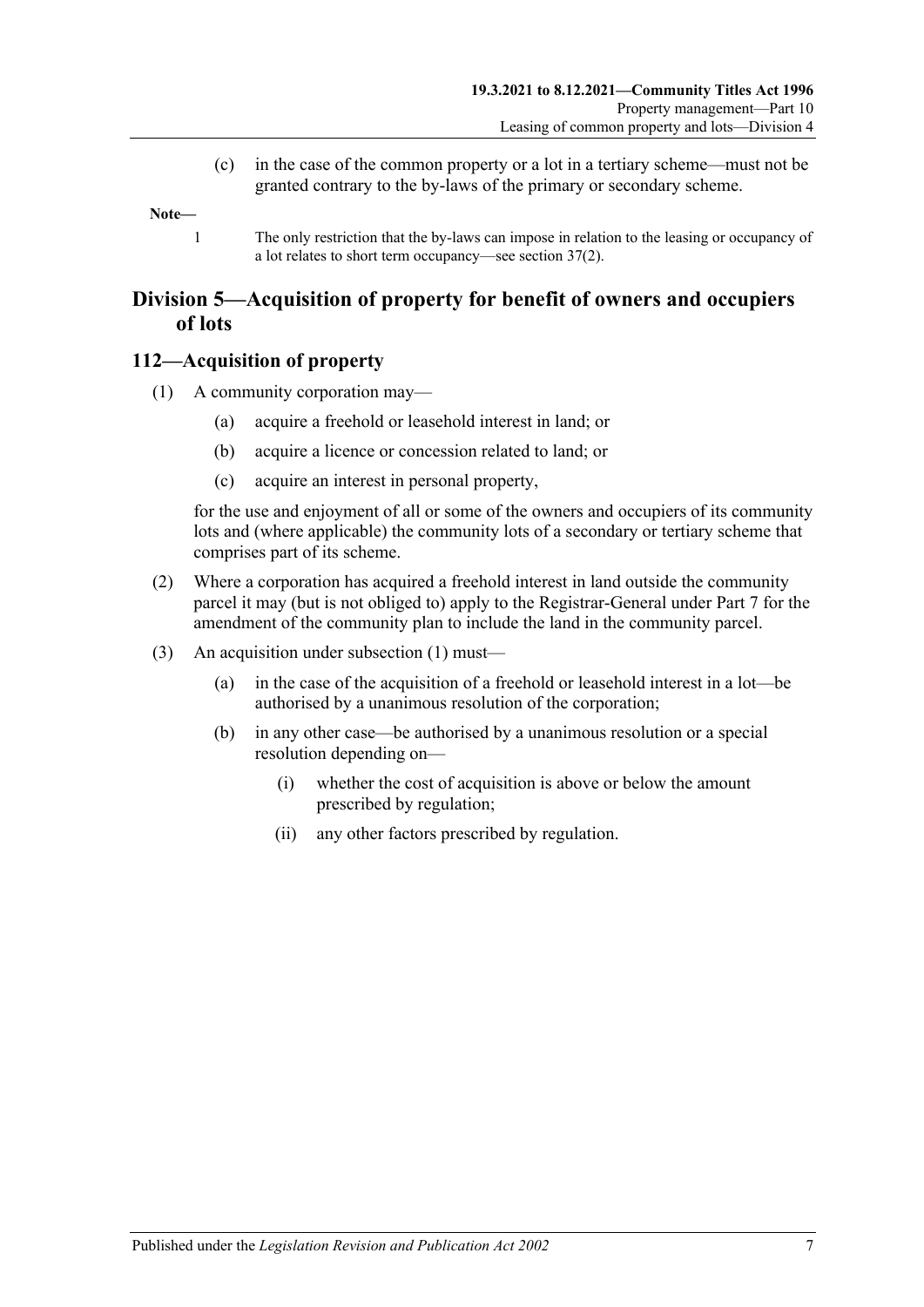(c) in the case of the common property or a lot in a tertiary scheme—must not be granted contrary to the by-laws of the primary or secondary scheme.

**Note—**

1 The only restriction that the by-laws can impose in relation to the leasing or occupancy of a lot relates to short term occupancy—see section 37(2).

## Division 5—Acquisition of property for benefit of owners and occupiers of lots

### 112—Acquisition of property

(1) A community corporation may—

(a) acquire a freehold or leasehold interest in land; or

(b) acquire a licence or concession related to land; or

(c) acquire an interest in personal property,

for the use and enjoyment of all or some of the owners and occupiers of its community lots and (where applicable) the community lots of a secondary or tertiary scheme that comprises part of its scheme.

(2) Where a corporation has acquired a freehold interest in land outside the community parcel it may (but is not obliged to) apply to the Registrar-General under Part 7 for the amendment of the community plan to include the land in the community parcel.

(3) An acquisition under subsection (1) must—

(a) in the case of the acquisition of a freehold or leasehold interest in a lot—be authorised by a unanimous resolution of the corporation;

(b) in any other case—be authorised by a unanimous resolution or a special resolution depending on—

(i) whether the cost of acquisition is above or below the amount prescribed by regulation;

(ii) any other factors prescribed by regulation.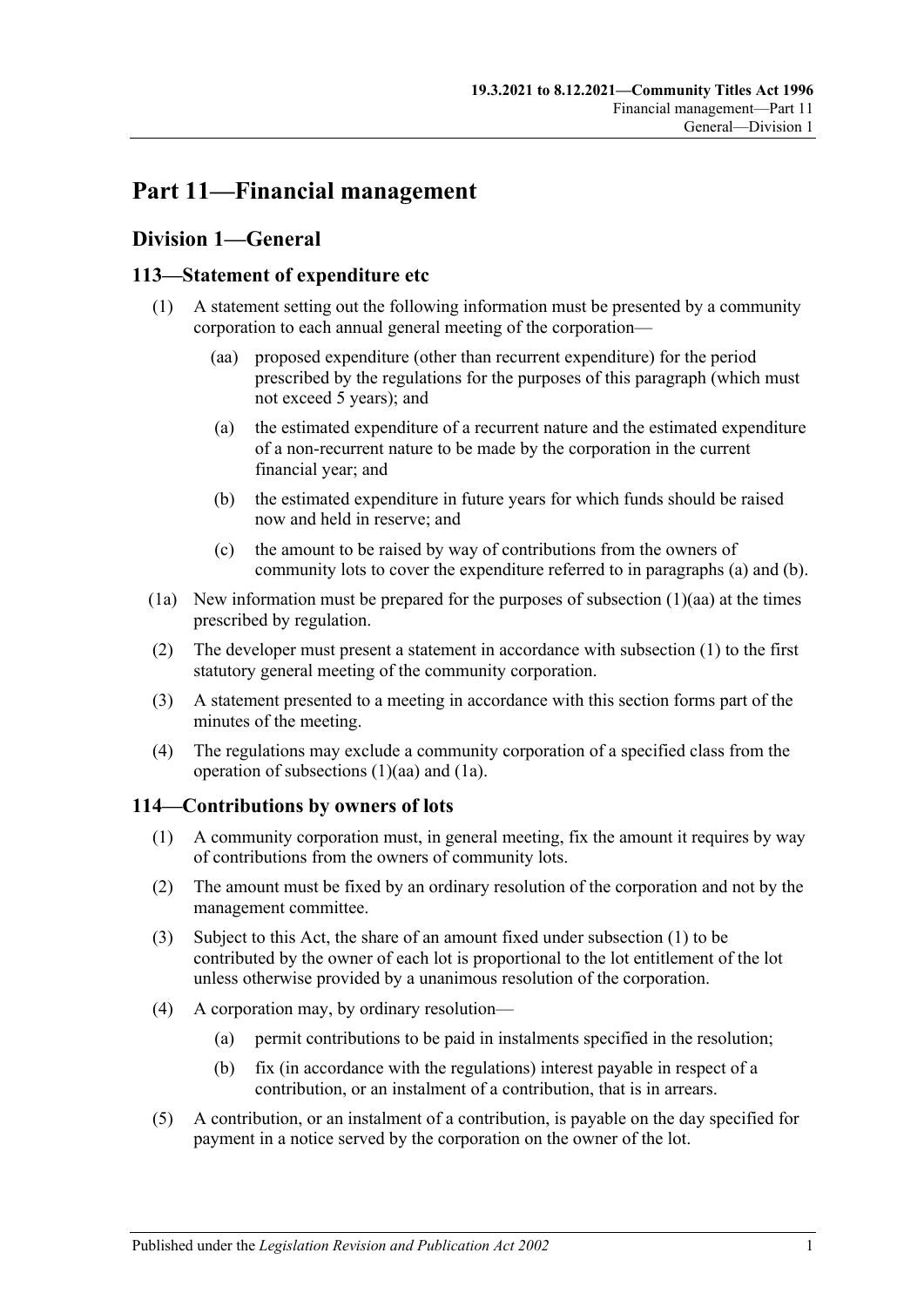# Part 11—Financial management

## Division 1—General

### 113—Statement of expenditure etc

(1) A statement setting out the following information must be presented by a community corporation to each annual general meeting of the corporation—

  (aa) proposed expenditure (other than recurrent expenditure) for the period prescribed by the regulations for the purposes of this paragraph (which must not exceed 5 years); and

  (a) the estimated expenditure of a recurrent nature and the estimated expenditure of a non-recurrent nature to be made by the corporation in the current financial year; and

  (b) the estimated expenditure in future years for which funds should be raised now and held in reserve; and

  (c) the amount to be raised by way of contributions from the owners of community lots to cover the expenditure referred to in paragraphs (a) and (b).

(1a) New information must be prepared for the purposes of subsection (1)(aa) at the times prescribed by regulation.

(2) The developer must present a statement in accordance with subsection (1) to the first statutory general meeting of the community corporation.

(3) A statement presented to a meeting in accordance with this section forms part of the minutes of the meeting.

(4) The regulations may exclude a community corporation of a specified class from the operation of subsections (1)(aa) and (1a).

### 114—Contributions by owners of lots

(1) A community corporation must, in general meeting, fix the amount it requires by way of contributions from the owners of community lots.

(2) The amount must be fixed by an ordinary resolution of the corporation and not by the management committee.

(3) Subject to this Act, the share of an amount fixed under subsection (1) to be contributed by the owner of each lot is proportional to the lot entitlement of the lot unless otherwise provided by a unanimous resolution of the corporation.

(4) A corporation may, by ordinary resolution—

  (a) permit contributions to be paid in instalments specified in the resolution;

  (b) fix (in accordance with the regulations) interest payable in respect of a contribution, or an instalment of a contribution, that is in arrears.

(5) A contribution, or an instalment of a contribution, is payable on the day specified for payment in a notice served by the corporation on the owner of the lot.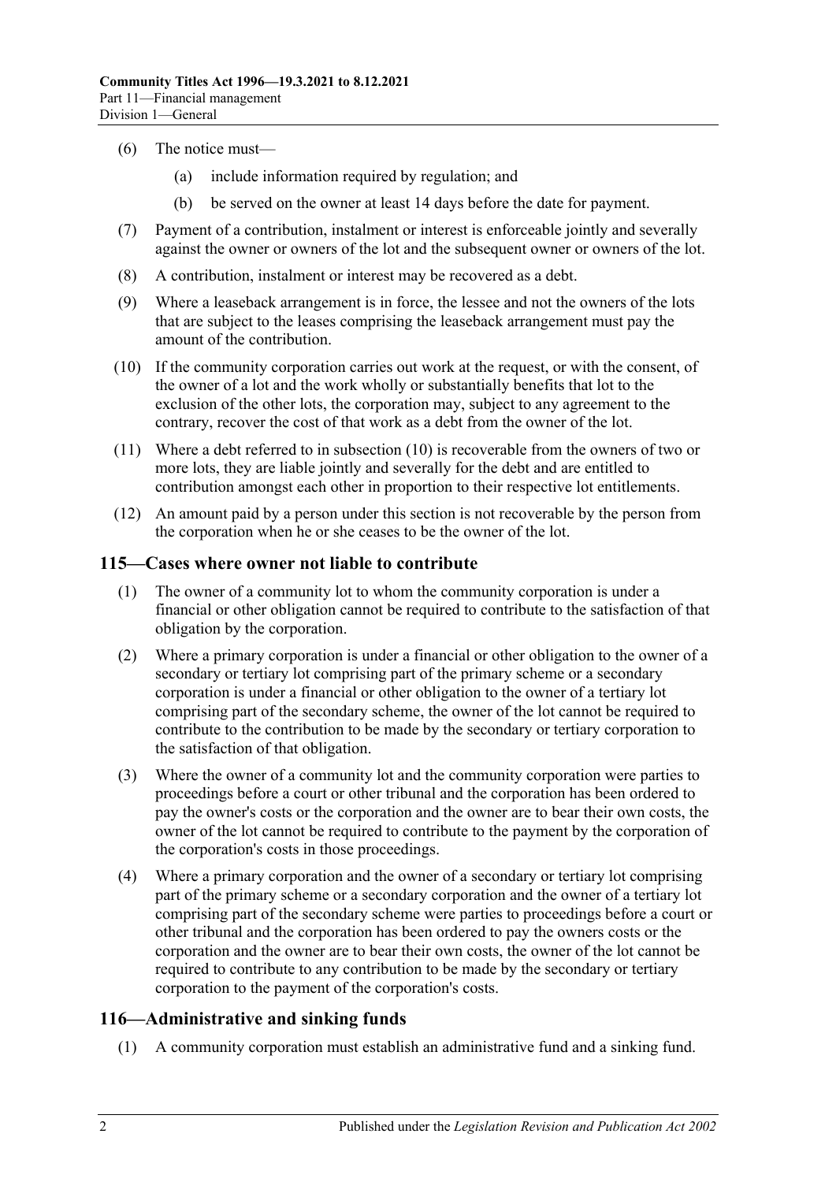(6) The notice must—

(a) include information required by regulation; and

(b) be served on the owner at least 14 days before the date for payment.

(7) Payment of a contribution, instalment or interest is enforceable jointly and severally against the owner or owners of the lot and the subsequent owner or owners of the lot.

(8) A contribution, instalment or interest may be recovered as a debt.

(9) Where a leaseback arrangement is in force, the lessee and not the owners of the lots that are subject to the leases comprising the leaseback arrangement must pay the amount of the contribution.

(10) If the community corporation carries out work at the request, or with the consent, of the owner of a lot and the work wholly or substantially benefits that lot to the exclusion of the other lots, the corporation may, subject to any agreement to the contrary, recover the cost of that work as a debt from the owner of the lot.

(11) Where a debt referred to in subsection (10) is recoverable from the owners of two or more lots, they are liable jointly and severally for the debt and are entitled to contribution amongst each other in proportion to their respective lot entitlements.

(12) An amount paid by a person under this section is not recoverable by the person from the corporation when he or she ceases to be the owner of the lot.

## 115—Cases where owner not liable to contribute

(1) The owner of a community lot to whom the community corporation is under a financial or other obligation cannot be required to contribute to the satisfaction of that obligation by the corporation.

(2) Where a primary corporation is under a financial or other obligation to the owner of a secondary or tertiary lot comprising part of the primary scheme or a secondary corporation is under a financial or other obligation to the owner of a tertiary lot comprising part of the secondary scheme, the owner of the lot cannot be required to contribute to the contribution to be made by the secondary or tertiary corporation to the satisfaction of that obligation.

(3) Where the owner of a community lot and the community corporation were parties to proceedings before a court or other tribunal and the corporation has been ordered to pay the owner's costs or the corporation and the owner are to bear their own costs, the owner of the lot cannot be required to contribute to the payment by the corporation of the corporation's costs in those proceedings.

(4) Where a primary corporation and the owner of a secondary or tertiary lot comprising part of the primary scheme or a secondary corporation and the owner of a tertiary lot comprising part of the secondary scheme were parties to proceedings before a court or other tribunal and the corporation has been ordered to pay the owners costs or the corporation and the owner are to bear their own costs, the owner of the lot cannot be required to contribute to any contribution to be made by the secondary or tertiary corporation to the payment of the corporation's costs.

## 116—Administrative and sinking funds

(1) A community corporation must establish an administrative fund and a sinking fund.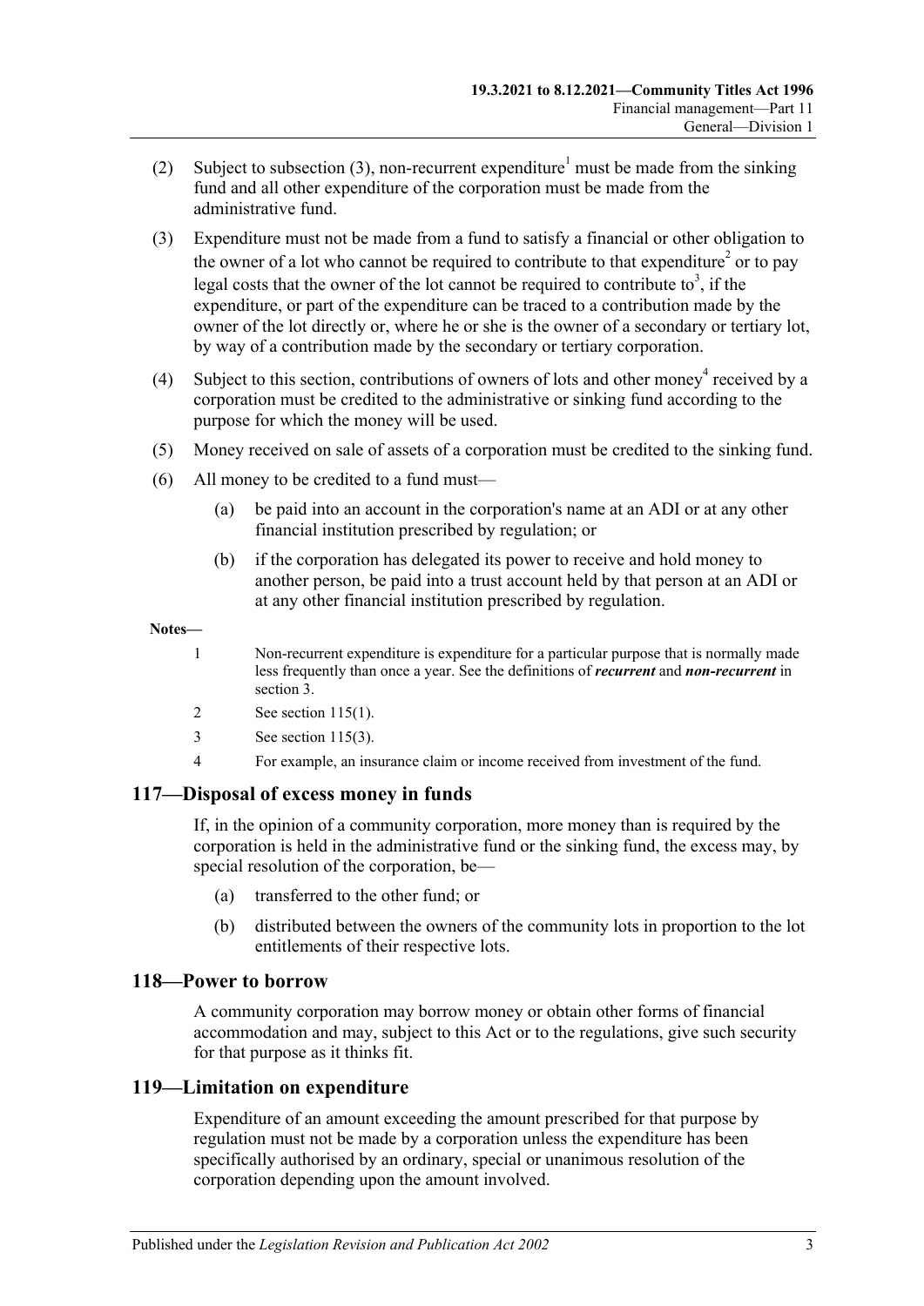(2) Subject to subsection (3), non-recurrent expenditure[1] must be made from the sinking fund and all other expenditure of the corporation must be made from the administrative fund.

(3) Expenditure must not be made from a fund to satisfy a financial or other obligation to the owner of a lot who cannot be required to contribute to that expenditure[2] or to pay legal costs that the owner of the lot cannot be required to contribute to[3], if the expenditure, or part of the expenditure can be traced to a contribution made by the owner of the lot directly or, where he or she is the owner of a secondary or tertiary lot, by way of a contribution made by the secondary or tertiary corporation.

(4) Subject to this section, contributions of owners of lots and other money[4] received by a corporation must be credited to the administrative or sinking fund according to the purpose for which the money will be used.

(5) Money received on sale of assets of a corporation must be credited to the sinking fund.

(6) All money to be credited to a fund must—

  (a) be paid into an account in the corporation's name at an ADI or at any other financial institution prescribed by regulation; or

  (b) if the corporation has delegated its power to receive and hold money to another person, be paid into a trust account held by that person at an ADI or at any other financial institution prescribed by regulation.

**Notes—**

1 Non-recurrent expenditure is expenditure for a particular purpose that is normally made less frequently than once a year. See the definitions of ***recurrent*** and ***non-recurrent*** in section 3.

2 See section 115(1).

3 See section 115(3).

4 For example, an insurance claim or income received from investment of the fund.

## 117—Disposal of excess money in funds

If, in the opinion of a community corporation, more money than is required by the corporation is held in the administrative fund or the sinking fund, the excess may, by special resolution of the corporation, be—

  (a) transferred to the other fund; or

  (b) distributed between the owners of the community lots in proportion to the lot entitlements of their respective lots.

## 118—Power to borrow

A community corporation may borrow money or obtain other forms of financial accommodation and may, subject to this Act or to the regulations, give such security for that purpose as it thinks fit.

## 119—Limitation on expenditure

Expenditure of an amount exceeding the amount prescribed for that purpose by regulation must not be made by a corporation unless the expenditure has been specifically authorised by an ordinary, special or unanimous resolution of the corporation depending upon the amount involved.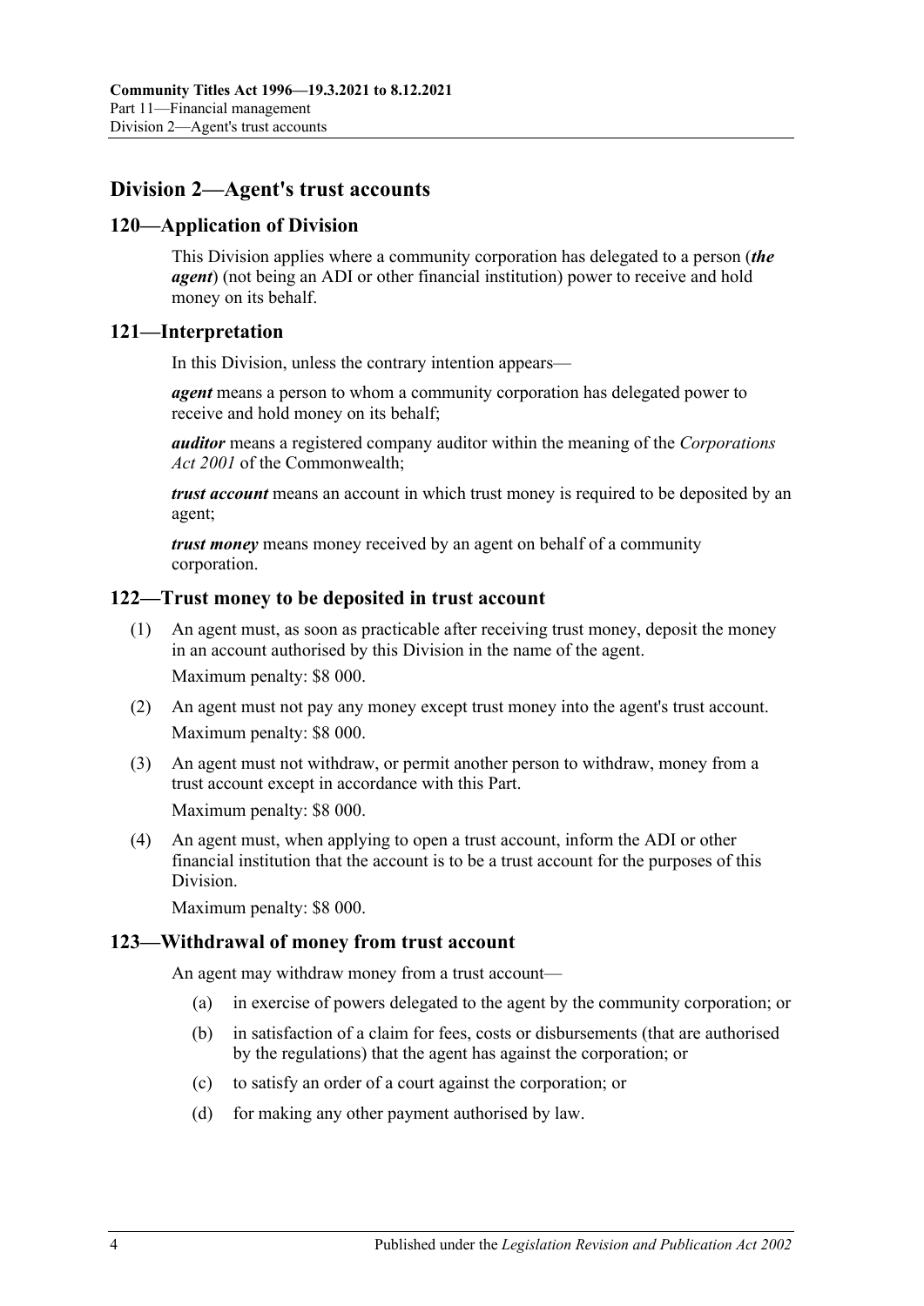## Division 2—Agent's trust accounts

### 120—Application of Division

This Division applies where a community corporation has delegated to a person (***the agent***) (not being an ADI or other financial institution) power to receive and hold money on its behalf.

### 121—Interpretation

In this Division, unless the contrary intention appears—

***agent*** means a person to whom a community corporation has delegated power to receive and hold money on its behalf;

***auditor*** means a registered company auditor within the meaning of the *Corporations Act 2001* of the Commonwealth;

***trust account*** means an account in which trust money is required to be deposited by an agent;

***trust money*** means money received by an agent on behalf of a community corporation.

### 122—Trust money to be deposited in trust account

(1) An agent must, as soon as practicable after receiving trust money, deposit the money in an account authorised by this Division in the name of the agent.

Maximum penalty: $8 000.

(2) An agent must not pay any money except trust money into the agent's trust account.

Maximum penalty: $8 000.

(3) An agent must not withdraw, or permit another person to withdraw, money from a trust account except in accordance with this Part.

Maximum penalty: $8 000.

(4) An agent must, when applying to open a trust account, inform the ADI or other financial institution that the account is to be a trust account for the purposes of this Division.

Maximum penalty: $8 000.

### 123—Withdrawal of money from trust account

An agent may withdraw money from a trust account—

(a) in exercise of powers delegated to the agent by the community corporation; or

(b) in satisfaction of a claim for fees, costs or disbursements (that are authorised by the regulations) that the agent has against the corporation; or

(c) to satisfy an order of a court against the corporation; or

(d) for making any other payment authorised by law.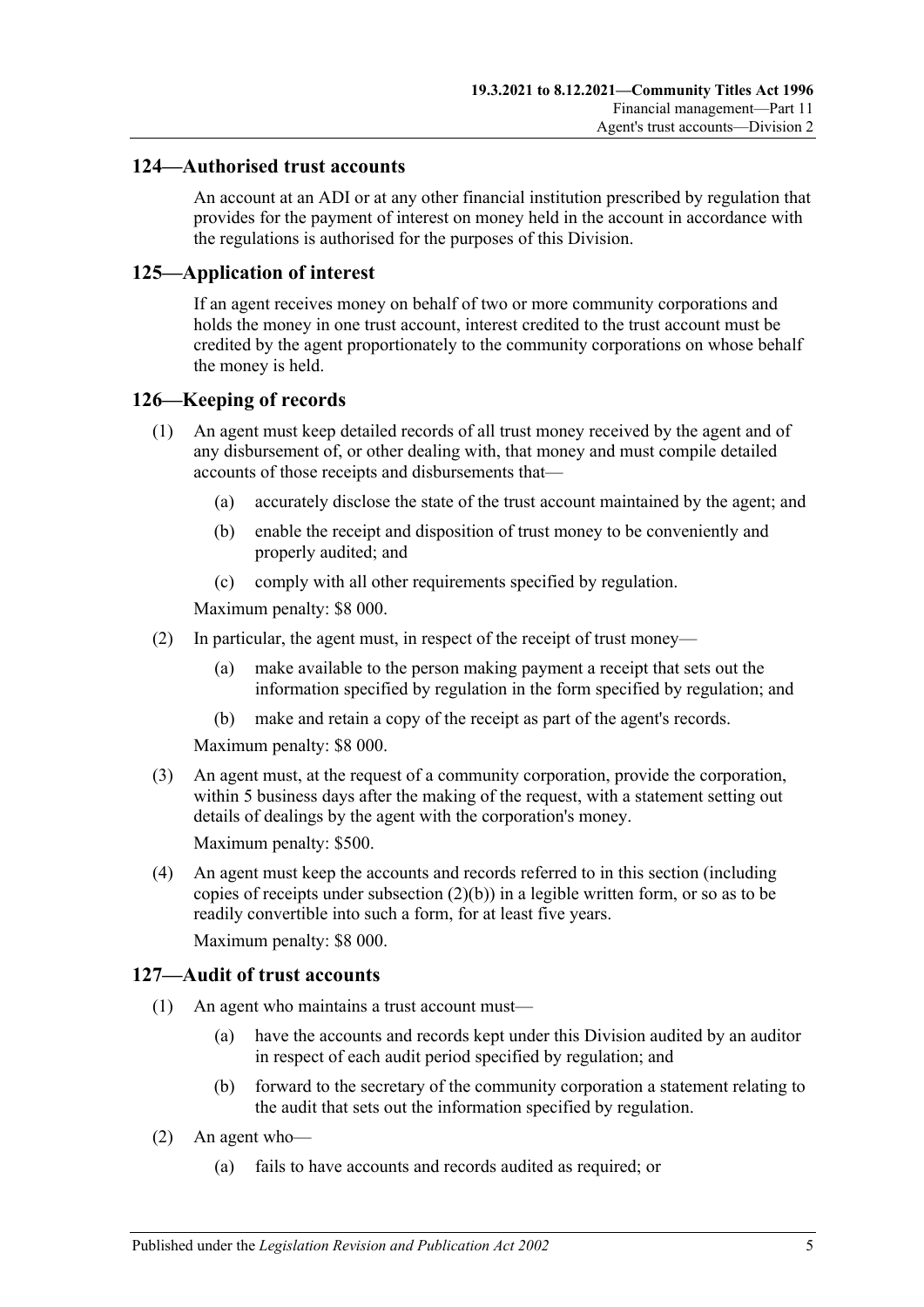## 124—Authorised trust accounts

An account at an ADI or at any other financial institution prescribed by regulation that provides for the payment of interest on money held in the account in accordance with the regulations is authorised for the purposes of this Division.

## 125—Application of interest

If an agent receives money on behalf of two or more community corporations and holds the money in one trust account, interest credited to the trust account must be credited by the agent proportionately to the community corporations on whose behalf the money is held.

## 126—Keeping of records

(1) An agent must keep detailed records of all trust money received by the agent and of any disbursement of, or other dealing with, that money and must compile detailed accounts of those receipts and disbursements that—

 (a) accurately disclose the state of the trust account maintained by the agent; and

 (b) enable the receipt and disposition of trust money to be conveniently and properly audited; and

 (c) comply with all other requirements specified by regulation.

Maximum penalty: $8 000.

(2) In particular, the agent must, in respect of the receipt of trust money—

 (a) make available to the person making payment a receipt that sets out the information specified by regulation in the form specified by regulation; and

 (b) make and retain a copy of the receipt as part of the agent's records.

Maximum penalty: $8 000.

(3) An agent must, at the request of a community corporation, provide the corporation, within 5 business days after the making of the request, with a statement setting out details of dealings by the agent with the corporation's money.

Maximum penalty: $500.

(4) An agent must keep the accounts and records referred to in this section (including copies of receipts under subsection (2)(b)) in a legible written form, or so as to be readily convertible into such a form, for at least five years.

Maximum penalty: $8 000.

## 127—Audit of trust accounts

(1) An agent who maintains a trust account must—

 (a) have the accounts and records kept under this Division audited by an auditor in respect of each audit period specified by regulation; and

 (b) forward to the secretary of the community corporation a statement relating to the audit that sets out the information specified by regulation.

(2) An agent who—

 (a) fails to have accounts and records audited as required; or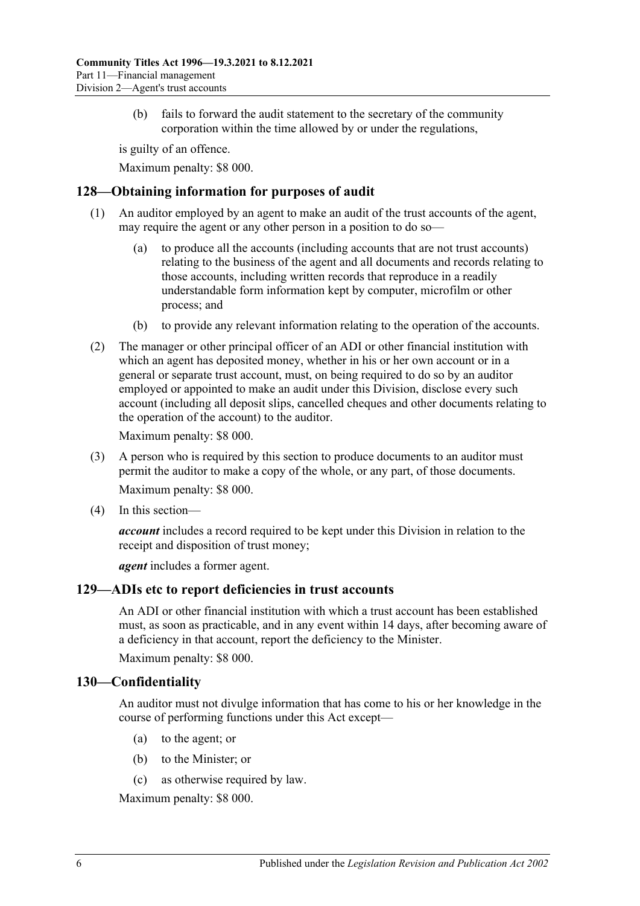(b) fails to forward the audit statement to the secretary of the community corporation within the time allowed by or under the regulations,

is guilty of an offence.

Maximum penalty: $8 000.

## 128—Obtaining information for purposes of audit

(1) An auditor employed by an agent to make an audit of the trust accounts of the agent, may require the agent or any other person in a position to do so—

(a) to produce all the accounts (including accounts that are not trust accounts) relating to the business of the agent and all documents and records relating to those accounts, including written records that reproduce in a readily understandable form information kept by computer, microfilm or other process; and

(b) to provide any relevant information relating to the operation of the accounts.

(2) The manager or other principal officer of an ADI or other financial institution with which an agent has deposited money, whether in his or her own account or in a general or separate trust account, must, on being required to do so by an auditor employed or appointed to make an audit under this Division, disclose every such account (including all deposit slips, cancelled cheques and other documents relating to the operation of the account) to the auditor.

Maximum penalty: $8 000.

(3) A person who is required by this section to produce documents to an auditor must permit the auditor to make a copy of the whole, or any part, of those documents.

Maximum penalty: $8 000.

(4) In this section—

***account*** includes a record required to be kept under this Division in relation to the receipt and disposition of trust money;

***agent*** includes a former agent.

## 129—ADIs etc to report deficiencies in trust accounts

An ADI or other financial institution with which a trust account has been established must, as soon as practicable, and in any event within 14 days, after becoming aware of a deficiency in that account, report the deficiency to the Minister.

Maximum penalty: $8 000.

## 130—Confidentiality

An auditor must not divulge information that has come to his or her knowledge in the course of performing functions under this Act except—

(a) to the agent; or

(b) to the Minister; or

(c) as otherwise required by law.

Maximum penalty: $8 000.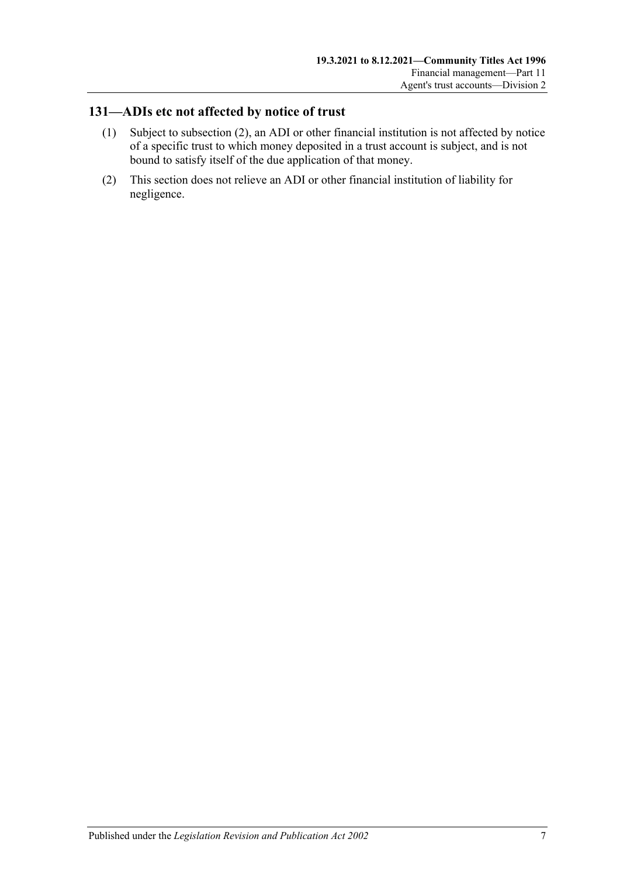## 131—ADIs etc not affected by notice of trust

(1) Subject to subsection (2), an ADI or other financial institution is not affected by notice of a specific trust to which money deposited in a trust account is subject, and is not bound to satisfy itself of the due application of that money.

(2) This section does not relieve an ADI or other financial institution of liability for negligence.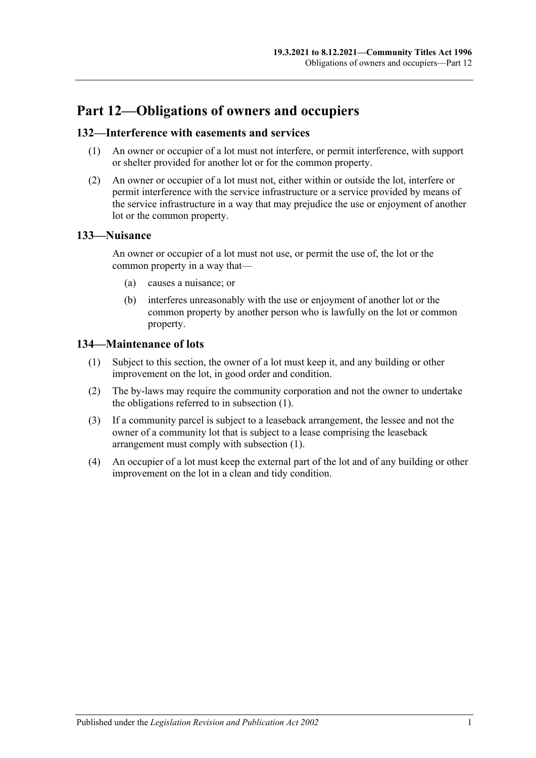# Part 12—Obligations of owners and occupiers

## 132—Interference with easements and services

(1) An owner or occupier of a lot must not interfere, or permit interference, with support or shelter provided for another lot or for the common property.

(2) An owner or occupier of a lot must not, either within or outside the lot, interfere or permit interference with the service infrastructure or a service provided by means of the service infrastructure in a way that may prejudice the use or enjoyment of another lot or the common property.

## 133—Nuisance

An owner or occupier of a lot must not use, or permit the use of, the lot or the common property in a way that—

(a) causes a nuisance; or

(b) interferes unreasonably with the use or enjoyment of another lot or the common property by another person who is lawfully on the lot or common property.

## 134—Maintenance of lots

(1) Subject to this section, the owner of a lot must keep it, and any building or other improvement on the lot, in good order and condition.

(2) The by-laws may require the community corporation and not the owner to undertake the obligations referred to in subsection (1).

(3) If a community parcel is subject to a leaseback arrangement, the lessee and not the owner of a community lot that is subject to a lease comprising the leaseback arrangement must comply with subsection (1).

(4) An occupier of a lot must keep the external part of the lot and of any building or other improvement on the lot in a clean and tidy condition.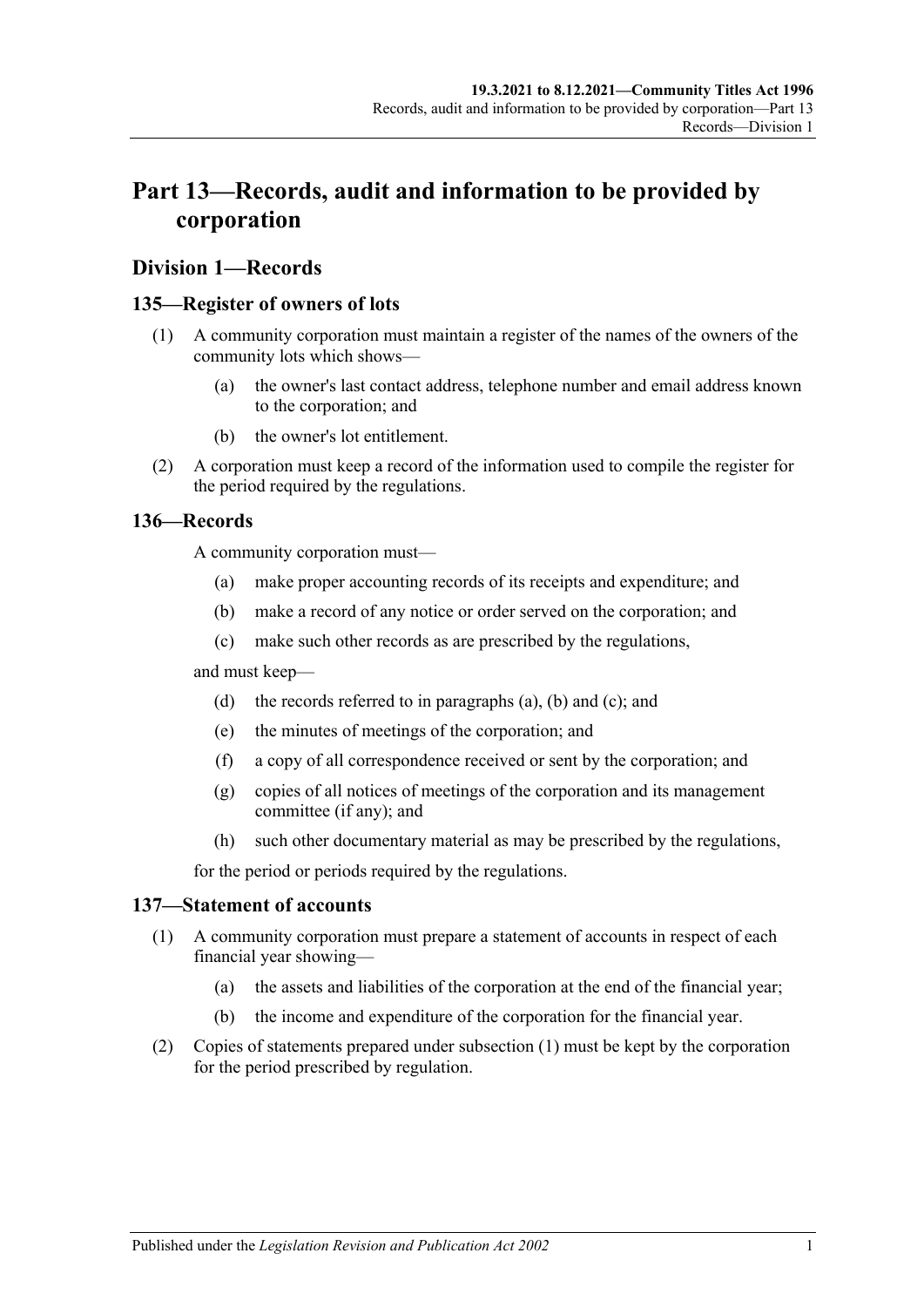# Part 13—Records, audit and information to be provided by corporation

## Division 1—Records

### 135—Register of owners of lots

(1) A community corporation must maintain a register of the names of the owners of the community lots which shows—

(a) the owner's last contact address, telephone number and email address known to the corporation; and

(b) the owner's lot entitlement.

(2) A corporation must keep a record of the information used to compile the register for the period required by the regulations.

### 136—Records

A community corporation must—

(a) make proper accounting records of its receipts and expenditure; and

(b) make a record of any notice or order served on the corporation; and

(c) make such other records as are prescribed by the regulations,

and must keep—

(d) the records referred to in paragraphs (a), (b) and (c); and

(e) the minutes of meetings of the corporation; and

(f) a copy of all correspondence received or sent by the corporation; and

(g) copies of all notices of meetings of the corporation and its management committee (if any); and

(h) such other documentary material as may be prescribed by the regulations,

for the period or periods required by the regulations.

### 137—Statement of accounts

(1) A community corporation must prepare a statement of accounts in respect of each financial year showing—

(a) the assets and liabilities of the corporation at the end of the financial year;

(b) the income and expenditure of the corporation for the financial year.

(2) Copies of statements prepared under subsection (1) must be kept by the corporation for the period prescribed by regulation.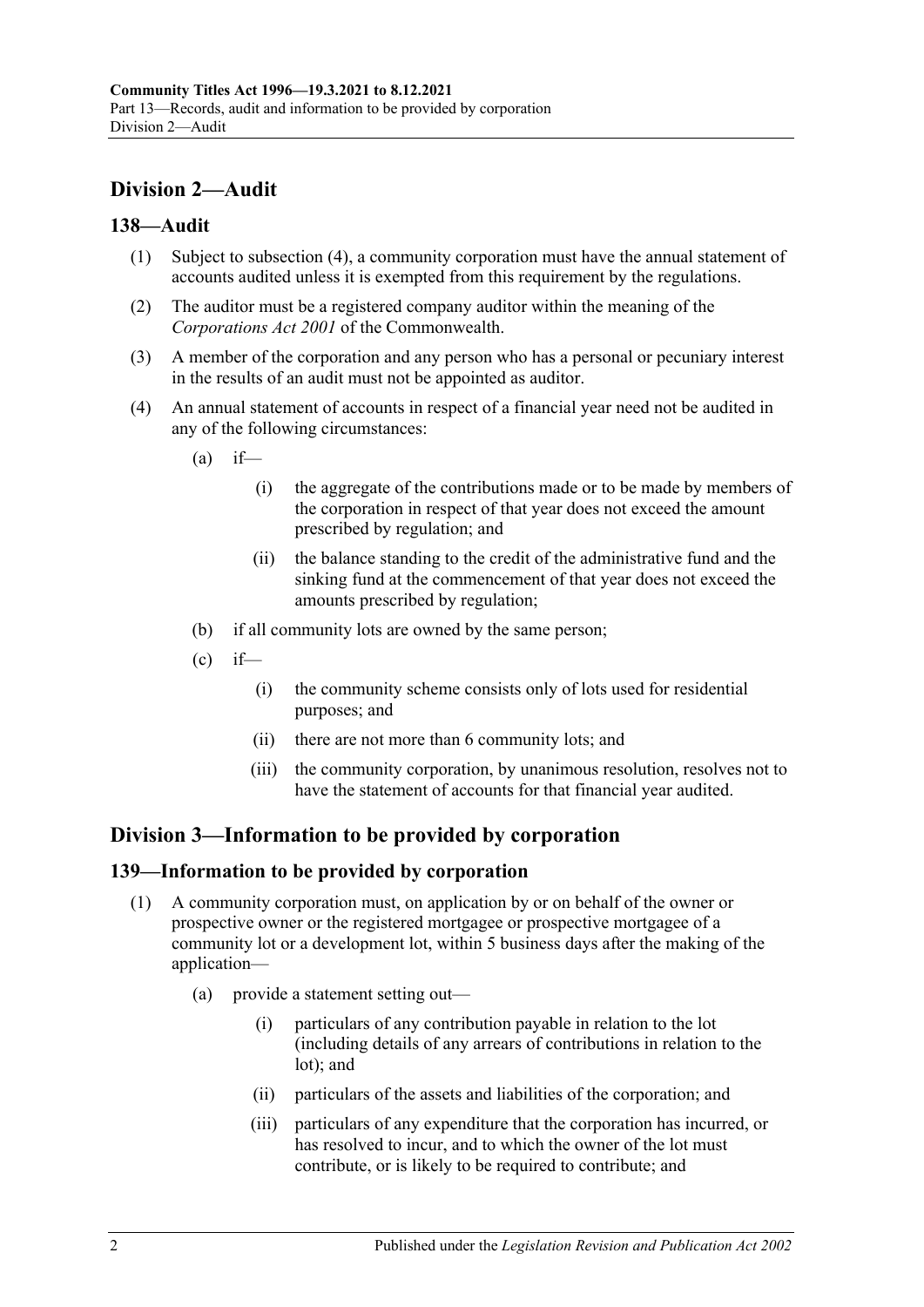## Division 2—Audit

### 138—Audit

(1) Subject to subsection (4), a community corporation must have the annual statement of accounts audited unless it is exempted from this requirement by the regulations.

(2) The auditor must be a registered company auditor within the meaning of the *Corporations Act 2001* of the Commonwealth.

(3) A member of the corporation and any person who has a personal or pecuniary interest in the results of an audit must not be appointed as auditor.

(4) An annual statement of accounts in respect of a financial year need not be audited in any of the following circumstances:

- (a) if—
  - (i) the aggregate of the contributions made or to be made by members of the corporation in respect of that year does not exceed the amount prescribed by regulation; and
  - (ii) the balance standing to the credit of the administrative fund and the sinking fund at the commencement of that year does not exceed the amounts prescribed by regulation;
- (b) if all community lots are owned by the same person;
- (c) if—
  - (i) the community scheme consists only of lots used for residential purposes; and
  - (ii) there are not more than 6 community lots; and
  - (iii) the community corporation, by unanimous resolution, resolves not to have the statement of accounts for that financial year audited.

## Division 3—Information to be provided by corporation

### 139—Information to be provided by corporation

(1) A community corporation must, on application by or on behalf of the owner or prospective owner or the registered mortgagee or prospective mortgagee of a community lot or a development lot, within 5 business days after the making of the application—

- (a) provide a statement setting out—
  - (i) particulars of any contribution payable in relation to the lot (including details of any arrears of contributions in relation to the lot); and
  - (ii) particulars of the assets and liabilities of the corporation; and
  - (iii) particulars of any expenditure that the corporation has incurred, or has resolved to incur, and to which the owner of the lot must contribute, or is likely to be required to contribute; and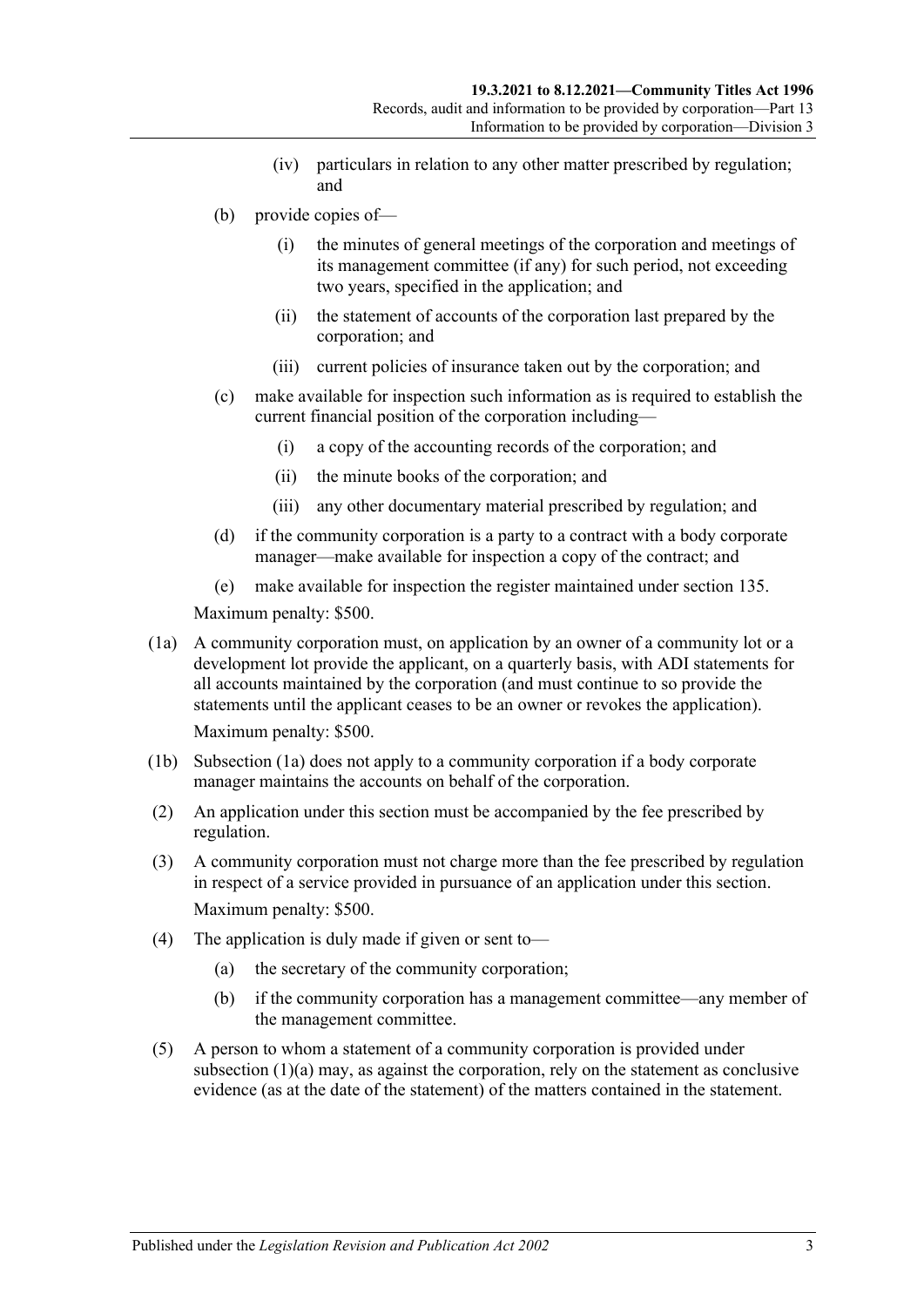(iv) particulars in relation to any other matter prescribed by regulation; and

(b) provide copies of—

(i) the minutes of general meetings of the corporation and meetings of its management committee (if any) for such period, not exceeding two years, specified in the application; and

(ii) the statement of accounts of the corporation last prepared by the corporation; and

(iii) current policies of insurance taken out by the corporation; and

(c) make available for inspection such information as is required to establish the current financial position of the corporation including—

(i) a copy of the accounting records of the corporation; and

(ii) the minute books of the corporation; and

(iii) any other documentary material prescribed by regulation; and

(d) if the community corporation is a party to a contract with a body corporate manager—make available for inspection a copy of the contract; and

(e) make available for inspection the register maintained under section 135.

Maximum penalty: $500.

(1a) A community corporation must, on application by an owner of a community lot or a development lot provide the applicant, on a quarterly basis, with ADI statements for all accounts maintained by the corporation (and must continue to so provide the statements until the applicant ceases to be an owner or revokes the application).

Maximum penalty: $500.

(1b) Subsection (1a) does not apply to a community corporation if a body corporate manager maintains the accounts on behalf of the corporation.

(2) An application under this section must be accompanied by the fee prescribed by regulation.

(3) A community corporation must not charge more than the fee prescribed by regulation in respect of a service provided in pursuance of an application under this section.

Maximum penalty: $500.

(4) The application is duly made if given or sent to—

(a) the secretary of the community corporation;

(b) if the community corporation has a management committee—any member of the management committee.

(5) A person to whom a statement of a community corporation is provided under subsection (1)(a) may, as against the corporation, rely on the statement as conclusive evidence (as at the date of the statement) of the matters contained in the statement.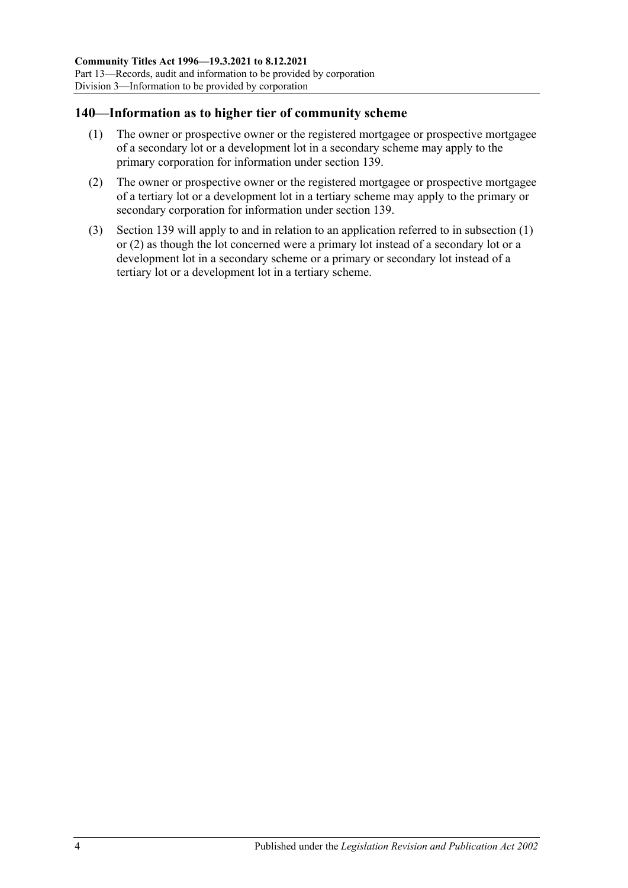## 140—Information as to higher tier of community scheme

(1) The owner or prospective owner or the registered mortgagee or prospective mortgagee of a secondary lot or a development lot in a secondary scheme may apply to the primary corporation for information under section 139.

(2) The owner or prospective owner or the registered mortgagee or prospective mortgagee of a tertiary lot or a development lot in a tertiary scheme may apply to the primary or secondary corporation for information under section 139.

(3) Section 139 will apply to and in relation to an application referred to in subsection (1) or (2) as though the lot concerned were a primary lot instead of a secondary lot or a development lot in a secondary scheme or a primary or secondary lot instead of a tertiary lot or a development lot in a tertiary scheme.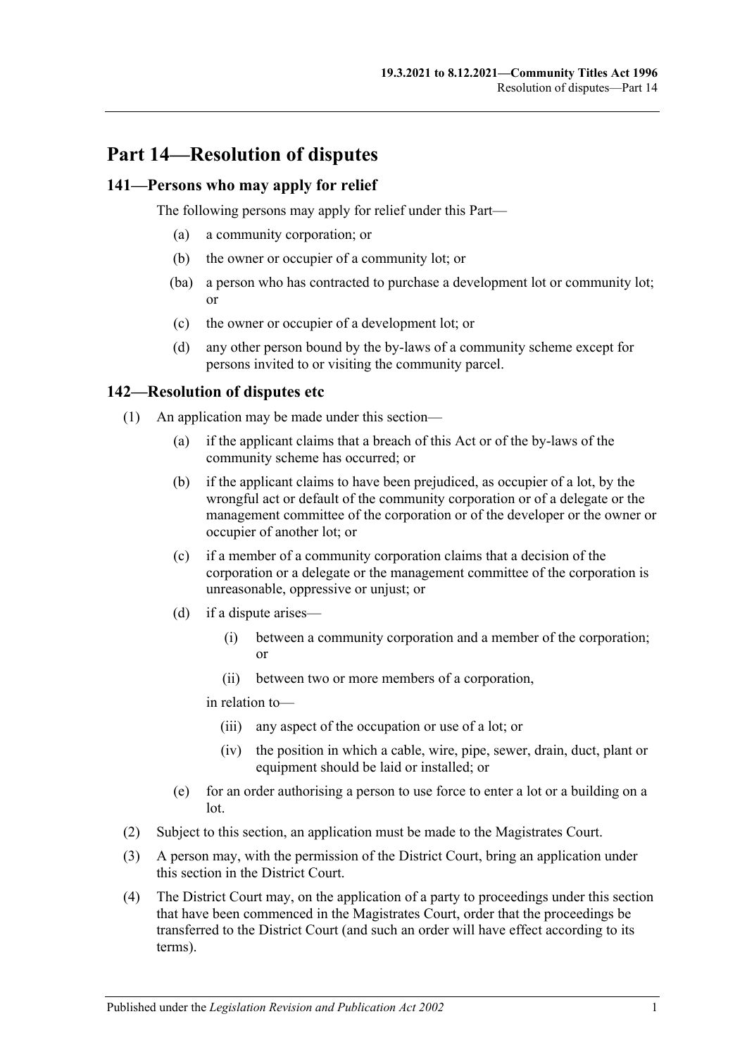# Part 14—Resolution of disputes

## 141—Persons who may apply for relief

The following persons may apply for relief under this Part—

- (a) a community corporation; or
- (b) the owner or occupier of a community lot; or
- (ba) a person who has contracted to purchase a development lot or community lot; or
- (c) the owner or occupier of a development lot; or
- (d) any other person bound by the by-laws of a community scheme except for persons invited to or visiting the community parcel.

## 142—Resolution of disputes etc

(1) An application may be made under this section—

- (a) if the applicant claims that a breach of this Act or of the by-laws of the community scheme has occurred; or
- (b) if the applicant claims to have been prejudiced, as occupier of a lot, by the wrongful act or default of the community corporation or of a delegate or the management committee of the corporation or of the developer or the owner or occupier of another lot; or
- (c) if a member of a community corporation claims that a decision of the corporation or a delegate or the management committee of the corporation is unreasonable, oppressive or unjust; or
- (d) if a dispute arises—
  - (i) between a community corporation and a member of the corporation; or
  - (ii) between two or more members of a corporation,

  in relation to—

  - (iii) any aspect of the occupation or use of a lot; or
  - (iv) the position in which a cable, wire, pipe, sewer, drain, duct, plant or equipment should be laid or installed; or
- (e) for an order authorising a person to use force to enter a lot or a building on a lot.

(2) Subject to this section, an application must be made to the Magistrates Court.

(3) A person may, with the permission of the District Court, bring an application under this section in the District Court.

(4) The District Court may, on the application of a party to proceedings under this section that have been commenced in the Magistrates Court, order that the proceedings be transferred to the District Court (and such an order will have effect according to its terms).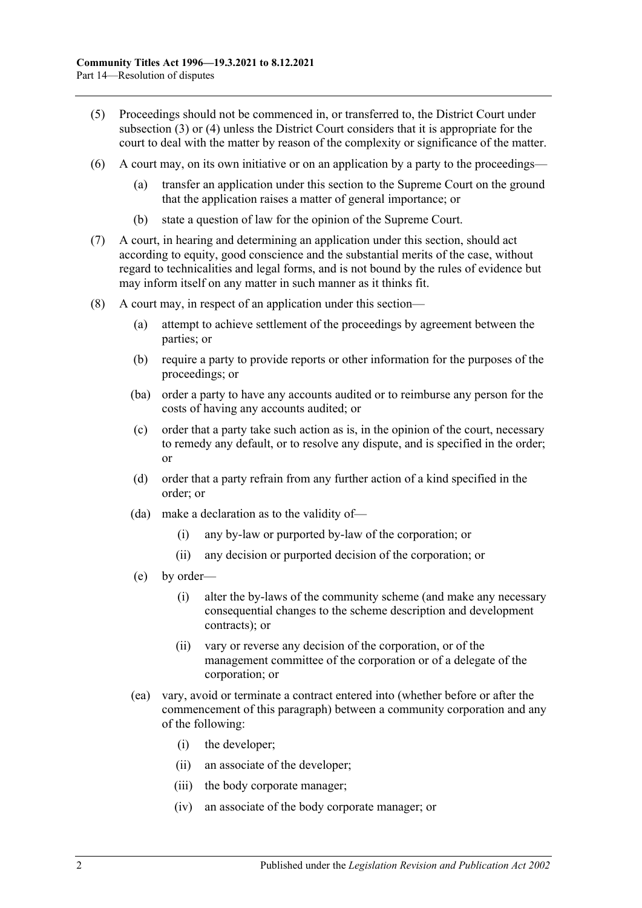(5) Proceedings should not be commenced in, or transferred to, the District Court under subsection (3) or (4) unless the District Court considers that it is appropriate for the court to deal with the matter by reason of the complexity or significance of the matter.

(6) A court may, on its own initiative or on an application by a party to the proceedings—

  (a) transfer an application under this section to the Supreme Court on the ground that the application raises a matter of general importance; or

  (b) state a question of law for the opinion of the Supreme Court.

(7) A court, in hearing and determining an application under this section, should act according to equity, good conscience and the substantial merits of the case, without regard to technicalities and legal forms, and is not bound by the rules of evidence but may inform itself on any matter in such manner as it thinks fit.

(8) A court may, in respect of an application under this section—

  (a) attempt to achieve settlement of the proceedings by agreement between the parties; or

  (b) require a party to provide reports or other information for the purposes of the proceedings; or

  (ba) order a party to have any accounts audited or to reimburse any person for the costs of having any accounts audited; or

  (c) order that a party take such action as is, in the opinion of the court, necessary to remedy any default, or to resolve any dispute, and is specified in the order; or

  (d) order that a party refrain from any further action of a kind specified in the order; or

  (da) make a declaration as to the validity of—

    (i) any by-law or purported by-law of the corporation; or

    (ii) any decision or purported decision of the corporation; or

  (e) by order—

    (i) alter the by-laws of the community scheme (and make any necessary consequential changes to the scheme description and development contracts); or

    (ii) vary or reverse any decision of the corporation, or of the management committee of the corporation or of a delegate of the corporation; or

  (ea) vary, avoid or terminate a contract entered into (whether before or after the commencement of this paragraph) between a community corporation and any of the following:

    (i) the developer;

    (ii) an associate of the developer;

    (iii) the body corporate manager;

    (iv) an associate of the body corporate manager; or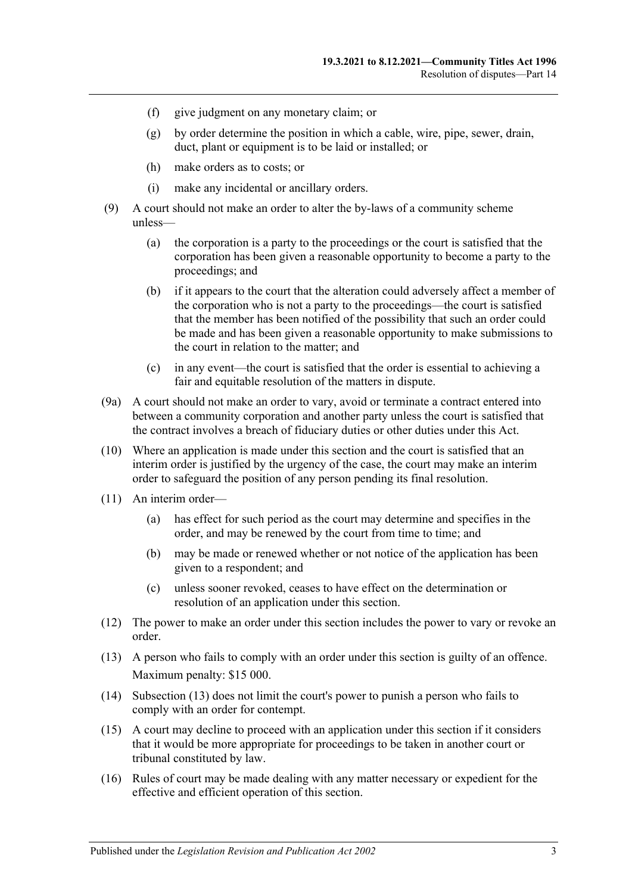- (f) give judgment on any monetary claim; or
- (g) by order determine the position in which a cable, wire, pipe, sewer, drain, duct, plant or equipment is to be laid or installed; or
- (h) make orders as to costs; or
- (i) make any incidental or ancillary orders.

(9) A court should not make an order to alter the by-laws of a community scheme unless—

- (a) the corporation is a party to the proceedings or the court is satisfied that the corporation has been given a reasonable opportunity to become a party to the proceedings; and
- (b) if it appears to the court that the alteration could adversely affect a member of the corporation who is not a party to the proceedings—the court is satisfied that the member has been notified of the possibility that such an order could be made and has been given a reasonable opportunity to make submissions to the court in relation to the matter; and
- (c) in any event—the court is satisfied that the order is essential to achieving a fair and equitable resolution of the matters in dispute.

(9a) A court should not make an order to vary, avoid or terminate a contract entered into between a community corporation and another party unless the court is satisfied that the contract involves a breach of fiduciary duties or other duties under this Act.

(10) Where an application is made under this section and the court is satisfied that an interim order is justified by the urgency of the case, the court may make an interim order to safeguard the position of any person pending its final resolution.

(11) An interim order—

- (a) has effect for such period as the court may determine and specifies in the order, and may be renewed by the court from time to time; and
- (b) may be made or renewed whether or not notice of the application has been given to a respondent; and
- (c) unless sooner revoked, ceases to have effect on the determination or resolution of an application under this section.

(12) The power to make an order under this section includes the power to vary or revoke an order.

(13) A person who fails to comply with an order under this section is guilty of an offence.

Maximum penalty: $15 000.

(14) Subsection (13) does not limit the court's power to punish a person who fails to comply with an order for contempt.

(15) A court may decline to proceed with an application under this section if it considers that it would be more appropriate for proceedings to be taken in another court or tribunal constituted by law.

(16) Rules of court may be made dealing with any matter necessary or expedient for the effective and efficient operation of this section.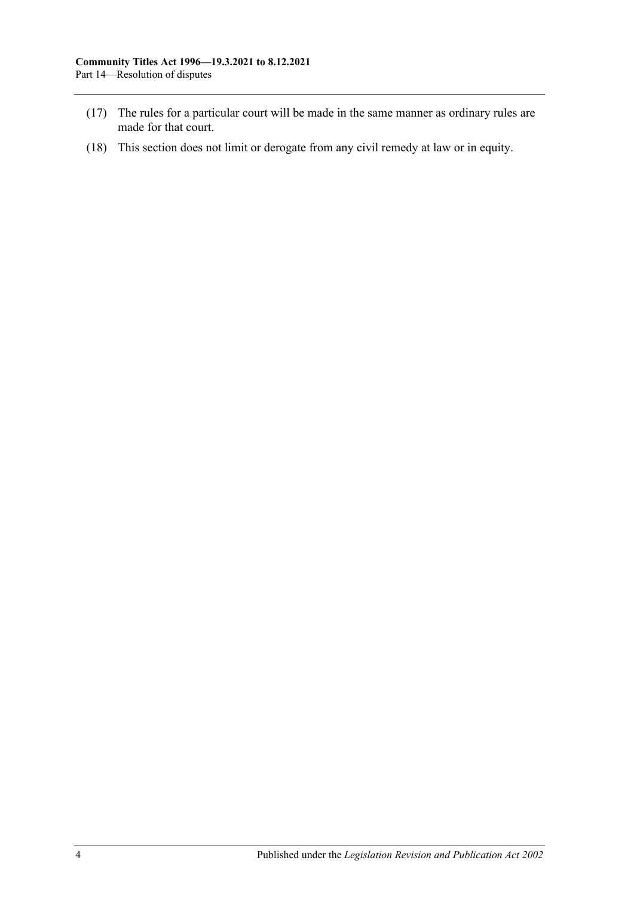(17) The rules for a particular court will be made in the same manner as ordinary rules are made for that court.

(18) This section does not limit or derogate from any civil remedy at law or in equity.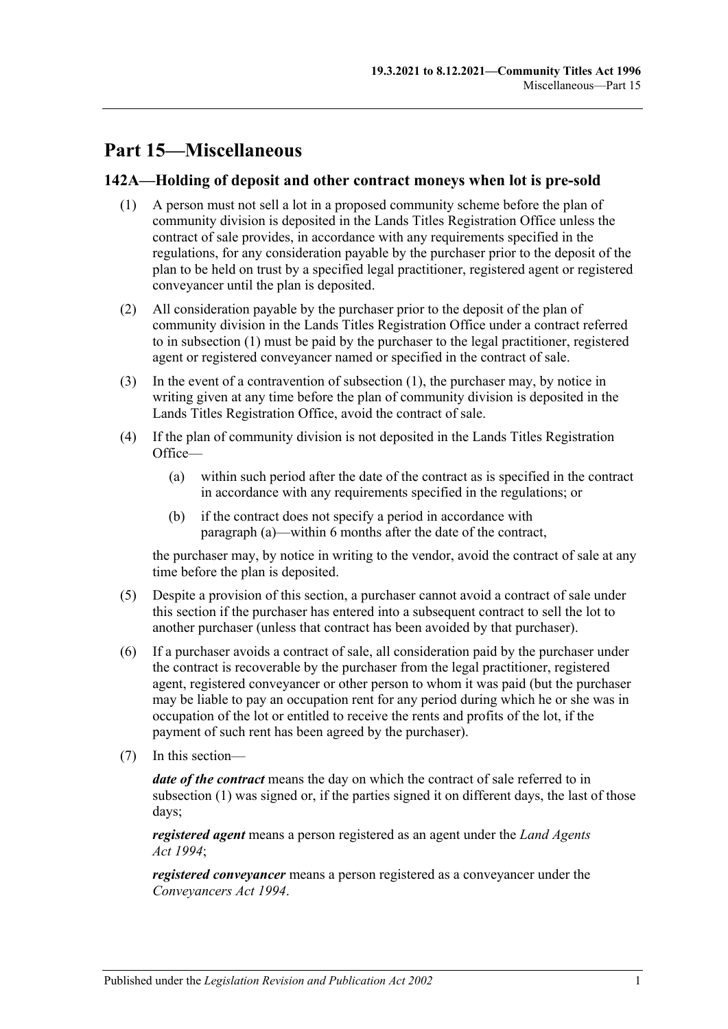# Part 15—Miscellaneous

## 142A—Holding of deposit and other contract moneys when lot is pre-sold

(1) A person must not sell a lot in a proposed community scheme before the plan of community division is deposited in the Lands Titles Registration Office unless the contract of sale provides, in accordance with any requirements specified in the regulations, for any consideration payable by the purchaser prior to the deposit of the plan to be held on trust by a specified legal practitioner, registered agent or registered conveyancer until the plan is deposited.

(2) All consideration payable by the purchaser prior to the deposit of the plan of community division in the Lands Titles Registration Office under a contract referred to in subsection (1) must be paid by the purchaser to the legal practitioner, registered agent or registered conveyancer named or specified in the contract of sale.

(3) In the event of a contravention of subsection (1), the purchaser may, by notice in writing given at any time before the plan of community division is deposited in the Lands Titles Registration Office, avoid the contract of sale.

(4) If the plan of community division is not deposited in the Lands Titles Registration Office—

(a) within such period after the date of the contract as is specified in the contract in accordance with any requirements specified in the regulations; or

(b) if the contract does not specify a period in accordance with paragraph (a)—within 6 months after the date of the contract,

the purchaser may, by notice in writing to the vendor, avoid the contract of sale at any time before the plan is deposited.

(5) Despite a provision of this section, a purchaser cannot avoid a contract of sale under this section if the purchaser has entered into a subsequent contract to sell the lot to another purchaser (unless that contract has been avoided by that purchaser).

(6) If a purchaser avoids a contract of sale, all consideration paid by the purchaser under the contract is recoverable by the purchaser from the legal practitioner, registered agent, registered conveyancer or other person to whom it was paid (but the purchaser may be liable to pay an occupation rent for any period during which he or she was in occupation of the lot or entitled to receive the rents and profits of the lot, if the payment of such rent has been agreed by the purchaser).

(7) In this section—

***date of the contract*** means the day on which the contract of sale referred to in subsection (1) was signed or, if the parties signed it on different days, the last of those days;

***registered agent*** means a person registered as an agent under the *Land Agents Act 1994*;

***registered conveyancer*** means a person registered as a conveyancer under the *Conveyancers Act 1994*.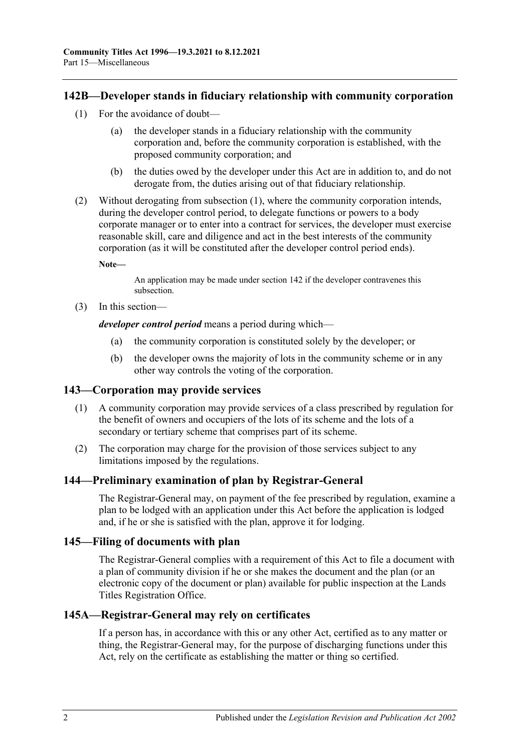## 142B—Developer stands in fiduciary relationship with community corporation

(1) For the avoidance of doubt—

(a) the developer stands in a fiduciary relationship with the community corporation and, before the community corporation is established, with the proposed community corporation; and

(b) the duties owed by the developer under this Act are in addition to, and do not derogate from, the duties arising out of that fiduciary relationship.

(2) Without derogating from subsection (1), where the community corporation intends, during the developer control period, to delegate functions or powers to a body corporate manager or to enter into a contract for services, the developer must exercise reasonable skill, care and diligence and act in the best interests of the community corporation (as it will be constituted after the developer control period ends).

**Note—**

An application may be made under section 142 if the developer contravenes this subsection.

(3) In this section—

***developer control period*** means a period during which—

(a) the community corporation is constituted solely by the developer; or

(b) the developer owns the majority of lots in the community scheme or in any other way controls the voting of the corporation.

## 143—Corporation may provide services

(1) A community corporation may provide services of a class prescribed by regulation for the benefit of owners and occupiers of the lots of its scheme and the lots of a secondary or tertiary scheme that comprises part of its scheme.

(2) The corporation may charge for the provision of those services subject to any limitations imposed by the regulations.

## 144—Preliminary examination of plan by Registrar-General

The Registrar-General may, on payment of the fee prescribed by regulation, examine a plan to be lodged with an application under this Act before the application is lodged and, if he or she is satisfied with the plan, approve it for lodging.

## 145—Filing of documents with plan

The Registrar-General complies with a requirement of this Act to file a document with a plan of community division if he or she makes the document and the plan (or an electronic copy of the document or plan) available for public inspection at the Lands Titles Registration Office.

## 145A—Registrar-General may rely on certificates

If a person has, in accordance with this or any other Act, certified as to any matter or thing, the Registrar-General may, for the purpose of discharging functions under this Act, rely on the certificate as establishing the matter or thing so certified.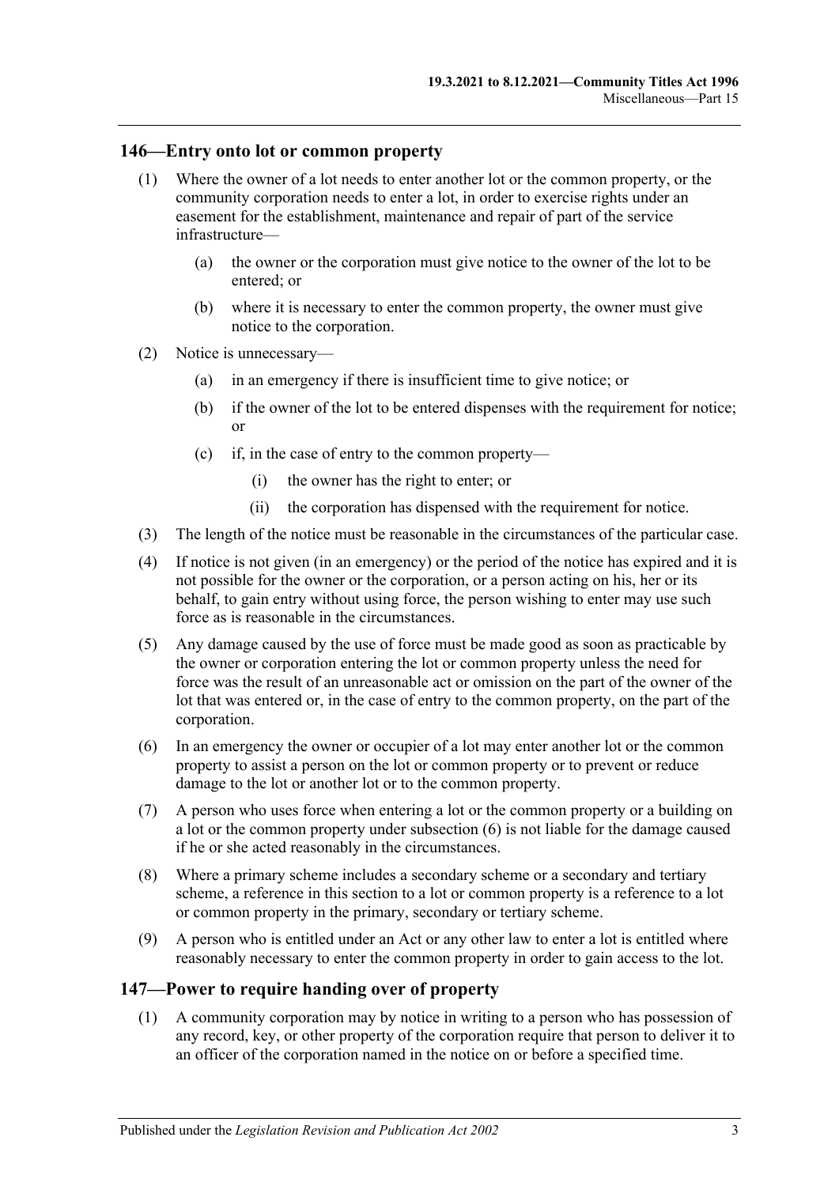## 146—Entry onto lot or common property

(1) Where the owner of a lot needs to enter another lot or the common property, or the community corporation needs to enter a lot, in order to exercise rights under an easement for the establishment, maintenance and repair of part of the service infrastructure—

(a) the owner or the corporation must give notice to the owner of the lot to be entered; or

(b) where it is necessary to enter the common property, the owner must give notice to the corporation.

(2) Notice is unnecessary—

(a) in an emergency if there is insufficient time to give notice; or

(b) if the owner of the lot to be entered dispenses with the requirement for notice; or

(c) if, in the case of entry to the common property—

(i) the owner has the right to enter; or

(ii) the corporation has dispensed with the requirement for notice.

(3) The length of the notice must be reasonable in the circumstances of the particular case.

(4) If notice is not given (in an emergency) or the period of the notice has expired and it is not possible for the owner or the corporation, or a person acting on his, her or its behalf, to gain entry without using force, the person wishing to enter may use such force as is reasonable in the circumstances.

(5) Any damage caused by the use of force must be made good as soon as practicable by the owner or corporation entering the lot or common property unless the need for force was the result of an unreasonable act or omission on the part of the owner of the lot that was entered or, in the case of entry to the common property, on the part of the corporation.

(6) In an emergency the owner or occupier of a lot may enter another lot or the common property to assist a person on the lot or common property or to prevent or reduce damage to the lot or another lot or to the common property.

(7) A person who uses force when entering a lot or the common property or a building on a lot or the common property under subsection (6) is not liable for the damage caused if he or she acted reasonably in the circumstances.

(8) Where a primary scheme includes a secondary scheme or a secondary and tertiary scheme, a reference in this section to a lot or common property is a reference to a lot or common property in the primary, secondary or tertiary scheme.

(9) A person who is entitled under an Act or any other law to enter a lot is entitled where reasonably necessary to enter the common property in order to gain access to the lot.

## 147—Power to require handing over of property

(1) A community corporation may by notice in writing to a person who has possession of any record, key, or other property of the corporation require that person to deliver it to an officer of the corporation named in the notice on or before a specified time.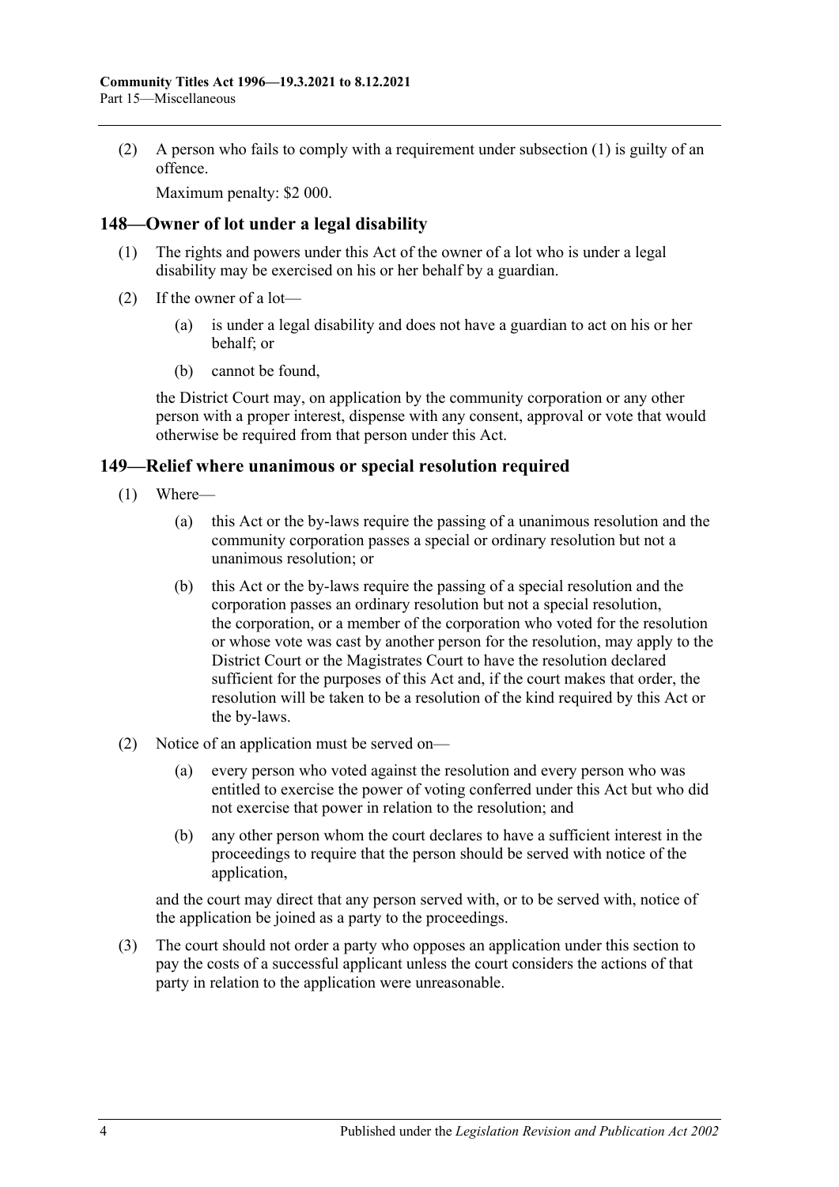(2) A person who fails to comply with a requirement under subsection (1) is guilty of an offence.

Maximum penalty: $2 000.

## 148—Owner of lot under a legal disability

(1) The rights and powers under this Act of the owner of a lot who is under a legal disability may be exercised on his or her behalf by a guardian.

(2) If the owner of a lot—

(a) is under a legal disability and does not have a guardian to act on his or her behalf; or

(b) cannot be found,

the District Court may, on application by the community corporation or any other person with a proper interest, dispense with any consent, approval or vote that would otherwise be required from that person under this Act.

## 149—Relief where unanimous or special resolution required

(1) Where—

(a) this Act or the by-laws require the passing of a unanimous resolution and the community corporation passes a special or ordinary resolution but not a unanimous resolution; or

(b) this Act or the by-laws require the passing of a special resolution and the corporation passes an ordinary resolution but not a special resolution,

the corporation, or a member of the corporation who voted for the resolution or whose vote was cast by another person for the resolution, may apply to the District Court or the Magistrates Court to have the resolution declared sufficient for the purposes of this Act and, if the court makes that order, the resolution will be taken to be a resolution of the kind required by this Act or the by-laws.

(2) Notice of an application must be served on—

(a) every person who voted against the resolution and every person who was entitled to exercise the power of voting conferred under this Act but who did not exercise that power in relation to the resolution; and

(b) any other person whom the court declares to have a sufficient interest in the proceedings to require that the person should be served with notice of the application,

and the court may direct that any person served with, or to be served with, notice of the application be joined as a party to the proceedings.

(3) The court should not order a party who opposes an application under this section to pay the costs of a successful applicant unless the court considers the actions of that party in relation to the application were unreasonable.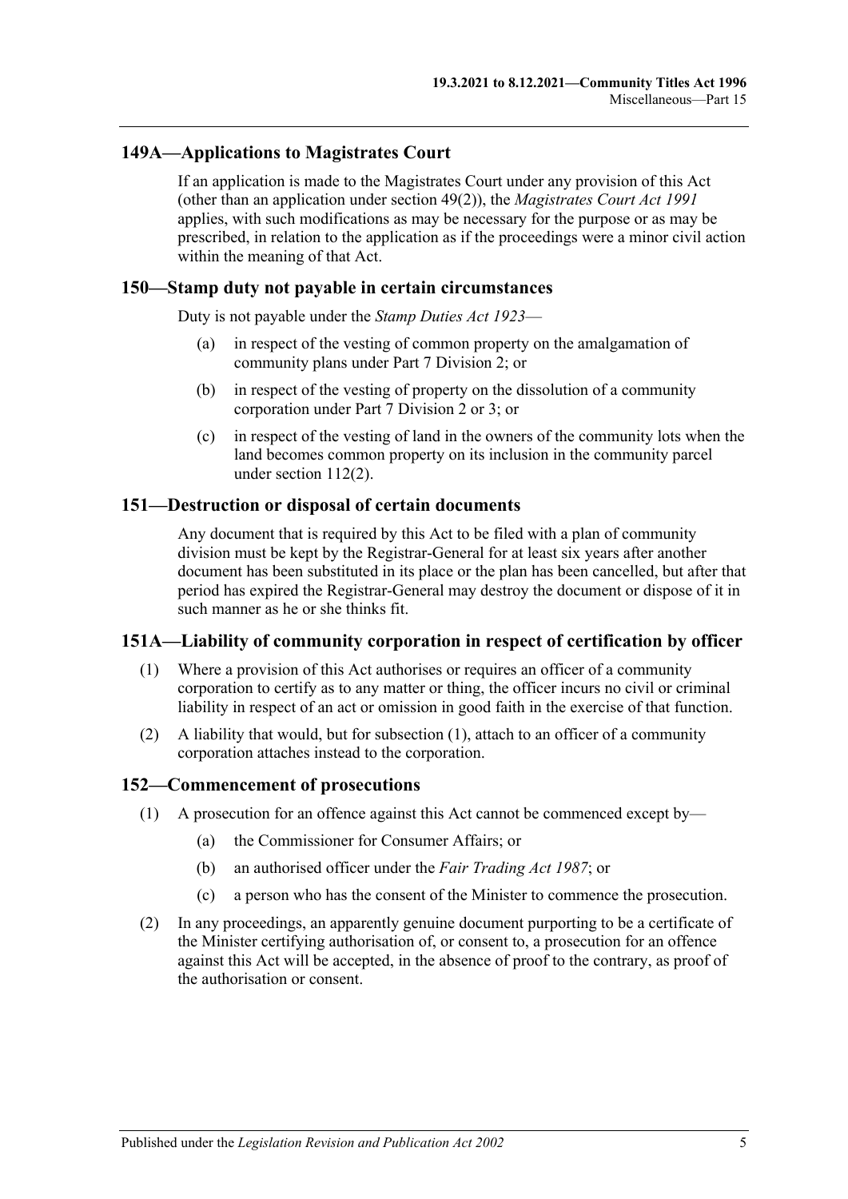## 149A—Applications to Magistrates Court

If an application is made to the Magistrates Court under any provision of this Act (other than an application under section 49(2)), the *Magistrates Court Act 1991* applies, with such modifications as may be necessary for the purpose or as may be prescribed, in relation to the application as if the proceedings were a minor civil action within the meaning of that Act.

## 150—Stamp duty not payable in certain circumstances

Duty is not payable under the *Stamp Duties Act 1923*—

(a) in respect of the vesting of common property on the amalgamation of community plans under Part 7 Division 2; or

(b) in respect of the vesting of property on the dissolution of a community corporation under Part 7 Division 2 or 3; or

(c) in respect of the vesting of land in the owners of the community lots when the land becomes common property on its inclusion in the community parcel under section 112(2).

## 151—Destruction or disposal of certain documents

Any document that is required by this Act to be filed with a plan of community division must be kept by the Registrar-General for at least six years after another document has been substituted in its place or the plan has been cancelled, but after that period has expired the Registrar-General may destroy the document or dispose of it in such manner as he or she thinks fit.

## 151A—Liability of community corporation in respect of certification by officer

(1) Where a provision of this Act authorises or requires an officer of a community corporation to certify as to any matter or thing, the officer incurs no civil or criminal liability in respect of an act or omission in good faith in the exercise of that function.

(2) A liability that would, but for subsection (1), attach to an officer of a community corporation attaches instead to the corporation.

## 152—Commencement of prosecutions

(1) A prosecution for an offence against this Act cannot be commenced except by—

(a) the Commissioner for Consumer Affairs; or

(b) an authorised officer under the *Fair Trading Act 1987*; or

(c) a person who has the consent of the Minister to commence the prosecution.

(2) In any proceedings, an apparently genuine document purporting to be a certificate of the Minister certifying authorisation of, or consent to, a prosecution for an offence against this Act will be accepted, in the absence of proof to the contrary, as proof of the authorisation or consent.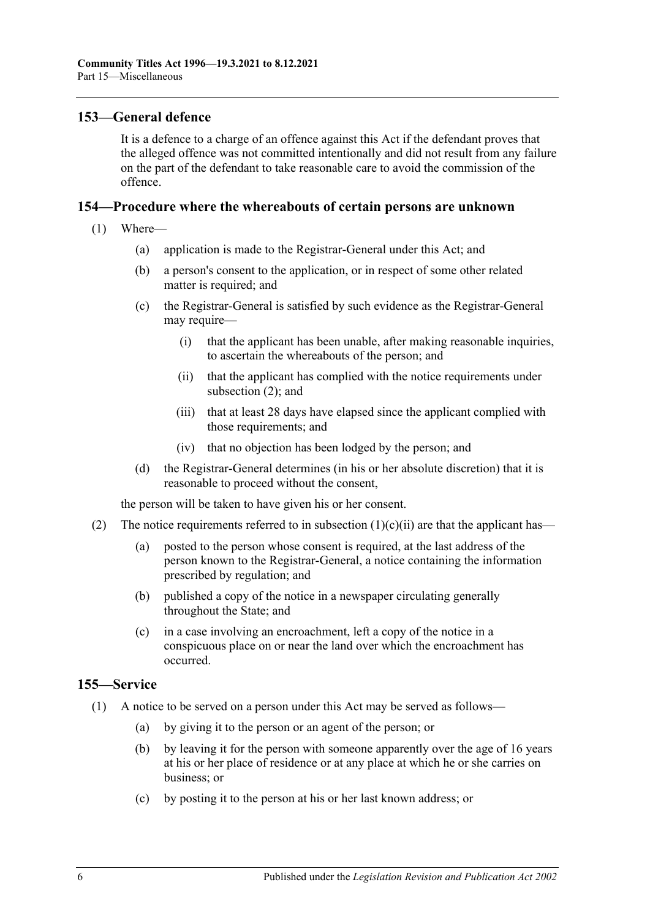## 153—General defence

It is a defence to a charge of an offence against this Act if the defendant proves that the alleged offence was not committed intentionally and did not result from any failure on the part of the defendant to take reasonable care to avoid the commission of the offence.

## 154—Procedure where the whereabouts of certain persons are unknown

(1) Where—

(a) application is made to the Registrar-General under this Act; and

(b) a person's consent to the application, or in respect of some other related matter is required; and

(c) the Registrar-General is satisfied by such evidence as the Registrar-General may require—

(i) that the applicant has been unable, after making reasonable inquiries, to ascertain the whereabouts of the person; and

(ii) that the applicant has complied with the notice requirements under subsection (2); and

(iii) that at least 28 days have elapsed since the applicant complied with those requirements; and

(iv) that no objection has been lodged by the person; and

(d) the Registrar-General determines (in his or her absolute discretion) that it is reasonable to proceed without the consent,

the person will be taken to have given his or her consent.

(2) The notice requirements referred to in subsection (1)(c)(ii) are that the applicant has—

(a) posted to the person whose consent is required, at the last address of the person known to the Registrar-General, a notice containing the information prescribed by regulation; and

(b) published a copy of the notice in a newspaper circulating generally throughout the State; and

(c) in a case involving an encroachment, left a copy of the notice in a conspicuous place on or near the land over which the encroachment has occurred.

## 155—Service

(1) A notice to be served on a person under this Act may be served as follows—

(a) by giving it to the person or an agent of the person; or

(b) by leaving it for the person with someone apparently over the age of 16 years at his or her place of residence or at any place at which he or she carries on business; or

(c) by posting it to the person at his or her last known address; or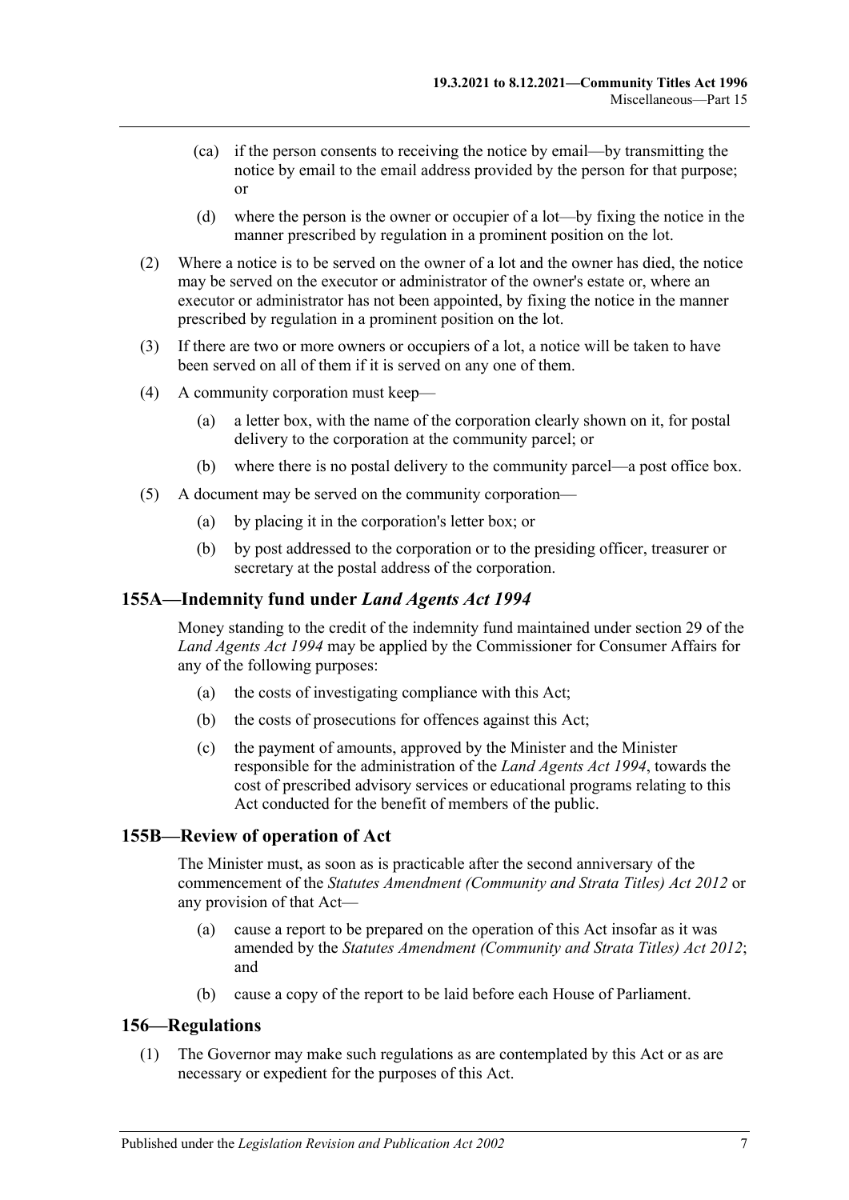(ca) if the person consents to receiving the notice by email—by transmitting the notice by email to the email address provided by the person for that purpose; or

(d) where the person is the owner or occupier of a lot—by fixing the notice in the manner prescribed by regulation in a prominent position on the lot.

(2) Where a notice is to be served on the owner of a lot and the owner has died, the notice may be served on the executor or administrator of the owner's estate or, where an executor or administrator has not been appointed, by fixing the notice in the manner prescribed by regulation in a prominent position on the lot.

(3) If there are two or more owners or occupiers of a lot, a notice will be taken to have been served on all of them if it is served on any one of them.

(4) A community corporation must keep—

(a) a letter box, with the name of the corporation clearly shown on it, for postal delivery to the corporation at the community parcel; or

(b) where there is no postal delivery to the community parcel—a post office box.

(5) A document may be served on the community corporation—

(a) by placing it in the corporation's letter box; or

(b) by post addressed to the corporation or to the presiding officer, treasurer or secretary at the postal address of the corporation.

## 155A—Indemnity fund under *Land Agents Act 1994*

Money standing to the credit of the indemnity fund maintained under section 29 of the *Land Agents Act 1994* may be applied by the Commissioner for Consumer Affairs for any of the following purposes:

(a) the costs of investigating compliance with this Act;

(b) the costs of prosecutions for offences against this Act;

(c) the payment of amounts, approved by the Minister and the Minister responsible for the administration of the *Land Agents Act 1994*, towards the cost of prescribed advisory services or educational programs relating to this Act conducted for the benefit of members of the public.

## 155B—Review of operation of Act

The Minister must, as soon as is practicable after the second anniversary of the commencement of the *Statutes Amendment (Community and Strata Titles) Act 2012* or any provision of that Act—

(a) cause a report to be prepared on the operation of this Act insofar as it was amended by the *Statutes Amendment (Community and Strata Titles) Act 2012*; and

(b) cause a copy of the report to be laid before each House of Parliament.

## 156—Regulations

(1) The Governor may make such regulations as are contemplated by this Act or as are necessary or expedient for the purposes of this Act.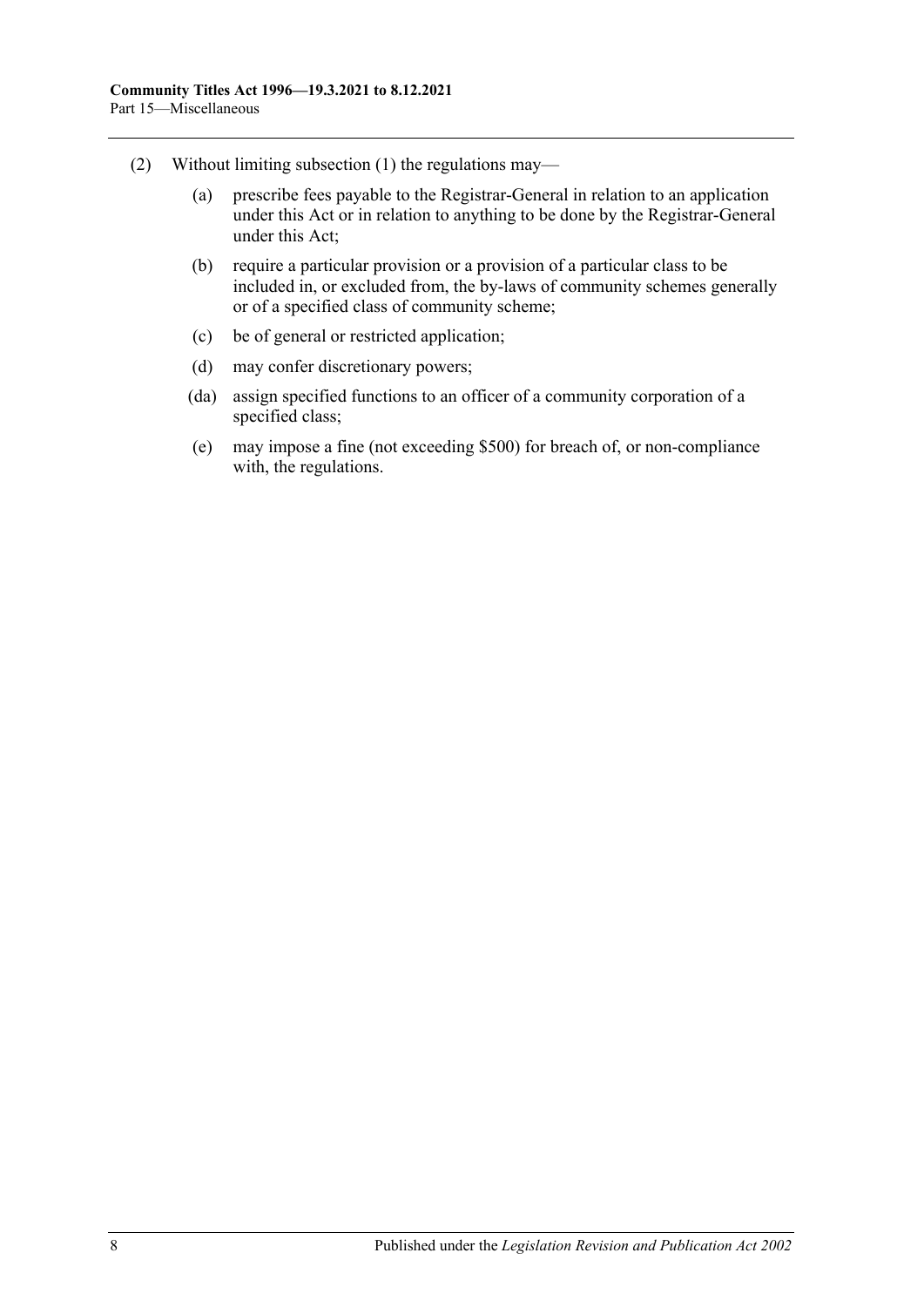(2) Without limiting subsection (1) the regulations may—

(a) prescribe fees payable to the Registrar-General in relation to an application under this Act or in relation to anything to be done by the Registrar-General under this Act;

(b) require a particular provision or a provision of a particular class to be included in, or excluded from, the by-laws of community schemes generally or of a specified class of community scheme;

(c) be of general or restricted application;

(d) may confer discretionary powers;

(da) assign specified functions to an officer of a community corporation of a specified class;

(e) may impose a fine (not exceeding $500) for breach of, or non-compliance with, the regulations.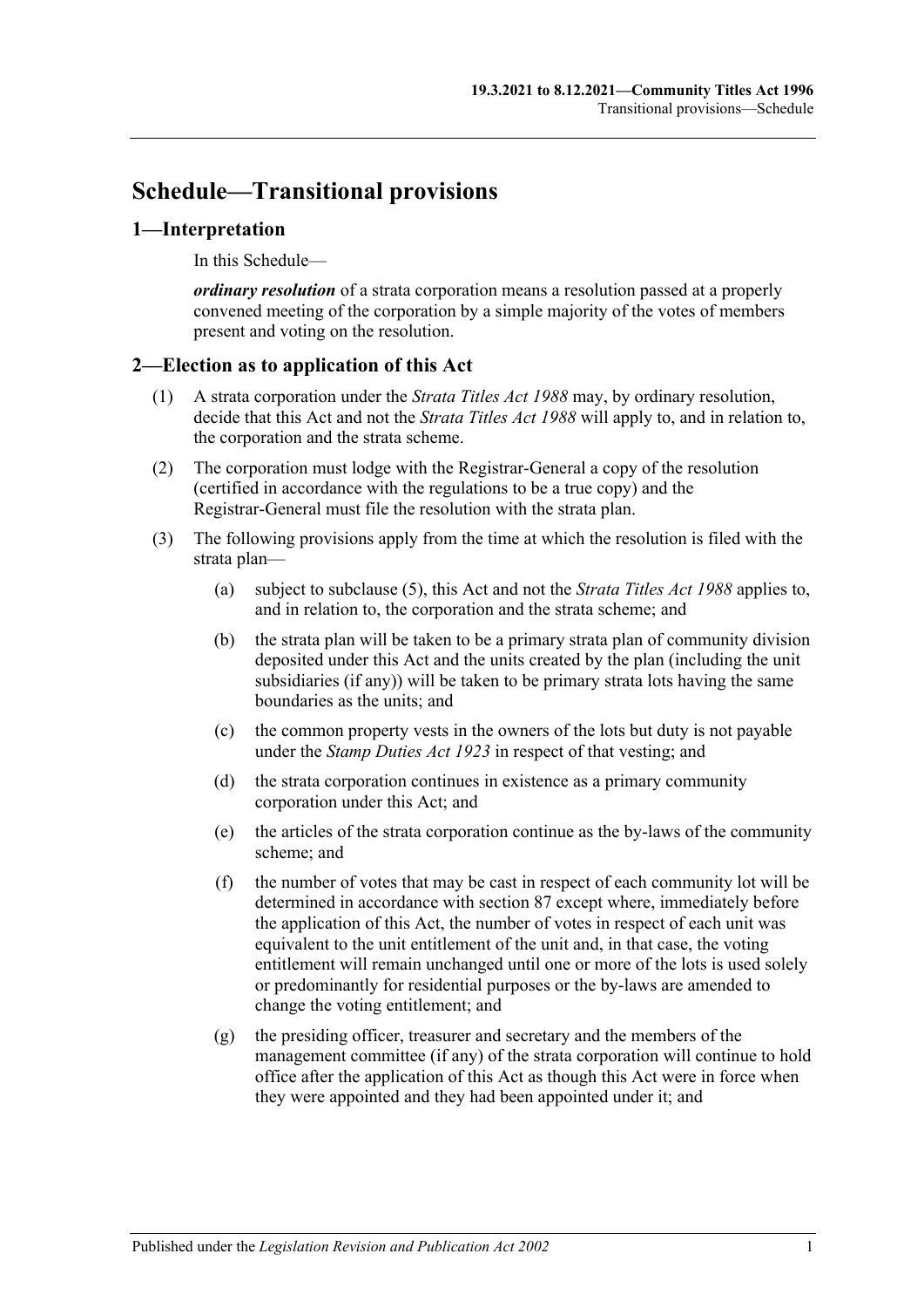# Schedule—Transitional provisions

## 1—Interpretation

In this Schedule—

***ordinary resolution*** of a strata corporation means a resolution passed at a properly convened meeting of the corporation by a simple majority of the votes of members present and voting on the resolution.

## 2—Election as to application of this Act

(1) A strata corporation under the *Strata Titles Act 1988* may, by ordinary resolution, decide that this Act and not the *Strata Titles Act 1988* will apply to, and in relation to, the corporation and the strata scheme.

(2) The corporation must lodge with the Registrar-General a copy of the resolution (certified in accordance with the regulations to be a true copy) and the Registrar-General must file the resolution with the strata plan.

(3) The following provisions apply from the time at which the resolution is filed with the strata plan—

(a) subject to subclause (5), this Act and not the *Strata Titles Act 1988* applies to, and in relation to, the corporation and the strata scheme; and

(b) the strata plan will be taken to be a primary strata plan of community division deposited under this Act and the units created by the plan (including the unit subsidiaries (if any)) will be taken to be primary strata lots having the same boundaries as the units; and

(c) the common property vests in the owners of the lots but duty is not payable under the *Stamp Duties Act 1923* in respect of that vesting; and

(d) the strata corporation continues in existence as a primary community corporation under this Act; and

(e) the articles of the strata corporation continue as the by-laws of the community scheme; and

(f) the number of votes that may be cast in respect of each community lot will be determined in accordance with section 87 except where, immediately before the application of this Act, the number of votes in respect of each unit was equivalent to the unit entitlement of the unit and, in that case, the voting entitlement will remain unchanged until one or more of the lots is used solely or predominantly for residential purposes or the by-laws are amended to change the voting entitlement; and

(g) the presiding officer, treasurer and secretary and the members of the management committee (if any) of the strata corporation will continue to hold office after the application of this Act as though this Act were in force when they were appointed and they had been appointed under it; and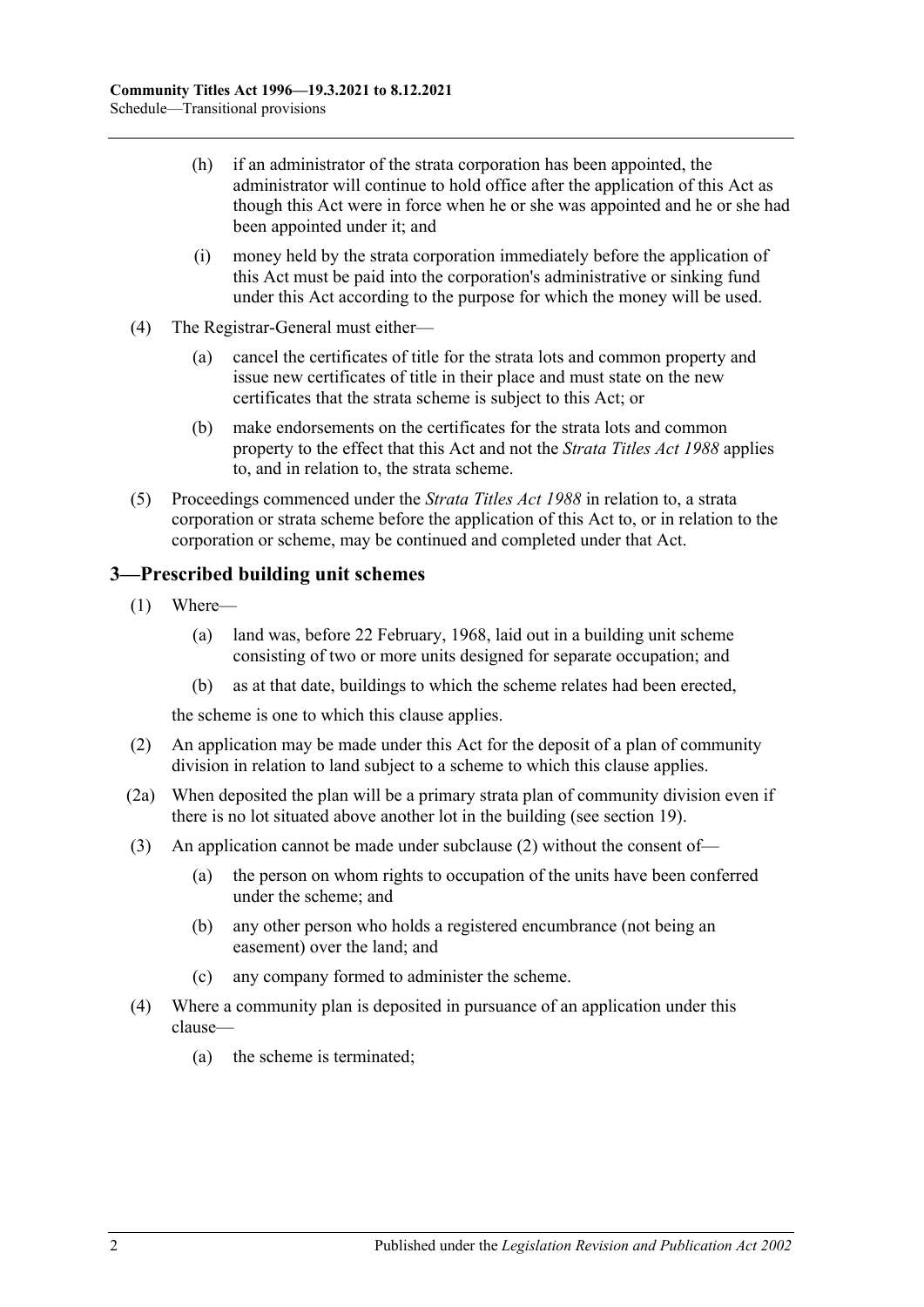(h) if an administrator of the strata corporation has been appointed, the administrator will continue to hold office after the application of this Act as though this Act were in force when he or she was appointed and he or she had been appointed under it; and

(i) money held by the strata corporation immediately before the application of this Act must be paid into the corporation's administrative or sinking fund under this Act according to the purpose for which the money will be used.

(4) The Registrar-General must either—

(a) cancel the certificates of title for the strata lots and common property and issue new certificates of title in their place and must state on the new certificates that the strata scheme is subject to this Act; or

(b) make endorsements on the certificates for the strata lots and common property to the effect that this Act and not the *Strata Titles Act 1988* applies to, and in relation to, the strata scheme.

(5) Proceedings commenced under the *Strata Titles Act 1988* in relation to, a strata corporation or strata scheme before the application of this Act to, or in relation to the corporation or scheme, may be continued and completed under that Act.

## 3—Prescribed building unit schemes

(1) Where—

(a) land was, before 22 February, 1968, laid out in a building unit scheme consisting of two or more units designed for separate occupation; and

(b) as at that date, buildings to which the scheme relates had been erected,

the scheme is one to which this clause applies.

(2) An application may be made under this Act for the deposit of a plan of community division in relation to land subject to a scheme to which this clause applies.

(2a) When deposited the plan will be a primary strata plan of community division even if there is no lot situated above another lot in the building (see section 19).

(3) An application cannot be made under subclause (2) without the consent of—

(a) the person on whom rights to occupation of the units have been conferred under the scheme; and

(b) any other person who holds a registered encumbrance (not being an easement) over the land; and

(c) any company formed to administer the scheme.

(4) Where a community plan is deposited in pursuance of an application under this clause—

(a) the scheme is terminated;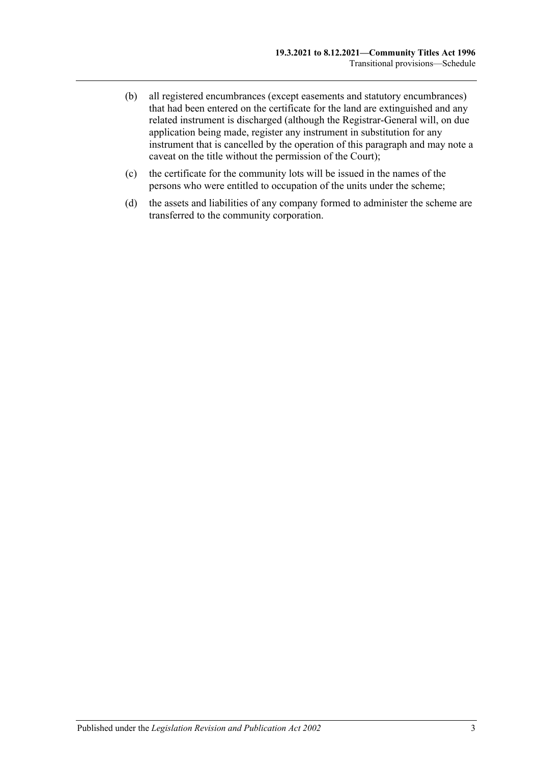(b) all registered encumbrances (except easements and statutory encumbrances) that had been entered on the certificate for the land are extinguished and any related instrument is discharged (although the Registrar-General will, on due application being made, register any instrument in substitution for any instrument that is cancelled by the operation of this paragraph and may note a caveat on the title without the permission of the Court);

(c) the certificate for the community lots will be issued in the names of the persons who were entitled to occupation of the units under the scheme;

(d) the assets and liabilities of any company formed to administer the scheme are transferred to the community corporation.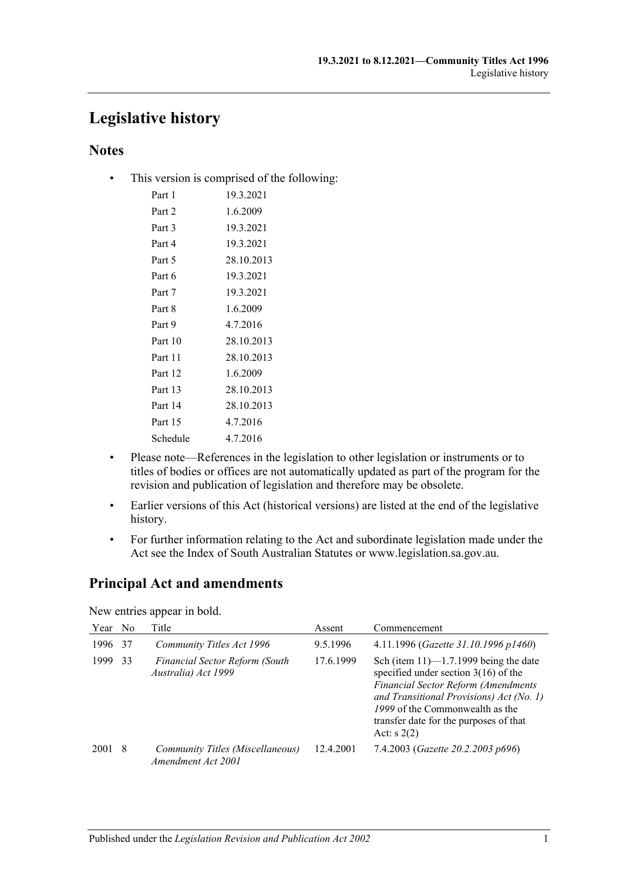# Legislative history

## Notes

- This version is comprised of the following:

| | |
|---|---|
| Part 1 | 19.3.2021 |
| Part 2 | 1.6.2009 |
| Part 3 | 19.3.2021 |
| Part 4 | 19.3.2021 |
| Part 5 | 28.10.2013 |
| Part 6 | 19.3.2021 |
| Part 7 | 19.3.2021 |
| Part 8 | 1.6.2009 |
| Part 9 | 4.7.2016 |
| Part 10 | 28.10.2013 |
| Part 11 | 28.10.2013 |
| Part 12 | 1.6.2009 |
| Part 13 | 28.10.2013 |
| Part 14 | 28.10.2013 |
| Part 15 | 4.7.2016 |
| Schedule | 4.7.2016 |

- Please note—References in the legislation to other legislation or instruments or to titles of bodies or offices are not automatically updated as part of the program for the revision and publication of legislation and therefore may be obsolete.
- Earlier versions of this Act (historical versions) are listed at the end of the legislative history.
- For further information relating to the Act and subordinate legislation made under the Act see the Index of South Australian Statutes or www.legislation.sa.gov.au.

## Principal Act and amendments

New entries appear in bold.

| Year | No | Title | Assent | Commencement |
|---|---|---|---|---|
| 1996 | 37 | *Community Titles Act 1996* | 9.5.1996 | 4.11.1996 (*Gazette 31.10.1996 p1460*) |
| 1999 | 33 | *Financial Sector Reform (South Australia) Act 1999* | 17.6.1999 | Sch (item 11)—1.7.1999 being the date specified under section 3(16) of the *Financial Sector Reform (Amendments and Transitional Provisions) Act (No. 1) 1999* of the Commonwealth as the transfer date for the purposes of that Act: s 2(2) |
| 2001 | 8 | *Community Titles (Miscellaneous) Amendment Act 2001* | 12.4.2001 | 7.4.2003 (*Gazette 20.2.2003 p696*) |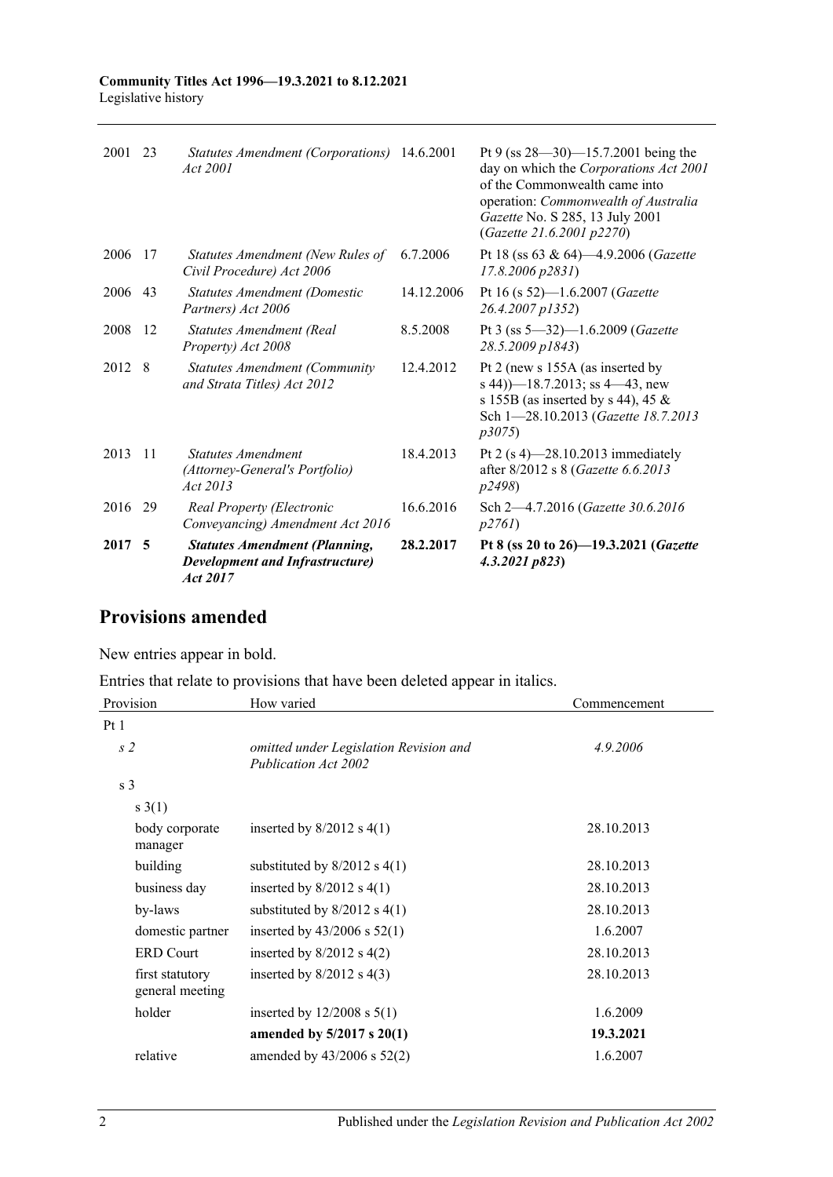| | | | | |
|---|---|---|---|---|
| 2001 | 23 | *Statutes Amendment (Corporations) Act 2001* | 14.6.2001 | Pt 9 (ss 28—30)—15.7.2001 being the day on which the *Corporations Act 2001* of the Commonwealth came into operation: *Commonwealth of Australia Gazette* No. S 285, 13 July 2001 (*Gazette 21.6.2001 p2270*) |
| 2006 | 17 | *Statutes Amendment (New Rules of Civil Procedure) Act 2006* | 6.7.2006 | Pt 18 (ss 63 & 64)—4.9.2006 (*Gazette 17.8.2006 p2831*) |
| 2006 | 43 | *Statutes Amendment (Domestic Partners) Act 2006* | 14.12.2006 | Pt 16 (s 52)—1.6.2007 (*Gazette 26.4.2007 p1352*) |
| 2008 | 12 | *Statutes Amendment (Real Property) Act 2008* | 8.5.2008 | Pt 3 (ss 5—32)—1.6.2009 (*Gazette 28.5.2009 p1843*) |
| 2012 | 8 | *Statutes Amendment (Community and Strata Titles) Act 2012* | 12.4.2012 | Pt 2 (new s 155A (as inserted by s 44))—18.7.2013; ss 4—43, new s 155B (as inserted by s 44), 45 & Sch 1—28.10.2013 (*Gazette 18.7.2013 p3075*) |
| 2013 | 11 | *Statutes Amendment (Attorney-General's Portfolio) Act 2013* | 18.4.2013 | Pt 2 (s 4)—28.10.2013 immediately after 8/2012 s 8 (*Gazette 6.6.2013 p2498*) |
| 2016 | 29 | *Real Property (Electronic Conveyancing) Amendment Act 2016* | 16.6.2016 | Sch 2—4.7.2016 (*Gazette 30.6.2016 p2761*) |
| **2017** | **5** | ***Statutes Amendment (Planning, Development and Infrastructure) Act 2017*** | **28.2.2017** | **Pt 8 (ss 20 to 26)—19.3.2021 (*Gazette 4.3.2021 p823*)** |

## Provisions amended

New entries appear in bold.

Entries that relate to provisions that have been deleted appear in italics.

| Provision | How varied | Commencement |
|---|---|---|
| Pt 1 | | |
| *s 2* | *omitted under Legislation Revision and Publication Act 2002* | *4.9.2006* |
| s 3 | | |
| s 3(1) | | |
| body corporate manager | inserted by 8/2012 s 4(1) | 28.10.2013 |
| building | substituted by 8/2012 s 4(1) | 28.10.2013 |
| business day | inserted by 8/2012 s 4(1) | 28.10.2013 |
| by-laws | substituted by 8/2012 s 4(1) | 28.10.2013 |
| domestic partner | inserted by 43/2006 s 52(1) | 1.6.2007 |
| ERD Court | inserted by 8/2012 s 4(2) | 28.10.2013 |
| first statutory general meeting | inserted by 8/2012 s 4(3) | 28.10.2013 |
| holder | inserted by 12/2008 s 5(1) | 1.6.2009 |
| | **amended by 5/2017 s 20(1)** | **19.3.2021** |
| relative | amended by 43/2006 s 52(2) | 1.6.2007 |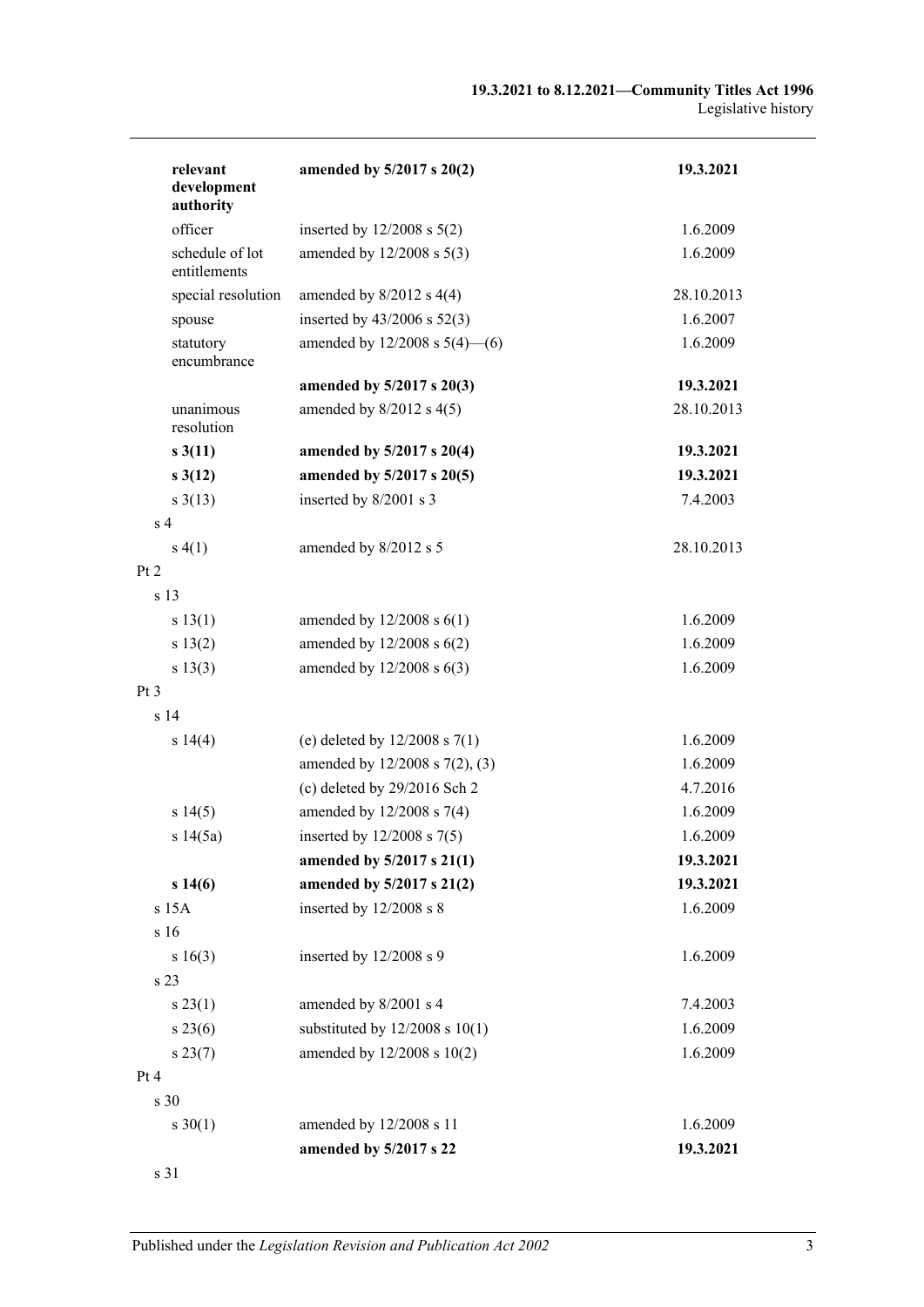| | | |
|---|---|---|
| **relevant development authority** | **amended by 5/2017 s 20(2)** | **19.3.2021** |
| officer | inserted by 12/2008 s 5(2) | 1.6.2009 |
| schedule of lot entitlements | amended by 12/2008 s 5(3) | 1.6.2009 |
| special resolution | amended by 8/2012 s 4(4) | 28.10.2013 |
| spouse | inserted by 43/2006 s 52(3) | 1.6.2007 |
| statutory encumbrance | amended by 12/2008 s 5(4)—(6) | 1.6.2009 |
| | **amended by 5/2017 s 20(3)** | **19.3.2021** |
| unanimous resolution | amended by 8/2012 s 4(5) | 28.10.2013 |
| **s 3(11)** | **amended by 5/2017 s 20(4)** | **19.3.2021** |
| **s 3(12)** | **amended by 5/2017 s 20(5)** | **19.3.2021** |
| s 3(13) | inserted by 8/2001 s 3 | 7.4.2003 |
| s 4 | | |
| s 4(1) | amended by 8/2012 s 5 | 28.10.2013 |
| Pt 2 | | |
| s 13 | | |
| s 13(1) | amended by 12/2008 s 6(1) | 1.6.2009 |
| s 13(2) | amended by 12/2008 s 6(2) | 1.6.2009 |
| s 13(3) | amended by 12/2008 s 6(3) | 1.6.2009 |
| Pt 3 | | |
| s 14 | | |
| s 14(4) | (e) deleted by 12/2008 s 7(1) | 1.6.2009 |
| | amended by 12/2008 s 7(2), (3) | 1.6.2009 |
| | (c) deleted by 29/2016 Sch 2 | 4.7.2016 |
| s 14(5) | amended by 12/2008 s 7(4) | 1.6.2009 |
| s 14(5a) | inserted by 12/2008 s 7(5) | 1.6.2009 |
| | **amended by 5/2017 s 21(1)** | **19.3.2021** |
| **s 14(6)** | **amended by 5/2017 s 21(2)** | **19.3.2021** |
| s 15A | inserted by 12/2008 s 8 | 1.6.2009 |
| s 16 | | |
| s 16(3) | inserted by 12/2008 s 9 | 1.6.2009 |
| s 23 | | |
| s 23(1) | amended by 8/2001 s 4 | 7.4.2003 |
| s 23(6) | substituted by 12/2008 s 10(1) | 1.6.2009 |
| s 23(7) | amended by 12/2008 s 10(2) | 1.6.2009 |
| Pt 4 | | |
| s 30 | | |
| s 30(1) | amended by 12/2008 s 11 | 1.6.2009 |
| | **amended by 5/2017 s 22** | **19.3.2021** |
| s 31 | | |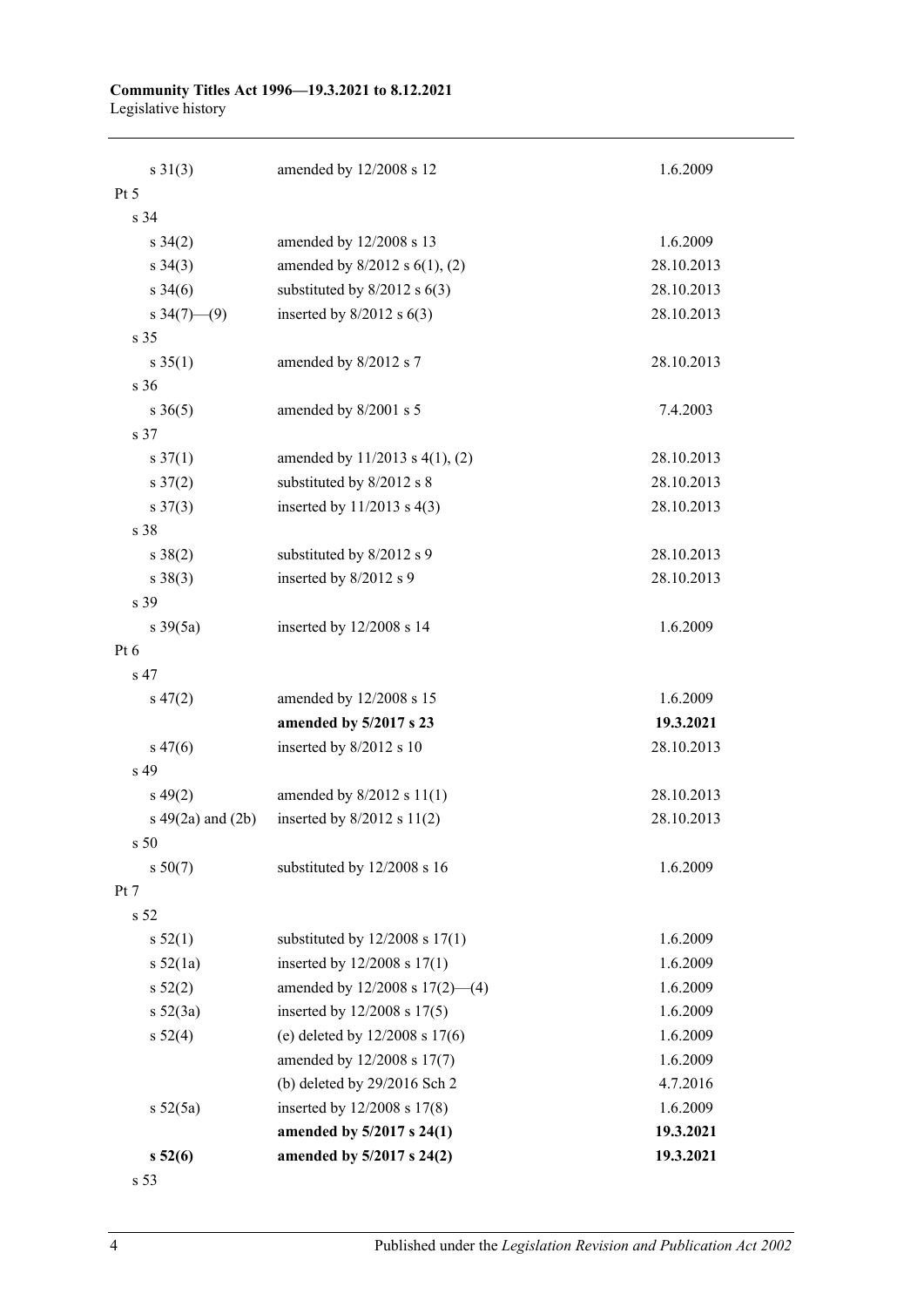| | | |
|---|---|---|
| s 31(3) | amended by 12/2008 s 12 | 1.6.2009 |
| Pt 5 | | |
| s 34 | | |
| s 34(2) | amended by 12/2008 s 13 | 1.6.2009 |
| s 34(3) | amended by 8/2012 s 6(1), (2) | 28.10.2013 |
| s 34(6) | substituted by 8/2012 s 6(3) | 28.10.2013 |
| s 34(7)—(9) | inserted by 8/2012 s 6(3) | 28.10.2013 |
| s 35 | | |
| s 35(1) | amended by 8/2012 s 7 | 28.10.2013 |
| s 36 | | |
| s 36(5) | amended by 8/2001 s 5 | 7.4.2003 |
| s 37 | | |
| s 37(1) | amended by 11/2013 s 4(1), (2) | 28.10.2013 |
| s 37(2) | substituted by 8/2012 s 8 | 28.10.2013 |
| s 37(3) | inserted by 11/2013 s 4(3) | 28.10.2013 |
| s 38 | | |
| s 38(2) | substituted by 8/2012 s 9 | 28.10.2013 |
| s 38(3) | inserted by 8/2012 s 9 | 28.10.2013 |
| s 39 | | |
| s 39(5a) | inserted by 12/2008 s 14 | 1.6.2009 |
| Pt 6 | | |
| s 47 | | |
| s 47(2) | amended by 12/2008 s 15 | 1.6.2009 |
| | **amended by 5/2017 s 23** | **19.3.2021** |
| s 47(6) | inserted by 8/2012 s 10 | 28.10.2013 |
| s 49 | | |
| s 49(2) | amended by 8/2012 s 11(1) | 28.10.2013 |
| s 49(2a) and (2b) | inserted by 8/2012 s 11(2) | 28.10.2013 |
| s 50 | | |
| s 50(7) | substituted by 12/2008 s 16 | 1.6.2009 |
| Pt 7 | | |
| s 52 | | |
| s 52(1) | substituted by 12/2008 s 17(1) | 1.6.2009 |
| s 52(1a) | inserted by 12/2008 s 17(1) | 1.6.2009 |
| s 52(2) | amended by 12/2008 s 17(2)—(4) | 1.6.2009 |
| s 52(3a) | inserted by 12/2008 s 17(5) | 1.6.2009 |
| s 52(4) | (e) deleted by 12/2008 s 17(6) | 1.6.2009 |
| | amended by 12/2008 s 17(7) | 1.6.2009 |
| | (b) deleted by 29/2016 Sch 2 | 4.7.2016 |
| s 52(5a) | inserted by 12/2008 s 17(8) | 1.6.2009 |
| | **amended by 5/2017 s 24(1)** | **19.3.2021** |
| **s 52(6)** | **amended by 5/2017 s 24(2)** | **19.3.2021** |
| s 53 | | |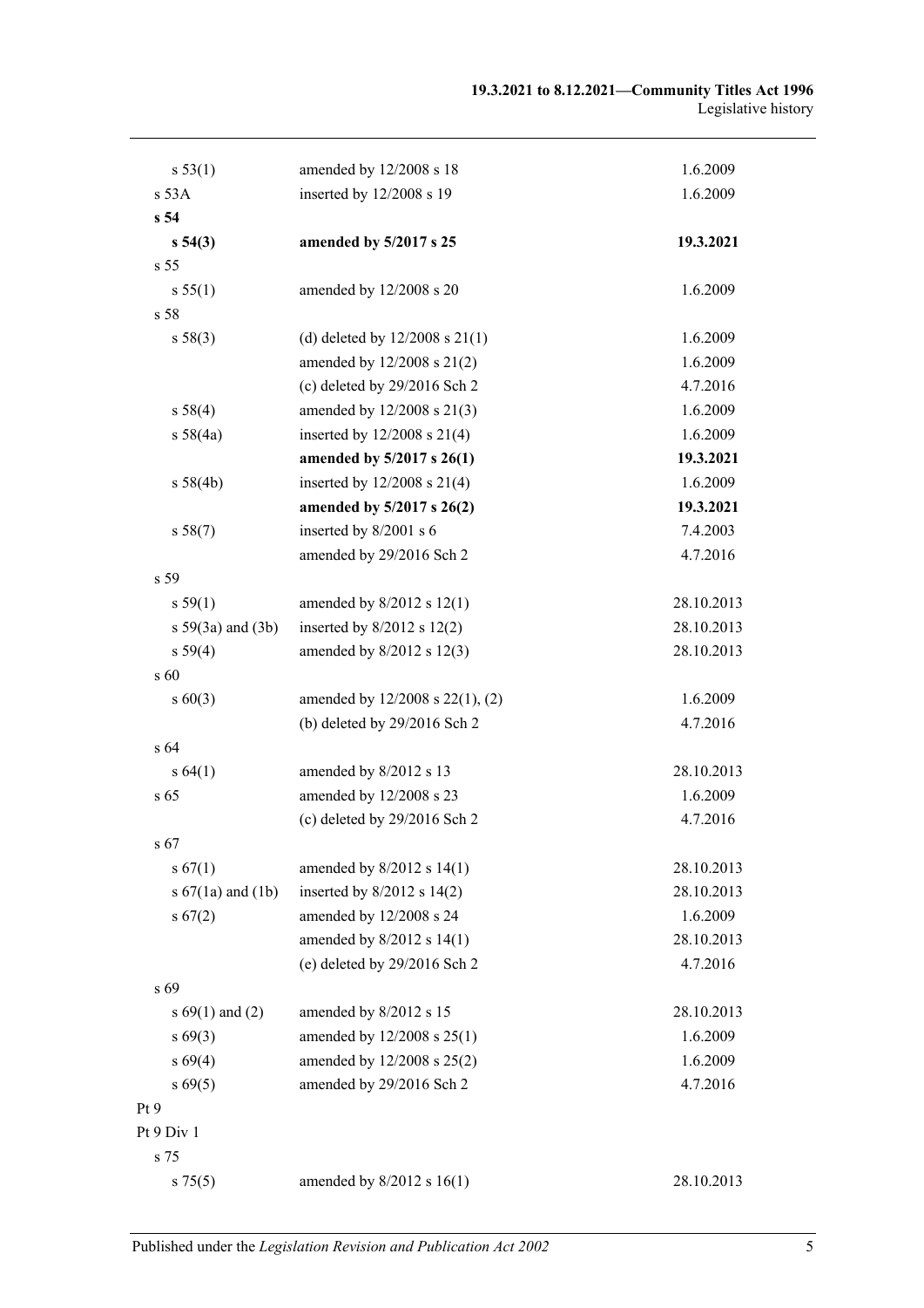| | | |
|---|---|---|
| s 53(1) | amended by 12/2008 s 18 | 1.6.2009 |
| s 53A | inserted by 12/2008 s 19 | 1.6.2009 |
| **s 54** | | |
| **s 54(3)** | **amended by 5/2017 s 25** | **19.3.2021** |
| s 55 | | |
| s 55(1) | amended by 12/2008 s 20 | 1.6.2009 |
| s 58 | | |
| s 58(3) | (d) deleted by 12/2008 s 21(1) | 1.6.2009 |
| | amended by 12/2008 s 21(2) | 1.6.2009 |
| | (c) deleted by 29/2016 Sch 2 | 4.7.2016 |
| s 58(4) | amended by 12/2008 s 21(3) | 1.6.2009 |
| s 58(4a) | inserted by 12/2008 s 21(4) | 1.6.2009 |
| | **amended by 5/2017 s 26(1)** | **19.3.2021** |
| s 58(4b) | inserted by 12/2008 s 21(4) | 1.6.2009 |
| | **amended by 5/2017 s 26(2)** | **19.3.2021** |
| s 58(7) | inserted by 8/2001 s 6 | 7.4.2003 |
| | amended by 29/2016 Sch 2 | 4.7.2016 |
| s 59 | | |
| s 59(1) | amended by 8/2012 s 12(1) | 28.10.2013 |
| s 59(3a) and (3b) | inserted by 8/2012 s 12(2) | 28.10.2013 |
| s 59(4) | amended by 8/2012 s 12(3) | 28.10.2013 |
| s 60 | | |
| s 60(3) | amended by 12/2008 s 22(1), (2) | 1.6.2009 |
| | (b) deleted by 29/2016 Sch 2 | 4.7.2016 |
| s 64 | | |
| s 64(1) | amended by 8/2012 s 13 | 28.10.2013 |
| s 65 | amended by 12/2008 s 23 | 1.6.2009 |
| | (c) deleted by 29/2016 Sch 2 | 4.7.2016 |
| s 67 | | |
| s 67(1) | amended by 8/2012 s 14(1) | 28.10.2013 |
| s 67(1a) and (1b) | inserted by 8/2012 s 14(2) | 28.10.2013 |
| s 67(2) | amended by 12/2008 s 24 | 1.6.2009 |
| | amended by 8/2012 s 14(1) | 28.10.2013 |
| | (e) deleted by 29/2016 Sch 2 | 4.7.2016 |
| s 69 | | |
| s 69(1) and (2) | amended by 8/2012 s 15 | 28.10.2013 |
| s 69(3) | amended by 12/2008 s 25(1) | 1.6.2009 |
| s 69(4) | amended by 12/2008 s 25(2) | 1.6.2009 |
| s 69(5) | amended by 29/2016 Sch 2 | 4.7.2016 |
| Pt 9 | | |
| Pt 9 Div 1 | | |
| s 75 | | |
| s 75(5) | amended by 8/2012 s 16(1) | 28.10.2013 |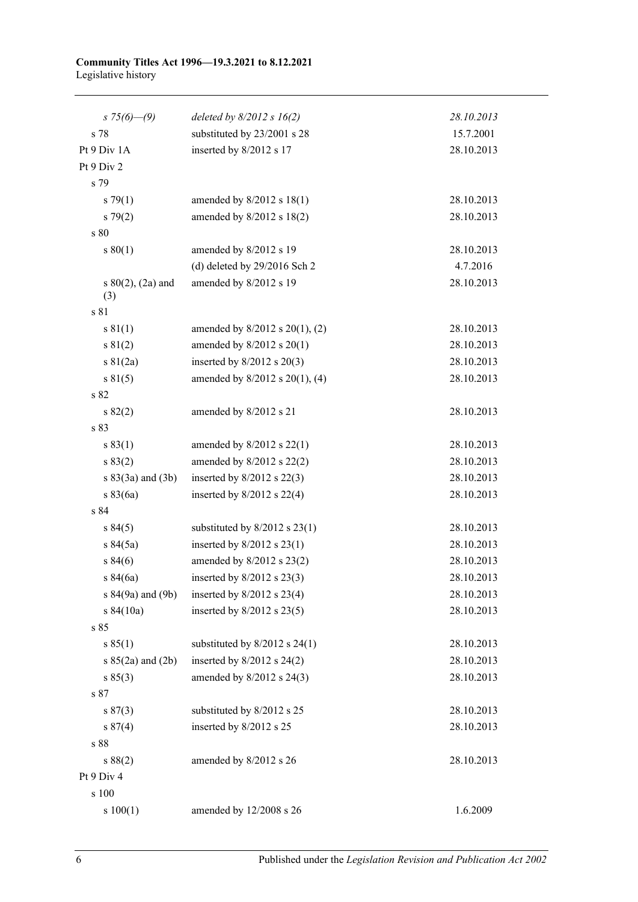| | | |
|---|---|---|
| *s 75(6)—(9)* | *deleted by 8/2012 s 16(2)* | *28.10.2013* |
| s 78 | substituted by 23/2001 s 28 | 15.7.2001 |
| Pt 9 Div 1A | inserted by 8/2012 s 17 | 28.10.2013 |
| Pt 9 Div 2 | | |
| s 79 | | |
| s 79(1) | amended by 8/2012 s 18(1) | 28.10.2013 |
| s 79(2) | amended by 8/2012 s 18(2) | 28.10.2013 |
| s 80 | | |
| s 80(1) | amended by 8/2012 s 19 | 28.10.2013 |
| | (d) deleted by 29/2016 Sch 2 | 4.7.2016 |
| s 80(2), (2a) and (3) | amended by 8/2012 s 19 | 28.10.2013 |
| s 81 | | |
| s 81(1) | amended by 8/2012 s 20(1), (2) | 28.10.2013 |
| s 81(2) | amended by 8/2012 s 20(1) | 28.10.2013 |
| s 81(2a) | inserted by 8/2012 s 20(3) | 28.10.2013 |
| s 81(5) | amended by 8/2012 s 20(1), (4) | 28.10.2013 |
| s 82 | | |
| s 82(2) | amended by 8/2012 s 21 | 28.10.2013 |
| s 83 | | |
| s 83(1) | amended by 8/2012 s 22(1) | 28.10.2013 |
| s 83(2) | amended by 8/2012 s 22(2) | 28.10.2013 |
| s 83(3a) and (3b) | inserted by 8/2012 s 22(3) | 28.10.2013 |
| s 83(6a) | inserted by 8/2012 s 22(4) | 28.10.2013 |
| s 84 | | |
| s 84(5) | substituted by 8/2012 s 23(1) | 28.10.2013 |
| s 84(5a) | inserted by 8/2012 s 23(1) | 28.10.2013 |
| s 84(6) | amended by 8/2012 s 23(2) | 28.10.2013 |
| s 84(6a) | inserted by 8/2012 s 23(3) | 28.10.2013 |
| s 84(9a) and (9b) | inserted by 8/2012 s 23(4) | 28.10.2013 |
| s 84(10a) | inserted by 8/2012 s 23(5) | 28.10.2013 |
| s 85 | | |
| s 85(1) | substituted by 8/2012 s 24(1) | 28.10.2013 |
| s 85(2a) and (2b) | inserted by 8/2012 s 24(2) | 28.10.2013 |
| s 85(3) | amended by 8/2012 s 24(3) | 28.10.2013 |
| s 87 | | |
| s 87(3) | substituted by 8/2012 s 25 | 28.10.2013 |
| s 87(4) | inserted by 8/2012 s 25 | 28.10.2013 |
| s 88 | | |
| s 88(2) | amended by 8/2012 s 26 | 28.10.2013 |
| Pt 9 Div 4 | | |
| s 100 | | |
| s 100(1) | amended by 12/2008 s 26 | 1.6.2009 |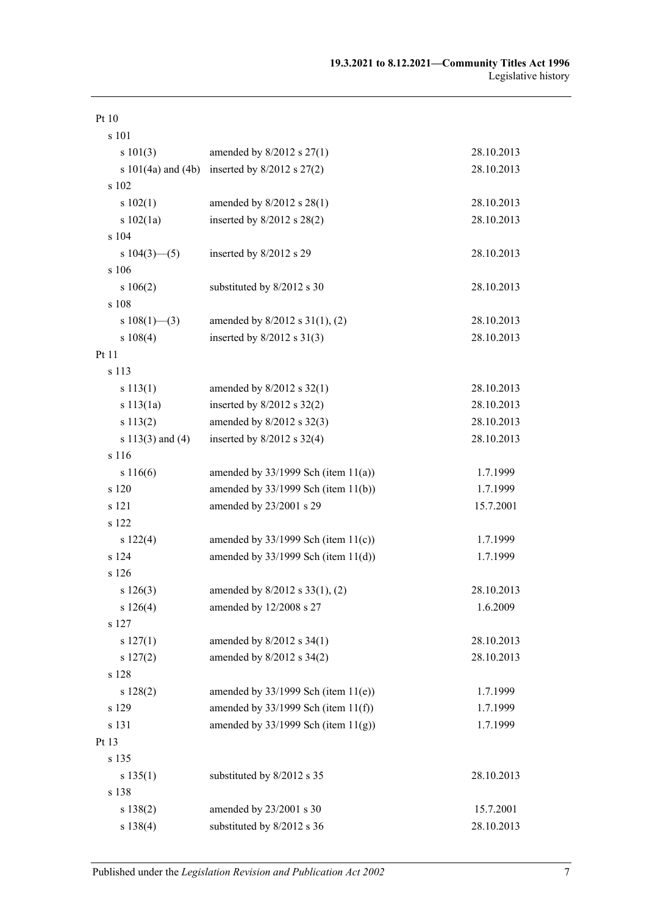| | | |
|---|---|---|
| Pt 10 | | |
| s 101 | | |
| s 101(3) | amended by 8/2012 s 27(1) | 28.10.2013 |
| s 101(4a) and (4b) | inserted by 8/2012 s 27(2) | 28.10.2013 |
| s 102 | | |
| s 102(1) | amended by 8/2012 s 28(1) | 28.10.2013 |
| s 102(1a) | inserted by 8/2012 s 28(2) | 28.10.2013 |
| s 104 | | |
| s 104(3)—(5) | inserted by 8/2012 s 29 | 28.10.2013 |
| s 106 | | |
| s 106(2) | substituted by 8/2012 s 30 | 28.10.2013 |
| s 108 | | |
| s 108(1)—(3) | amended by 8/2012 s 31(1), (2) | 28.10.2013 |
| s 108(4) | inserted by 8/2012 s 31(3) | 28.10.2013 |
| Pt 11 | | |
| s 113 | | |
| s 113(1) | amended by 8/2012 s 32(1) | 28.10.2013 |
| s 113(1a) | inserted by 8/2012 s 32(2) | 28.10.2013 |
| s 113(2) | amended by 8/2012 s 32(3) | 28.10.2013 |
| s 113(3) and (4) | inserted by 8/2012 s 32(4) | 28.10.2013 |
| s 116 | | |
| s 116(6) | amended by 33/1999 Sch (item 11(a)) | 1.7.1999 |
| s 120 | amended by 33/1999 Sch (item 11(b)) | 1.7.1999 |
| s 121 | amended by 23/2001 s 29 | 15.7.2001 |
| s 122 | | |
| s 122(4) | amended by 33/1999 Sch (item 11(c)) | 1.7.1999 |
| s 124 | amended by 33/1999 Sch (item 11(d)) | 1.7.1999 |
| s 126 | | |
| s 126(3) | amended by 8/2012 s 33(1), (2) | 28.10.2013 |
| s 126(4) | amended by 12/2008 s 27 | 1.6.2009 |
| s 127 | | |
| s 127(1) | amended by 8/2012 s 34(1) | 28.10.2013 |
| s 127(2) | amended by 8/2012 s 34(2) | 28.10.2013 |
| s 128 | | |
| s 128(2) | amended by 33/1999 Sch (item 11(e)) | 1.7.1999 |
| s 129 | amended by 33/1999 Sch (item 11(f)) | 1.7.1999 |
| s 131 | amended by 33/1999 Sch (item 11(g)) | 1.7.1999 |
| Pt 13 | | |
| s 135 | | |
| s 135(1) | substituted by 8/2012 s 35 | 28.10.2013 |
| s 138 | | |
| s 138(2) | amended by 23/2001 s 30 | 15.7.2001 |
| s 138(4) | substituted by 8/2012 s 36 | 28.10.2013 |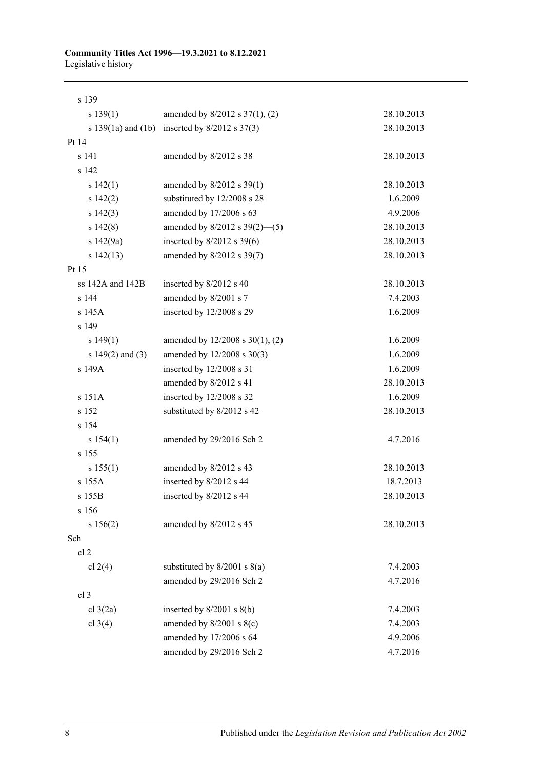| | | |
|---|---|---|
| s 139 | | |
| s 139(1) | amended by 8/2012 s 37(1), (2) | 28.10.2013 |
| s 139(1a) and (1b) | inserted by 8/2012 s 37(3) | 28.10.2013 |
| Pt 14 | | |
| s 141 | amended by 8/2012 s 38 | 28.10.2013 |
| s 142 | | |
| s 142(1) | amended by 8/2012 s 39(1) | 28.10.2013 |
| s 142(2) | substituted by 12/2008 s 28 | 1.6.2009 |
| s 142(3) | amended by 17/2006 s 63 | 4.9.2006 |
| s 142(8) | amended by 8/2012 s 39(2)—(5) | 28.10.2013 |
| s 142(9a) | inserted by 8/2012 s 39(6) | 28.10.2013 |
| s 142(13) | amended by 8/2012 s 39(7) | 28.10.2013 |
| Pt 15 | | |
| ss 142A and 142B | inserted by 8/2012 s 40 | 28.10.2013 |
| s 144 | amended by 8/2001 s 7 | 7.4.2003 |
| s 145A | inserted by 12/2008 s 29 | 1.6.2009 |
| s 149 | | |
| s 149(1) | amended by 12/2008 s 30(1), (2) | 1.6.2009 |
| s 149(2) and (3) | amended by 12/2008 s 30(3) | 1.6.2009 |
| s 149A | inserted by 12/2008 s 31 | 1.6.2009 |
| | amended by 8/2012 s 41 | 28.10.2013 |
| s 151A | inserted by 12/2008 s 32 | 1.6.2009 |
| s 152 | substituted by 8/2012 s 42 | 28.10.2013 |
| s 154 | | |
| s 154(1) | amended by 29/2016 Sch 2 | 4.7.2016 |
| s 155 | | |
| s 155(1) | amended by 8/2012 s 43 | 28.10.2013 |
| s 155A | inserted by 8/2012 s 44 | 18.7.2013 |
| s 155B | inserted by 8/2012 s 44 | 28.10.2013 |
| s 156 | | |
| s 156(2) | amended by 8/2012 s 45 | 28.10.2013 |
| Sch | | |
| cl 2 | | |
| cl 2(4) | substituted by 8/2001 s 8(a) | 7.4.2003 |
| | amended by 29/2016 Sch 2 | 4.7.2016 |
| cl 3 | | |
| cl 3(2a) | inserted by 8/2001 s 8(b) | 7.4.2003 |
| cl 3(4) | amended by 8/2001 s 8(c) | 7.4.2003 |
| | amended by 17/2006 s 64 | 4.9.2006 |
| | amended by 29/2016 Sch 2 | 4.7.2016 |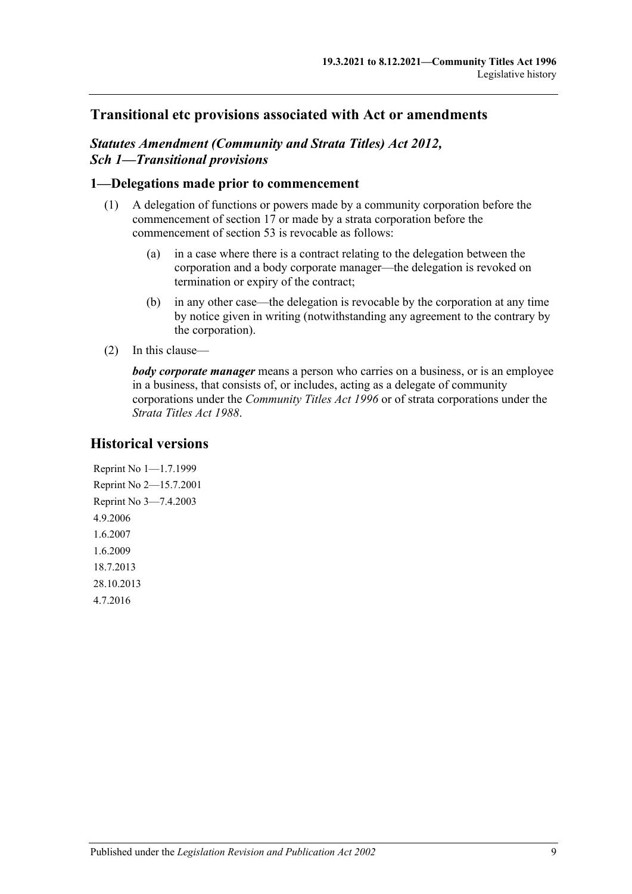## Transitional etc provisions associated with Act or amendments

### *Statutes Amendment (Community and Strata Titles) Act 2012, Sch 1—Transitional provisions*

### 1—Delegations made prior to commencement

(1) A delegation of functions or powers made by a community corporation before the commencement of section 17 or made by a strata corporation before the commencement of section 53 is revocable as follows:

(a) in a case where there is a contract relating to the delegation between the corporation and a body corporate manager—the delegation is revoked on termination or expiry of the contract;

(b) in any other case—the delegation is revocable by the corporation at any time by notice given in writing (notwithstanding any agreement to the contrary by the corporation).

(2) In this clause—

***body corporate manager*** means a person who carries on a business, or is an employee in a business, that consists of, or includes, acting as a delegate of community corporations under the *Community Titles Act 1996* or of strata corporations under the *Strata Titles Act 1988*.

## Historical versions

Reprint No 1—1.7.1999
Reprint No 2—15.7.2001
Reprint No 3—7.4.2003
4.9.2006
1.6.2007
1.6.2009
18.7.2013
28.10.2013
4.7.2016